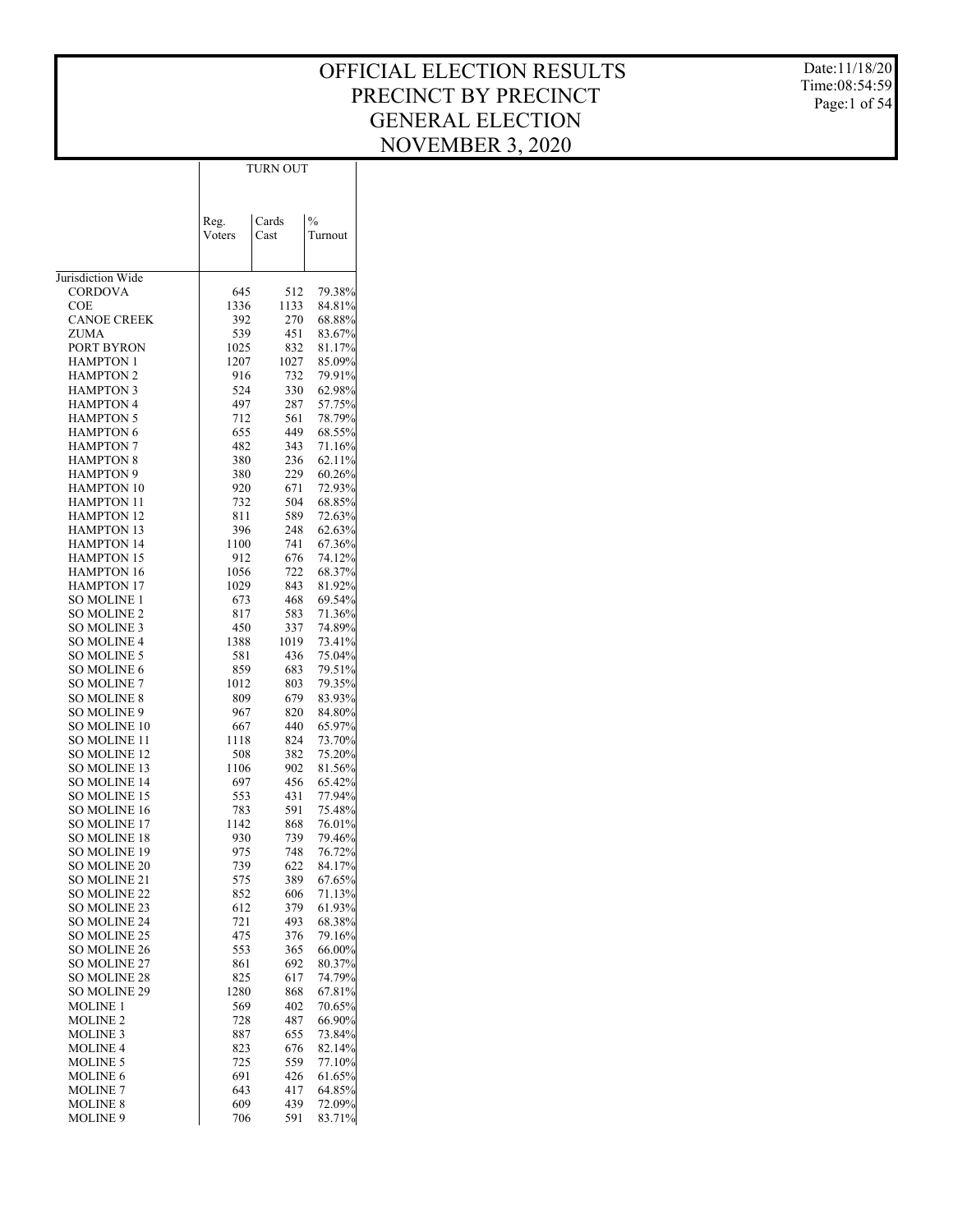# OFFICIAL ELECTION RESULTS
# PRECINCT BY PRECINCT
# GENERAL ELECTION
# NOVEMBER 3, 2020

Date:11/18/20
Time:08:54:59

| | TURN OUT | | |
|---|---|---|---|
| | Reg. Voters | Cards Cast | % Turnout |
| Jurisdiction Wide | | | |
| CORDOVA | 645 | 512 | 79.38% |
| COE | 1336 | 1133 | 84.81% |
| CANOE CREEK | 392 | 270 | 68.88% |
| ZUMA | 539 | 451 | 83.67% |
| PORT BYRON | 1025 | 832 | 81.17% |
| HAMPTON 1 | 1207 | 1027 | 85.09% |
| HAMPTON 2 | 916 | 732 | 79.91% |
| HAMPTON 3 | 524 | 330 | 62.98% |
| HAMPTON 4 | 497 | 287 | 57.75% |
| HAMPTON 5 | 712 | 561 | 78.79% |
| HAMPTON 6 | 655 | 449 | 68.55% |
| HAMPTON 7 | 482 | 343 | 71.16% |
| HAMPTON 8 | 380 | 236 | 62.11% |
| HAMPTON 9 | 380 | 229 | 60.26% |
| HAMPTON 10 | 920 | 671 | 72.93% |
| HAMPTON 11 | 732 | 504 | 68.85% |
| HAMPTON 12 | 811 | 589 | 72.63% |
| HAMPTON 13 | 396 | 248 | 62.63% |
| HAMPTON 14 | 1100 | 741 | 67.36% |
| HAMPTON 15 | 912 | 676 | 74.12% |
| HAMPTON 16 | 1056 | 722 | 68.37% |
| HAMPTON 17 | 1029 | 843 | 81.92% |
| SO MOLINE 1 | 673 | 468 | 69.54% |
| SO MOLINE 2 | 817 | 583 | 71.36% |
| SO MOLINE 3 | 450 | 337 | 74.89% |
| SO MOLINE 4 | 1388 | 1019 | 73.41% |
| SO MOLINE 5 | 581 | 436 | 75.04% |
| SO MOLINE 6 | 859 | 683 | 79.51% |
| SO MOLINE 7 | 1012 | 803 | 79.35% |
| SO MOLINE 8 | 809 | 679 | 83.93% |
| SO MOLINE 9 | 967 | 820 | 84.80% |
| SO MOLINE 10 | 667 | 440 | 65.97% |
| SO MOLINE 11 | 1118 | 824 | 73.70% |
| SO MOLINE 12 | 508 | 382 | 75.20% |
| SO MOLINE 13 | 1106 | 902 | 81.56% |
| SO MOLINE 14 | 697 | 456 | 65.42% |
| SO MOLINE 15 | 553 | 431 | 77.94% |
| SO MOLINE 16 | 783 | 591 | 75.48% |
| SO MOLINE 17 | 1142 | 868 | 76.01% |
| SO MOLINE 18 | 930 | 739 | 79.46% |
| SO MOLINE 19 | 975 | 748 | 76.72% |
| SO MOLINE 20 | 739 | 622 | 84.17% |
| SO MOLINE 21 | 575 | 389 | 67.65% |
| SO MOLINE 22 | 852 | 606 | 71.13% |
| SO MOLINE 23 | 612 | 379 | 61.93% |
| SO MOLINE 24 | 721 | 493 | 68.38% |
| SO MOLINE 25 | 475 | 376 | 79.16% |
| SO MOLINE 26 | 553 | 365 | 66.00% |
| SO MOLINE 27 | 861 | 692 | 80.37% |
| SO MOLINE 28 | 825 | 617 | 74.79% |
| SO MOLINE 29 | 1280 | 868 | 67.81% |
| MOLINE 1 | 569 | 402 | 70.65% |
| MOLINE 2 | 728 | 487 | 66.90% |
| MOLINE 3 | 887 | 655 | 73.84% |
| MOLINE 4 | 823 | 676 | 82.14% |
| MOLINE 5 | 725 | 559 | 77.10% |
| MOLINE 6 | 691 | 426 | 61.65% |
| MOLINE 7 | 643 | 417 | 64.85% |
| MOLINE 8 | 609 | 439 | 72.09% |
| MOLINE 9 | 706 | 591 | 83.71% |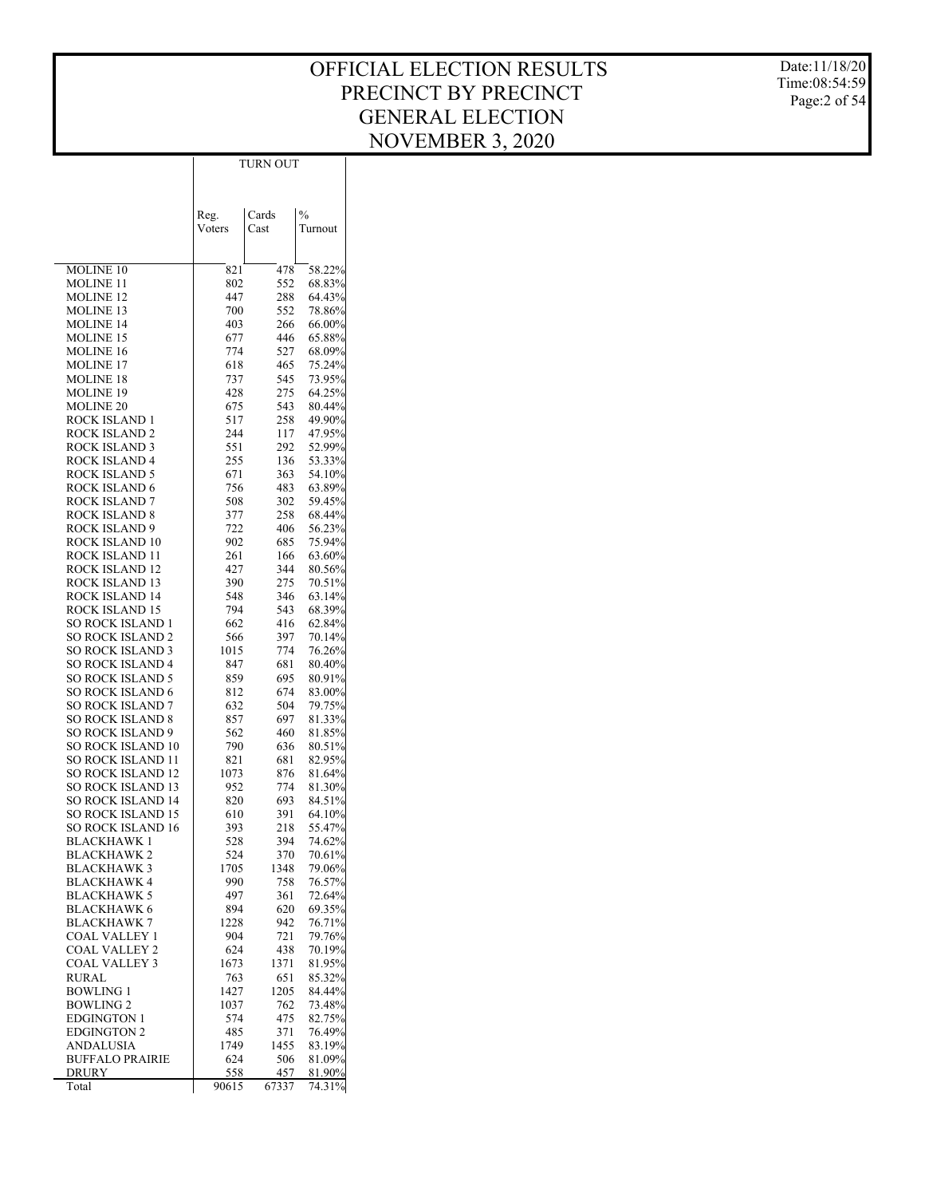# OFFICIAL ELECTION RESULTS
## PRECINCT BY PRECINCT
## GENERAL ELECTION
## NOVEMBER 3, 2020

Date:11/18/20
Time:08:54:59

| | TURN OUT | | |
|---|---|---|---|
| | Reg. Voters | Cards Cast | % Turnout |
| MOLINE 10 | 821 | 478 | 58.22% |
| MOLINE 11 | 802 | 552 | 68.83% |
| MOLINE 12 | 447 | 288 | 64.43% |
| MOLINE 13 | 700 | 552 | 78.86% |
| MOLINE 14 | 403 | 266 | 66.00% |
| MOLINE 15 | 677 | 446 | 65.88% |
| MOLINE 16 | 774 | 527 | 68.09% |
| MOLINE 17 | 618 | 465 | 75.24% |
| MOLINE 18 | 737 | 545 | 73.95% |
| MOLINE 19 | 428 | 275 | 64.25% |
| MOLINE 20 | 675 | 543 | 80.44% |
| ROCK ISLAND 1 | 517 | 258 | 49.90% |
| ROCK ISLAND 2 | 244 | 117 | 47.95% |
| ROCK ISLAND 3 | 551 | 292 | 52.99% |
| ROCK ISLAND 4 | 255 | 136 | 53.33% |
| ROCK ISLAND 5 | 671 | 363 | 54.10% |
| ROCK ISLAND 6 | 756 | 483 | 63.89% |
| ROCK ISLAND 7 | 508 | 302 | 59.45% |
| ROCK ISLAND 8 | 377 | 258 | 68.44% |
| ROCK ISLAND 9 | 722 | 406 | 56.23% |
| ROCK ISLAND 10 | 902 | 685 | 75.94% |
| ROCK ISLAND 11 | 261 | 166 | 63.60% |
| ROCK ISLAND 12 | 427 | 344 | 80.56% |
| ROCK ISLAND 13 | 390 | 275 | 70.51% |
| ROCK ISLAND 14 | 548 | 346 | 63.14% |
| ROCK ISLAND 15 | 794 | 543 | 68.39% |
| SO ROCK ISLAND 1 | 662 | 416 | 62.84% |
| SO ROCK ISLAND 2 | 566 | 397 | 70.14% |
| SO ROCK ISLAND 3 | 1015 | 774 | 76.26% |
| SO ROCK ISLAND 4 | 847 | 681 | 80.40% |
| SO ROCK ISLAND 5 | 859 | 695 | 80.91% |
| SO ROCK ISLAND 6 | 812 | 674 | 83.00% |
| SO ROCK ISLAND 7 | 632 | 504 | 79.75% |
| SO ROCK ISLAND 8 | 857 | 697 | 81.33% |
| SO ROCK ISLAND 9 | 562 | 460 | 81.85% |
| SO ROCK ISLAND 10 | 790 | 636 | 80.51% |
| SO ROCK ISLAND 11 | 821 | 681 | 82.95% |
| SO ROCK ISLAND 12 | 1073 | 876 | 81.64% |
| SO ROCK ISLAND 13 | 952 | 774 | 81.30% |
| SO ROCK ISLAND 14 | 820 | 693 | 84.51% |
| SO ROCK ISLAND 15 | 610 | 391 | 64.10% |
| SO ROCK ISLAND 16 | 393 | 218 | 55.47% |
| BLACKHAWK 1 | 528 | 394 | 74.62% |
| BLACKHAWK 2 | 524 | 370 | 70.61% |
| BLACKHAWK 3 | 1705 | 1348 | 79.06% |
| BLACKHAWK 4 | 990 | 758 | 76.57% |
| BLACKHAWK 5 | 497 | 361 | 72.64% |
| BLACKHAWK 6 | 894 | 620 | 69.35% |
| BLACKHAWK 7 | 1228 | 942 | 76.71% |
| COAL VALLEY 1 | 904 | 721 | 79.76% |
| COAL VALLEY 2 | 624 | 438 | 70.19% |
| COAL VALLEY 3 | 1673 | 1371 | 81.95% |
| RURAL | 763 | 651 | 85.32% |
| BOWLING 1 | 1427 | 1205 | 84.44% |
| BOWLING 2 | 1037 | 762 | 73.48% |
| EDGINGTON 1 | 574 | 475 | 82.75% |
| EDGINGTON 2 | 485 | 371 | 76.49% |
| ANDALUSIA | 1749 | 1455 | 83.19% |
| BUFFALO PRAIRIE | 624 | 506 | 81.09% |
| DRURY | 558 | 457 | 81.90% |
| Total | 90615 | 67337 | 74.31% |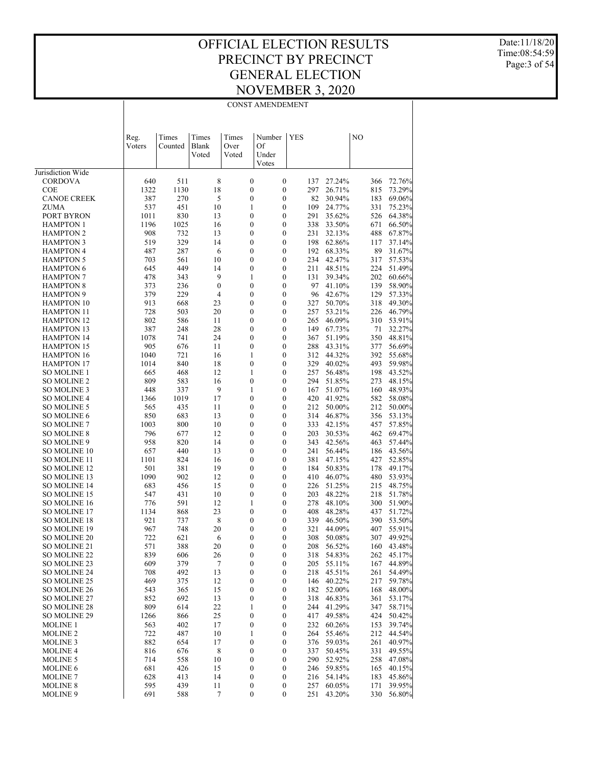# OFFICIAL ELECTION RESULTS
# PRECINCT BY PRECINCT
# GENERAL ELECTION
# NOVEMBER 3, 2020

Date:11/18/20
Time:08:54:59

CONST AMENDEMENT

| | Reg. Voters | Times Counted | Times Blank Voted | Times Over Voted | Number Of Under Votes | YES | | NO | |
|---|---|---|---|---|---|---|---|---|---|
| Jurisdiction Wide | | | | | | | | | |
| CORDOVA | 640 | 511 | 8 | 0 | 0 | 137 | 27.24% | 366 | 72.76% |
| COE | 1322 | 1130 | 18 | 0 | 0 | 297 | 26.71% | 815 | 73.29% |
| CANOE CREEK | 387 | 270 | 5 | 0 | 0 | 82 | 30.94% | 183 | 69.06% |
| ZUMA | 537 | 451 | 10 | 1 | 0 | 109 | 24.77% | 331 | 75.23% |
| PORT BYRON | 1011 | 830 | 13 | 0 | 0 | 291 | 35.62% | 526 | 64.38% |
| HAMPTON 1 | 1196 | 1025 | 16 | 0 | 0 | 338 | 33.50% | 671 | 66.50% |
| HAMPTON 2 | 908 | 732 | 13 | 0 | 0 | 231 | 32.13% | 488 | 67.87% |
| HAMPTON 3 | 519 | 329 | 14 | 0 | 0 | 198 | 62.86% | 117 | 37.14% |
| HAMPTON 4 | 487 | 287 | 6 | 0 | 0 | 192 | 68.33% | 89 | 31.67% |
| HAMPTON 5 | 703 | 561 | 10 | 0 | 0 | 234 | 42.47% | 317 | 57.53% |
| HAMPTON 6 | 645 | 449 | 14 | 0 | 0 | 211 | 48.51% | 224 | 51.49% |
| HAMPTON 7 | 478 | 343 | 9 | 1 | 0 | 131 | 39.34% | 202 | 60.66% |
| HAMPTON 8 | 373 | 236 | 0 | 0 | 0 | 97 | 41.10% | 139 | 58.90% |
| HAMPTON 9 | 379 | 229 | 4 | 0 | 0 | 96 | 42.67% | 129 | 57.33% |
| HAMPTON 10 | 913 | 668 | 23 | 0 | 0 | 327 | 50.70% | 318 | 49.30% |
| HAMPTON 11 | 728 | 503 | 20 | 0 | 0 | 257 | 53.21% | 226 | 46.79% |
| HAMPTON 12 | 802 | 586 | 11 | 0 | 0 | 265 | 46.09% | 310 | 53.91% |
| HAMPTON 13 | 387 | 248 | 28 | 0 | 0 | 149 | 67.73% | 71 | 32.27% |
| HAMPTON 14 | 1078 | 741 | 24 | 0 | 0 | 367 | 51.19% | 350 | 48.81% |
| HAMPTON 15 | 905 | 676 | 11 | 0 | 0 | 288 | 43.31% | 377 | 56.69% |
| HAMPTON 16 | 1040 | 721 | 16 | 1 | 0 | 312 | 44.32% | 392 | 55.68% |
| HAMPTON 17 | 1014 | 840 | 18 | 0 | 0 | 329 | 40.02% | 493 | 59.98% |
| SO MOLINE 1 | 665 | 468 | 12 | 1 | 0 | 257 | 56.48% | 198 | 43.52% |
| SO MOLINE 2 | 809 | 583 | 16 | 0 | 0 | 294 | 51.85% | 273 | 48.15% |
| SO MOLINE 3 | 448 | 337 | 9 | 1 | 0 | 167 | 51.07% | 160 | 48.93% |
| SO MOLINE 4 | 1366 | 1019 | 17 | 0 | 0 | 420 | 41.92% | 582 | 58.08% |
| SO MOLINE 5 | 565 | 435 | 11 | 0 | 0 | 212 | 50.00% | 212 | 50.00% |
| SO MOLINE 6 | 850 | 683 | 13 | 0 | 0 | 314 | 46.87% | 356 | 53.13% |
| SO MOLINE 7 | 1003 | 800 | 10 | 0 | 0 | 333 | 42.15% | 457 | 57.85% |
| SO MOLINE 8 | 796 | 677 | 12 | 0 | 0 | 203 | 30.53% | 462 | 69.47% |
| SO MOLINE 9 | 958 | 820 | 14 | 0 | 0 | 343 | 42.56% | 463 | 57.44% |
| SO MOLINE 10 | 657 | 440 | 13 | 0 | 0 | 241 | 56.44% | 186 | 43.56% |
| SO MOLINE 11 | 1101 | 824 | 16 | 0 | 0 | 381 | 47.15% | 427 | 52.85% |
| SO MOLINE 12 | 501 | 381 | 19 | 0 | 0 | 184 | 50.83% | 178 | 49.17% |
| SO MOLINE 13 | 1090 | 902 | 12 | 0 | 0 | 410 | 46.07% | 480 | 53.93% |
| SO MOLINE 14 | 683 | 456 | 15 | 0 | 0 | 226 | 51.25% | 215 | 48.75% |
| SO MOLINE 15 | 547 | 431 | 10 | 0 | 0 | 203 | 48.22% | 218 | 51.78% |
| SO MOLINE 16 | 776 | 591 | 12 | 1 | 0 | 278 | 48.10% | 300 | 51.90% |
| SO MOLINE 17 | 1134 | 868 | 23 | 0 | 0 | 408 | 48.28% | 437 | 51.72% |
| SO MOLINE 18 | 921 | 737 | 8 | 0 | 0 | 339 | 46.50% | 390 | 53.50% |
| SO MOLINE 19 | 967 | 748 | 20 | 0 | 0 | 321 | 44.09% | 407 | 55.91% |
| SO MOLINE 20 | 722 | 621 | 6 | 0 | 0 | 308 | 50.08% | 307 | 49.92% |
| SO MOLINE 21 | 571 | 388 | 20 | 0 | 0 | 208 | 56.52% | 160 | 43.48% |
| SO MOLINE 22 | 839 | 606 | 26 | 0 | 0 | 318 | 54.83% | 262 | 45.17% |
| SO MOLINE 23 | 609 | 379 | 7 | 0 | 0 | 205 | 55.11% | 167 | 44.89% |
| SO MOLINE 24 | 708 | 492 | 13 | 0 | 0 | 218 | 45.51% | 261 | 54.49% |
| SO MOLINE 25 | 469 | 375 | 12 | 0 | 0 | 146 | 40.22% | 217 | 59.78% |
| SO MOLINE 26 | 543 | 365 | 15 | 0 | 0 | 182 | 52.00% | 168 | 48.00% |
| SO MOLINE 27 | 852 | 692 | 13 | 0 | 0 | 318 | 46.83% | 361 | 53.17% |
| SO MOLINE 28 | 809 | 614 | 22 | 1 | 0 | 244 | 41.29% | 347 | 58.71% |
| SO MOLINE 29 | 1266 | 866 | 25 | 0 | 0 | 417 | 49.58% | 424 | 50.42% |
| MOLINE 1 | 563 | 402 | 17 | 0 | 0 | 232 | 60.26% | 153 | 39.74% |
| MOLINE 2 | 722 | 487 | 10 | 1 | 0 | 264 | 55.46% | 212 | 44.54% |
| MOLINE 3 | 882 | 654 | 17 | 0 | 0 | 376 | 59.03% | 261 | 40.97% |
| MOLINE 4 | 816 | 676 | 8 | 0 | 0 | 337 | 50.45% | 331 | 49.55% |
| MOLINE 5 | 714 | 558 | 10 | 0 | 0 | 290 | 52.92% | 258 | 47.08% |
| MOLINE 6 | 681 | 426 | 15 | 0 | 0 | 246 | 59.85% | 165 | 40.15% |
| MOLINE 7 | 628 | 413 | 14 | 0 | 0 | 216 | 54.14% | 183 | 45.86% |
| MOLINE 8 | 595 | 439 | 11 | 0 | 0 | 257 | 60.05% | 171 | 39.95% |
| MOLINE 9 | 691 | 588 | 7 | 0 | 0 | 251 | 43.20% | 330 | 56.80% |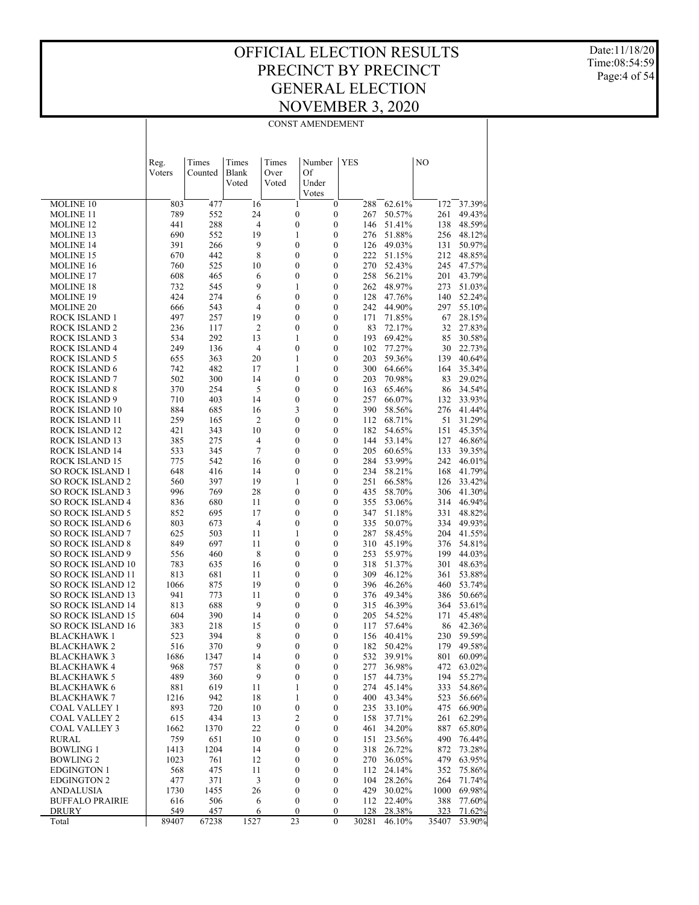# OFFICIAL ELECTION RESULTS
# PRECINCT BY PRECINCT
# GENERAL ELECTION
# NOVEMBER 3, 2020

Date:11/18/20
Time:08:54:59

## CONST AMENDEMENT

| | Reg. Voters | Times Counted | Times Blank Voted | Times Over Voted | Number Of Under Votes | YES | | NO | |
|---|---|---|---|---|---|---|---|---|---|
| MOLINE 10 | 803 | 477 | 16 | 1 | 0 | 288 | 62.61% | 172 | 37.39% |
| MOLINE 11 | 789 | 552 | 24 | 0 | 0 | 267 | 50.57% | 261 | 49.43% |
| MOLINE 12 | 441 | 288 | 4 | 0 | 0 | 146 | 51.41% | 138 | 48.59% |
| MOLINE 13 | 690 | 552 | 19 | 1 | 0 | 276 | 51.88% | 256 | 48.12% |
| MOLINE 14 | 391 | 266 | 9 | 0 | 0 | 126 | 49.03% | 131 | 50.97% |
| MOLINE 15 | 670 | 442 | 8 | 0 | 0 | 222 | 51.15% | 212 | 48.85% |
| MOLINE 16 | 760 | 525 | 10 | 0 | 0 | 270 | 52.43% | 245 | 47.57% |
| MOLINE 17 | 608 | 465 | 6 | 0 | 0 | 258 | 56.21% | 201 | 43.79% |
| MOLINE 18 | 732 | 545 | 9 | 1 | 0 | 262 | 48.97% | 273 | 51.03% |
| MOLINE 19 | 424 | 274 | 6 | 0 | 0 | 128 | 47.76% | 140 | 52.24% |
| MOLINE 20 | 666 | 543 | 4 | 0 | 0 | 242 | 44.90% | 297 | 55.10% |
| ROCK ISLAND 1 | 497 | 257 | 19 | 0 | 0 | 171 | 71.85% | 67 | 28.15% |
| ROCK ISLAND 2 | 236 | 117 | 2 | 0 | 0 | 83 | 72.17% | 32 | 27.83% |
| ROCK ISLAND 3 | 534 | 292 | 13 | 1 | 0 | 193 | 69.42% | 85 | 30.58% |
| ROCK ISLAND 4 | 249 | 136 | 4 | 0 | 0 | 102 | 77.27% | 30 | 22.73% |
| ROCK ISLAND 5 | 655 | 363 | 20 | 1 | 0 | 203 | 59.36% | 139 | 40.64% |
| ROCK ISLAND 6 | 742 | 482 | 17 | 1 | 0 | 300 | 64.66% | 164 | 35.34% |
| ROCK ISLAND 7 | 502 | 300 | 14 | 0 | 0 | 203 | 70.98% | 83 | 29.02% |
| ROCK ISLAND 8 | 370 | 254 | 5 | 0 | 0 | 163 | 65.46% | 86 | 34.54% |
| ROCK ISLAND 9 | 710 | 403 | 14 | 0 | 0 | 257 | 66.07% | 132 | 33.93% |
| ROCK ISLAND 10 | 884 | 685 | 16 | 3 | 0 | 390 | 58.56% | 276 | 41.44% |
| ROCK ISLAND 11 | 259 | 165 | 2 | 0 | 0 | 112 | 68.71% | 51 | 31.29% |
| ROCK ISLAND 12 | 421 | 343 | 10 | 0 | 0 | 182 | 54.65% | 151 | 45.35% |
| ROCK ISLAND 13 | 385 | 275 | 4 | 0 | 0 | 144 | 53.14% | 127 | 46.86% |
| ROCK ISLAND 14 | 533 | 345 | 7 | 0 | 0 | 205 | 60.65% | 133 | 39.35% |
| ROCK ISLAND 15 | 775 | 542 | 16 | 0 | 0 | 284 | 53.99% | 242 | 46.01% |
| SO ROCK ISLAND 1 | 648 | 416 | 14 | 0 | 0 | 234 | 58.21% | 168 | 41.79% |
| SO ROCK ISLAND 2 | 560 | 397 | 19 | 1 | 0 | 251 | 66.58% | 126 | 33.42% |
| SO ROCK ISLAND 3 | 996 | 769 | 28 | 0 | 0 | 435 | 58.70% | 306 | 41.30% |
| SO ROCK ISLAND 4 | 836 | 680 | 11 | 0 | 0 | 355 | 53.06% | 314 | 46.94% |
| SO ROCK ISLAND 5 | 852 | 695 | 17 | 0 | 0 | 347 | 51.18% | 331 | 48.82% |
| SO ROCK ISLAND 6 | 803 | 673 | 4 | 0 | 0 | 335 | 50.07% | 334 | 49.93% |
| SO ROCK ISLAND 7 | 625 | 503 | 11 | 1 | 0 | 287 | 58.45% | 204 | 41.55% |
| SO ROCK ISLAND 8 | 849 | 697 | 11 | 0 | 0 | 310 | 45.19% | 376 | 54.81% |
| SO ROCK ISLAND 9 | 556 | 460 | 8 | 0 | 0 | 253 | 55.97% | 199 | 44.03% |
| SO ROCK ISLAND 10 | 783 | 635 | 16 | 0 | 0 | 318 | 51.37% | 301 | 48.63% |
| SO ROCK ISLAND 11 | 813 | 681 | 11 | 0 | 0 | 309 | 46.12% | 361 | 53.88% |
| SO ROCK ISLAND 12 | 1066 | 875 | 19 | 0 | 0 | 396 | 46.26% | 460 | 53.74% |
| SO ROCK ISLAND 13 | 941 | 773 | 11 | 0 | 0 | 376 | 49.34% | 386 | 50.66% |
| SO ROCK ISLAND 14 | 813 | 688 | 9 | 0 | 0 | 315 | 46.39% | 364 | 53.61% |
| SO ROCK ISLAND 15 | 604 | 390 | 14 | 0 | 0 | 205 | 54.52% | 171 | 45.48% |
| SO ROCK ISLAND 16 | 383 | 218 | 15 | 0 | 0 | 117 | 57.64% | 86 | 42.36% |
| BLACKHAWK 1 | 523 | 394 | 8 | 0 | 0 | 156 | 40.41% | 230 | 59.59% |
| BLACKHAWK 2 | 516 | 370 | 9 | 0 | 0 | 182 | 50.42% | 179 | 49.58% |
| BLACKHAWK 3 | 1686 | 1347 | 14 | 0 | 0 | 532 | 39.91% | 801 | 60.09% |
| BLACKHAWK 4 | 968 | 757 | 8 | 0 | 0 | 277 | 36.98% | 472 | 63.02% |
| BLACKHAWK 5 | 489 | 360 | 9 | 0 | 0 | 157 | 44.73% | 194 | 55.27% |
| BLACKHAWK 6 | 881 | 619 | 11 | 1 | 0 | 274 | 45.14% | 333 | 54.86% |
| BLACKHAWK 7 | 1216 | 942 | 18 | 1 | 0 | 400 | 43.34% | 523 | 56.66% |
| COAL VALLEY 1 | 893 | 720 | 10 | 0 | 0 | 235 | 33.10% | 475 | 66.90% |
| COAL VALLEY 2 | 615 | 434 | 13 | 2 | 0 | 158 | 37.71% | 261 | 62.29% |
| COAL VALLEY 3 | 1662 | 1370 | 22 | 0 | 0 | 461 | 34.20% | 887 | 65.80% |
| RURAL | 759 | 651 | 10 | 0 | 0 | 151 | 23.56% | 490 | 76.44% |
| BOWLING 1 | 1413 | 1204 | 14 | 0 | 0 | 318 | 26.72% | 872 | 73.28% |
| BOWLING 2 | 1023 | 761 | 12 | 0 | 0 | 270 | 36.05% | 479 | 63.95% |
| EDGINGTON 1 | 568 | 475 | 11 | 0 | 0 | 112 | 24.14% | 352 | 75.86% |
| EDGINGTON 2 | 477 | 371 | 3 | 0 | 0 | 104 | 28.26% | 264 | 71.74% |
| ANDALUSIA | 1730 | 1455 | 26 | 0 | 0 | 429 | 30.02% | 1000 | 69.98% |
| BUFFALO PRAIRIE | 616 | 506 | 6 | 0 | 0 | 112 | 22.40% | 388 | 77.60% |
| DRURY | 549 | 457 | 6 | 0 | 0 | 128 | 28.38% | 323 | 71.62% |
| Total | 89407 | 67238 | 1527 | 23 | 0 | 30281 | 46.10% | 35407 | 53.90% |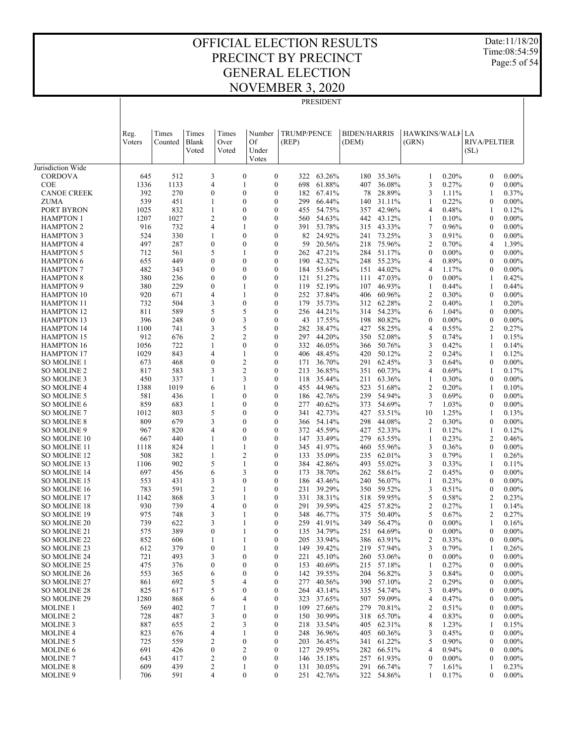# OFFICIAL ELECTION RESULTS
# PRECINCT BY PRECINCT
# GENERAL ELECTION
# NOVEMBER 3, 2020

Date:11/18/20
Time:08:54:59

## PRESIDENT

| | Reg. Voters | Times Counted | Times Blank Voted | Times Over Voted | Number Of Under Votes | TRUMP/PENCE (REP) | | BIDEN/HARRIS (DEM) | | HAWKINS/WALK (GRN) | | LA RIVA/PELTIER (SL) | |
|---|---|---|---|---|---|---|---|---|---|---|---|---|---|
| Jurisdiction Wide | | | | | | | | | | | | | |
| CORDOVA | 645 | 512 | 3 | 0 | 0 | 322 | 63.26% | 180 | 35.36% | 1 | 0.20% | 0 | 0.00% |
| COE | 1336 | 1133 | 4 | 1 | 0 | 698 | 61.88% | 407 | 36.08% | 3 | 0.27% | 0 | 0.00% |
| CANOE CREEK | 392 | 270 | 0 | 0 | 0 | 182 | 67.41% | 78 | 28.89% | 3 | 1.11% | 1 | 0.37% |
| ZUMA | 539 | 451 | 1 | 0 | 0 | 299 | 66.44% | 140 | 31.11% | 1 | 0.22% | 0 | 0.00% |
| PORT BYRON | 1025 | 832 | 1 | 0 | 0 | 455 | 54.75% | 357 | 42.96% | 4 | 0.48% | 1 | 0.12% |
| HAMPTON 1 | 1207 | 1027 | 2 | 0 | 0 | 560 | 54.63% | 442 | 43.12% | 1 | 0.10% | 0 | 0.00% |
| HAMPTON 2 | 916 | 732 | 4 | 1 | 0 | 391 | 53.78% | 315 | 43.33% | 7 | 0.96% | 0 | 0.00% |
| HAMPTON 3 | 524 | 330 | 1 | 0 | 0 | 82 | 24.92% | 241 | 73.25% | 3 | 0.91% | 0 | 0.00% |
| HAMPTON 4 | 497 | 287 | 0 | 0 | 0 | 59 | 20.56% | 218 | 75.96% | 2 | 0.70% | 4 | 1.39% |
| HAMPTON 5 | 712 | 561 | 5 | 1 | 0 | 262 | 47.21% | 284 | 51.17% | 0 | 0.00% | 0 | 0.00% |
| HAMPTON 6 | 655 | 449 | 0 | 0 | 0 | 190 | 42.32% | 248 | 55.23% | 4 | 0.89% | 0 | 0.00% |
| HAMPTON 7 | 482 | 343 | 0 | 0 | 0 | 184 | 53.64% | 151 | 44.02% | 4 | 1.17% | 0 | 0.00% |
| HAMPTON 8 | 380 | 236 | 0 | 0 | 0 | 121 | 51.27% | 111 | 47.03% | 0 | 0.00% | 1 | 0.42% |
| HAMPTON 9 | 380 | 229 | 0 | 1 | 0 | 119 | 52.19% | 107 | 46.93% | 1 | 0.44% | 1 | 0.44% |
| HAMPTON 10 | 920 | 671 | 4 | 1 | 0 | 252 | 37.84% | 406 | 60.96% | 2 | 0.30% | 0 | 0.00% |
| HAMPTON 11 | 732 | 504 | 3 | 0 | 0 | 179 | 35.73% | 312 | 62.28% | 2 | 0.40% | 1 | 0.20% |
| HAMPTON 12 | 811 | 589 | 5 | 5 | 0 | 256 | 44.21% | 314 | 54.23% | 6 | 1.04% | 0 | 0.00% |
| HAMPTON 13 | 396 | 248 | 0 | 3 | 0 | 43 | 17.55% | 198 | 80.82% | 0 | 0.00% | 0 | 0.00% |
| HAMPTON 14 | 1100 | 741 | 3 | 5 | 0 | 282 | 38.47% | 427 | 58.25% | 4 | 0.55% | 2 | 0.27% |
| HAMPTON 15 | 912 | 676 | 2 | 2 | 0 | 297 | 44.20% | 350 | 52.08% | 5 | 0.74% | 1 | 0.15% |
| HAMPTON 16 | 1056 | 722 | 1 | 0 | 0 | 332 | 46.05% | 366 | 50.76% | 3 | 0.42% | 1 | 0.14% |
| HAMPTON 17 | 1029 | 843 | 4 | 1 | 0 | 406 | 48.45% | 420 | 50.12% | 2 | 0.24% | 1 | 0.12% |
| SO MOLINE 1 | 673 | 468 | 0 | 2 | 0 | 171 | 36.70% | 291 | 62.45% | 3 | 0.64% | 0 | 0.00% |
| SO MOLINE 2 | 817 | 583 | 3 | 2 | 0 | 213 | 36.85% | 351 | 60.73% | 4 | 0.69% | 1 | 0.17% |
| SO MOLINE 3 | 450 | 337 | 1 | 3 | 0 | 118 | 35.44% | 211 | 63.36% | 1 | 0.30% | 0 | 0.00% |
| SO MOLINE 4 | 1388 | 1019 | 6 | 1 | 0 | 455 | 44.96% | 523 | 51.68% | 2 | 0.20% | 1 | 0.10% |
| SO MOLINE 5 | 581 | 436 | 1 | 0 | 0 | 186 | 42.76% | 239 | 54.94% | 3 | 0.69% | 0 | 0.00% |
| SO MOLINE 6 | 859 | 683 | 1 | 0 | 0 | 277 | 40.62% | 373 | 54.69% | 7 | 1.03% | 0 | 0.00% |
| SO MOLINE 7 | 1012 | 803 | 5 | 0 | 0 | 341 | 42.73% | 427 | 53.51% | 10 | 1.25% | 1 | 0.13% |
| SO MOLINE 8 | 809 | 679 | 3 | 0 | 0 | 366 | 54.14% | 298 | 44.08% | 2 | 0.30% | 0 | 0.00% |
| SO MOLINE 9 | 967 | 820 | 4 | 0 | 0 | 372 | 45.59% | 427 | 52.33% | 1 | 0.12% | 1 | 0.12% |
| SO MOLINE 10 | 667 | 440 | 1 | 0 | 0 | 147 | 33.49% | 279 | 63.55% | 1 | 0.23% | 2 | 0.46% |
| SO MOLINE 11 | 1118 | 824 | 1 | 1 | 0 | 345 | 41.97% | 460 | 55.96% | 3 | 0.36% | 0 | 0.00% |
| SO MOLINE 12 | 508 | 382 | 1 | 2 | 0 | 133 | 35.09% | 235 | 62.01% | 3 | 0.79% | 1 | 0.26% |
| SO MOLINE 13 | 1106 | 902 | 5 | 1 | 0 | 384 | 42.86% | 493 | 55.02% | 3 | 0.33% | 1 | 0.11% |
| SO MOLINE 14 | 697 | 456 | 6 | 3 | 0 | 173 | 38.70% | 262 | 58.61% | 2 | 0.45% | 0 | 0.00% |
| SO MOLINE 15 | 553 | 431 | 3 | 0 | 0 | 186 | 43.46% | 240 | 56.07% | 1 | 0.23% | 0 | 0.00% |
| SO MOLINE 16 | 783 | 591 | 2 | 1 | 0 | 231 | 39.29% | 350 | 59.52% | 3 | 0.51% | 0 | 0.00% |
| SO MOLINE 17 | 1142 | 868 | 3 | 1 | 0 | 331 | 38.31% | 518 | 59.95% | 5 | 0.58% | 2 | 0.23% |
| SO MOLINE 18 | 930 | 739 | 4 | 0 | 0 | 291 | 39.59% | 425 | 57.82% | 2 | 0.27% | 1 | 0.14% |
| SO MOLINE 19 | 975 | 748 | 3 | 1 | 0 | 348 | 46.77% | 375 | 50.40% | 5 | 0.67% | 2 | 0.27% |
| SO MOLINE 20 | 739 | 622 | 3 | 1 | 0 | 259 | 41.91% | 349 | 56.47% | 0 | 0.00% | 1 | 0.16% |
| SO MOLINE 21 | 575 | 389 | 0 | 1 | 0 | 135 | 34.79% | 251 | 64.69% | 0 | 0.00% | 0 | 0.00% |
| SO MOLINE 22 | 852 | 606 | 1 | 1 | 0 | 205 | 33.94% | 386 | 63.91% | 2 | 0.33% | 0 | 0.00% |
| SO MOLINE 23 | 612 | 379 | 0 | 1 | 0 | 149 | 39.42% | 219 | 57.94% | 3 | 0.79% | 1 | 0.26% |
| SO MOLINE 24 | 721 | 493 | 3 | 0 | 0 | 221 | 45.10% | 260 | 53.06% | 0 | 0.00% | 0 | 0.00% |
| SO MOLINE 25 | 475 | 376 | 0 | 0 | 0 | 153 | 40.69% | 215 | 57.18% | 1 | 0.27% | 0 | 0.00% |
| SO MOLINE 26 | 553 | 365 | 6 | 0 | 0 | 142 | 39.55% | 204 | 56.82% | 3 | 0.84% | 0 | 0.00% |
| SO MOLINE 27 | 861 | 692 | 5 | 4 | 0 | 277 | 40.56% | 390 | 57.10% | 2 | 0.29% | 0 | 0.00% |
| SO MOLINE 28 | 825 | 617 | 5 | 0 | 0 | 264 | 43.14% | 335 | 54.74% | 3 | 0.49% | 0 | 0.00% |
| SO MOLINE 29 | 1280 | 868 | 6 | 4 | 0 | 323 | 37.65% | 507 | 59.09% | 4 | 0.47% | 0 | 0.00% |
| MOLINE 1 | 569 | 402 | 7 | 1 | 0 | 109 | 27.66% | 279 | 70.81% | 2 | 0.51% | 0 | 0.00% |
| MOLINE 2 | 728 | 487 | 3 | 0 | 0 | 150 | 30.99% | 318 | 65.70% | 4 | 0.83% | 0 | 0.00% |
| MOLINE 3 | 887 | 655 | 2 | 3 | 0 | 218 | 33.54% | 405 | 62.31% | 8 | 1.23% | 1 | 0.15% |
| MOLINE 4 | 823 | 676 | 4 | 1 | 0 | 248 | 36.96% | 405 | 60.36% | 3 | 0.45% | 0 | 0.00% |
| MOLINE 5 | 725 | 559 | 2 | 0 | 0 | 203 | 36.45% | 341 | 61.22% | 5 | 0.90% | 0 | 0.00% |
| MOLINE 6 | 691 | 426 | 0 | 2 | 0 | 127 | 29.95% | 282 | 66.51% | 4 | 0.94% | 0 | 0.00% |
| MOLINE 7 | 643 | 417 | 2 | 0 | 0 | 146 | 35.18% | 257 | 61.93% | 0 | 0.00% | 0 | 0.00% |
| MOLINE 8 | 609 | 439 | 2 | 1 | 0 | 131 | 30.05% | 291 | 66.74% | 7 | 1.61% | 1 | 0.23% |
| MOLINE 9 | 706 | 591 | 4 | 0 | 0 | 251 | 42.76% | 322 | 54.86% | 1 | 0.17% | 0 | 0.00% |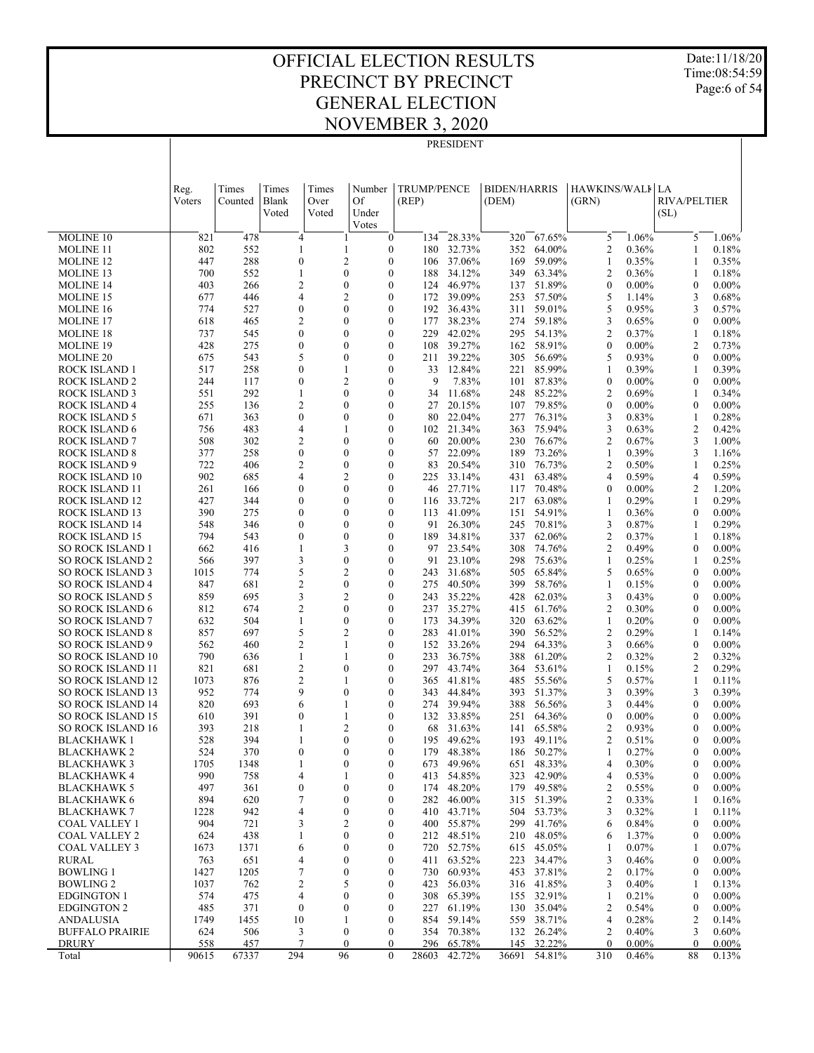# OFFICIAL ELECTION RESULTS
# PRECINCT BY PRECINCT
# GENERAL ELECTION
# NOVEMBER 3, 2020

Date:11/18/20
Time:08:54:59

PRESIDENT

| | Reg. Voters | Times Counted | Times Blank Voted | Times Over Voted | Number Of Under Votes | TRUMP/PENCE (REP) | | BIDEN/HARRIS (DEM) | | HAWKINS/WALK (GRN) | | LA RIVA/PELTIER (SL) | |
|---|---|---|---|---|---|---|---|---|---|---|---|---|---|
| MOLINE 10 | 821 | 478 | 4 | 1 | 0 | 134 | 28.33% | 320 | 67.65% | 5 | 1.06% | 5 | 1.06% |
| MOLINE 11 | 802 | 552 | 1 | 1 | 0 | 180 | 32.73% | 352 | 64.00% | 2 | 0.36% | 1 | 0.18% |
| MOLINE 12 | 447 | 288 | 0 | 2 | 0 | 106 | 37.06% | 169 | 59.09% | 1 | 0.35% | 1 | 0.35% |
| MOLINE 13 | 700 | 552 | 1 | 0 | 0 | 188 | 34.12% | 349 | 63.34% | 2 | 0.36% | 1 | 0.18% |
| MOLINE 14 | 403 | 266 | 2 | 0 | 0 | 124 | 46.97% | 137 | 51.89% | 0 | 0.00% | 0 | 0.00% |
| MOLINE 15 | 677 | 446 | 4 | 2 | 0 | 172 | 39.09% | 253 | 57.50% | 5 | 1.14% | 3 | 0.68% |
| MOLINE 16 | 774 | 527 | 0 | 0 | 0 | 192 | 36.43% | 311 | 59.01% | 5 | 0.95% | 3 | 0.57% |
| MOLINE 17 | 618 | 465 | 2 | 0 | 0 | 177 | 38.23% | 274 | 59.18% | 3 | 0.65% | 0 | 0.00% |
| MOLINE 18 | 737 | 545 | 0 | 0 | 0 | 229 | 42.02% | 295 | 54.13% | 2 | 0.37% | 1 | 0.18% |
| MOLINE 19 | 428 | 275 | 0 | 0 | 0 | 108 | 39.27% | 162 | 58.91% | 0 | 0.00% | 2 | 0.73% |
| MOLINE 20 | 675 | 543 | 5 | 0 | 0 | 211 | 39.22% | 305 | 56.69% | 5 | 0.93% | 0 | 0.00% |
| ROCK ISLAND 1 | 517 | 258 | 0 | 1 | 0 | 33 | 12.84% | 221 | 85.99% | 1 | 0.39% | 1 | 0.39% |
| ROCK ISLAND 2 | 244 | 117 | 0 | 2 | 0 | 9 | 7.83% | 101 | 87.83% | 0 | 0.00% | 0 | 0.00% |
| ROCK ISLAND 3 | 551 | 292 | 1 | 0 | 0 | 34 | 11.68% | 248 | 85.22% | 2 | 0.69% | 1 | 0.34% |
| ROCK ISLAND 4 | 255 | 136 | 2 | 0 | 0 | 27 | 20.15% | 107 | 79.85% | 0 | 0.00% | 0 | 0.00% |
| ROCK ISLAND 5 | 671 | 363 | 0 | 0 | 0 | 80 | 22.04% | 277 | 76.31% | 3 | 0.83% | 1 | 0.28% |
| ROCK ISLAND 6 | 756 | 483 | 4 | 1 | 0 | 102 | 21.34% | 363 | 75.94% | 3 | 0.63% | 2 | 0.42% |
| ROCK ISLAND 7 | 508 | 302 | 2 | 0 | 0 | 60 | 20.00% | 230 | 76.67% | 2 | 0.67% | 3 | 1.00% |
| ROCK ISLAND 8 | 377 | 258 | 0 | 0 | 0 | 57 | 22.09% | 189 | 73.26% | 1 | 0.39% | 3 | 1.16% |
| ROCK ISLAND 9 | 722 | 406 | 2 | 0 | 0 | 83 | 20.54% | 310 | 76.73% | 2 | 0.50% | 1 | 0.25% |
| ROCK ISLAND 10 | 902 | 685 | 4 | 2 | 0 | 225 | 33.14% | 431 | 63.48% | 4 | 0.59% | 4 | 0.59% |
| ROCK ISLAND 11 | 261 | 166 | 0 | 0 | 0 | 46 | 27.71% | 117 | 70.48% | 0 | 0.00% | 2 | 1.20% |
| ROCK ISLAND 12 | 427 | 344 | 0 | 0 | 0 | 116 | 33.72% | 217 | 63.08% | 1 | 0.29% | 1 | 0.29% |
| ROCK ISLAND 13 | 390 | 275 | 0 | 0 | 0 | 113 | 41.09% | 151 | 54.91% | 1 | 0.36% | 0 | 0.00% |
| ROCK ISLAND 14 | 548 | 346 | 0 | 0 | 0 | 91 | 26.30% | 245 | 70.81% | 3 | 0.87% | 1 | 0.29% |
| ROCK ISLAND 15 | 794 | 543 | 0 | 0 | 0 | 189 | 34.81% | 337 | 62.06% | 2 | 0.37% | 1 | 0.18% |
| SO ROCK ISLAND 1 | 662 | 416 | 1 | 3 | 0 | 97 | 23.54% | 308 | 74.76% | 2 | 0.49% | 0 | 0.00% |
| SO ROCK ISLAND 2 | 566 | 397 | 3 | 0 | 0 | 91 | 23.10% | 298 | 75.63% | 1 | 0.25% | 1 | 0.25% |
| SO ROCK ISLAND 3 | 1015 | 774 | 5 | 2 | 0 | 243 | 31.68% | 505 | 65.84% | 5 | 0.65% | 0 | 0.00% |
| SO ROCK ISLAND 4 | 847 | 681 | 2 | 0 | 0 | 275 | 40.50% | 399 | 58.76% | 1 | 0.15% | 0 | 0.00% |
| SO ROCK ISLAND 5 | 859 | 695 | 3 | 2 | 0 | 243 | 35.22% | 428 | 62.03% | 3 | 0.43% | 0 | 0.00% |
| SO ROCK ISLAND 6 | 812 | 674 | 2 | 0 | 0 | 237 | 35.27% | 415 | 61.76% | 2 | 0.30% | 0 | 0.00% |
| SO ROCK ISLAND 7 | 632 | 504 | 1 | 0 | 0 | 173 | 34.39% | 320 | 63.62% | 1 | 0.20% | 0 | 0.00% |
| SO ROCK ISLAND 8 | 857 | 697 | 5 | 2 | 0 | 283 | 41.01% | 390 | 56.52% | 2 | 0.29% | 1 | 0.14% |
| SO ROCK ISLAND 9 | 562 | 460 | 2 | 1 | 0 | 152 | 33.26% | 294 | 64.33% | 3 | 0.66% | 0 | 0.00% |
| SO ROCK ISLAND 10 | 790 | 636 | 1 | 1 | 0 | 233 | 36.75% | 388 | 61.20% | 2 | 0.32% | 2 | 0.32% |
| SO ROCK ISLAND 11 | 821 | 681 | 2 | 0 | 0 | 297 | 43.74% | 364 | 53.61% | 1 | 0.15% | 2 | 0.29% |
| SO ROCK ISLAND 12 | 1073 | 876 | 2 | 1 | 0 | 365 | 41.81% | 485 | 55.56% | 5 | 0.57% | 1 | 0.11% |
| SO ROCK ISLAND 13 | 952 | 774 | 9 | 0 | 0 | 343 | 44.84% | 393 | 51.37% | 3 | 0.39% | 3 | 0.39% |
| SO ROCK ISLAND 14 | 820 | 693 | 6 | 1 | 0 | 274 | 39.94% | 388 | 56.56% | 3 | 0.44% | 0 | 0.00% |
| SO ROCK ISLAND 15 | 610 | 391 | 0 | 1 | 0 | 132 | 33.85% | 251 | 64.36% | 0 | 0.00% | 0 | 0.00% |
| SO ROCK ISLAND 16 | 393 | 218 | 1 | 2 | 0 | 68 | 31.63% | 141 | 65.58% | 2 | 0.93% | 0 | 0.00% |
| BLACKHAWK 1 | 528 | 394 | 1 | 0 | 0 | 195 | 49.62% | 193 | 49.11% | 2 | 0.51% | 0 | 0.00% |
| BLACKHAWK 2 | 524 | 370 | 0 | 0 | 0 | 179 | 48.38% | 186 | 50.27% | 1 | 0.27% | 0 | 0.00% |
| BLACKHAWK 3 | 1705 | 1348 | 1 | 0 | 0 | 673 | 49.96% | 651 | 48.33% | 4 | 0.30% | 0 | 0.00% |
| BLACKHAWK 4 | 990 | 758 | 4 | 1 | 0 | 413 | 54.85% | 323 | 42.90% | 4 | 0.53% | 0 | 0.00% |
| BLACKHAWK 5 | 497 | 361 | 0 | 0 | 0 | 174 | 48.20% | 179 | 49.58% | 2 | 0.55% | 0 | 0.00% |
| BLACKHAWK 6 | 894 | 620 | 7 | 0 | 0 | 282 | 46.00% | 315 | 51.39% | 2 | 0.33% | 1 | 0.16% |
| BLACKHAWK 7 | 1228 | 942 | 4 | 0 | 0 | 410 | 43.71% | 504 | 53.73% | 3 | 0.32% | 1 | 0.11% |
| COAL VALLEY 1 | 904 | 721 | 3 | 2 | 0 | 400 | 55.87% | 299 | 41.76% | 6 | 0.84% | 0 | 0.00% |
| COAL VALLEY 2 | 624 | 438 | 1 | 0 | 0 | 212 | 48.51% | 210 | 48.05% | 6 | 1.37% | 0 | 0.00% |
| COAL VALLEY 3 | 1673 | 1371 | 6 | 0 | 0 | 720 | 52.75% | 615 | 45.05% | 1 | 0.07% | 1 | 0.07% |
| RURAL | 763 | 651 | 4 | 0 | 0 | 411 | 63.52% | 223 | 34.47% | 3 | 0.46% | 0 | 0.00% |
| BOWLING 1 | 1427 | 1205 | 7 | 0 | 0 | 730 | 60.93% | 453 | 37.81% | 2 | 0.17% | 0 | 0.00% |
| BOWLING 2 | 1037 | 762 | 2 | 5 | 0 | 423 | 56.03% | 316 | 41.85% | 3 | 0.40% | 1 | 0.13% |
| EDGINGTON 1 | 574 | 475 | 4 | 0 | 0 | 308 | 65.39% | 155 | 32.91% | 1 | 0.21% | 0 | 0.00% |
| EDGINGTON 2 | 485 | 371 | 0 | 0 | 0 | 227 | 61.19% | 130 | 35.04% | 2 | 0.54% | 0 | 0.00% |
| ANDALUSIA | 1749 | 1455 | 10 | 1 | 0 | 854 | 59.14% | 559 | 38.71% | 4 | 0.28% | 2 | 0.14% |
| BUFFALO PRAIRIE | 624 | 506 | 3 | 0 | 0 | 354 | 70.38% | 132 | 26.24% | 2 | 0.40% | 3 | 0.60% |
| DRURY | 558 | 457 | 7 | 0 | 0 | 296 | 65.78% | 145 | 32.22% | 0 | 0.00% | 0 | 0.00% |
| Total | 90615 | 67337 | 294 | 96 | 0 | 28603 | 42.72% | 36691 | 54.81% | 310 | 0.46% | 88 | 0.13% |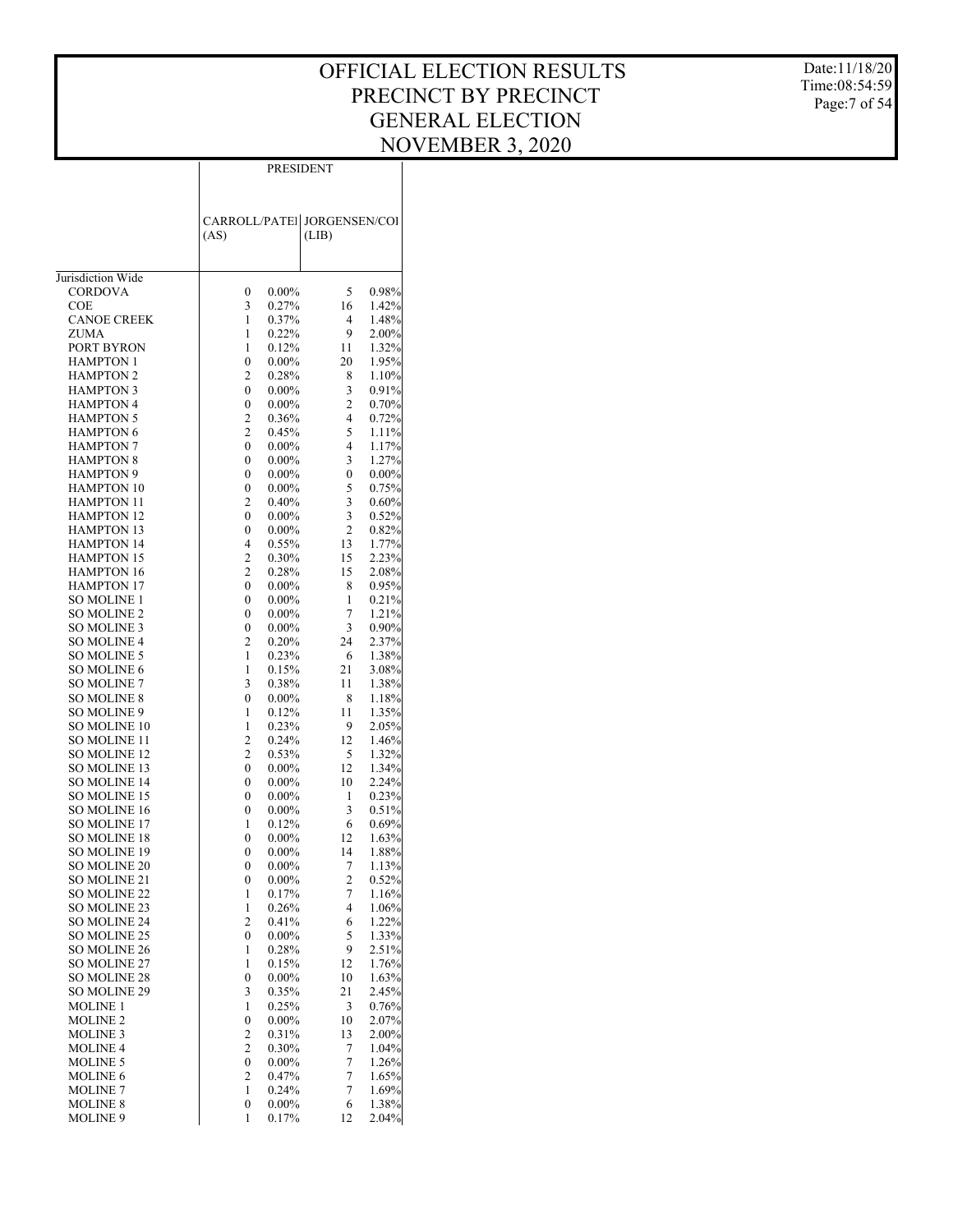# OFFICIAL ELECTION RESULTS
# PRECINCT BY PRECINCT
# GENERAL ELECTION
# NOVEMBER 3, 2020

Date:11/18/20
Time:08:54:59

| | PRESIDENT | | | |
|---|---|---|---|---|
| | CARROLL/PATEL (AS) | | JORGENSEN/COH (LIB) | |
| Jurisdiction Wide | | | | |
| CORDOVA | 0 | 0.00% | 5 | 0.98% |
| COE | 3 | 0.27% | 16 | 1.42% |
| CANOE CREEK | 1 | 0.37% | 4 | 1.48% |
| ZUMA | 1 | 0.22% | 9 | 2.00% |
| PORT BYRON | 1 | 0.12% | 11 | 1.32% |
| HAMPTON 1 | 0 | 0.00% | 20 | 1.95% |
| HAMPTON 2 | 2 | 0.28% | 8 | 1.10% |
| HAMPTON 3 | 0 | 0.00% | 3 | 0.91% |
| HAMPTON 4 | 0 | 0.00% | 2 | 0.70% |
| HAMPTON 5 | 2 | 0.36% | 4 | 0.72% |
| HAMPTON 6 | 2 | 0.45% | 5 | 1.11% |
| HAMPTON 7 | 0 | 0.00% | 4 | 1.17% |
| HAMPTON 8 | 0 | 0.00% | 3 | 1.27% |
| HAMPTON 9 | 0 | 0.00% | 0 | 0.00% |
| HAMPTON 10 | 0 | 0.00% | 5 | 0.75% |
| HAMPTON 11 | 2 | 0.40% | 3 | 0.60% |
| HAMPTON 12 | 0 | 0.00% | 3 | 0.52% |
| HAMPTON 13 | 0 | 0.00% | 2 | 0.82% |
| HAMPTON 14 | 4 | 0.55% | 13 | 1.77% |
| HAMPTON 15 | 2 | 0.30% | 15 | 2.23% |
| HAMPTON 16 | 2 | 0.28% | 15 | 2.08% |
| HAMPTON 17 | 0 | 0.00% | 8 | 0.95% |
| SO MOLINE 1 | 0 | 0.00% | 1 | 0.21% |
| SO MOLINE 2 | 0 | 0.00% | 7 | 1.21% |
| SO MOLINE 3 | 0 | 0.00% | 3 | 0.90% |
| SO MOLINE 4 | 2 | 0.20% | 24 | 2.37% |
| SO MOLINE 5 | 1 | 0.23% | 6 | 1.38% |
| SO MOLINE 6 | 1 | 0.15% | 21 | 3.08% |
| SO MOLINE 7 | 3 | 0.38% | 11 | 1.38% |
| SO MOLINE 8 | 0 | 0.00% | 8 | 1.18% |
| SO MOLINE 9 | 1 | 0.12% | 11 | 1.35% |
| SO MOLINE 10 | 1 | 0.23% | 9 | 2.05% |
| SO MOLINE 11 | 2 | 0.24% | 12 | 1.46% |
| SO MOLINE 12 | 2 | 0.53% | 5 | 1.32% |
| SO MOLINE 13 | 0 | 0.00% | 12 | 1.34% |
| SO MOLINE 14 | 0 | 0.00% | 10 | 2.24% |
| SO MOLINE 15 | 0 | 0.00% | 1 | 0.23% |
| SO MOLINE 16 | 0 | 0.00% | 3 | 0.51% |
| SO MOLINE 17 | 1 | 0.12% | 6 | 0.69% |
| SO MOLINE 18 | 0 | 0.00% | 12 | 1.63% |
| SO MOLINE 19 | 0 | 0.00% | 14 | 1.88% |
| SO MOLINE 20 | 0 | 0.00% | 7 | 1.13% |
| SO MOLINE 21 | 0 | 0.00% | 2 | 0.52% |
| SO MOLINE 22 | 1 | 0.17% | 7 | 1.16% |
| SO MOLINE 23 | 1 | 0.26% | 4 | 1.06% |
| SO MOLINE 24 | 2 | 0.41% | 6 | 1.22% |
| SO MOLINE 25 | 0 | 0.00% | 5 | 1.33% |
| SO MOLINE 26 | 1 | 0.28% | 9 | 2.51% |
| SO MOLINE 27 | 1 | 0.15% | 12 | 1.76% |
| SO MOLINE 28 | 0 | 0.00% | 10 | 1.63% |
| SO MOLINE 29 | 3 | 0.35% | 21 | 2.45% |
| MOLINE 1 | 1 | 0.25% | 3 | 0.76% |
| MOLINE 2 | 0 | 0.00% | 10 | 2.07% |
| MOLINE 3 | 2 | 0.31% | 13 | 2.00% |
| MOLINE 4 | 2 | 0.30% | 7 | 1.04% |
| MOLINE 5 | 0 | 0.00% | 7 | 1.26% |
| MOLINE 6 | 2 | 0.47% | 7 | 1.65% |
| MOLINE 7 | 1 | 0.24% | 7 | 1.69% |
| MOLINE 8 | 0 | 0.00% | 6 | 1.38% |
| MOLINE 9 | 1 | 0.17% | 12 | 2.04% |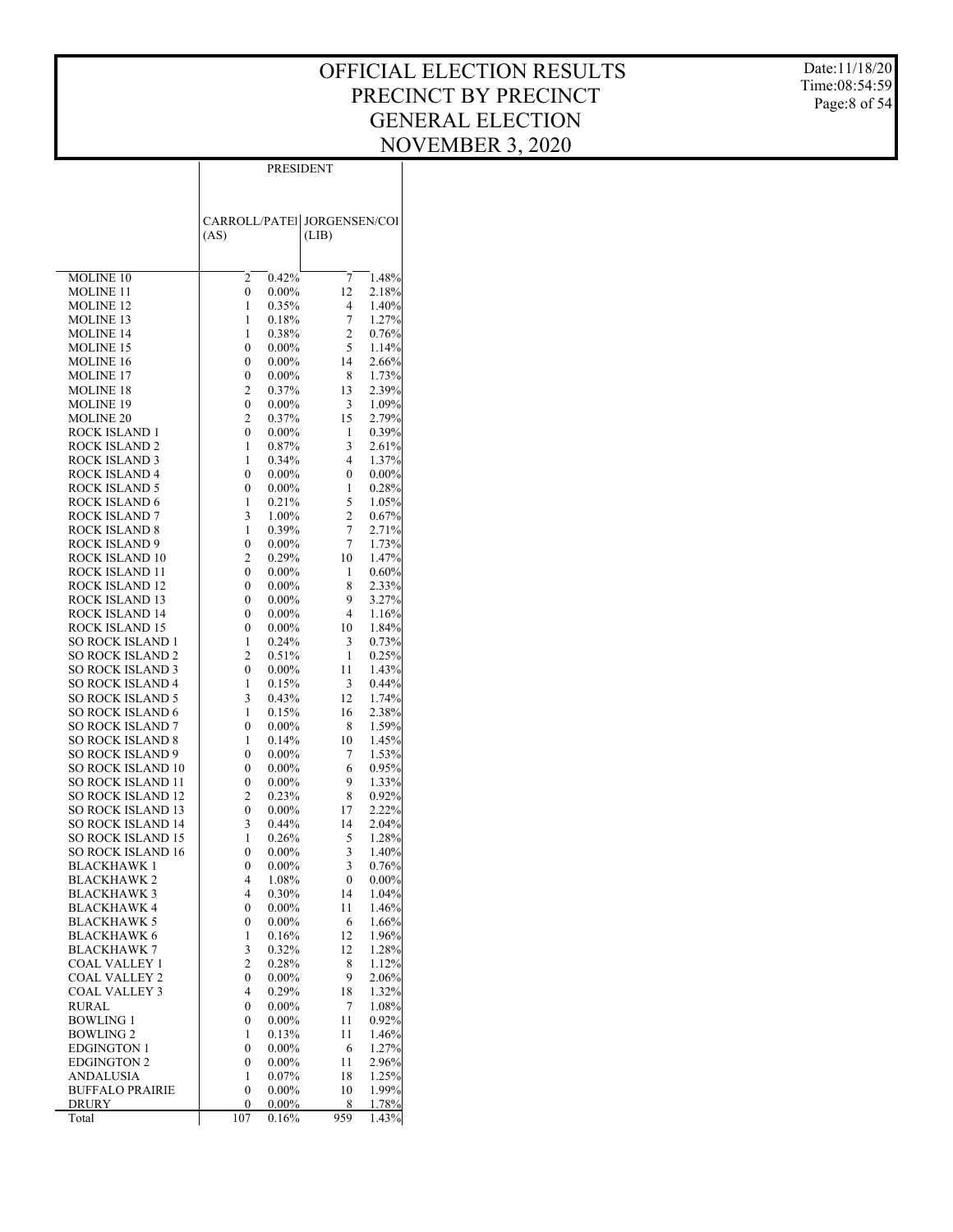# OFFICIAL ELECTION RESULTS
# PRECINCT BY PRECINCT
# GENERAL ELECTION
# NOVEMBER 3, 2020

| | PRESIDENT | | | |
|---|---|---|---|---|
| | CARROLL/PATEL (AS) | | JORGENSEN/COI (LIB) | |
| MOLINE 10 | 2 | 0.42% | 7 | 1.48% |
| MOLINE 11 | 0 | 0.00% | 12 | 2.18% |
| MOLINE 12 | 1 | 0.35% | 4 | 1.40% |
| MOLINE 13 | 1 | 0.18% | 7 | 1.27% |
| MOLINE 14 | 1 | 0.38% | 2 | 0.76% |
| MOLINE 15 | 0 | 0.00% | 5 | 1.14% |
| MOLINE 16 | 0 | 0.00% | 14 | 2.66% |
| MOLINE 17 | 0 | 0.00% | 8 | 1.73% |
| MOLINE 18 | 2 | 0.37% | 13 | 2.39% |
| MOLINE 19 | 0 | 0.00% | 3 | 1.09% |
| MOLINE 20 | 2 | 0.37% | 15 | 2.79% |
| ROCK ISLAND 1 | 0 | 0.00% | 1 | 0.39% |
| ROCK ISLAND 2 | 1 | 0.87% | 3 | 2.61% |
| ROCK ISLAND 3 | 1 | 0.34% | 4 | 1.37% |
| ROCK ISLAND 4 | 0 | 0.00% | 0 | 0.00% |
| ROCK ISLAND 5 | 0 | 0.00% | 1 | 0.28% |
| ROCK ISLAND 6 | 1 | 0.21% | 5 | 1.05% |
| ROCK ISLAND 7 | 3 | 1.00% | 2 | 0.67% |
| ROCK ISLAND 8 | 1 | 0.39% | 7 | 2.71% |
| ROCK ISLAND 9 | 0 | 0.00% | 7 | 1.73% |
| ROCK ISLAND 10 | 2 | 0.29% | 10 | 1.47% |
| ROCK ISLAND 11 | 0 | 0.00% | 1 | 0.60% |
| ROCK ISLAND 12 | 0 | 0.00% | 8 | 2.33% |
| ROCK ISLAND 13 | 0 | 0.00% | 9 | 3.27% |
| ROCK ISLAND 14 | 0 | 0.00% | 4 | 1.16% |
| ROCK ISLAND 15 | 0 | 0.00% | 10 | 1.84% |
| SO ROCK ISLAND 1 | 1 | 0.24% | 3 | 0.73% |
| SO ROCK ISLAND 2 | 2 | 0.51% | 1 | 0.25% |
| SO ROCK ISLAND 3 | 0 | 0.00% | 11 | 1.43% |
| SO ROCK ISLAND 4 | 1 | 0.15% | 3 | 0.44% |
| SO ROCK ISLAND 5 | 3 | 0.43% | 12 | 1.74% |
| SO ROCK ISLAND 6 | 1 | 0.15% | 16 | 2.38% |
| SO ROCK ISLAND 7 | 0 | 0.00% | 8 | 1.59% |
| SO ROCK ISLAND 8 | 1 | 0.14% | 10 | 1.45% |
| SO ROCK ISLAND 9 | 0 | 0.00% | 7 | 1.53% |
| SO ROCK ISLAND 10 | 0 | 0.00% | 6 | 0.95% |
| SO ROCK ISLAND 11 | 0 | 0.00% | 9 | 1.33% |
| SO ROCK ISLAND 12 | 2 | 0.23% | 8 | 0.92% |
| SO ROCK ISLAND 13 | 0 | 0.00% | 17 | 2.22% |
| SO ROCK ISLAND 14 | 3 | 0.44% | 14 | 2.04% |
| SO ROCK ISLAND 15 | 1 | 0.26% | 5 | 1.28% |
| SO ROCK ISLAND 16 | 0 | 0.00% | 3 | 1.40% |
| BLACKHAWK 1 | 0 | 0.00% | 3 | 0.76% |
| BLACKHAWK 2 | 4 | 1.08% | 0 | 0.00% |
| BLACKHAWK 3 | 4 | 0.30% | 14 | 1.04% |
| BLACKHAWK 4 | 0 | 0.00% | 11 | 1.46% |
| BLACKHAWK 5 | 0 | 0.00% | 6 | 1.66% |
| BLACKHAWK 6 | 1 | 0.16% | 12 | 1.96% |
| BLACKHAWK 7 | 3 | 0.32% | 12 | 1.28% |
| COAL VALLEY 1 | 2 | 0.28% | 8 | 1.12% |
| COAL VALLEY 2 | 0 | 0.00% | 9 | 2.06% |
| COAL VALLEY 3 | 4 | 0.29% | 18 | 1.32% |
| RURAL | 0 | 0.00% | 7 | 1.08% |
| BOWLING 1 | 0 | 0.00% | 11 | 0.92% |
| BOWLING 2 | 1 | 0.13% | 11 | 1.46% |
| EDGINGTON 1 | 0 | 0.00% | 6 | 1.27% |
| EDGINGTON 2 | 0 | 0.00% | 11 | 2.96% |
| ANDALUSIA | 1 | 0.07% | 18 | 1.25% |
| BUFFALO PRAIRIE | 0 | 0.00% | 10 | 1.99% |
| DRURY | 0 | 0.00% | 8 | 1.78% |
| Total | 107 | 0.16% | 959 | 1.43% |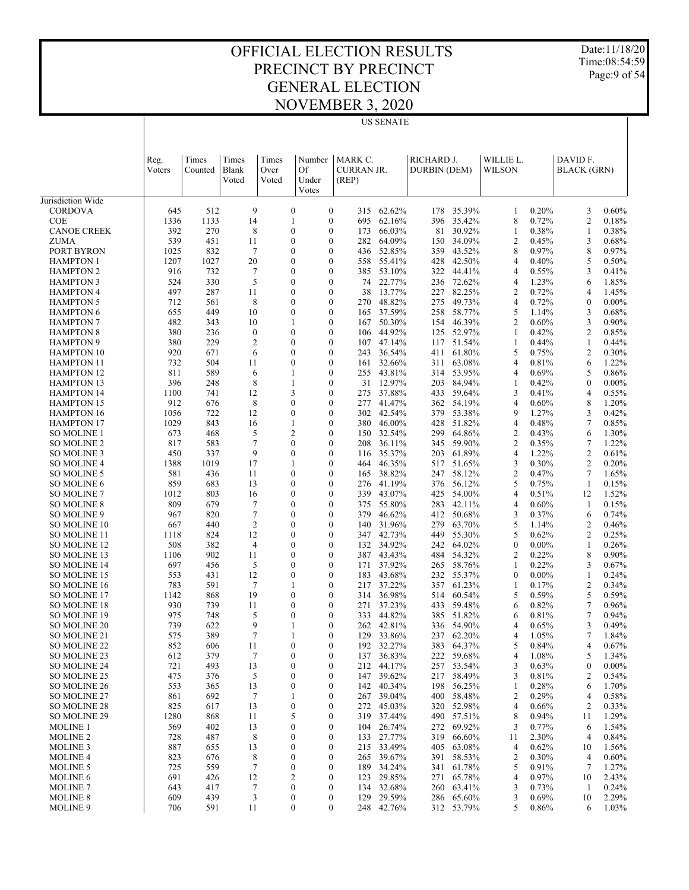# OFFICIAL ELECTION RESULTS
# PRECINCT BY PRECINCT
# GENERAL ELECTION
# NOVEMBER 3, 2020

Date:11/18/20
Time:08:54:59

## US SENATE

| | Reg. Voters | Times Counted | Times Blank Voted | Times Over Voted | Number Of Under Votes | MARK C. CURRAN JR. (REP) | | RICHARD J. DURBIN (DEM) | | WILLIE L. WILSON | | DAVID F. BLACK (GRN) | |
|---|---|---|---|---|---|---|---|---|---|---|---|---|---|
| Jurisdiction Wide | | | | | | | | | | | | | |
| CORDOVA | 645 | 512 | 9 | 0 | 0 | 315 | 62.62% | 178 | 35.39% | 1 | 0.20% | 3 | 0.60% |
| COE | 1336 | 1133 | 14 | 1 | 0 | 695 | 62.16% | 396 | 35.42% | 8 | 0.72% | 2 | 0.18% |
| CANOE CREEK | 392 | 270 | 8 | 0 | 0 | 173 | 66.03% | 81 | 30.92% | 1 | 0.38% | 1 | 0.38% |
| ZUMA | 539 | 451 | 11 | 0 | 0 | 282 | 64.09% | 150 | 34.09% | 2 | 0.45% | 3 | 0.68% |
| PORT BYRON | 1025 | 832 | 7 | 0 | 0 | 436 | 52.85% | 359 | 43.52% | 8 | 0.97% | 8 | 0.97% |
| HAMPTON 1 | 1207 | 1027 | 20 | 0 | 0 | 558 | 55.41% | 428 | 42.50% | 4 | 0.40% | 5 | 0.50% |
| HAMPTON 2 | 916 | 732 | 7 | 0 | 0 | 385 | 53.10% | 322 | 44.41% | 4 | 0.55% | 3 | 0.41% |
| HAMPTON 3 | 524 | 330 | 5 | 0 | 0 | 74 | 22.77% | 236 | 72.62% | 4 | 1.23% | 6 | 1.85% |
| HAMPTON 4 | 497 | 287 | 11 | 0 | 0 | 38 | 13.77% | 227 | 82.25% | 2 | 0.72% | 4 | 1.45% |
| HAMPTON 5 | 712 | 561 | 8 | 0 | 0 | 270 | 48.82% | 275 | 49.73% | 4 | 0.72% | 0 | 0.00% |
| HAMPTON 6 | 655 | 449 | 10 | 0 | 0 | 165 | 37.59% | 258 | 58.77% | 5 | 1.14% | 3 | 0.68% |
| HAMPTON 7 | 482 | 343 | 10 | 1 | 0 | 167 | 50.30% | 154 | 46.39% | 2 | 0.60% | 3 | 0.90% |
| HAMPTON 8 | 380 | 236 | 0 | 0 | 0 | 106 | 44.92% | 125 | 52.97% | 1 | 0.42% | 2 | 0.85% |
| HAMPTON 9 | 380 | 229 | 2 | 0 | 0 | 107 | 47.14% | 117 | 51.54% | 1 | 0.44% | 1 | 0.44% |
| HAMPTON 10 | 920 | 671 | 6 | 0 | 0 | 243 | 36.54% | 411 | 61.80% | 5 | 0.75% | 2 | 0.30% |
| HAMPTON 11 | 732 | 504 | 11 | 0 | 0 | 161 | 32.66% | 311 | 63.08% | 4 | 0.81% | 6 | 1.22% |
| HAMPTON 12 | 811 | 589 | 6 | 1 | 0 | 255 | 43.81% | 314 | 53.95% | 4 | 0.69% | 5 | 0.86% |
| HAMPTON 13 | 396 | 248 | 8 | 1 | 0 | 31 | 12.97% | 203 | 84.94% | 1 | 0.42% | 0 | 0.00% |
| HAMPTON 14 | 1100 | 741 | 12 | 3 | 0 | 275 | 37.88% | 433 | 59.64% | 3 | 0.41% | 4 | 0.55% |
| HAMPTON 15 | 912 | 676 | 8 | 0 | 0 | 277 | 41.47% | 362 | 54.19% | 4 | 0.60% | 8 | 1.20% |
| HAMPTON 16 | 1056 | 722 | 12 | 0 | 0 | 302 | 42.54% | 379 | 53.38% | 9 | 1.27% | 3 | 0.42% |
| HAMPTON 17 | 1029 | 843 | 16 | 1 | 0 | 380 | 46.00% | 428 | 51.82% | 4 | 0.48% | 7 | 0.85% |
| SO MOLINE 1 | 673 | 468 | 5 | 2 | 0 | 150 | 32.54% | 299 | 64.86% | 2 | 0.43% | 6 | 1.30% |
| SO MOLINE 2 | 817 | 583 | 7 | 0 | 0 | 208 | 36.11% | 345 | 59.90% | 2 | 0.35% | 7 | 1.22% |
| SO MOLINE 3 | 450 | 337 | 9 | 0 | 0 | 116 | 35.37% | 203 | 61.89% | 4 | 1.22% | 2 | 0.61% |
| SO MOLINE 4 | 1388 | 1019 | 17 | 1 | 0 | 464 | 46.35% | 517 | 51.65% | 3 | 0.30% | 2 | 0.20% |
| SO MOLINE 5 | 581 | 436 | 11 | 0 | 0 | 165 | 38.82% | 247 | 58.12% | 2 | 0.47% | 7 | 1.65% |
| SO MOLINE 6 | 859 | 683 | 13 | 0 | 0 | 276 | 41.19% | 376 | 56.12% | 5 | 0.75% | 1 | 0.15% |
| SO MOLINE 7 | 1012 | 803 | 16 | 0 | 0 | 339 | 43.07% | 425 | 54.00% | 4 | 0.51% | 12 | 1.52% |
| SO MOLINE 8 | 809 | 679 | 7 | 0 | 0 | 375 | 55.80% | 283 | 42.11% | 4 | 0.60% | 1 | 0.15% |
| SO MOLINE 9 | 967 | 820 | 7 | 0 | 0 | 379 | 46.62% | 412 | 50.68% | 3 | 0.37% | 6 | 0.74% |
| SO MOLINE 10 | 667 | 440 | 2 | 0 | 0 | 140 | 31.96% | 279 | 63.70% | 5 | 1.14% | 2 | 0.46% |
| SO MOLINE 11 | 1118 | 824 | 12 | 0 | 0 | 347 | 42.73% | 449 | 55.30% | 5 | 0.62% | 2 | 0.25% |
| SO MOLINE 12 | 508 | 382 | 4 | 0 | 0 | 132 | 34.92% | 242 | 64.02% | 0 | 0.00% | 1 | 0.26% |
| SO MOLINE 13 | 1106 | 902 | 11 | 0 | 0 | 387 | 43.43% | 484 | 54.32% | 2 | 0.22% | 8 | 0.90% |
| SO MOLINE 14 | 697 | 456 | 5 | 0 | 0 | 171 | 37.92% | 265 | 58.76% | 1 | 0.22% | 3 | 0.67% |
| SO MOLINE 15 | 553 | 431 | 12 | 0 | 0 | 183 | 43.68% | 232 | 55.37% | 0 | 0.00% | 1 | 0.24% |
| SO MOLINE 16 | 783 | 591 | 7 | 1 | 0 | 217 | 37.22% | 357 | 61.23% | 1 | 0.17% | 2 | 0.34% |
| SO MOLINE 17 | 1142 | 868 | 19 | 0 | 0 | 314 | 36.98% | 514 | 60.54% | 5 | 0.59% | 5 | 0.59% |
| SO MOLINE 18 | 930 | 739 | 11 | 0 | 0 | 271 | 37.23% | 433 | 59.48% | 6 | 0.82% | 7 | 0.96% |
| SO MOLINE 19 | 975 | 748 | 5 | 0 | 0 | 333 | 44.82% | 385 | 51.82% | 6 | 0.81% | 7 | 0.94% |
| SO MOLINE 20 | 739 | 622 | 9 | 1 | 0 | 262 | 42.81% | 336 | 54.90% | 4 | 0.65% | 3 | 0.49% |
| SO MOLINE 21 | 575 | 389 | 7 | 1 | 0 | 129 | 33.86% | 237 | 62.20% | 4 | 1.05% | 7 | 1.84% |
| SO MOLINE 22 | 852 | 606 | 11 | 0 | 0 | 192 | 32.27% | 383 | 64.37% | 5 | 0.84% | 4 | 0.67% |
| SO MOLINE 23 | 612 | 379 | 7 | 0 | 0 | 137 | 36.83% | 222 | 59.68% | 4 | 1.08% | 5 | 1.34% |
| SO MOLINE 24 | 721 | 493 | 13 | 0 | 0 | 212 | 44.17% | 257 | 53.54% | 3 | 0.63% | 0 | 0.00% |
| SO MOLINE 25 | 475 | 376 | 5 | 0 | 0 | 147 | 39.62% | 217 | 58.49% | 3 | 0.81% | 2 | 0.54% |
| SO MOLINE 26 | 553 | 365 | 13 | 0 | 0 | 142 | 40.34% | 198 | 56.25% | 1 | 0.28% | 6 | 1.70% |
| SO MOLINE 27 | 861 | 692 | 7 | 1 | 0 | 267 | 39.04% | 400 | 58.48% | 2 | 0.29% | 4 | 0.58% |
| SO MOLINE 28 | 825 | 617 | 13 | 0 | 0 | 272 | 45.03% | 320 | 52.98% | 4 | 0.66% | 2 | 0.33% |
| SO MOLINE 29 | 1280 | 868 | 11 | 5 | 0 | 319 | 37.44% | 490 | 57.51% | 8 | 0.94% | 11 | 1.29% |
| MOLINE 1 | 569 | 402 | 13 | 0 | 0 | 104 | 26.74% | 272 | 69.92% | 3 | 0.77% | 6 | 1.54% |
| MOLINE 2 | 728 | 487 | 8 | 0 | 0 | 133 | 27.77% | 319 | 66.60% | 11 | 2.30% | 4 | 0.84% |
| MOLINE 3 | 887 | 655 | 13 | 0 | 0 | 215 | 33.49% | 405 | 63.08% | 4 | 0.62% | 10 | 1.56% |
| MOLINE 4 | 823 | 676 | 8 | 0 | 0 | 265 | 39.67% | 391 | 58.53% | 2 | 0.30% | 4 | 0.60% |
| MOLINE 5 | 725 | 559 | 7 | 0 | 0 | 189 | 34.24% | 341 | 61.78% | 5 | 0.91% | 7 | 1.27% |
| MOLINE 6 | 691 | 426 | 12 | 2 | 0 | 123 | 29.85% | 271 | 65.78% | 4 | 0.97% | 10 | 2.43% |
| MOLINE 7 | 643 | 417 | 7 | 0 | 0 | 134 | 32.68% | 260 | 63.41% | 3 | 0.73% | 1 | 0.24% |
| MOLINE 8 | 609 | 439 | 3 | 0 | 0 | 129 | 29.59% | 286 | 65.60% | 3 | 0.69% | 10 | 2.29% |
| MOLINE 9 | 706 | 591 | 11 | 0 | 0 | 248 | 42.76% | 312 | 53.79% | 5 | 0.86% | 6 | 1.03% |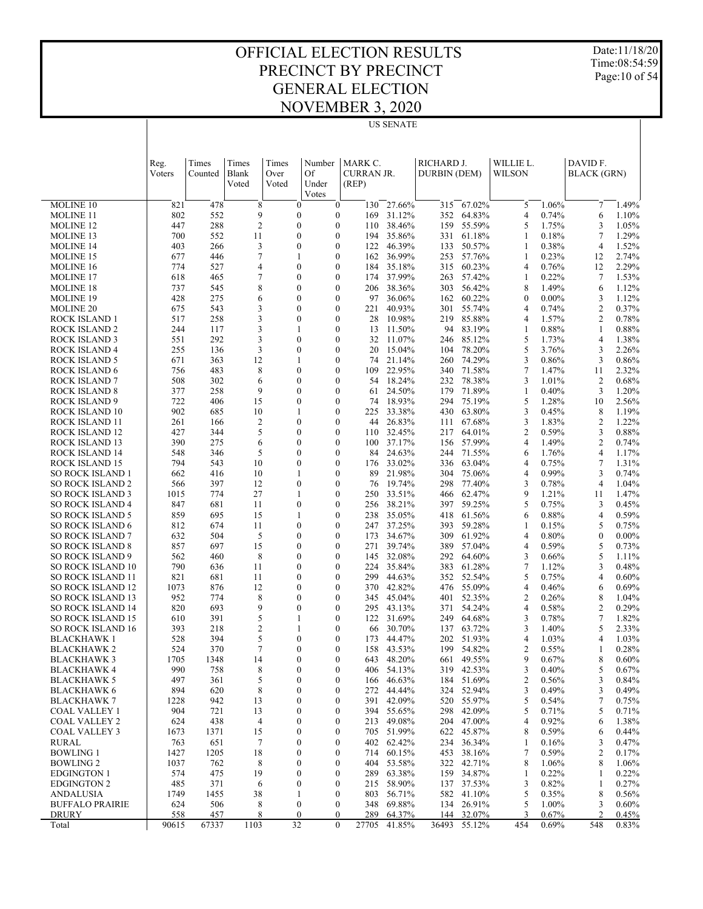# OFFICIAL ELECTION RESULTS
# PRECINCT BY PRECINCT
# GENERAL ELECTION
# NOVEMBER 3, 2020

## US SENATE

| | Reg. Voters | Times Counted | Times Blank Voted | Times Over Voted | Number Of Under Votes | MARK C. CURRAN JR. (REP) | | RICHARD J. DURBIN (DEM) | | WILLIE L. WILSON | | DAVID F. BLACK (GRN) | |
|---|---|---|---|---|---|---|---|---|---|---|---|---|---|
| MOLINE 10 | 821 | 478 | 8 | 0 | 0 | 130 | 27.66% | 315 | 67.02% | 5 | 1.06% | 7 | 1.49% |
| MOLINE 11 | 802 | 552 | 9 | 0 | 0 | 169 | 31.12% | 352 | 64.83% | 4 | 0.74% | 6 | 1.10% |
| MOLINE 12 | 447 | 288 | 2 | 0 | 0 | 110 | 38.46% | 159 | 55.59% | 5 | 1.75% | 3 | 1.05% |
| MOLINE 13 | 700 | 552 | 11 | 0 | 0 | 194 | 35.86% | 331 | 61.18% | 1 | 0.18% | 7 | 1.29% |
| MOLINE 14 | 403 | 266 | 3 | 0 | 0 | 122 | 46.39% | 133 | 50.57% | 1 | 0.38% | 4 | 1.52% |
| MOLINE 15 | 677 | 446 | 7 | 1 | 0 | 162 | 36.99% | 253 | 57.76% | 1 | 0.23% | 12 | 2.74% |
| MOLINE 16 | 774 | 527 | 4 | 0 | 0 | 184 | 35.18% | 315 | 60.23% | 4 | 0.76% | 12 | 2.29% |
| MOLINE 17 | 618 | 465 | 7 | 0 | 0 | 174 | 37.99% | 263 | 57.42% | 1 | 0.22% | 7 | 1.53% |
| MOLINE 18 | 737 | 545 | 8 | 0 | 0 | 206 | 38.36% | 303 | 56.42% | 8 | 1.49% | 6 | 1.12% |
| MOLINE 19 | 428 | 275 | 6 | 0 | 0 | 97 | 36.06% | 162 | 60.22% | 0 | 0.00% | 3 | 1.12% |
| MOLINE 20 | 675 | 543 | 3 | 0 | 0 | 221 | 40.93% | 301 | 55.74% | 4 | 0.74% | 2 | 0.37% |
| ROCK ISLAND 1 | 517 | 258 | 3 | 0 | 0 | 28 | 10.98% | 219 | 85.88% | 4 | 1.57% | 2 | 0.78% |
| ROCK ISLAND 2 | 244 | 117 | 3 | 1 | 0 | 13 | 11.50% | 94 | 83.19% | 1 | 0.88% | 1 | 0.88% |
| ROCK ISLAND 3 | 551 | 292 | 3 | 0 | 0 | 32 | 11.07% | 246 | 85.12% | 5 | 1.73% | 4 | 1.38% |
| ROCK ISLAND 4 | 255 | 136 | 3 | 0 | 0 | 20 | 15.04% | 104 | 78.20% | 5 | 3.76% | 3 | 2.26% |
| ROCK ISLAND 5 | 671 | 363 | 12 | 1 | 0 | 74 | 21.14% | 260 | 74.29% | 3 | 0.86% | 3 | 0.86% |
| ROCK ISLAND 6 | 756 | 483 | 8 | 0 | 0 | 109 | 22.95% | 340 | 71.58% | 7 | 1.47% | 11 | 2.32% |
| ROCK ISLAND 7 | 508 | 302 | 6 | 0 | 0 | 54 | 18.24% | 232 | 78.38% | 3 | 1.01% | 2 | 0.68% |
| ROCK ISLAND 8 | 377 | 258 | 9 | 0 | 0 | 61 | 24.50% | 179 | 71.89% | 1 | 0.40% | 3 | 1.20% |
| ROCK ISLAND 9 | 722 | 406 | 15 | 0 | 0 | 74 | 18.93% | 294 | 75.19% | 5 | 1.28% | 10 | 2.56% |
| ROCK ISLAND 10 | 902 | 685 | 10 | 1 | 0 | 225 | 33.38% | 430 | 63.80% | 3 | 0.45% | 8 | 1.19% |
| ROCK ISLAND 11 | 261 | 166 | 2 | 0 | 0 | 44 | 26.83% | 111 | 67.68% | 3 | 1.83% | 2 | 1.22% |
| ROCK ISLAND 12 | 427 | 344 | 5 | 0 | 0 | 110 | 32.45% | 217 | 64.01% | 2 | 0.59% | 3 | 0.88% |
| ROCK ISLAND 13 | 390 | 275 | 6 | 0 | 0 | 100 | 37.17% | 156 | 57.99% | 4 | 1.49% | 2 | 0.74% |
| ROCK ISLAND 14 | 548 | 346 | 5 | 0 | 0 | 84 | 24.63% | 244 | 71.55% | 6 | 1.76% | 4 | 1.17% |
| ROCK ISLAND 15 | 794 | 543 | 10 | 0 | 0 | 176 | 33.02% | 336 | 63.04% | 4 | 0.75% | 7 | 1.31% |
| SO ROCK ISLAND 1 | 662 | 416 | 10 | 1 | 0 | 89 | 21.98% | 304 | 75.06% | 4 | 0.99% | 3 | 0.74% |
| SO ROCK ISLAND 2 | 566 | 397 | 12 | 0 | 0 | 76 | 19.74% | 298 | 77.40% | 3 | 0.78% | 4 | 1.04% |
| SO ROCK ISLAND 3 | 1015 | 774 | 27 | 1 | 0 | 250 | 33.51% | 466 | 62.47% | 9 | 1.21% | 11 | 1.47% |
| SO ROCK ISLAND 4 | 847 | 681 | 11 | 0 | 0 | 256 | 38.21% | 397 | 59.25% | 5 | 0.75% | 3 | 0.45% |
| SO ROCK ISLAND 5 | 859 | 695 | 15 | 1 | 0 | 238 | 35.05% | 418 | 61.56% | 6 | 0.88% | 4 | 0.59% |
| SO ROCK ISLAND 6 | 812 | 674 | 11 | 0 | 0 | 247 | 37.25% | 393 | 59.28% | 1 | 0.15% | 5 | 0.75% |
| SO ROCK ISLAND 7 | 632 | 504 | 5 | 0 | 0 | 173 | 34.67% | 309 | 61.92% | 4 | 0.80% | 0 | 0.00% |
| SO ROCK ISLAND 8 | 857 | 697 | 15 | 0 | 0 | 271 | 39.74% | 389 | 57.04% | 4 | 0.59% | 5 | 0.73% |
| SO ROCK ISLAND 9 | 562 | 460 | 8 | 0 | 0 | 145 | 32.08% | 292 | 64.60% | 3 | 0.66% | 5 | 1.11% |
| SO ROCK ISLAND 10 | 790 | 636 | 11 | 0 | 0 | 224 | 35.84% | 383 | 61.28% | 7 | 1.12% | 3 | 0.48% |
| SO ROCK ISLAND 11 | 821 | 681 | 11 | 0 | 0 | 299 | 44.63% | 352 | 52.54% | 5 | 0.75% | 4 | 0.60% |
| SO ROCK ISLAND 12 | 1073 | 876 | 12 | 0 | 0 | 370 | 42.82% | 476 | 55.09% | 4 | 0.46% | 6 | 0.69% |
| SO ROCK ISLAND 13 | 952 | 774 | 8 | 0 | 0 | 345 | 45.04% | 401 | 52.35% | 2 | 0.26% | 8 | 1.04% |
| SO ROCK ISLAND 14 | 820 | 693 | 9 | 0 | 0 | 295 | 43.13% | 371 | 54.24% | 4 | 0.58% | 2 | 0.29% |
| SO ROCK ISLAND 15 | 610 | 391 | 5 | 1 | 0 | 122 | 31.69% | 249 | 64.68% | 3 | 0.78% | 7 | 1.82% |
| SO ROCK ISLAND 16 | 393 | 218 | 2 | 1 | 0 | 66 | 30.70% | 137 | 63.72% | 3 | 1.40% | 5 | 2.33% |
| BLACKHAWK 1 | 528 | 394 | 5 | 0 | 0 | 173 | 44.47% | 202 | 51.93% | 4 | 1.03% | 4 | 1.03% |
| BLACKHAWK 2 | 524 | 370 | 7 | 0 | 0 | 158 | 43.53% | 199 | 54.82% | 2 | 0.55% | 1 | 0.28% |
| BLACKHAWK 3 | 1705 | 1348 | 14 | 0 | 0 | 643 | 48.20% | 661 | 49.55% | 9 | 0.67% | 8 | 0.60% |
| BLACKHAWK 4 | 990 | 758 | 8 | 0 | 0 | 406 | 54.13% | 319 | 42.53% | 3 | 0.40% | 5 | 0.67% |
| BLACKHAWK 5 | 497 | 361 | 5 | 0 | 0 | 166 | 46.63% | 184 | 51.69% | 2 | 0.56% | 3 | 0.84% |
| BLACKHAWK 6 | 894 | 620 | 8 | 0 | 0 | 272 | 44.44% | 324 | 52.94% | 3 | 0.49% | 3 | 0.49% |
| BLACKHAWK 7 | 1228 | 942 | 13 | 0 | 0 | 391 | 42.09% | 520 | 55.97% | 5 | 0.54% | 7 | 0.75% |
| COAL VALLEY 1 | 904 | 721 | 13 | 0 | 0 | 394 | 55.65% | 298 | 42.09% | 5 | 0.71% | 5 | 0.71% |
| COAL VALLEY 2 | 624 | 438 | 4 | 0 | 0 | 213 | 49.08% | 204 | 47.00% | 4 | 0.92% | 6 | 1.38% |
| COAL VALLEY 3 | 1673 | 1371 | 15 | 0 | 0 | 705 | 51.99% | 622 | 45.87% | 8 | 0.59% | 6 | 0.44% |
| RURAL | 763 | 651 | 7 | 0 | 0 | 402 | 62.42% | 234 | 36.34% | 1 | 0.16% | 3 | 0.47% |
| BOWLING 1 | 1427 | 1205 | 18 | 0 | 0 | 714 | 60.15% | 453 | 38.16% | 7 | 0.59% | 2 | 0.17% |
| BOWLING 2 | 1037 | 762 | 8 | 0 | 0 | 404 | 53.58% | 322 | 42.71% | 8 | 1.06% | 8 | 1.06% |
| EDGINGTON 1 | 574 | 475 | 19 | 0 | 0 | 289 | 63.38% | 159 | 34.87% | 1 | 0.22% | 1 | 0.22% |
| EDGINGTON 2 | 485 | 371 | 6 | 0 | 0 | 215 | 58.90% | 137 | 37.53% | 3 | 0.82% | 1 | 0.27% |
| ANDALUSIA | 1749 | 1455 | 38 | 1 | 0 | 803 | 56.71% | 582 | 41.10% | 5 | 0.35% | 8 | 0.56% |
| BUFFALO PRAIRIE | 624 | 506 | 8 | 0 | 0 | 348 | 69.88% | 134 | 26.91% | 5 | 1.00% | 3 | 0.60% |
| DRURY | 558 | 457 | 8 | 0 | 0 | 289 | 64.37% | 144 | 32.07% | 3 | 0.67% | 2 | 0.45% |
| Total | 90615 | 67337 | 1103 | 32 | 0 | 27705 | 41.85% | 36493 | 55.12% | 454 | 0.69% | 548 | 0.83% |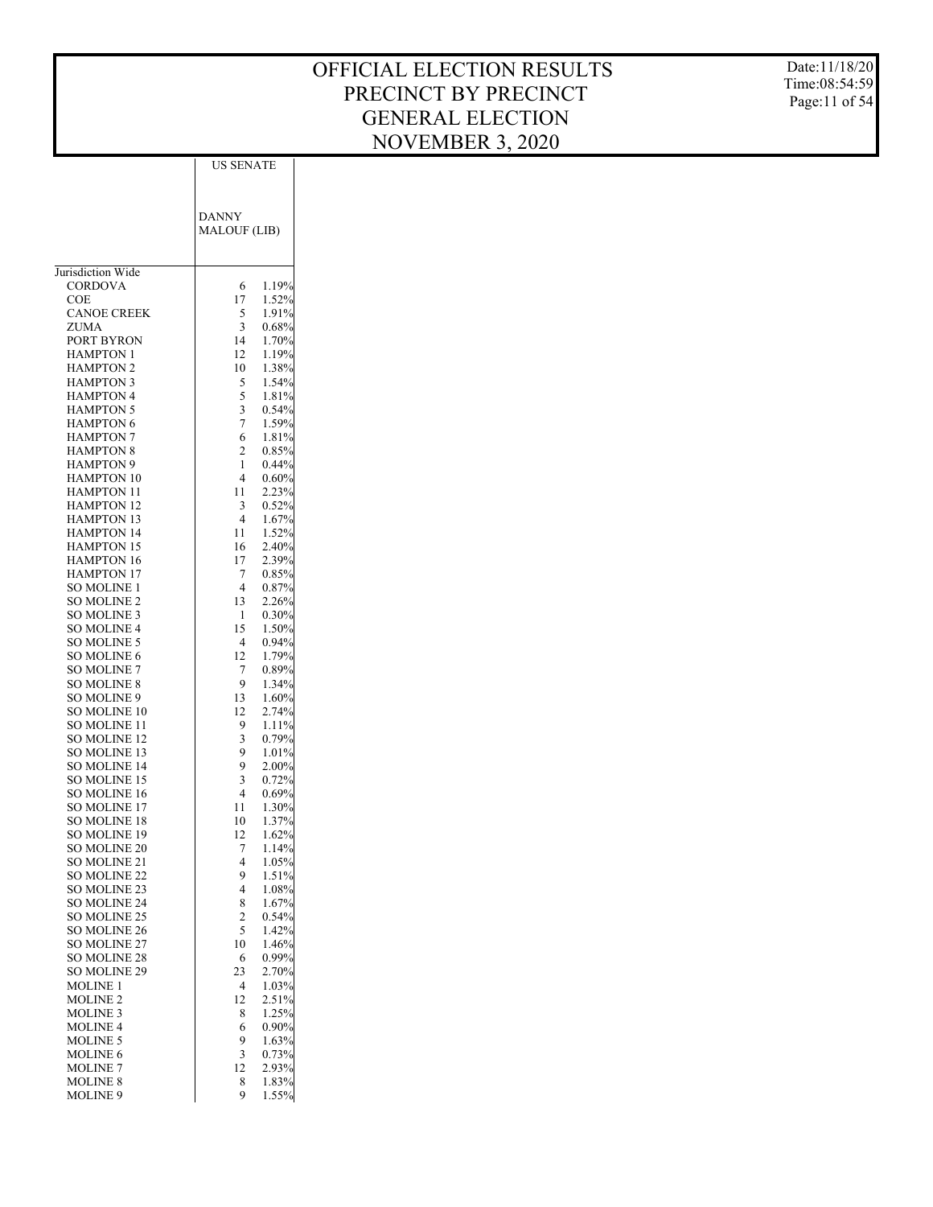# OFFICIAL ELECTION RESULTS
# PRECINCT BY PRECINCT
# GENERAL ELECTION
# NOVEMBER 3, 2020

Date:11/18/20
Time:08:54:59

| | US SENATE | |
|---|---|---|
| | DANNY MALOUF (LIB) | |
| Jurisdiction Wide | | |
| CORDOVA | 6 | 1.19% |
| COE | 17 | 1.52% |
| CANOE CREEK | 5 | 1.91% |
| ZUMA | 3 | 0.68% |
| PORT BYRON | 14 | 1.70% |
| HAMPTON 1 | 12 | 1.19% |
| HAMPTON 2 | 10 | 1.38% |
| HAMPTON 3 | 5 | 1.54% |
| HAMPTON 4 | 5 | 1.81% |
| HAMPTON 5 | 3 | 0.54% |
| HAMPTON 6 | 7 | 1.59% |
| HAMPTON 7 | 6 | 1.81% |
| HAMPTON 8 | 2 | 0.85% |
| HAMPTON 9 | 1 | 0.44% |
| HAMPTON 10 | 4 | 0.60% |
| HAMPTON 11 | 11 | 2.23% |
| HAMPTON 12 | 3 | 0.52% |
| HAMPTON 13 | 4 | 1.67% |
| HAMPTON 14 | 11 | 1.52% |
| HAMPTON 15 | 16 | 2.40% |
| HAMPTON 16 | 17 | 2.39% |
| HAMPTON 17 | 7 | 0.85% |
| SO MOLINE 1 | 4 | 0.87% |
| SO MOLINE 2 | 13 | 2.26% |
| SO MOLINE 3 | 1 | 0.30% |
| SO MOLINE 4 | 15 | 1.50% |
| SO MOLINE 5 | 4 | 0.94% |
| SO MOLINE 6 | 12 | 1.79% |
| SO MOLINE 7 | 7 | 0.89% |
| SO MOLINE 8 | 9 | 1.34% |
| SO MOLINE 9 | 13 | 1.60% |
| SO MOLINE 10 | 12 | 2.74% |
| SO MOLINE 11 | 9 | 1.11% |
| SO MOLINE 12 | 3 | 0.79% |
| SO MOLINE 13 | 9 | 1.01% |
| SO MOLINE 14 | 9 | 2.00% |
| SO MOLINE 15 | 3 | 0.72% |
| SO MOLINE 16 | 4 | 0.69% |
| SO MOLINE 17 | 11 | 1.30% |
| SO MOLINE 18 | 10 | 1.37% |
| SO MOLINE 19 | 12 | 1.62% |
| SO MOLINE 20 | 7 | 1.14% |
| SO MOLINE 21 | 4 | 1.05% |
| SO MOLINE 22 | 9 | 1.51% |
| SO MOLINE 23 | 4 | 1.08% |
| SO MOLINE 24 | 8 | 1.67% |
| SO MOLINE 25 | 2 | 0.54% |
| SO MOLINE 26 | 5 | 1.42% |
| SO MOLINE 27 | 10 | 1.46% |
| SO MOLINE 28 | 6 | 0.99% |
| SO MOLINE 29 | 23 | 2.70% |
| MOLINE 1 | 4 | 1.03% |
| MOLINE 2 | 12 | 2.51% |
| MOLINE 3 | 8 | 1.25% |
| MOLINE 4 | 6 | 0.90% |
| MOLINE 5 | 9 | 1.63% |
| MOLINE 6 | 3 | 0.73% |
| MOLINE 7 | 12 | 2.93% |
| MOLINE 8 | 8 | 1.83% |
| MOLINE 9 | 9 | 1.55% |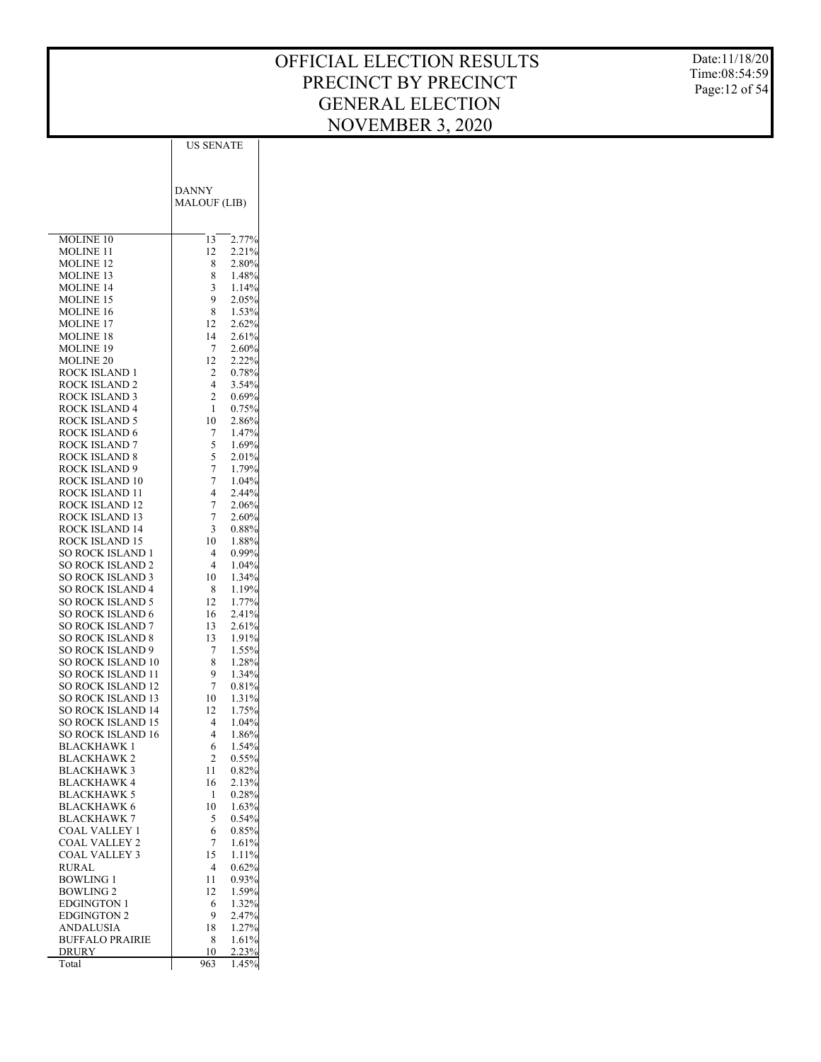# OFFICIAL ELECTION RESULTS
## PRECINCT BY PRECINCT
## GENERAL ELECTION
## NOVEMBER 3, 2020

| | US SENATE | |
|---|---|---|
| | DANNY MALOUF (LIB) | |
| MOLINE 10 | 13 | 2.77% |
| MOLINE 11 | 12 | 2.21% |
| MOLINE 12 | 8 | 2.80% |
| MOLINE 13 | 8 | 1.48% |
| MOLINE 14 | 3 | 1.14% |
| MOLINE 15 | 9 | 2.05% |
| MOLINE 16 | 8 | 1.53% |
| MOLINE 17 | 12 | 2.62% |
| MOLINE 18 | 14 | 2.61% |
| MOLINE 19 | 7 | 2.60% |
| MOLINE 20 | 12 | 2.22% |
| ROCK ISLAND 1 | 2 | 0.78% |
| ROCK ISLAND 2 | 4 | 3.54% |
| ROCK ISLAND 3 | 2 | 0.69% |
| ROCK ISLAND 4 | 1 | 0.75% |
| ROCK ISLAND 5 | 10 | 2.86% |
| ROCK ISLAND 6 | 7 | 1.47% |
| ROCK ISLAND 7 | 5 | 1.69% |
| ROCK ISLAND 8 | 5 | 2.01% |
| ROCK ISLAND 9 | 7 | 1.79% |
| ROCK ISLAND 10 | 7 | 1.04% |
| ROCK ISLAND 11 | 4 | 2.44% |
| ROCK ISLAND 12 | 7 | 2.06% |
| ROCK ISLAND 13 | 7 | 2.60% |
| ROCK ISLAND 14 | 3 | 0.88% |
| ROCK ISLAND 15 | 10 | 1.88% |
| SO ROCK ISLAND 1 | 4 | 0.99% |
| SO ROCK ISLAND 2 | 4 | 1.04% |
| SO ROCK ISLAND 3 | 10 | 1.34% |
| SO ROCK ISLAND 4 | 8 | 1.19% |
| SO ROCK ISLAND 5 | 12 | 1.77% |
| SO ROCK ISLAND 6 | 16 | 2.41% |
| SO ROCK ISLAND 7 | 13 | 2.61% |
| SO ROCK ISLAND 8 | 13 | 1.91% |
| SO ROCK ISLAND 9 | 7 | 1.55% |
| SO ROCK ISLAND 10 | 8 | 1.28% |
| SO ROCK ISLAND 11 | 9 | 1.34% |
| SO ROCK ISLAND 12 | 7 | 0.81% |
| SO ROCK ISLAND 13 | 10 | 1.31% |
| SO ROCK ISLAND 14 | 12 | 1.75% |
| SO ROCK ISLAND 15 | 4 | 1.04% |
| SO ROCK ISLAND 16 | 4 | 1.86% |
| BLACKHAWK 1 | 6 | 1.54% |
| BLACKHAWK 2 | 2 | 0.55% |
| BLACKHAWK 3 | 11 | 0.82% |
| BLACKHAWK 4 | 16 | 2.13% |
| BLACKHAWK 5 | 1 | 0.28% |
| BLACKHAWK 6 | 10 | 1.63% |
| BLACKHAWK 7 | 5 | 0.54% |
| COAL VALLEY 1 | 6 | 0.85% |
| COAL VALLEY 2 | 7 | 1.61% |
| COAL VALLEY 3 | 15 | 1.11% |
| RURAL | 4 | 0.62% |
| BOWLING 1 | 11 | 0.93% |
| BOWLING 2 | 12 | 1.59% |
| EDGINGTON 1 | 6 | 1.32% |
| EDGINGTON 2 | 9 | 2.47% |
| ANDALUSIA | 18 | 1.27% |
| BUFFALO PRAIRIE | 8 | 1.61% |
| DRURY | 10 | 2.23% |
| Total | 963 | 1.45% |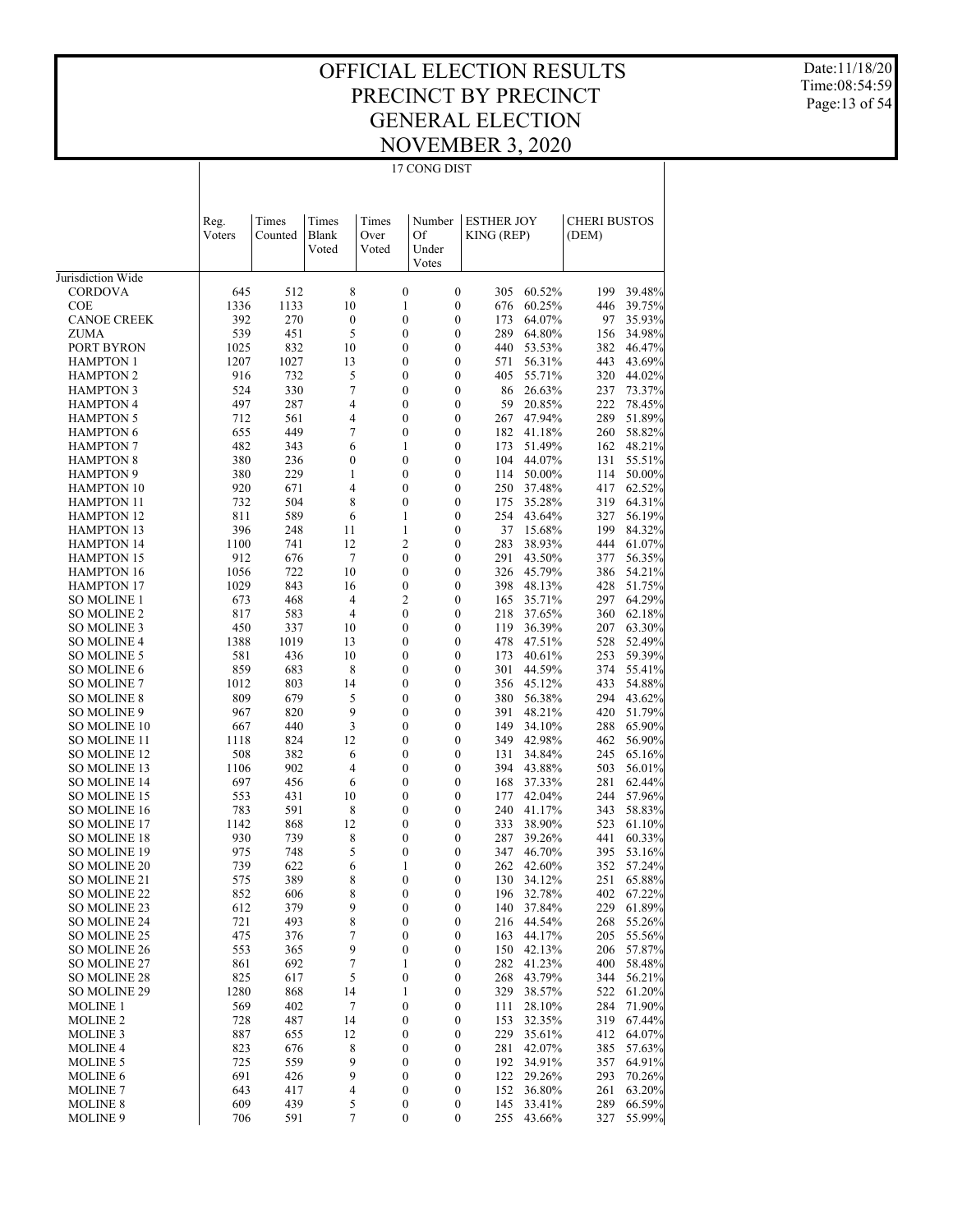# OFFICIAL ELECTION RESULTS
# PRECINCT BY PRECINCT
# GENERAL ELECTION
# NOVEMBER 3, 2020

Date:11/18/20
Time:08:54:59

17 CONG DIST

| | Reg. Voters | Times Counted | Times Blank Voted | Times Over Voted | Number Of Under Votes | ESTHER JOY KING (REP) | | CHERI BUSTOS (DEM) | |
|---|---|---|---|---|---|---|---|---|---|
| Jurisdiction Wide | | | | | | | | | |
| CORDOVA | 645 | 512 | 8 | 0 | 0 | 305 | 60.52% | 199 | 39.48% |
| COE | 1336 | 1133 | 10 | 1 | 0 | 676 | 60.25% | 446 | 39.75% |
| CANOE CREEK | 392 | 270 | 0 | 0 | 0 | 173 | 64.07% | 97 | 35.93% |
| ZUMA | 539 | 451 | 5 | 0 | 0 | 289 | 64.80% | 156 | 34.98% |
| PORT BYRON | 1025 | 832 | 10 | 0 | 0 | 440 | 53.53% | 382 | 46.47% |
| HAMPTON 1 | 1207 | 1027 | 13 | 0 | 0 | 571 | 56.31% | 443 | 43.69% |
| HAMPTON 2 | 916 | 732 | 5 | 0 | 0 | 405 | 55.71% | 320 | 44.02% |
| HAMPTON 3 | 524 | 330 | 7 | 0 | 0 | 86 | 26.63% | 237 | 73.37% |
| HAMPTON 4 | 497 | 287 | 4 | 0 | 0 | 59 | 20.85% | 222 | 78.45% |
| HAMPTON 5 | 712 | 561 | 4 | 0 | 0 | 267 | 47.94% | 289 | 51.89% |
| HAMPTON 6 | 655 | 449 | 7 | 0 | 0 | 182 | 41.18% | 260 | 58.82% |
| HAMPTON 7 | 482 | 343 | 6 | 1 | 0 | 173 | 51.49% | 162 | 48.21% |
| HAMPTON 8 | 380 | 236 | 0 | 0 | 0 | 104 | 44.07% | 131 | 55.51% |
| HAMPTON 9 | 380 | 229 | 1 | 0 | 0 | 114 | 50.00% | 114 | 50.00% |
| HAMPTON 10 | 920 | 671 | 4 | 0 | 0 | 250 | 37.48% | 417 | 62.52% |
| HAMPTON 11 | 732 | 504 | 8 | 0 | 0 | 175 | 35.28% | 319 | 64.31% |
| HAMPTON 12 | 811 | 589 | 6 | 1 | 0 | 254 | 43.64% | 327 | 56.19% |
| HAMPTON 13 | 396 | 248 | 11 | 1 | 0 | 37 | 15.68% | 199 | 84.32% |
| HAMPTON 14 | 1100 | 741 | 12 | 2 | 0 | 283 | 38.93% | 444 | 61.07% |
| HAMPTON 15 | 912 | 676 | 7 | 0 | 0 | 291 | 43.50% | 377 | 56.35% |
| HAMPTON 16 | 1056 | 722 | 10 | 0 | 0 | 326 | 45.79% | 386 | 54.21% |
| HAMPTON 17 | 1029 | 843 | 16 | 0 | 0 | 398 | 48.13% | 428 | 51.75% |
| SO MOLINE 1 | 673 | 468 | 4 | 2 | 0 | 165 | 35.71% | 297 | 64.29% |
| SO MOLINE 2 | 817 | 583 | 4 | 0 | 0 | 218 | 37.65% | 360 | 62.18% |
| SO MOLINE 3 | 450 | 337 | 10 | 0 | 0 | 119 | 36.39% | 207 | 63.30% |
| SO MOLINE 4 | 1388 | 1019 | 13 | 0 | 0 | 478 | 47.51% | 528 | 52.49% |
| SO MOLINE 5 | 581 | 436 | 10 | 0 | 0 | 173 | 40.61% | 253 | 59.39% |
| SO MOLINE 6 | 859 | 683 | 8 | 0 | 0 | 301 | 44.59% | 374 | 55.41% |
| SO MOLINE 7 | 1012 | 803 | 14 | 0 | 0 | 356 | 45.12% | 433 | 54.88% |
| SO MOLINE 8 | 809 | 679 | 5 | 0 | 0 | 380 | 56.38% | 294 | 43.62% |
| SO MOLINE 9 | 967 | 820 | 9 | 0 | 0 | 391 | 48.21% | 420 | 51.79% |
| SO MOLINE 10 | 667 | 440 | 3 | 0 | 0 | 149 | 34.10% | 288 | 65.90% |
| SO MOLINE 11 | 1118 | 824 | 12 | 0 | 0 | 349 | 42.98% | 462 | 56.90% |
| SO MOLINE 12 | 508 | 382 | 6 | 0 | 0 | 131 | 34.84% | 245 | 65.16% |
| SO MOLINE 13 | 1106 | 902 | 4 | 0 | 0 | 394 | 43.88% | 503 | 56.01% |
| SO MOLINE 14 | 697 | 456 | 6 | 0 | 0 | 168 | 37.33% | 281 | 62.44% |
| SO MOLINE 15 | 553 | 431 | 10 | 0 | 0 | 177 | 42.04% | 244 | 57.96% |
| SO MOLINE 16 | 783 | 591 | 8 | 0 | 0 | 240 | 41.17% | 343 | 58.83% |
| SO MOLINE 17 | 1142 | 868 | 12 | 0 | 0 | 333 | 38.90% | 523 | 61.10% |
| SO MOLINE 18 | 930 | 739 | 8 | 0 | 0 | 287 | 39.26% | 441 | 60.33% |
| SO MOLINE 19 | 975 | 748 | 5 | 0 | 0 | 347 | 46.70% | 395 | 53.16% |
| SO MOLINE 20 | 739 | 622 | 6 | 1 | 0 | 262 | 42.60% | 352 | 57.24% |
| SO MOLINE 21 | 575 | 389 | 8 | 0 | 0 | 130 | 34.12% | 251 | 65.88% |
| SO MOLINE 22 | 852 | 606 | 8 | 0 | 0 | 196 | 32.78% | 402 | 67.22% |
| SO MOLINE 23 | 612 | 379 | 9 | 0 | 0 | 140 | 37.84% | 229 | 61.89% |
| SO MOLINE 24 | 721 | 493 | 8 | 0 | 0 | 216 | 44.54% | 268 | 55.26% |
| SO MOLINE 25 | 475 | 376 | 7 | 0 | 0 | 163 | 44.17% | 205 | 55.56% |
| SO MOLINE 26 | 553 | 365 | 9 | 0 | 0 | 150 | 42.13% | 206 | 57.87% |
| SO MOLINE 27 | 861 | 692 | 7 | 1 | 0 | 282 | 41.23% | 400 | 58.48% |
| SO MOLINE 28 | 825 | 617 | 5 | 0 | 0 | 268 | 43.79% | 344 | 56.21% |
| SO MOLINE 29 | 1280 | 868 | 14 | 1 | 0 | 329 | 38.57% | 522 | 61.20% |
| MOLINE 1 | 569 | 402 | 7 | 0 | 0 | 111 | 28.10% | 284 | 71.90% |
| MOLINE 2 | 728 | 487 | 14 | 0 | 0 | 153 | 32.35% | 319 | 67.44% |
| MOLINE 3 | 887 | 655 | 12 | 0 | 0 | 229 | 35.61% | 412 | 64.07% |
| MOLINE 4 | 823 | 676 | 8 | 0 | 0 | 281 | 42.07% | 385 | 57.63% |
| MOLINE 5 | 725 | 559 | 9 | 0 | 0 | 192 | 34.91% | 357 | 64.91% |
| MOLINE 6 | 691 | 426 | 9 | 0 | 0 | 122 | 29.26% | 293 | 70.26% |
| MOLINE 7 | 643 | 417 | 4 | 0 | 0 | 152 | 36.80% | 261 | 63.20% |
| MOLINE 8 | 609 | 439 | 5 | 0 | 0 | 145 | 33.41% | 289 | 66.59% |
| MOLINE 9 | 706 | 591 | 7 | 0 | 0 | 255 | 43.66% | 327 | 55.99% |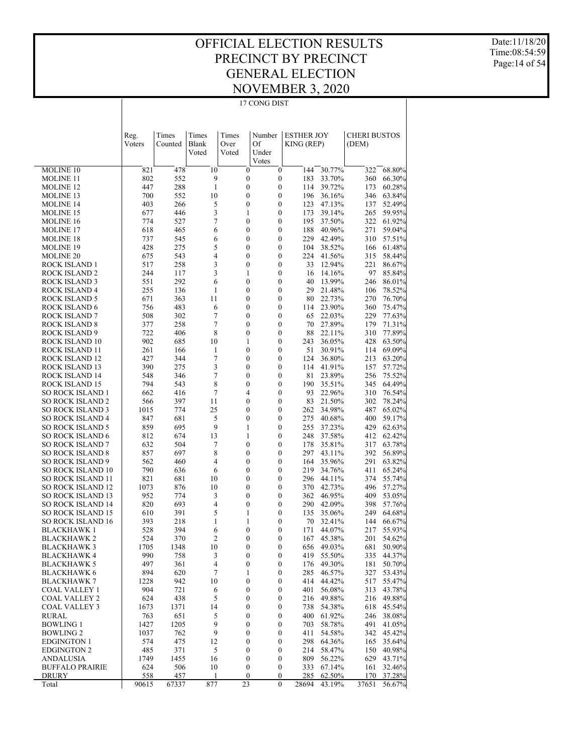# OFFICIAL ELECTION RESULTS
# PRECINCT BY PRECINCT
# GENERAL ELECTION
# NOVEMBER 3, 2020

Date:11/18/20
Time:08:54:59

17 CONG DIST

| | Reg. Voters | Times Counted | Times Blank Voted | Times Over Voted | Number Of Under Votes | ESTHER JOY KING (REP) | | CHERI BUSTOS (DEM) | |
|---|---|---|---|---|---|---|---|---|---|
| MOLINE 10 | 821 | 478 | 10 | 0 | 0 | 144 | 30.77% | 322 | 68.80% |
| MOLINE 11 | 802 | 552 | 9 | 0 | 0 | 183 | 33.70% | 360 | 66.30% |
| MOLINE 12 | 447 | 288 | 1 | 0 | 0 | 114 | 39.72% | 173 | 60.28% |
| MOLINE 13 | 700 | 552 | 10 | 0 | 0 | 196 | 36.16% | 346 | 63.84% |
| MOLINE 14 | 403 | 266 | 5 | 0 | 0 | 123 | 47.13% | 137 | 52.49% |
| MOLINE 15 | 677 | 446 | 3 | 1 | 0 | 173 | 39.14% | 265 | 59.95% |
| MOLINE 16 | 774 | 527 | 7 | 0 | 0 | 195 | 37.50% | 322 | 61.92% |
| MOLINE 17 | 618 | 465 | 6 | 0 | 0 | 188 | 40.96% | 271 | 59.04% |
| MOLINE 18 | 737 | 545 | 6 | 0 | 0 | 229 | 42.49% | 310 | 57.51% |
| MOLINE 19 | 428 | 275 | 5 | 0 | 0 | 104 | 38.52% | 166 | 61.48% |
| MOLINE 20 | 675 | 543 | 4 | 0 | 0 | 224 | 41.56% | 315 | 58.44% |
| ROCK ISLAND 1 | 517 | 258 | 3 | 0 | 0 | 33 | 12.94% | 221 | 86.67% |
| ROCK ISLAND 2 | 244 | 117 | 3 | 1 | 0 | 16 | 14.16% | 97 | 85.84% |
| ROCK ISLAND 3 | 551 | 292 | 6 | 0 | 0 | 40 | 13.99% | 246 | 86.01% |
| ROCK ISLAND 4 | 255 | 136 | 1 | 0 | 0 | 29 | 21.48% | 106 | 78.52% |
| ROCK ISLAND 5 | 671 | 363 | 11 | 0 | 0 | 80 | 22.73% | 270 | 76.70% |
| ROCK ISLAND 6 | 756 | 483 | 6 | 0 | 0 | 114 | 23.90% | 360 | 75.47% |
| ROCK ISLAND 7 | 508 | 302 | 7 | 0 | 0 | 65 | 22.03% | 229 | 77.63% |
| ROCK ISLAND 8 | 377 | 258 | 7 | 0 | 0 | 70 | 27.89% | 179 | 71.31% |
| ROCK ISLAND 9 | 722 | 406 | 8 | 0 | 0 | 88 | 22.11% | 310 | 77.89% |
| ROCK ISLAND 10 | 902 | 685 | 10 | 1 | 0 | 243 | 36.05% | 428 | 63.50% |
| ROCK ISLAND 11 | 261 | 166 | 1 | 0 | 0 | 51 | 30.91% | 114 | 69.09% |
| ROCK ISLAND 12 | 427 | 344 | 7 | 0 | 0 | 124 | 36.80% | 213 | 63.20% |
| ROCK ISLAND 13 | 390 | 275 | 3 | 0 | 0 | 114 | 41.91% | 157 | 57.72% |
| ROCK ISLAND 14 | 548 | 346 | 7 | 0 | 0 | 81 | 23.89% | 256 | 75.52% |
| ROCK ISLAND 15 | 794 | 543 | 8 | 0 | 0 | 190 | 35.51% | 345 | 64.49% |
| SO ROCK ISLAND 1 | 662 | 416 | 7 | 4 | 0 | 93 | 22.96% | 310 | 76.54% |
| SO ROCK ISLAND 2 | 566 | 397 | 11 | 0 | 0 | 83 | 21.50% | 302 | 78.24% |
| SO ROCK ISLAND 3 | 1015 | 774 | 25 | 0 | 0 | 262 | 34.98% | 487 | 65.02% |
| SO ROCK ISLAND 4 | 847 | 681 | 5 | 0 | 0 | 275 | 40.68% | 400 | 59.17% |
| SO ROCK ISLAND 5 | 859 | 695 | 9 | 1 | 0 | 255 | 37.23% | 429 | 62.63% |
| SO ROCK ISLAND 6 | 812 | 674 | 13 | 1 | 0 | 248 | 37.58% | 412 | 62.42% |
| SO ROCK ISLAND 7 | 632 | 504 | 7 | 0 | 0 | 178 | 35.81% | 317 | 63.78% |
| SO ROCK ISLAND 8 | 857 | 697 | 8 | 0 | 0 | 297 | 43.11% | 392 | 56.89% |
| SO ROCK ISLAND 9 | 562 | 460 | 4 | 0 | 0 | 164 | 35.96% | 291 | 63.82% |
| SO ROCK ISLAND 10 | 790 | 636 | 6 | 0 | 0 | 219 | 34.76% | 411 | 65.24% |
| SO ROCK ISLAND 11 | 821 | 681 | 10 | 0 | 0 | 296 | 44.11% | 374 | 55.74% |
| SO ROCK ISLAND 12 | 1073 | 876 | 10 | 0 | 0 | 370 | 42.73% | 496 | 57.27% |
| SO ROCK ISLAND 13 | 952 | 774 | 3 | 0 | 0 | 362 | 46.95% | 409 | 53.05% |
| SO ROCK ISLAND 14 | 820 | 693 | 4 | 0 | 0 | 290 | 42.09% | 398 | 57.76% |
| SO ROCK ISLAND 15 | 610 | 391 | 5 | 1 | 0 | 135 | 35.06% | 249 | 64.68% |
| SO ROCK ISLAND 16 | 393 | 218 | 1 | 1 | 0 | 70 | 32.41% | 144 | 66.67% |
| BLACKHAWK 1 | 528 | 394 | 6 | 0 | 0 | 171 | 44.07% | 217 | 55.93% |
| BLACKHAWK 2 | 524 | 370 | 2 | 0 | 0 | 167 | 45.38% | 201 | 54.62% |
| BLACKHAWK 3 | 1705 | 1348 | 10 | 0 | 0 | 656 | 49.03% | 681 | 50.90% |
| BLACKHAWK 4 | 990 | 758 | 3 | 0 | 0 | 419 | 55.50% | 335 | 44.37% |
| BLACKHAWK 5 | 497 | 361 | 4 | 0 | 0 | 176 | 49.30% | 181 | 50.70% |
| BLACKHAWK 6 | 894 | 620 | 7 | 1 | 0 | 285 | 46.57% | 327 | 53.43% |
| BLACKHAWK 7 | 1228 | 942 | 10 | 0 | 0 | 414 | 44.42% | 517 | 55.47% |
| COAL VALLEY 1 | 904 | 721 | 6 | 0 | 0 | 401 | 56.08% | 313 | 43.78% |
| COAL VALLEY 2 | 624 | 438 | 5 | 0 | 0 | 216 | 49.88% | 216 | 49.88% |
| COAL VALLEY 3 | 1673 | 1371 | 14 | 0 | 0 | 738 | 54.38% | 618 | 45.54% |
| RURAL | 763 | 651 | 5 | 0 | 0 | 400 | 61.92% | 246 | 38.08% |
| BOWLING 1 | 1427 | 1205 | 9 | 0 | 0 | 703 | 58.78% | 491 | 41.05% |
| BOWLING 2 | 1037 | 762 | 9 | 0 | 0 | 411 | 54.58% | 342 | 45.42% |
| EDGINGTON 1 | 574 | 475 | 12 | 0 | 0 | 298 | 64.36% | 165 | 35.64% |
| EDGINGTON 2 | 485 | 371 | 5 | 0 | 0 | 214 | 58.47% | 150 | 40.98% |
| ANDALUSIA | 1749 | 1455 | 16 | 0 | 0 | 809 | 56.22% | 629 | 43.71% |
| BUFFALO PRAIRIE | 624 | 506 | 10 | 0 | 0 | 333 | 67.14% | 161 | 32.46% |
| DRURY | 558 | 457 | 1 | 0 | 0 | 285 | 62.50% | 170 | 37.28% |
| Total | 90615 | 67337 | 877 | 23 | 0 | 28694 | 43.19% | 37651 | 56.67% |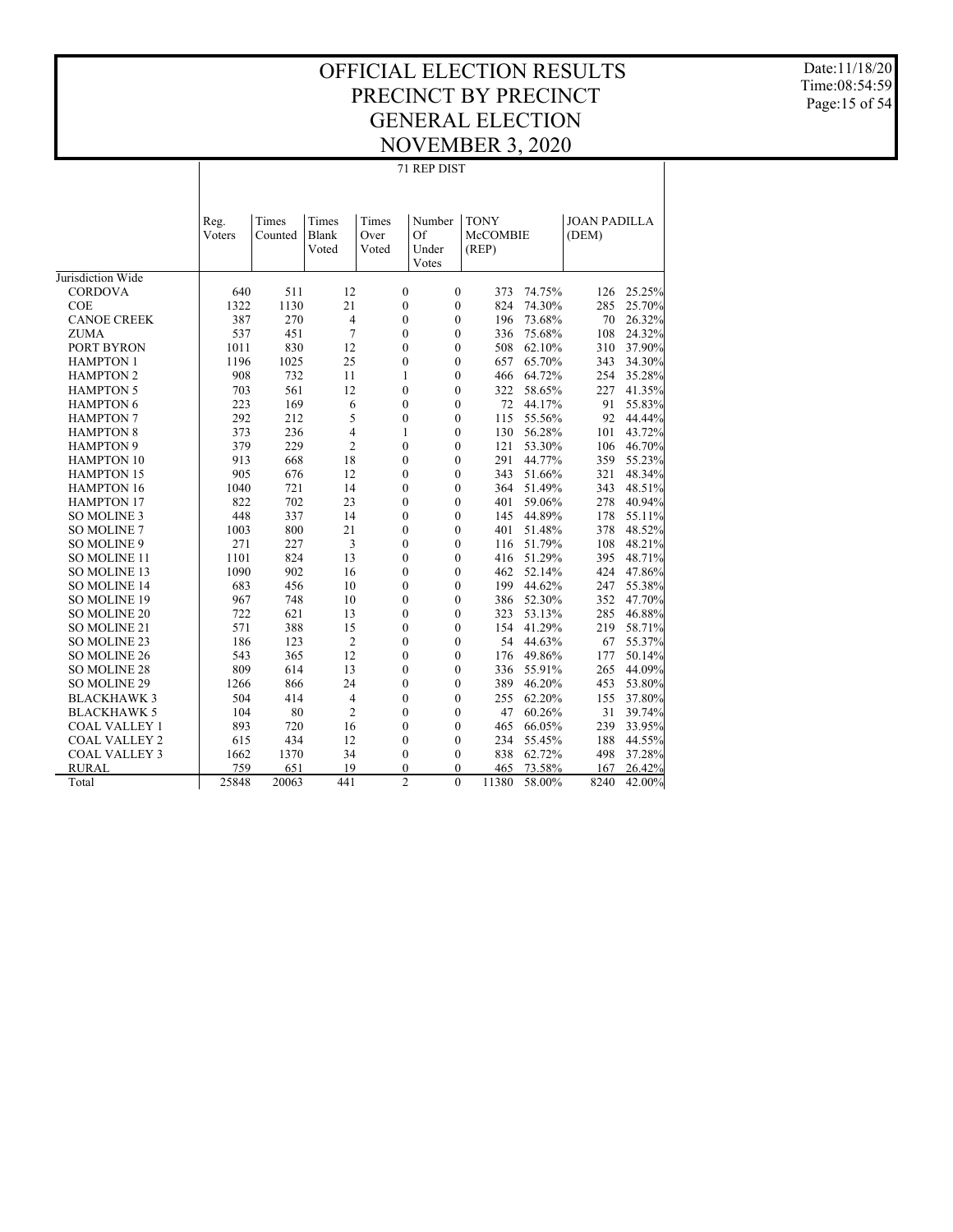# OFFICIAL ELECTION RESULTS
# PRECINCT BY PRECINCT
# GENERAL ELECTION
# NOVEMBER 3, 2020

Date:11/18/20
Time:08:54:59

## 71 REP DIST

| | Reg. Voters | Times Counted | Times Blank Voted | Times Over Voted | Number Of Under Votes | TONY McCOMBIE (REP) | | JOAN PADILLA (DEM) | |
|---|---|---|---|---|---|---|---|---|---|
| Jurisdiction Wide | | | | | | | | | |
| CORDOVA | 640 | 511 | 12 | 0 | 0 | 373 | 74.75% | 126 | 25.25% |
| COE | 1322 | 1130 | 21 | 0 | 0 | 824 | 74.30% | 285 | 25.70% |
| CANOE CREEK | 387 | 270 | 4 | 0 | 0 | 196 | 73.68% | 70 | 26.32% |
| ZUMA | 537 | 451 | 7 | 0 | 0 | 336 | 75.68% | 108 | 24.32% |
| PORT BYRON | 1011 | 830 | 12 | 0 | 0 | 508 | 62.10% | 310 | 37.90% |
| HAMPTON 1 | 1196 | 1025 | 25 | 0 | 0 | 657 | 65.70% | 343 | 34.30% |
| HAMPTON 2 | 908 | 732 | 11 | 1 | 0 | 466 | 64.72% | 254 | 35.28% |
| HAMPTON 5 | 703 | 561 | 12 | 0 | 0 | 322 | 58.65% | 227 | 41.35% |
| HAMPTON 6 | 223 | 169 | 6 | 0 | 0 | 72 | 44.17% | 91 | 55.83% |
| HAMPTON 7 | 292 | 212 | 5 | 0 | 0 | 115 | 55.56% | 92 | 44.44% |
| HAMPTON 8 | 373 | 236 | 4 | 1 | 0 | 130 | 56.28% | 101 | 43.72% |
| HAMPTON 9 | 379 | 229 | 2 | 0 | 0 | 121 | 53.30% | 106 | 46.70% |
| HAMPTON 10 | 913 | 668 | 18 | 0 | 0 | 291 | 44.77% | 359 | 55.23% |
| HAMPTON 15 | 905 | 676 | 12 | 0 | 0 | 343 | 51.66% | 321 | 48.34% |
| HAMPTON 16 | 1040 | 721 | 14 | 0 | 0 | 364 | 51.49% | 343 | 48.51% |
| HAMPTON 17 | 822 | 702 | 23 | 0 | 0 | 401 | 59.06% | 278 | 40.94% |
| SO MOLINE 3 | 448 | 337 | 14 | 0 | 0 | 145 | 44.89% | 178 | 55.11% |
| SO MOLINE 7 | 1003 | 800 | 21 | 0 | 0 | 401 | 51.48% | 378 | 48.52% |
| SO MOLINE 9 | 271 | 227 | 3 | 0 | 0 | 116 | 51.79% | 108 | 48.21% |
| SO MOLINE 11 | 1101 | 824 | 13 | 0 | 0 | 416 | 51.29% | 395 | 48.71% |
| SO MOLINE 13 | 1090 | 902 | 16 | 0 | 0 | 462 | 52.14% | 424 | 47.86% |
| SO MOLINE 14 | 683 | 456 | 10 | 0 | 0 | 199 | 44.62% | 247 | 55.38% |
| SO MOLINE 19 | 967 | 748 | 10 | 0 | 0 | 386 | 52.30% | 352 | 47.70% |
| SO MOLINE 20 | 722 | 621 | 13 | 0 | 0 | 323 | 53.13% | 285 | 46.88% |
| SO MOLINE 21 | 571 | 388 | 15 | 0 | 0 | 154 | 41.29% | 219 | 58.71% |
| SO MOLINE 23 | 186 | 123 | 2 | 0 | 0 | 54 | 44.63% | 67 | 55.37% |
| SO MOLINE 26 | 543 | 365 | 12 | 0 | 0 | 176 | 49.86% | 177 | 50.14% |
| SO MOLINE 28 | 809 | 614 | 13 | 0 | 0 | 336 | 55.91% | 265 | 44.09% |
| SO MOLINE 29 | 1266 | 866 | 24 | 0 | 0 | 389 | 46.20% | 453 | 53.80% |
| BLACKHAWK 3 | 504 | 414 | 4 | 0 | 0 | 255 | 62.20% | 155 | 37.80% |
| BLACKHAWK 5 | 104 | 80 | 2 | 0 | 0 | 47 | 60.26% | 31 | 39.74% |
| COAL VALLEY 1 | 893 | 720 | 16 | 0 | 0 | 465 | 66.05% | 239 | 33.95% |
| COAL VALLEY 2 | 615 | 434 | 12 | 0 | 0 | 234 | 55.45% | 188 | 44.55% |
| COAL VALLEY 3 | 1662 | 1370 | 34 | 0 | 0 | 838 | 62.72% | 498 | 37.28% |
| RURAL | 759 | 651 | 19 | 0 | 0 | 465 | 73.58% | 167 | 26.42% |
| Total | 25848 | 20063 | 441 | 2 | 0 | 11380 | 58.00% | 8240 | 42.00% |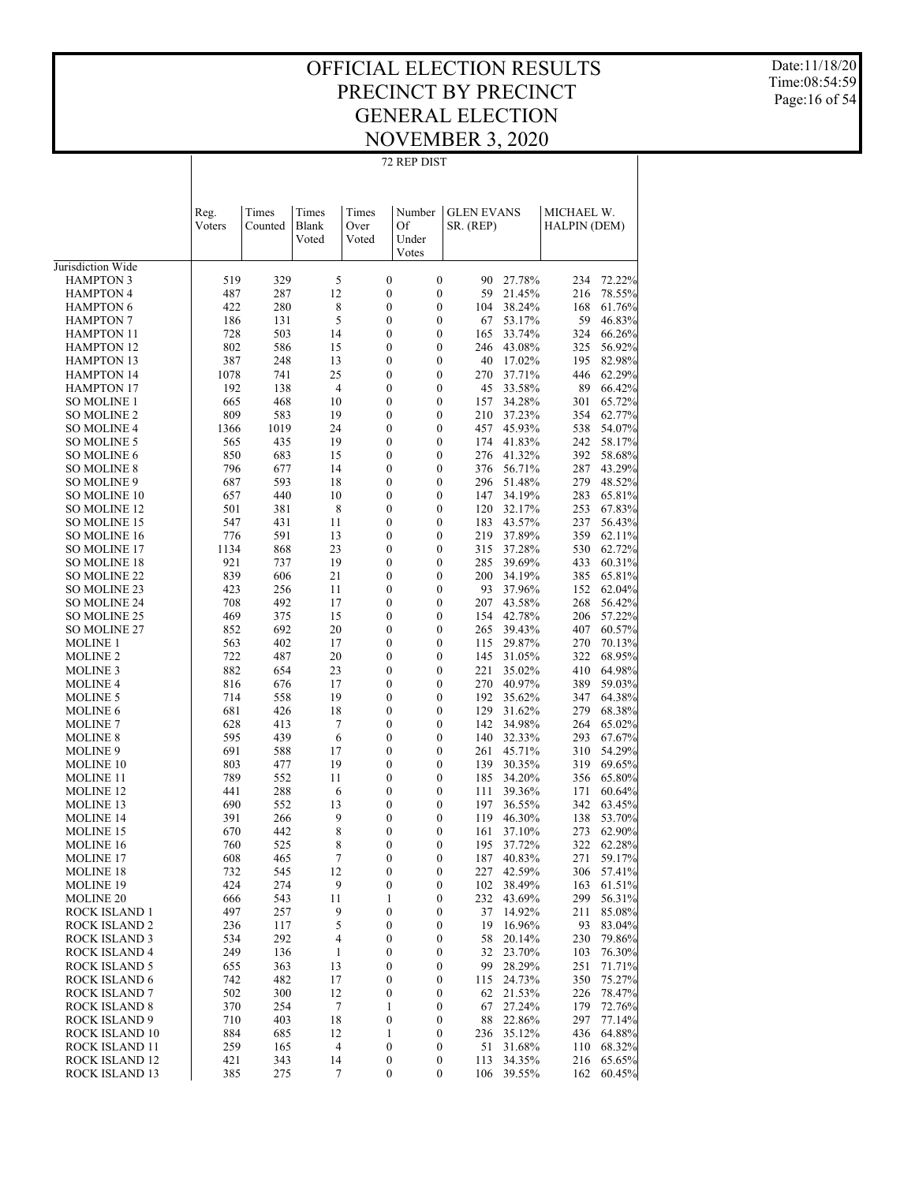# OFFICIAL ELECTION RESULTS
# PRECINCT BY PRECINCT
# GENERAL ELECTION
# NOVEMBER 3, 2020

Date:11/18/20
Time:08:54:59

72 REP DIST

| | Reg. Voters | Times Counted | Times Blank Voted | Times Over Voted | Number Of Under Votes | GLEN EVANS SR. (REP) | | MICHAEL W. HALPIN (DEM) | |
|---|---|---|---|---|---|---|---|---|---|
| Jurisdiction Wide | | | | | | | | | |
| HAMPTON 3 | 519 | 329 | 5 | 0 | 0 | 90 | 27.78% | 234 | 72.22% |
| HAMPTON 4 | 487 | 287 | 12 | 0 | 0 | 59 | 21.45% | 216 | 78.55% |
| HAMPTON 6 | 422 | 280 | 8 | 0 | 0 | 104 | 38.24% | 168 | 61.76% |
| HAMPTON 7 | 186 | 131 | 5 | 0 | 0 | 67 | 53.17% | 59 | 46.83% |
| HAMPTON 11 | 728 | 503 | 14 | 0 | 0 | 165 | 33.74% | 324 | 66.26% |
| HAMPTON 12 | 802 | 586 | 15 | 0 | 0 | 246 | 43.08% | 325 | 56.92% |
| HAMPTON 13 | 387 | 248 | 13 | 0 | 0 | 40 | 17.02% | 195 | 82.98% |
| HAMPTON 14 | 1078 | 741 | 25 | 0 | 0 | 270 | 37.71% | 446 | 62.29% |
| HAMPTON 17 | 192 | 138 | 4 | 0 | 0 | 45 | 33.58% | 89 | 66.42% |
| SO MOLINE 1 | 665 | 468 | 10 | 0 | 0 | 157 | 34.28% | 301 | 65.72% |
| SO MOLINE 2 | 809 | 583 | 19 | 0 | 0 | 210 | 37.23% | 354 | 62.77% |
| SO MOLINE 4 | 1366 | 1019 | 24 | 0 | 0 | 457 | 45.93% | 538 | 54.07% |
| SO MOLINE 5 | 565 | 435 | 19 | 0 | 0 | 174 | 41.83% | 242 | 58.17% |
| SO MOLINE 6 | 850 | 683 | 15 | 0 | 0 | 276 | 41.32% | 392 | 58.68% |
| SO MOLINE 8 | 796 | 677 | 14 | 0 | 0 | 376 | 56.71% | 287 | 43.29% |
| SO MOLINE 9 | 687 | 593 | 18 | 0 | 0 | 296 | 51.48% | 279 | 48.52% |
| SO MOLINE 10 | 657 | 440 | 10 | 0 | 0 | 147 | 34.19% | 283 | 65.81% |
| SO MOLINE 12 | 501 | 381 | 8 | 0 | 0 | 120 | 32.17% | 253 | 67.83% |
| SO MOLINE 15 | 547 | 431 | 11 | 0 | 0 | 183 | 43.57% | 237 | 56.43% |
| SO MOLINE 16 | 776 | 591 | 13 | 0 | 0 | 219 | 37.89% | 359 | 62.11% |
| SO MOLINE 17 | 1134 | 868 | 23 | 0 | 0 | 315 | 37.28% | 530 | 62.72% |
| SO MOLINE 18 | 921 | 737 | 19 | 0 | 0 | 285 | 39.69% | 433 | 60.31% |
| SO MOLINE 22 | 839 | 606 | 21 | 0 | 0 | 200 | 34.19% | 385 | 65.81% |
| SO MOLINE 23 | 423 | 256 | 11 | 0 | 0 | 93 | 37.96% | 152 | 62.04% |
| SO MOLINE 24 | 708 | 492 | 17 | 0 | 0 | 207 | 43.58% | 268 | 56.42% |
| SO MOLINE 25 | 469 | 375 | 15 | 0 | 0 | 154 | 42.78% | 206 | 57.22% |
| SO MOLINE 27 | 852 | 692 | 20 | 0 | 0 | 265 | 39.43% | 407 | 60.57% |
| MOLINE 1 | 563 | 402 | 17 | 0 | 0 | 115 | 29.87% | 270 | 70.13% |
| MOLINE 2 | 722 | 487 | 20 | 0 | 0 | 145 | 31.05% | 322 | 68.95% |
| MOLINE 3 | 882 | 654 | 23 | 0 | 0 | 221 | 35.02% | 410 | 64.98% |
| MOLINE 4 | 816 | 676 | 17 | 0 | 0 | 270 | 40.97% | 389 | 59.03% |
| MOLINE 5 | 714 | 558 | 19 | 0 | 0 | 192 | 35.62% | 347 | 64.38% |
| MOLINE 6 | 681 | 426 | 18 | 0 | 0 | 129 | 31.62% | 279 | 68.38% |
| MOLINE 7 | 628 | 413 | 7 | 0 | 0 | 142 | 34.98% | 264 | 65.02% |
| MOLINE 8 | 595 | 439 | 6 | 0 | 0 | 140 | 32.33% | 293 | 67.67% |
| MOLINE 9 | 691 | 588 | 17 | 0 | 0 | 261 | 45.71% | 310 | 54.29% |
| MOLINE 10 | 803 | 477 | 19 | 0 | 0 | 139 | 30.35% | 319 | 69.65% |
| MOLINE 11 | 789 | 552 | 11 | 0 | 0 | 185 | 34.20% | 356 | 65.80% |
| MOLINE 12 | 441 | 288 | 6 | 0 | 0 | 111 | 39.36% | 171 | 60.64% |
| MOLINE 13 | 690 | 552 | 13 | 0 | 0 | 197 | 36.55% | 342 | 63.45% |
| MOLINE 14 | 391 | 266 | 9 | 0 | 0 | 119 | 46.30% | 138 | 53.70% |
| MOLINE 15 | 670 | 442 | 8 | 0 | 0 | 161 | 37.10% | 273 | 62.90% |
| MOLINE 16 | 760 | 525 | 8 | 0 | 0 | 195 | 37.72% | 322 | 62.28% |
| MOLINE 17 | 608 | 465 | 7 | 0 | 0 | 187 | 40.83% | 271 | 59.17% |
| MOLINE 18 | 732 | 545 | 12 | 0 | 0 | 227 | 42.59% | 306 | 57.41% |
| MOLINE 19 | 424 | 274 | 9 | 0 | 0 | 102 | 38.49% | 163 | 61.51% |
| MOLINE 20 | 666 | 543 | 11 | 1 | 0 | 232 | 43.69% | 299 | 56.31% |
| ROCK ISLAND 1 | 497 | 257 | 9 | 0 | 0 | 37 | 14.92% | 211 | 85.08% |
| ROCK ISLAND 2 | 236 | 117 | 5 | 0 | 0 | 19 | 16.96% | 93 | 83.04% |
| ROCK ISLAND 3 | 534 | 292 | 4 | 0 | 0 | 58 | 20.14% | 230 | 79.86% |
| ROCK ISLAND 4 | 249 | 136 | 1 | 0 | 0 | 32 | 23.70% | 103 | 76.30% |
| ROCK ISLAND 5 | 655 | 363 | 13 | 0 | 0 | 99 | 28.29% | 251 | 71.71% |
| ROCK ISLAND 6 | 742 | 482 | 17 | 0 | 0 | 115 | 24.73% | 350 | 75.27% |
| ROCK ISLAND 7 | 502 | 300 | 12 | 0 | 0 | 62 | 21.53% | 226 | 78.47% |
| ROCK ISLAND 8 | 370 | 254 | 7 | 1 | 0 | 67 | 27.24% | 179 | 72.76% |
| ROCK ISLAND 9 | 710 | 403 | 18 | 0 | 0 | 88 | 22.86% | 297 | 77.14% |
| ROCK ISLAND 10 | 884 | 685 | 12 | 1 | 0 | 236 | 35.12% | 436 | 64.88% |
| ROCK ISLAND 11 | 259 | 165 | 4 | 0 | 0 | 51 | 31.68% | 110 | 68.32% |
| ROCK ISLAND 12 | 421 | 343 | 14 | 0 | 0 | 113 | 34.35% | 216 | 65.65% |
| ROCK ISLAND 13 | 385 | 275 | 7 | 0 | 0 | 106 | 39.55% | 162 | 60.45% |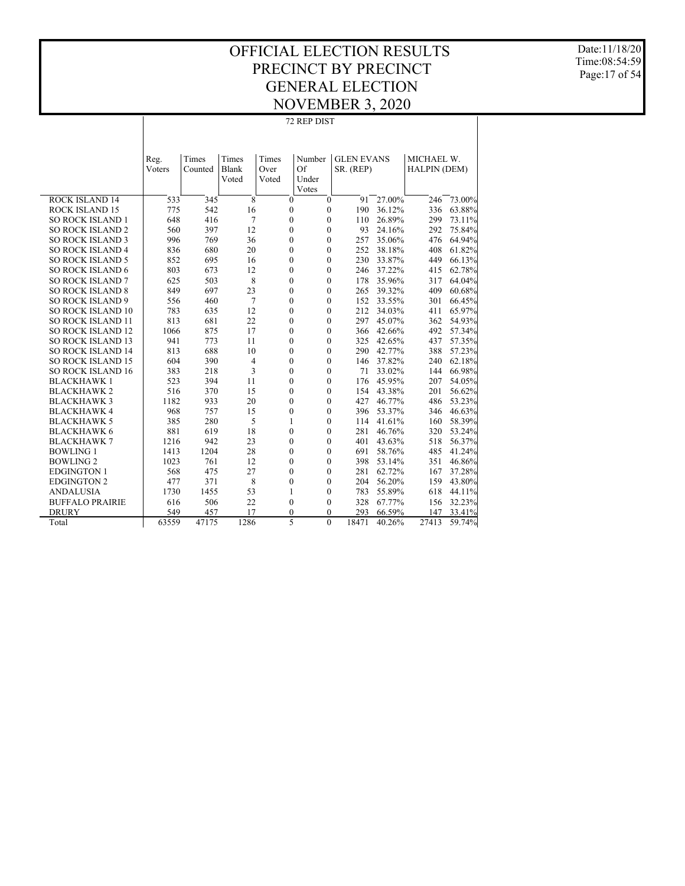# OFFICIAL ELECTION RESULTS
# PRECINCT BY PRECINCT
# GENERAL ELECTION
# NOVEMBER 3, 2020

Date:11/18/20
Time:08:54:59

## 72 REP DIST

| | Reg. Voters | Times Counted | Times Blank Voted | Times Over Voted | Number Of Under Votes | GLEN EVANS SR. (REP) | | MICHAEL W. HALPIN (DEM) | |
|---|---|---|---|---|---|---|---|---|---|
| ROCK ISLAND 14 | 533 | 345 | 8 | 0 | 0 | 91 | 27.00% | 246 | 73.00% |
| ROCK ISLAND 15 | 775 | 542 | 16 | 0 | 0 | 190 | 36.12% | 336 | 63.88% |
| SO ROCK ISLAND 1 | 648 | 416 | 7 | 0 | 0 | 110 | 26.89% | 299 | 73.11% |
| SO ROCK ISLAND 2 | 560 | 397 | 12 | 0 | 0 | 93 | 24.16% | 292 | 75.84% |
| SO ROCK ISLAND 3 | 996 | 769 | 36 | 0 | 0 | 257 | 35.06% | 476 | 64.94% |
| SO ROCK ISLAND 4 | 836 | 680 | 20 | 0 | 0 | 252 | 38.18% | 408 | 61.82% |
| SO ROCK ISLAND 5 | 852 | 695 | 16 | 0 | 0 | 230 | 33.87% | 449 | 66.13% |
| SO ROCK ISLAND 6 | 803 | 673 | 12 | 0 | 0 | 246 | 37.22% | 415 | 62.78% |
| SO ROCK ISLAND 7 | 625 | 503 | 8 | 0 | 0 | 178 | 35.96% | 317 | 64.04% |
| SO ROCK ISLAND 8 | 849 | 697 | 23 | 0 | 0 | 265 | 39.32% | 409 | 60.68% |
| SO ROCK ISLAND 9 | 556 | 460 | 7 | 0 | 0 | 152 | 33.55% | 301 | 66.45% |
| SO ROCK ISLAND 10 | 783 | 635 | 12 | 0 | 0 | 212 | 34.03% | 411 | 65.97% |
| SO ROCK ISLAND 11 | 813 | 681 | 22 | 0 | 0 | 297 | 45.07% | 362 | 54.93% |
| SO ROCK ISLAND 12 | 1066 | 875 | 17 | 0 | 0 | 366 | 42.66% | 492 | 57.34% |
| SO ROCK ISLAND 13 | 941 | 773 | 11 | 0 | 0 | 325 | 42.65% | 437 | 57.35% |
| SO ROCK ISLAND 14 | 813 | 688 | 10 | 0 | 0 | 290 | 42.77% | 388 | 57.23% |
| SO ROCK ISLAND 15 | 604 | 390 | 4 | 0 | 0 | 146 | 37.82% | 240 | 62.18% |
| SO ROCK ISLAND 16 | 383 | 218 | 3 | 0 | 0 | 71 | 33.02% | 144 | 66.98% |
| BLACKHAWK 1 | 523 | 394 | 11 | 0 | 0 | 176 | 45.95% | 207 | 54.05% |
| BLACKHAWK 2 | 516 | 370 | 15 | 0 | 0 | 154 | 43.38% | 201 | 56.62% |
| BLACKHAWK 3 | 1182 | 933 | 20 | 0 | 0 | 427 | 46.77% | 486 | 53.23% |
| BLACKHAWK 4 | 968 | 757 | 15 | 0 | 0 | 396 | 53.37% | 346 | 46.63% |
| BLACKHAWK 5 | 385 | 280 | 5 | 1 | 0 | 114 | 41.61% | 160 | 58.39% |
| BLACKHAWK 6 | 881 | 619 | 18 | 0 | 0 | 281 | 46.76% | 320 | 53.24% |
| BLACKHAWK 7 | 1216 | 942 | 23 | 0 | 0 | 401 | 43.63% | 518 | 56.37% |
| BOWLING 1 | 1413 | 1204 | 28 | 0 | 0 | 691 | 58.76% | 485 | 41.24% |
| BOWLING 2 | 1023 | 761 | 12 | 0 | 0 | 398 | 53.14% | 351 | 46.86% |
| EDGINGTON 1 | 568 | 475 | 27 | 0 | 0 | 281 | 62.72% | 167 | 37.28% |
| EDGINGTON 2 | 477 | 371 | 8 | 0 | 0 | 204 | 56.20% | 159 | 43.80% |
| ANDALUSIA | 1730 | 1455 | 53 | 1 | 0 | 783 | 55.89% | 618 | 44.11% |
| BUFFALO PRAIRIE | 616 | 506 | 22 | 0 | 0 | 328 | 67.77% | 156 | 32.23% |
| DRURY | 549 | 457 | 17 | 0 | 0 | 293 | 66.59% | 147 | 33.41% |
| Total | 63559 | 47175 | 1286 | 5 | 0 | 18471 | 40.26% | 27413 | 59.74% |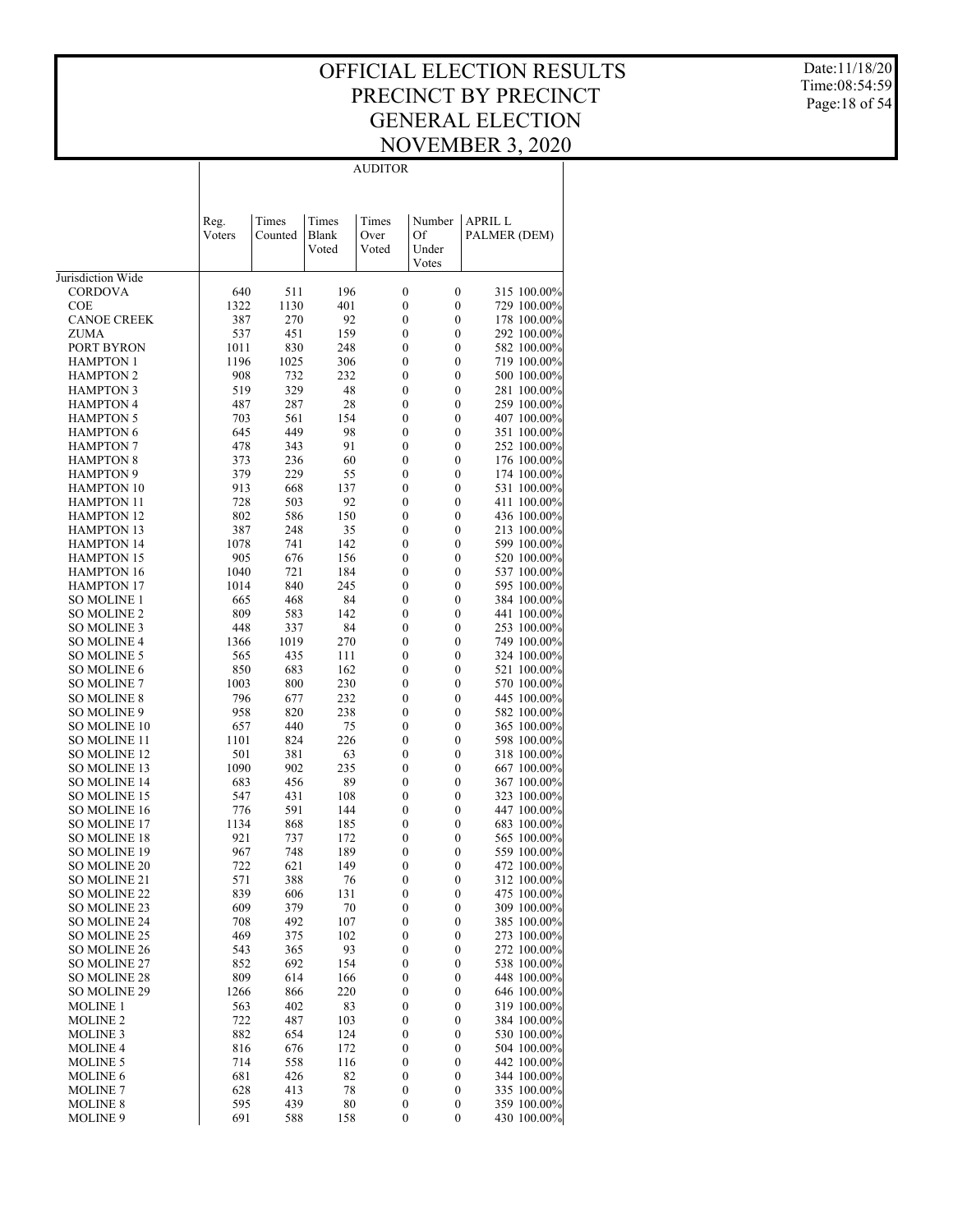# OFFICIAL ELECTION RESULTS
# PRECINCT BY PRECINCT
# GENERAL ELECTION
# NOVEMBER 3, 2020

Date:11/18/20
Time:08:54:59

## AUDITOR

| | Reg. Voters | Times Counted | Times Blank Voted | Times Over Voted | Number Of Under Votes | APRIL L PALMER (DEM) | |
|---|---|---|---|---|---|---|---|
| Jurisdiction Wide | | | | | | | |
| CORDOVA | 640 | 511 | 196 | 0 | 0 | 315 | 100.00% |
| COE | 1322 | 1130 | 401 | 0 | 0 | 729 | 100.00% |
| CANOE CREEK | 387 | 270 | 92 | 0 | 0 | 178 | 100.00% |
| ZUMA | 537 | 451 | 159 | 0 | 0 | 292 | 100.00% |
| PORT BYRON | 1011 | 830 | 248 | 0 | 0 | 582 | 100.00% |
| HAMPTON 1 | 1196 | 1025 | 306 | 0 | 0 | 719 | 100.00% |
| HAMPTON 2 | 908 | 732 | 232 | 0 | 0 | 500 | 100.00% |
| HAMPTON 3 | 519 | 329 | 48 | 0 | 0 | 281 | 100.00% |
| HAMPTON 4 | 487 | 287 | 28 | 0 | 0 | 259 | 100.00% |
| HAMPTON 5 | 703 | 561 | 154 | 0 | 0 | 407 | 100.00% |
| HAMPTON 6 | 645 | 449 | 98 | 0 | 0 | 351 | 100.00% |
| HAMPTON 7 | 478 | 343 | 91 | 0 | 0 | 252 | 100.00% |
| HAMPTON 8 | 373 | 236 | 60 | 0 | 0 | 176 | 100.00% |
| HAMPTON 9 | 379 | 229 | 55 | 0 | 0 | 174 | 100.00% |
| HAMPTON 10 | 913 | 668 | 137 | 0 | 0 | 531 | 100.00% |
| HAMPTON 11 | 728 | 503 | 92 | 0 | 0 | 411 | 100.00% |
| HAMPTON 12 | 802 | 586 | 150 | 0 | 0 | 436 | 100.00% |
| HAMPTON 13 | 387 | 248 | 35 | 0 | 0 | 213 | 100.00% |
| HAMPTON 14 | 1078 | 741 | 142 | 0 | 0 | 599 | 100.00% |
| HAMPTON 15 | 905 | 676 | 156 | 0 | 0 | 520 | 100.00% |
| HAMPTON 16 | 1040 | 721 | 184 | 0 | 0 | 537 | 100.00% |
| HAMPTON 17 | 1014 | 840 | 245 | 0 | 0 | 595 | 100.00% |
| SO MOLINE 1 | 665 | 468 | 84 | 0 | 0 | 384 | 100.00% |
| SO MOLINE 2 | 809 | 583 | 142 | 0 | 0 | 441 | 100.00% |
| SO MOLINE 3 | 448 | 337 | 84 | 0 | 0 | 253 | 100.00% |
| SO MOLINE 4 | 1366 | 1019 | 270 | 0 | 0 | 749 | 100.00% |
| SO MOLINE 5 | 565 | 435 | 111 | 0 | 0 | 324 | 100.00% |
| SO MOLINE 6 | 850 | 683 | 162 | 0 | 0 | 521 | 100.00% |
| SO MOLINE 7 | 1003 | 800 | 230 | 0 | 0 | 570 | 100.00% |
| SO MOLINE 8 | 796 | 677 | 232 | 0 | 0 | 445 | 100.00% |
| SO MOLINE 9 | 958 | 820 | 238 | 0 | 0 | 582 | 100.00% |
| SO MOLINE 10 | 657 | 440 | 75 | 0 | 0 | 365 | 100.00% |
| SO MOLINE 11 | 1101 | 824 | 226 | 0 | 0 | 598 | 100.00% |
| SO MOLINE 12 | 501 | 381 | 63 | 0 | 0 | 318 | 100.00% |
| SO MOLINE 13 | 1090 | 902 | 235 | 0 | 0 | 667 | 100.00% |
| SO MOLINE 14 | 683 | 456 | 89 | 0 | 0 | 367 | 100.00% |
| SO MOLINE 15 | 547 | 431 | 108 | 0 | 0 | 323 | 100.00% |
| SO MOLINE 16 | 776 | 591 | 144 | 0 | 0 | 447 | 100.00% |
| SO MOLINE 17 | 1134 | 868 | 185 | 0 | 0 | 683 | 100.00% |
| SO MOLINE 18 | 921 | 737 | 172 | 0 | 0 | 565 | 100.00% |
| SO MOLINE 19 | 967 | 748 | 189 | 0 | 0 | 559 | 100.00% |
| SO MOLINE 20 | 722 | 621 | 149 | 0 | 0 | 472 | 100.00% |
| SO MOLINE 21 | 571 | 388 | 76 | 0 | 0 | 312 | 100.00% |
| SO MOLINE 22 | 839 | 606 | 131 | 0 | 0 | 475 | 100.00% |
| SO MOLINE 23 | 609 | 379 | 70 | 0 | 0 | 309 | 100.00% |
| SO MOLINE 24 | 708 | 492 | 107 | 0 | 0 | 385 | 100.00% |
| SO MOLINE 25 | 469 | 375 | 102 | 0 | 0 | 273 | 100.00% |
| SO MOLINE 26 | 543 | 365 | 93 | 0 | 0 | 272 | 100.00% |
| SO MOLINE 27 | 852 | 692 | 154 | 0 | 0 | 538 | 100.00% |
| SO MOLINE 28 | 809 | 614 | 166 | 0 | 0 | 448 | 100.00% |
| SO MOLINE 29 | 1266 | 866 | 220 | 0 | 0 | 646 | 100.00% |
| MOLINE 1 | 563 | 402 | 83 | 0 | 0 | 319 | 100.00% |
| MOLINE 2 | 722 | 487 | 103 | 0 | 0 | 384 | 100.00% |
| MOLINE 3 | 882 | 654 | 124 | 0 | 0 | 530 | 100.00% |
| MOLINE 4 | 816 | 676 | 172 | 0 | 0 | 504 | 100.00% |
| MOLINE 5 | 714 | 558 | 116 | 0 | 0 | 442 | 100.00% |
| MOLINE 6 | 681 | 426 | 82 | 0 | 0 | 344 | 100.00% |
| MOLINE 7 | 628 | 413 | 78 | 0 | 0 | 335 | 100.00% |
| MOLINE 8 | 595 | 439 | 80 | 0 | 0 | 359 | 100.00% |
| MOLINE 9 | 691 | 588 | 158 | 0 | 0 | 430 | 100.00% |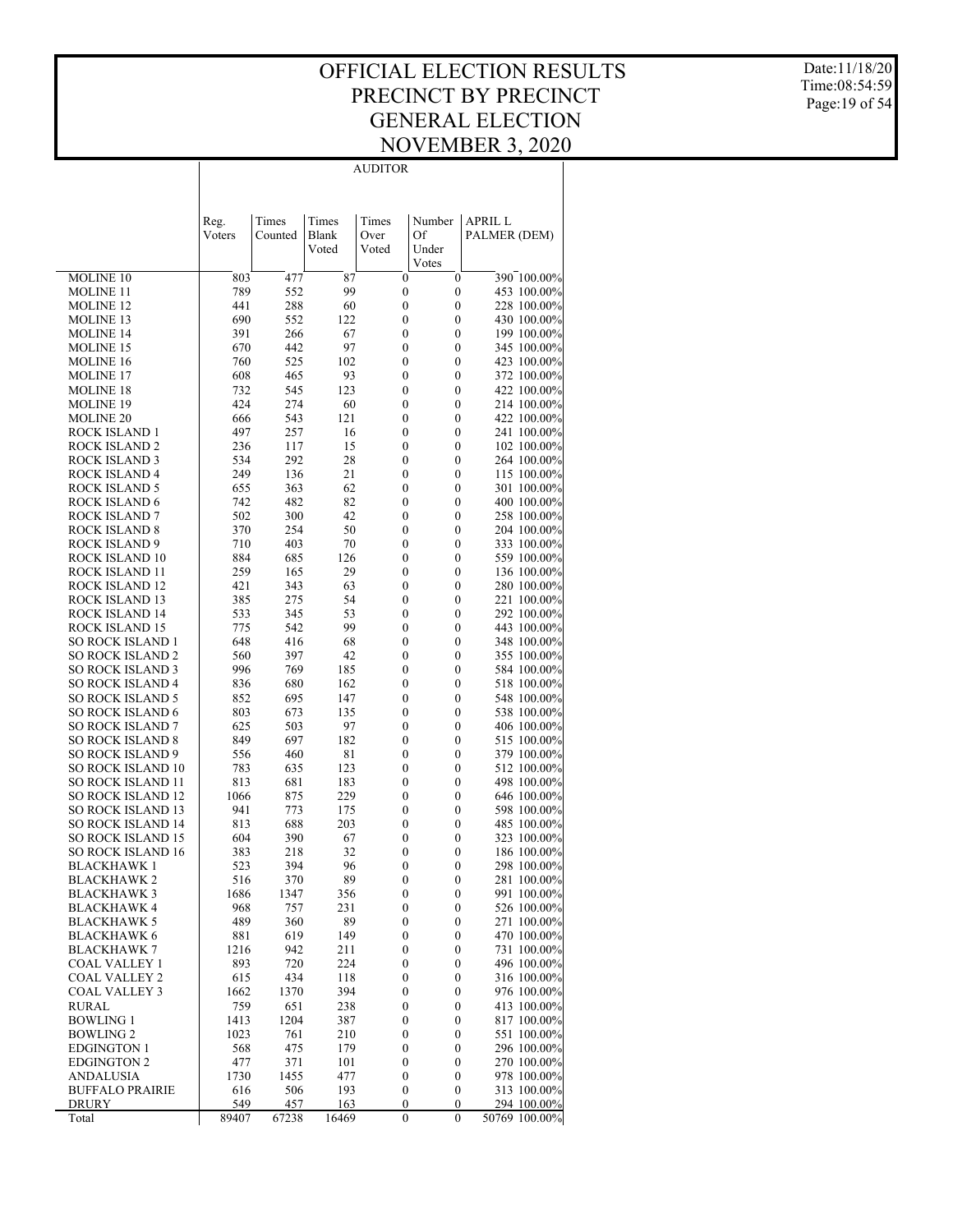# OFFICIAL ELECTION RESULTS
# PRECINCT BY PRECINCT
# GENERAL ELECTION
# NOVEMBER 3, 2020

Date:11/18/20
Time:08:54:59

AUDITOR

| | Reg. Voters | Times Counted | Times Blank Voted | Times Over Voted | Number Of Under Votes | APRIL L PALMER (DEM) | |
|---|---|---|---|---|---|---|---|
| MOLINE 10 | 803 | 477 | 87 | 0 | 0 | 390 | 100.00% |
| MOLINE 11 | 789 | 552 | 99 | 0 | 0 | 453 | 100.00% |
| MOLINE 12 | 441 | 288 | 60 | 0 | 0 | 228 | 100.00% |
| MOLINE 13 | 690 | 552 | 122 | 0 | 0 | 430 | 100.00% |
| MOLINE 14 | 391 | 266 | 67 | 0 | 0 | 199 | 100.00% |
| MOLINE 15 | 670 | 442 | 97 | 0 | 0 | 345 | 100.00% |
| MOLINE 16 | 760 | 525 | 102 | 0 | 0 | 423 | 100.00% |
| MOLINE 17 | 608 | 465 | 93 | 0 | 0 | 372 | 100.00% |
| MOLINE 18 | 732 | 545 | 123 | 0 | 0 | 422 | 100.00% |
| MOLINE 19 | 424 | 274 | 60 | 0 | 0 | 214 | 100.00% |
| MOLINE 20 | 666 | 543 | 121 | 0 | 0 | 422 | 100.00% |
| ROCK ISLAND 1 | 497 | 257 | 16 | 0 | 0 | 241 | 100.00% |
| ROCK ISLAND 2 | 236 | 117 | 15 | 0 | 0 | 102 | 100.00% |
| ROCK ISLAND 3 | 534 | 292 | 28 | 0 | 0 | 264 | 100.00% |
| ROCK ISLAND 4 | 249 | 136 | 21 | 0 | 0 | 115 | 100.00% |
| ROCK ISLAND 5 | 655 | 363 | 62 | 0 | 0 | 301 | 100.00% |
| ROCK ISLAND 6 | 742 | 482 | 82 | 0 | 0 | 400 | 100.00% |
| ROCK ISLAND 7 | 502 | 300 | 42 | 0 | 0 | 258 | 100.00% |
| ROCK ISLAND 8 | 370 | 254 | 50 | 0 | 0 | 204 | 100.00% |
| ROCK ISLAND 9 | 710 | 403 | 70 | 0 | 0 | 333 | 100.00% |
| ROCK ISLAND 10 | 884 | 685 | 126 | 0 | 0 | 559 | 100.00% |
| ROCK ISLAND 11 | 259 | 165 | 29 | 0 | 0 | 136 | 100.00% |
| ROCK ISLAND 12 | 421 | 343 | 63 | 0 | 0 | 280 | 100.00% |
| ROCK ISLAND 13 | 385 | 275 | 54 | 0 | 0 | 221 | 100.00% |
| ROCK ISLAND 14 | 533 | 345 | 53 | 0 | 0 | 292 | 100.00% |
| ROCK ISLAND 15 | 775 | 542 | 99 | 0 | 0 | 443 | 100.00% |
| SO ROCK ISLAND 1 | 648 | 416 | 68 | 0 | 0 | 348 | 100.00% |
| SO ROCK ISLAND 2 | 560 | 397 | 42 | 0 | 0 | 355 | 100.00% |
| SO ROCK ISLAND 3 | 996 | 769 | 185 | 0 | 0 | 584 | 100.00% |
| SO ROCK ISLAND 4 | 836 | 680 | 162 | 0 | 0 | 518 | 100.00% |
| SO ROCK ISLAND 5 | 852 | 695 | 147 | 0 | 0 | 548 | 100.00% |
| SO ROCK ISLAND 6 | 803 | 673 | 135 | 0 | 0 | 538 | 100.00% |
| SO ROCK ISLAND 7 | 625 | 503 | 97 | 0 | 0 | 406 | 100.00% |
| SO ROCK ISLAND 8 | 849 | 697 | 182 | 0 | 0 | 515 | 100.00% |
| SO ROCK ISLAND 9 | 556 | 460 | 81 | 0 | 0 | 379 | 100.00% |
| SO ROCK ISLAND 10 | 783 | 635 | 123 | 0 | 0 | 512 | 100.00% |
| SO ROCK ISLAND 11 | 813 | 681 | 183 | 0 | 0 | 498 | 100.00% |
| SO ROCK ISLAND 12 | 1066 | 875 | 229 | 0 | 0 | 646 | 100.00% |
| SO ROCK ISLAND 13 | 941 | 773 | 175 | 0 | 0 | 598 | 100.00% |
| SO ROCK ISLAND 14 | 813 | 688 | 203 | 0 | 0 | 485 | 100.00% |
| SO ROCK ISLAND 15 | 604 | 390 | 67 | 0 | 0 | 323 | 100.00% |
| SO ROCK ISLAND 16 | 383 | 218 | 32 | 0 | 0 | 186 | 100.00% |
| BLACKHAWK 1 | 523 | 394 | 96 | 0 | 0 | 298 | 100.00% |
| BLACKHAWK 2 | 516 | 370 | 89 | 0 | 0 | 281 | 100.00% |
| BLACKHAWK 3 | 1686 | 1347 | 356 | 0 | 0 | 991 | 100.00% |
| BLACKHAWK 4 | 968 | 757 | 231 | 0 | 0 | 526 | 100.00% |
| BLACKHAWK 5 | 489 | 360 | 89 | 0 | 0 | 271 | 100.00% |
| BLACKHAWK 6 | 881 | 619 | 149 | 0 | 0 | 470 | 100.00% |
| BLACKHAWK 7 | 1216 | 942 | 211 | 0 | 0 | 731 | 100.00% |
| COAL VALLEY 1 | 893 | 720 | 224 | 0 | 0 | 496 | 100.00% |
| COAL VALLEY 2 | 615 | 434 | 118 | 0 | 0 | 316 | 100.00% |
| COAL VALLEY 3 | 1662 | 1370 | 394 | 0 | 0 | 976 | 100.00% |
| RURAL | 759 | 651 | 238 | 0 | 0 | 413 | 100.00% |
| BOWLING 1 | 1413 | 1204 | 387 | 0 | 0 | 817 | 100.00% |
| BOWLING 2 | 1023 | 761 | 210 | 0 | 0 | 551 | 100.00% |
| EDGINGTON 1 | 568 | 475 | 179 | 0 | 0 | 296 | 100.00% |
| EDGINGTON 2 | 477 | 371 | 101 | 0 | 0 | 270 | 100.00% |
| ANDALUSIA | 1730 | 1455 | 477 | 0 | 0 | 978 | 100.00% |
| BUFFALO PRAIRIE | 616 | 506 | 193 | 0 | 0 | 313 | 100.00% |
| DRURY | 549 | 457 | 163 | 0 | 0 | 294 | 100.00% |
| Total | 89407 | 67238 | 16469 | 0 | 0 | 50769 | 100.00% |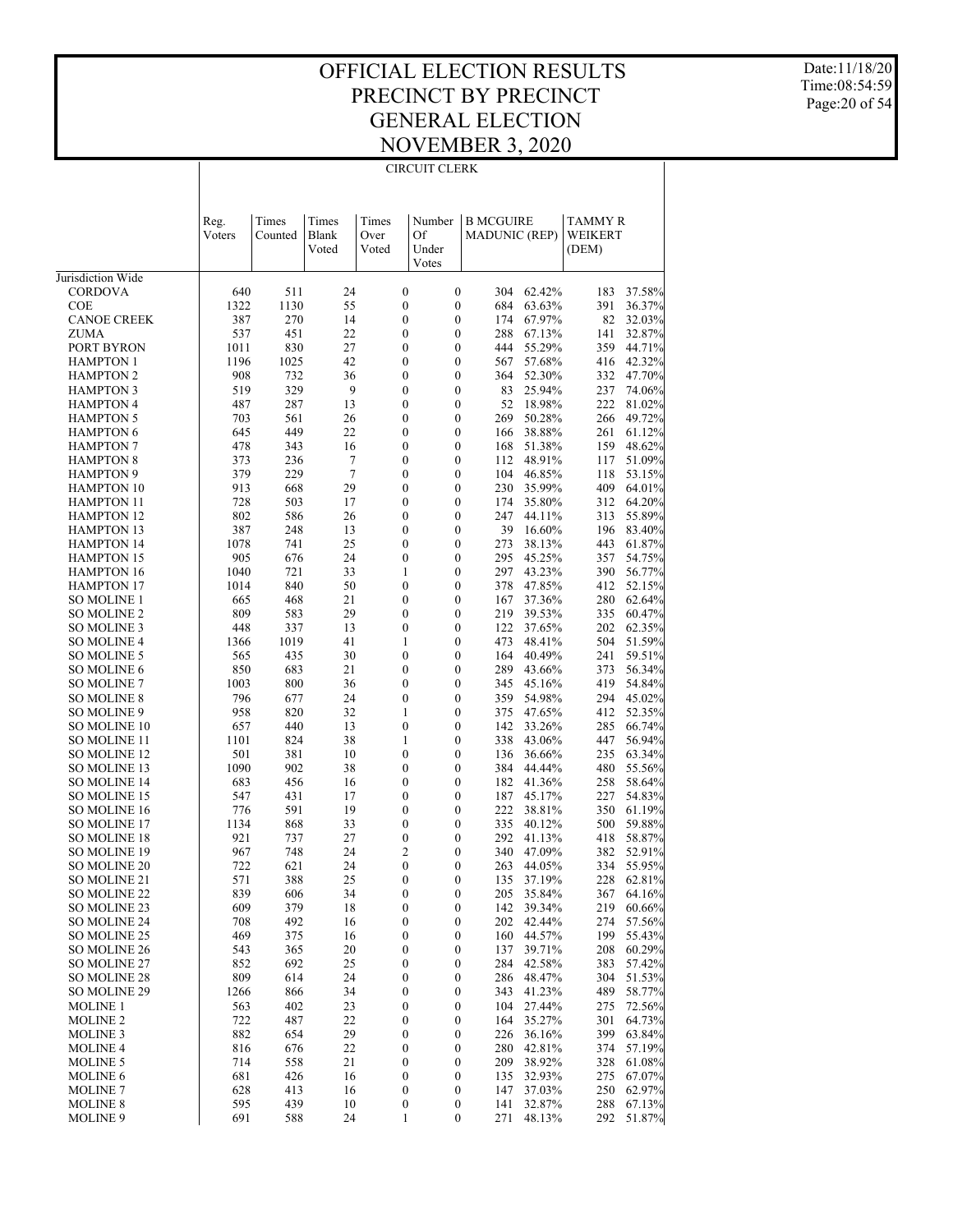# OFFICIAL ELECTION RESULTS
# PRECINCT BY PRECINCT
# GENERAL ELECTION
# NOVEMBER 3, 2020

Date:11/18/20
Time:08:54:59

## CIRCUIT CLERK

| | Reg. Voters | Times Counted | Times Blank Voted | Times Over Voted | Number Of Under Votes | B MCGUIRE MADUNIC (REP) | | TAMMY R WEIKERT (DEM) | |
|---|---|---|---|---|---|---|---|---|---|
| Jurisdiction Wide | | | | | | | | | |
| CORDOVA | 640 | 511 | 24 | 0 | 0 | 304 | 62.42% | 183 | 37.58% |
| COE | 1322 | 1130 | 55 | 0 | 0 | 684 | 63.63% | 391 | 36.37% |
| CANOE CREEK | 387 | 270 | 14 | 0 | 0 | 174 | 67.97% | 82 | 32.03% |
| ZUMA | 537 | 451 | 22 | 0 | 0 | 288 | 67.13% | 141 | 32.87% |
| PORT BYRON | 1011 | 830 | 27 | 0 | 0 | 444 | 55.29% | 359 | 44.71% |
| HAMPTON 1 | 1196 | 1025 | 42 | 0 | 0 | 567 | 57.68% | 416 | 42.32% |
| HAMPTON 2 | 908 | 732 | 36 | 0 | 0 | 364 | 52.30% | 332 | 47.70% |
| HAMPTON 3 | 519 | 329 | 9 | 0 | 0 | 83 | 25.94% | 237 | 74.06% |
| HAMPTON 4 | 487 | 287 | 13 | 0 | 0 | 52 | 18.98% | 222 | 81.02% |
| HAMPTON 5 | 703 | 561 | 26 | 0 | 0 | 269 | 50.28% | 266 | 49.72% |
| HAMPTON 6 | 645 | 449 | 22 | 0 | 0 | 166 | 38.88% | 261 | 61.12% |
| HAMPTON 7 | 478 | 343 | 16 | 0 | 0 | 168 | 51.38% | 159 | 48.62% |
| HAMPTON 8 | 373 | 236 | 7 | 0 | 0 | 112 | 48.91% | 117 | 51.09% |
| HAMPTON 9 | 379 | 229 | 7 | 0 | 0 | 104 | 46.85% | 118 | 53.15% |
| HAMPTON 10 | 913 | 668 | 29 | 0 | 0 | 230 | 35.99% | 409 | 64.01% |
| HAMPTON 11 | 728 | 503 | 17 | 0 | 0 | 174 | 35.80% | 312 | 64.20% |
| HAMPTON 12 | 802 | 586 | 26 | 0 | 0 | 247 | 44.11% | 313 | 55.89% |
| HAMPTON 13 | 387 | 248 | 13 | 0 | 0 | 39 | 16.60% | 196 | 83.40% |
| HAMPTON 14 | 1078 | 741 | 25 | 0 | 0 | 273 | 38.13% | 443 | 61.87% |
| HAMPTON 15 | 905 | 676 | 24 | 0 | 0 | 295 | 45.25% | 357 | 54.75% |
| HAMPTON 16 | 1040 | 721 | 33 | 1 | 0 | 297 | 43.23% | 390 | 56.77% |
| HAMPTON 17 | 1014 | 840 | 50 | 0 | 0 | 378 | 47.85% | 412 | 52.15% |
| SO MOLINE 1 | 665 | 468 | 21 | 0 | 0 | 167 | 37.36% | 280 | 62.64% |
| SO MOLINE 2 | 809 | 583 | 29 | 0 | 0 | 219 | 39.53% | 335 | 60.47% |
| SO MOLINE 3 | 448 | 337 | 13 | 0 | 0 | 122 | 37.65% | 202 | 62.35% |
| SO MOLINE 4 | 1366 | 1019 | 41 | 1 | 0 | 473 | 48.41% | 504 | 51.59% |
| SO MOLINE 5 | 565 | 435 | 30 | 0 | 0 | 164 | 40.49% | 241 | 59.51% |
| SO MOLINE 6 | 850 | 683 | 21 | 0 | 0 | 289 | 43.66% | 373 | 56.34% |
| SO MOLINE 7 | 1003 | 800 | 36 | 0 | 0 | 345 | 45.16% | 419 | 54.84% |
| SO MOLINE 8 | 796 | 677 | 24 | 0 | 0 | 359 | 54.98% | 294 | 45.02% |
| SO MOLINE 9 | 958 | 820 | 32 | 1 | 0 | 375 | 47.65% | 412 | 52.35% |
| SO MOLINE 10 | 657 | 440 | 13 | 0 | 0 | 142 | 33.26% | 285 | 66.74% |
| SO MOLINE 11 | 1101 | 824 | 38 | 1 | 0 | 338 | 43.06% | 447 | 56.94% |
| SO MOLINE 12 | 501 | 381 | 10 | 0 | 0 | 136 | 36.66% | 235 | 63.34% |
| SO MOLINE 13 | 1090 | 902 | 38 | 0 | 0 | 384 | 44.44% | 480 | 55.56% |
| SO MOLINE 14 | 683 | 456 | 16 | 0 | 0 | 182 | 41.36% | 258 | 58.64% |
| SO MOLINE 15 | 547 | 431 | 17 | 0 | 0 | 187 | 45.17% | 227 | 54.83% |
| SO MOLINE 16 | 776 | 591 | 19 | 0 | 0 | 222 | 38.81% | 350 | 61.19% |
| SO MOLINE 17 | 1134 | 868 | 33 | 0 | 0 | 335 | 40.12% | 500 | 59.88% |
| SO MOLINE 18 | 921 | 737 | 27 | 0 | 0 | 292 | 41.13% | 418 | 58.87% |
| SO MOLINE 19 | 967 | 748 | 24 | 2 | 0 | 340 | 47.09% | 382 | 52.91% |
| SO MOLINE 20 | 722 | 621 | 24 | 0 | 0 | 263 | 44.05% | 334 | 55.95% |
| SO MOLINE 21 | 571 | 388 | 25 | 0 | 0 | 135 | 37.19% | 228 | 62.81% |
| SO MOLINE 22 | 839 | 606 | 34 | 0 | 0 | 205 | 35.84% | 367 | 64.16% |
| SO MOLINE 23 | 609 | 379 | 18 | 0 | 0 | 142 | 39.34% | 219 | 60.66% |
| SO MOLINE 24 | 708 | 492 | 16 | 0 | 0 | 202 | 42.44% | 274 | 57.56% |
| SO MOLINE 25 | 469 | 375 | 16 | 0 | 0 | 160 | 44.57% | 199 | 55.43% |
| SO MOLINE 26 | 543 | 365 | 20 | 0 | 0 | 137 | 39.71% | 208 | 60.29% |
| SO MOLINE 27 | 852 | 692 | 25 | 0 | 0 | 284 | 42.58% | 383 | 57.42% |
| SO MOLINE 28 | 809 | 614 | 24 | 0 | 0 | 286 | 48.47% | 304 | 51.53% |
| SO MOLINE 29 | 1266 | 866 | 34 | 0 | 0 | 343 | 41.23% | 489 | 58.77% |
| MOLINE 1 | 563 | 402 | 23 | 0 | 0 | 104 | 27.44% | 275 | 72.56% |
| MOLINE 2 | 722 | 487 | 22 | 0 | 0 | 164 | 35.27% | 301 | 64.73% |
| MOLINE 3 | 882 | 654 | 29 | 0 | 0 | 226 | 36.16% | 399 | 63.84% |
| MOLINE 4 | 816 | 676 | 22 | 0 | 0 | 280 | 42.81% | 374 | 57.19% |
| MOLINE 5 | 714 | 558 | 21 | 0 | 0 | 209 | 38.92% | 328 | 61.08% |
| MOLINE 6 | 681 | 426 | 16 | 0 | 0 | 135 | 32.93% | 275 | 67.07% |
| MOLINE 7 | 628 | 413 | 16 | 0 | 0 | 147 | 37.03% | 250 | 62.97% |
| MOLINE 8 | 595 | 439 | 10 | 0 | 0 | 141 | 32.87% | 288 | 67.13% |
| MOLINE 9 | 691 | 588 | 24 | 1 | 0 | 271 | 48.13% | 292 | 51.87% |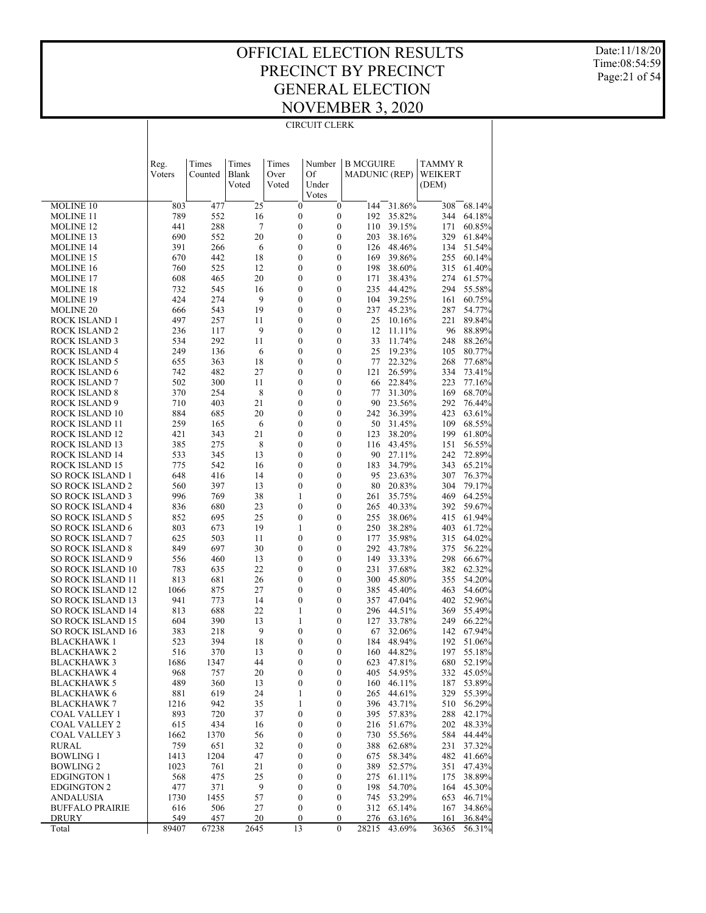# OFFICIAL ELECTION RESULTS
## PRECINCT BY PRECINCT
## GENERAL ELECTION
## NOVEMBER 3, 2020

Date:11/18/20
Time:08:54:59

### CIRCUIT CLERK

| | Reg. Voters | Times Counted | Times Blank Voted | Times Over Voted | Number Of Under Votes | B MCGUIRE MADUNIC (REP) | | TAMMY R WEIKERT (DEM) | |
|---|---|---|---|---|---|---|---|---|---|
| MOLINE 10 | 803 | 477 | 25 | 0 | 0 | 144 | 31.86% | 308 | 68.14% |
| MOLINE 11 | 789 | 552 | 16 | 0 | 0 | 192 | 35.82% | 344 | 64.18% |
| MOLINE 12 | 441 | 288 | 7 | 0 | 0 | 110 | 39.15% | 171 | 60.85% |
| MOLINE 13 | 690 | 552 | 20 | 0 | 0 | 203 | 38.16% | 329 | 61.84% |
| MOLINE 14 | 391 | 266 | 6 | 0 | 0 | 126 | 48.46% | 134 | 51.54% |
| MOLINE 15 | 670 | 442 | 18 | 0 | 0 | 169 | 39.86% | 255 | 60.14% |
| MOLINE 16 | 760 | 525 | 12 | 0 | 0 | 198 | 38.60% | 315 | 61.40% |
| MOLINE 17 | 608 | 465 | 20 | 0 | 0 | 171 | 38.43% | 274 | 61.57% |
| MOLINE 18 | 732 | 545 | 16 | 0 | 0 | 235 | 44.42% | 294 | 55.58% |
| MOLINE 19 | 424 | 274 | 9 | 0 | 0 | 104 | 39.25% | 161 | 60.75% |
| MOLINE 20 | 666 | 543 | 19 | 0 | 0 | 237 | 45.23% | 287 | 54.77% |
| ROCK ISLAND 1 | 497 | 257 | 11 | 0 | 0 | 25 | 10.16% | 221 | 89.84% |
| ROCK ISLAND 2 | 236 | 117 | 9 | 0 | 0 | 12 | 11.11% | 96 | 88.89% |
| ROCK ISLAND 3 | 534 | 292 | 11 | 0 | 0 | 33 | 11.74% | 248 | 88.26% |
| ROCK ISLAND 4 | 249 | 136 | 6 | 0 | 0 | 25 | 19.23% | 105 | 80.77% |
| ROCK ISLAND 5 | 655 | 363 | 18 | 0 | 0 | 77 | 22.32% | 268 | 77.68% |
| ROCK ISLAND 6 | 742 | 482 | 27 | 0 | 0 | 121 | 26.59% | 334 | 73.41% |
| ROCK ISLAND 7 | 502 | 300 | 11 | 0 | 0 | 66 | 22.84% | 223 | 77.16% |
| ROCK ISLAND 8 | 370 | 254 | 8 | 0 | 0 | 77 | 31.30% | 169 | 68.70% |
| ROCK ISLAND 9 | 710 | 403 | 21 | 0 | 0 | 90 | 23.56% | 292 | 76.44% |
| ROCK ISLAND 10 | 884 | 685 | 20 | 0 | 0 | 242 | 36.39% | 423 | 63.61% |
| ROCK ISLAND 11 | 259 | 165 | 6 | 0 | 0 | 50 | 31.45% | 109 | 68.55% |
| ROCK ISLAND 12 | 421 | 343 | 21 | 0 | 0 | 123 | 38.20% | 199 | 61.80% |
| ROCK ISLAND 13 | 385 | 275 | 8 | 0 | 0 | 116 | 43.45% | 151 | 56.55% |
| ROCK ISLAND 14 | 533 | 345 | 13 | 0 | 0 | 90 | 27.11% | 242 | 72.89% |
| ROCK ISLAND 15 | 775 | 542 | 16 | 0 | 0 | 183 | 34.79% | 343 | 65.21% |
| SO ROCK ISLAND 1 | 648 | 416 | 14 | 0 | 0 | 95 | 23.63% | 307 | 76.37% |
| SO ROCK ISLAND 2 | 560 | 397 | 13 | 0 | 0 | 80 | 20.83% | 304 | 79.17% |
| SO ROCK ISLAND 3 | 996 | 769 | 38 | 1 | 0 | 261 | 35.75% | 469 | 64.25% |
| SO ROCK ISLAND 4 | 836 | 680 | 23 | 0 | 0 | 265 | 40.33% | 392 | 59.67% |
| SO ROCK ISLAND 5 | 852 | 695 | 25 | 0 | 0 | 255 | 38.06% | 415 | 61.94% |
| SO ROCK ISLAND 6 | 803 | 673 | 19 | 1 | 0 | 250 | 38.28% | 403 | 61.72% |
| SO ROCK ISLAND 7 | 625 | 503 | 11 | 0 | 0 | 177 | 35.98% | 315 | 64.02% |
| SO ROCK ISLAND 8 | 849 | 697 | 30 | 0 | 0 | 292 | 43.78% | 375 | 56.22% |
| SO ROCK ISLAND 9 | 556 | 460 | 13 | 0 | 0 | 149 | 33.33% | 298 | 66.67% |
| SO ROCK ISLAND 10 | 783 | 635 | 22 | 0 | 0 | 231 | 37.68% | 382 | 62.32% |
| SO ROCK ISLAND 11 | 813 | 681 | 26 | 0 | 0 | 300 | 45.80% | 355 | 54.20% |
| SO ROCK ISLAND 12 | 1066 | 875 | 27 | 0 | 0 | 385 | 45.40% | 463 | 54.60% |
| SO ROCK ISLAND 13 | 941 | 773 | 14 | 0 | 0 | 357 | 47.04% | 402 | 52.96% |
| SO ROCK ISLAND 14 | 813 | 688 | 22 | 1 | 0 | 296 | 44.51% | 369 | 55.49% |
| SO ROCK ISLAND 15 | 604 | 390 | 13 | 1 | 0 | 127 | 33.78% | 249 | 66.22% |
| SO ROCK ISLAND 16 | 383 | 218 | 9 | 0 | 0 | 67 | 32.06% | 142 | 67.94% |
| BLACKHAWK 1 | 523 | 394 | 18 | 0 | 0 | 184 | 48.94% | 192 | 51.06% |
| BLACKHAWK 2 | 516 | 370 | 13 | 0 | 0 | 160 | 44.82% | 197 | 55.18% |
| BLACKHAWK 3 | 1686 | 1347 | 44 | 0 | 0 | 623 | 47.81% | 680 | 52.19% |
| BLACKHAWK 4 | 968 | 757 | 20 | 0 | 0 | 405 | 54.95% | 332 | 45.05% |
| BLACKHAWK 5 | 489 | 360 | 13 | 0 | 0 | 160 | 46.11% | 187 | 53.89% |
| BLACKHAWK 6 | 881 | 619 | 24 | 1 | 0 | 265 | 44.61% | 329 | 55.39% |
| BLACKHAWK 7 | 1216 | 942 | 35 | 1 | 0 | 396 | 43.71% | 510 | 56.29% |
| COAL VALLEY 1 | 893 | 720 | 37 | 0 | 0 | 395 | 57.83% | 288 | 42.17% |
| COAL VALLEY 2 | 615 | 434 | 16 | 0 | 0 | 216 | 51.67% | 202 | 48.33% |
| COAL VALLEY 3 | 1662 | 1370 | 56 | 0 | 0 | 730 | 55.56% | 584 | 44.44% |
| RURAL | 759 | 651 | 32 | 0 | 0 | 388 | 62.68% | 231 | 37.32% |
| BOWLING 1 | 1413 | 1204 | 47 | 0 | 0 | 675 | 58.34% | 482 | 41.66% |
| BOWLING 2 | 1023 | 761 | 21 | 0 | 0 | 389 | 52.57% | 351 | 47.43% |
| EDGINGTON 1 | 568 | 475 | 25 | 0 | 0 | 275 | 61.11% | 175 | 38.89% |
| EDGINGTON 2 | 477 | 371 | 9 | 0 | 0 | 198 | 54.70% | 164 | 45.30% |
| ANDALUSIA | 1730 | 1455 | 57 | 0 | 0 | 745 | 53.29% | 653 | 46.71% |
| BUFFALO PRAIRIE | 616 | 506 | 27 | 0 | 0 | 312 | 65.14% | 167 | 34.86% |
| DRURY | 549 | 457 | 20 | 0 | 0 | 276 | 63.16% | 161 | 36.84% |
| Total | 89407 | 67238 | 2645 | 13 | 0 | 28215 | 43.69% | 36365 | 56.31% |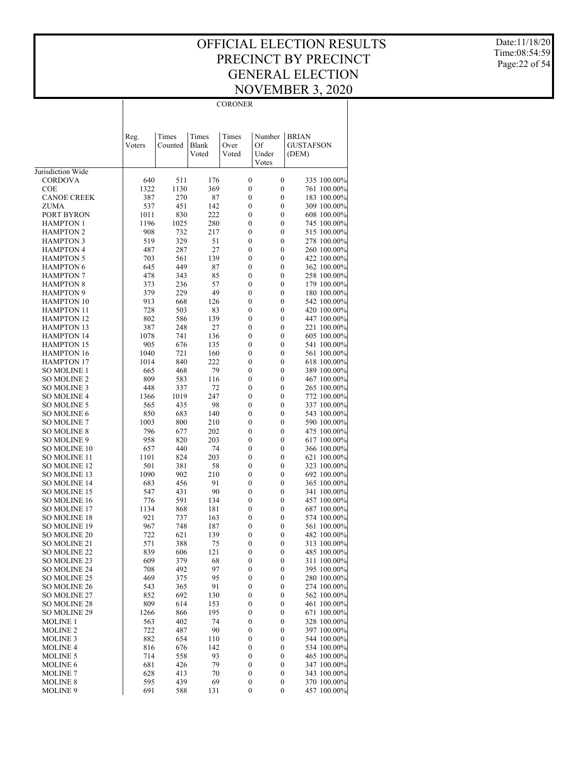# OFFICIAL ELECTION RESULTS
# PRECINCT BY PRECINCT
# GENERAL ELECTION
# NOVEMBER 3, 2020

Date:11/18/20
Time:08:54:59

## CORONER

| | Reg. Voters | Times Counted | Times Blank Voted | Times Over Voted | Number Of Under Votes | BRIAN GUSTAFSON (DEM) | |
|---|---|---|---|---|---|---|---|
| Jurisdiction Wide | | | | | | | |
| CORDOVA | 640 | 511 | 176 | 0 | 0 | 335 | 100.00% |
| COE | 1322 | 1130 | 369 | 0 | 0 | 761 | 100.00% |
| CANOE CREEK | 387 | 270 | 87 | 0 | 0 | 183 | 100.00% |
| ZUMA | 537 | 451 | 142 | 0 | 0 | 309 | 100.00% |
| PORT BYRON | 1011 | 830 | 222 | 0 | 0 | 608 | 100.00% |
| HAMPTON 1 | 1196 | 1025 | 280 | 0 | 0 | 745 | 100.00% |
| HAMPTON 2 | 908 | 732 | 217 | 0 | 0 | 515 | 100.00% |
| HAMPTON 3 | 519 | 329 | 51 | 0 | 0 | 278 | 100.00% |
| HAMPTON 4 | 487 | 287 | 27 | 0 | 0 | 260 | 100.00% |
| HAMPTON 5 | 703 | 561 | 139 | 0 | 0 | 422 | 100.00% |
| HAMPTON 6 | 645 | 449 | 87 | 0 | 0 | 362 | 100.00% |
| HAMPTON 7 | 478 | 343 | 85 | 0 | 0 | 258 | 100.00% |
| HAMPTON 8 | 373 | 236 | 57 | 0 | 0 | 179 | 100.00% |
| HAMPTON 9 | 379 | 229 | 49 | 0 | 0 | 180 | 100.00% |
| HAMPTON 10 | 913 | 668 | 126 | 0 | 0 | 542 | 100.00% |
| HAMPTON 11 | 728 | 503 | 83 | 0 | 0 | 420 | 100.00% |
| HAMPTON 12 | 802 | 586 | 139 | 0 | 0 | 447 | 100.00% |
| HAMPTON 13 | 387 | 248 | 27 | 0 | 0 | 221 | 100.00% |
| HAMPTON 14 | 1078 | 741 | 136 | 0 | 0 | 605 | 100.00% |
| HAMPTON 15 | 905 | 676 | 135 | 0 | 0 | 541 | 100.00% |
| HAMPTON 16 | 1040 | 721 | 160 | 0 | 0 | 561 | 100.00% |
| HAMPTON 17 | 1014 | 840 | 222 | 0 | 0 | 618 | 100.00% |
| SO MOLINE 1 | 665 | 468 | 79 | 0 | 0 | 389 | 100.00% |
| SO MOLINE 2 | 809 | 583 | 116 | 0 | 0 | 467 | 100.00% |
| SO MOLINE 3 | 448 | 337 | 72 | 0 | 0 | 265 | 100.00% |
| SO MOLINE 4 | 1366 | 1019 | 247 | 0 | 0 | 772 | 100.00% |
| SO MOLINE 5 | 565 | 435 | 98 | 0 | 0 | 337 | 100.00% |
| SO MOLINE 6 | 850 | 683 | 140 | 0 | 0 | 543 | 100.00% |
| SO MOLINE 7 | 1003 | 800 | 210 | 0 | 0 | 590 | 100.00% |
| SO MOLINE 8 | 796 | 677 | 202 | 0 | 0 | 475 | 100.00% |
| SO MOLINE 9 | 958 | 820 | 203 | 0 | 0 | 617 | 100.00% |
| SO MOLINE 10 | 657 | 440 | 74 | 0 | 0 | 366 | 100.00% |
| SO MOLINE 11 | 1101 | 824 | 203 | 0 | 0 | 621 | 100.00% |
| SO MOLINE 12 | 501 | 381 | 58 | 0 | 0 | 323 | 100.00% |
| SO MOLINE 13 | 1090 | 902 | 210 | 0 | 0 | 692 | 100.00% |
| SO MOLINE 14 | 683 | 456 | 91 | 0 | 0 | 365 | 100.00% |
| SO MOLINE 15 | 547 | 431 | 90 | 0 | 0 | 341 | 100.00% |
| SO MOLINE 16 | 776 | 591 | 134 | 0 | 0 | 457 | 100.00% |
| SO MOLINE 17 | 1134 | 868 | 181 | 0 | 0 | 687 | 100.00% |
| SO MOLINE 18 | 921 | 737 | 163 | 0 | 0 | 574 | 100.00% |
| SO MOLINE 19 | 967 | 748 | 187 | 0 | 0 | 561 | 100.00% |
| SO MOLINE 20 | 722 | 621 | 139 | 0 | 0 | 482 | 100.00% |
| SO MOLINE 21 | 571 | 388 | 75 | 0 | 0 | 313 | 100.00% |
| SO MOLINE 22 | 839 | 606 | 121 | 0 | 0 | 485 | 100.00% |
| SO MOLINE 23 | 609 | 379 | 68 | 0 | 0 | 311 | 100.00% |
| SO MOLINE 24 | 708 | 492 | 97 | 0 | 0 | 395 | 100.00% |
| SO MOLINE 25 | 469 | 375 | 95 | 0 | 0 | 280 | 100.00% |
| SO MOLINE 26 | 543 | 365 | 91 | 0 | 0 | 274 | 100.00% |
| SO MOLINE 27 | 852 | 692 | 130 | 0 | 0 | 562 | 100.00% |
| SO MOLINE 28 | 809 | 614 | 153 | 0 | 0 | 461 | 100.00% |
| SO MOLINE 29 | 1266 | 866 | 195 | 0 | 0 | 671 | 100.00% |
| MOLINE 1 | 563 | 402 | 74 | 0 | 0 | 328 | 100.00% |
| MOLINE 2 | 722 | 487 | 90 | 0 | 0 | 397 | 100.00% |
| MOLINE 3 | 882 | 654 | 110 | 0 | 0 | 544 | 100.00% |
| MOLINE 4 | 816 | 676 | 142 | 0 | 0 | 534 | 100.00% |
| MOLINE 5 | 714 | 558 | 93 | 0 | 0 | 465 | 100.00% |
| MOLINE 6 | 681 | 426 | 79 | 0 | 0 | 347 | 100.00% |
| MOLINE 7 | 628 | 413 | 70 | 0 | 0 | 343 | 100.00% |
| MOLINE 8 | 595 | 439 | 69 | 0 | 0 | 370 | 100.00% |
| MOLINE 9 | 691 | 588 | 131 | 0 | 0 | 457 | 100.00% |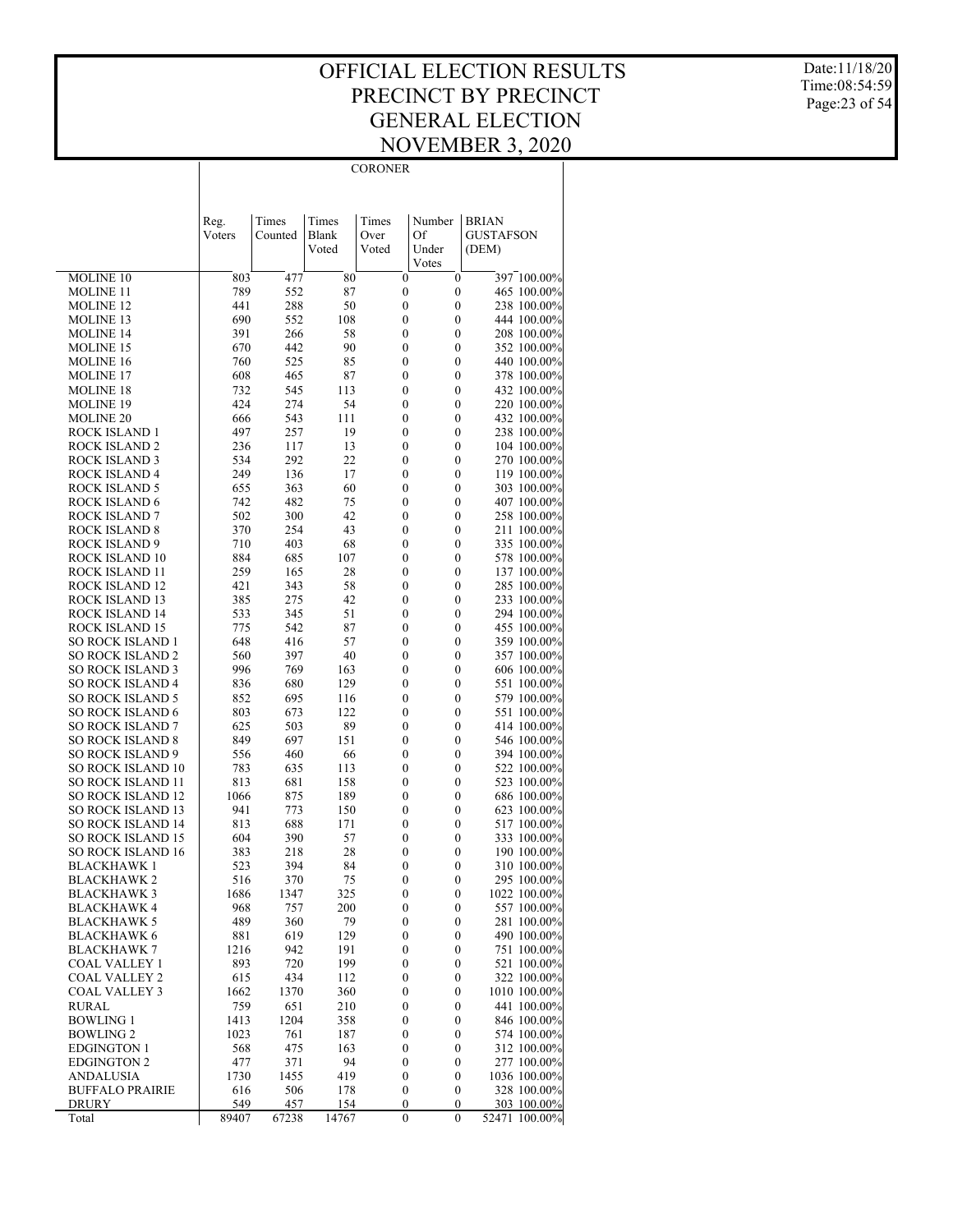# OFFICIAL ELECTION RESULTS
# PRECINCT BY PRECINCT
# GENERAL ELECTION
# NOVEMBER 3, 2020

Date:11/18/20
Time:08:54:59

CORONER

| | Reg. Voters | Times Counted | Times Blank Voted | Times Over Voted | Number Of Under Votes | BRIAN GUSTAFSON (DEM) | |
|---|---|---|---|---|---|---|---|
| MOLINE 10 | 803 | 477 | 80 | 0 | 0 | 397 | 100.00% |
| MOLINE 11 | 789 | 552 | 87 | 0 | 0 | 465 | 100.00% |
| MOLINE 12 | 441 | 288 | 50 | 0 | 0 | 238 | 100.00% |
| MOLINE 13 | 690 | 552 | 108 | 0 | 0 | 444 | 100.00% |
| MOLINE 14 | 391 | 266 | 58 | 0 | 0 | 208 | 100.00% |
| MOLINE 15 | 670 | 442 | 90 | 0 | 0 | 352 | 100.00% |
| MOLINE 16 | 760 | 525 | 85 | 0 | 0 | 440 | 100.00% |
| MOLINE 17 | 608 | 465 | 87 | 0 | 0 | 378 | 100.00% |
| MOLINE 18 | 732 | 545 | 113 | 0 | 0 | 432 | 100.00% |
| MOLINE 19 | 424 | 274 | 54 | 0 | 0 | 220 | 100.00% |
| MOLINE 20 | 666 | 543 | 111 | 0 | 0 | 432 | 100.00% |
| ROCK ISLAND 1 | 497 | 257 | 19 | 0 | 0 | 238 | 100.00% |
| ROCK ISLAND 2 | 236 | 117 | 13 | 0 | 0 | 104 | 100.00% |
| ROCK ISLAND 3 | 534 | 292 | 22 | 0 | 0 | 270 | 100.00% |
| ROCK ISLAND 4 | 249 | 136 | 17 | 0 | 0 | 119 | 100.00% |
| ROCK ISLAND 5 | 655 | 363 | 60 | 0 | 0 | 303 | 100.00% |
| ROCK ISLAND 6 | 742 | 482 | 75 | 0 | 0 | 407 | 100.00% |
| ROCK ISLAND 7 | 502 | 300 | 42 | 0 | 0 | 258 | 100.00% |
| ROCK ISLAND 8 | 370 | 254 | 43 | 0 | 0 | 211 | 100.00% |
| ROCK ISLAND 9 | 710 | 403 | 68 | 0 | 0 | 335 | 100.00% |
| ROCK ISLAND 10 | 884 | 685 | 107 | 0 | 0 | 578 | 100.00% |
| ROCK ISLAND 11 | 259 | 165 | 28 | 0 | 0 | 137 | 100.00% |
| ROCK ISLAND 12 | 421 | 343 | 58 | 0 | 0 | 285 | 100.00% |
| ROCK ISLAND 13 | 385 | 275 | 42 | 0 | 0 | 233 | 100.00% |
| ROCK ISLAND 14 | 533 | 345 | 51 | 0 | 0 | 294 | 100.00% |
| ROCK ISLAND 15 | 775 | 542 | 87 | 0 | 0 | 455 | 100.00% |
| SO ROCK ISLAND 1 | 648 | 416 | 57 | 0 | 0 | 359 | 100.00% |
| SO ROCK ISLAND 2 | 560 | 397 | 40 | 0 | 0 | 357 | 100.00% |
| SO ROCK ISLAND 3 | 996 | 769 | 163 | 0 | 0 | 606 | 100.00% |
| SO ROCK ISLAND 4 | 836 | 680 | 129 | 0 | 0 | 551 | 100.00% |
| SO ROCK ISLAND 5 | 852 | 695 | 116 | 0 | 0 | 579 | 100.00% |
| SO ROCK ISLAND 6 | 803 | 673 | 122 | 0 | 0 | 551 | 100.00% |
| SO ROCK ISLAND 7 | 625 | 503 | 89 | 0 | 0 | 414 | 100.00% |
| SO ROCK ISLAND 8 | 849 | 697 | 151 | 0 | 0 | 546 | 100.00% |
| SO ROCK ISLAND 9 | 556 | 460 | 66 | 0 | 0 | 394 | 100.00% |
| SO ROCK ISLAND 10 | 783 | 635 | 113 | 0 | 0 | 522 | 100.00% |
| SO ROCK ISLAND 11 | 813 | 681 | 158 | 0 | 0 | 523 | 100.00% |
| SO ROCK ISLAND 12 | 1066 | 875 | 189 | 0 | 0 | 686 | 100.00% |
| SO ROCK ISLAND 13 | 941 | 773 | 150 | 0 | 0 | 623 | 100.00% |
| SO ROCK ISLAND 14 | 813 | 688 | 171 | 0 | 0 | 517 | 100.00% |
| SO ROCK ISLAND 15 | 604 | 390 | 57 | 0 | 0 | 333 | 100.00% |
| SO ROCK ISLAND 16 | 383 | 218 | 28 | 0 | 0 | 190 | 100.00% |
| BLACKHAWK 1 | 523 | 394 | 84 | 0 | 0 | 310 | 100.00% |
| BLACKHAWK 2 | 516 | 370 | 75 | 0 | 0 | 295 | 100.00% |
| BLACKHAWK 3 | 1686 | 1347 | 325 | 0 | 0 | 1022 | 100.00% |
| BLACKHAWK 4 | 968 | 757 | 200 | 0 | 0 | 557 | 100.00% |
| BLACKHAWK 5 | 489 | 360 | 79 | 0 | 0 | 281 | 100.00% |
| BLACKHAWK 6 | 881 | 619 | 129 | 0 | 0 | 490 | 100.00% |
| BLACKHAWK 7 | 1216 | 942 | 191 | 0 | 0 | 751 | 100.00% |
| COAL VALLEY 1 | 893 | 720 | 199 | 0 | 0 | 521 | 100.00% |
| COAL VALLEY 2 | 615 | 434 | 112 | 0 | 0 | 322 | 100.00% |
| COAL VALLEY 3 | 1662 | 1370 | 360 | 0 | 0 | 1010 | 100.00% |
| RURAL | 759 | 651 | 210 | 0 | 0 | 441 | 100.00% |
| BOWLING 1 | 1413 | 1204 | 358 | 0 | 0 | 846 | 100.00% |
| BOWLING 2 | 1023 | 761 | 187 | 0 | 0 | 574 | 100.00% |
| EDGINGTON 1 | 568 | 475 | 163 | 0 | 0 | 312 | 100.00% |
| EDGINGTON 2 | 477 | 371 | 94 | 0 | 0 | 277 | 100.00% |
| ANDALUSIA | 1730 | 1455 | 419 | 0 | 0 | 1036 | 100.00% |
| BUFFALO PRAIRIE | 616 | 506 | 178 | 0 | 0 | 328 | 100.00% |
| DRURY | 549 | 457 | 154 | 0 | 0 | 303 | 100.00% |
| Total | 89407 | 67238 | 14767 | 0 | 0 | 52471 | 100.00% |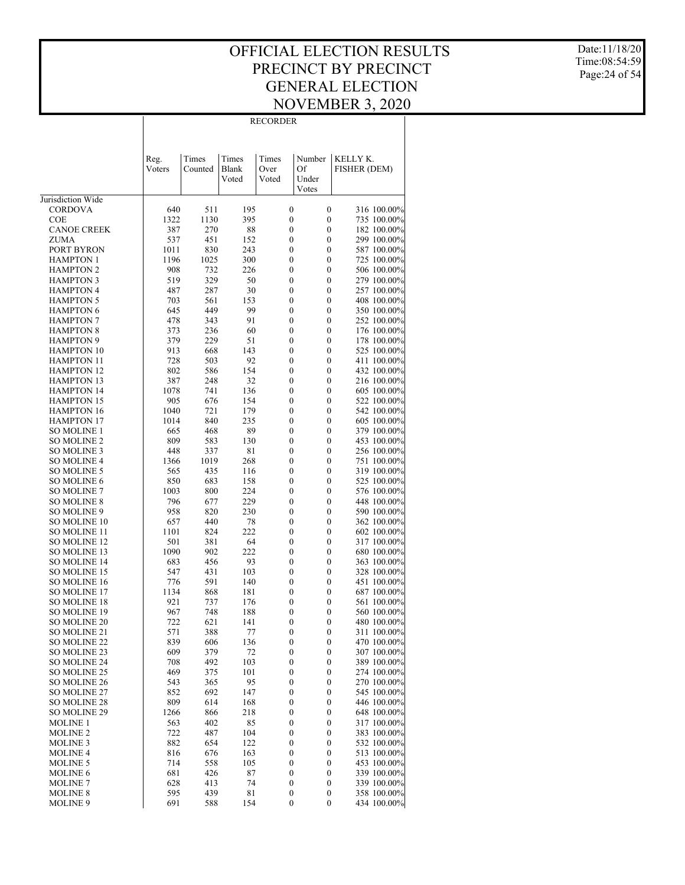# OFFICIAL ELECTION RESULTS
# PRECINCT BY PRECINCT
# GENERAL ELECTION
# NOVEMBER 3, 2020

Date:11/18/20
Time:08:54:59

## RECORDER

| | Reg. Voters | Times Counted | Times Blank Voted | Times Over Voted | Number Of Under Votes | KELLY K. FISHER (DEM) | |
|---|---|---|---|---|---|---|---|
| Jurisdiction Wide | | | | | | | |
| CORDOVA | 640 | 511 | 195 | 0 | 0 | 316 | 100.00% |
| COE | 1322 | 1130 | 395 | 0 | 0 | 735 | 100.00% |
| CANOE CREEK | 387 | 270 | 88 | 0 | 0 | 182 | 100.00% |
| ZUMA | 537 | 451 | 152 | 0 | 0 | 299 | 100.00% |
| PORT BYRON | 1011 | 830 | 243 | 0 | 0 | 587 | 100.00% |
| HAMPTON 1 | 1196 | 1025 | 300 | 0 | 0 | 725 | 100.00% |
| HAMPTON 2 | 908 | 732 | 226 | 0 | 0 | 506 | 100.00% |
| HAMPTON 3 | 519 | 329 | 50 | 0 | 0 | 279 | 100.00% |
| HAMPTON 4 | 487 | 287 | 30 | 0 | 0 | 257 | 100.00% |
| HAMPTON 5 | 703 | 561 | 153 | 0 | 0 | 408 | 100.00% |
| HAMPTON 6 | 645 | 449 | 99 | 0 | 0 | 350 | 100.00% |
| HAMPTON 7 | 478 | 343 | 91 | 0 | 0 | 252 | 100.00% |
| HAMPTON 8 | 373 | 236 | 60 | 0 | 0 | 176 | 100.00% |
| HAMPTON 9 | 379 | 229 | 51 | 0 | 0 | 178 | 100.00% |
| HAMPTON 10 | 913 | 668 | 143 | 0 | 0 | 525 | 100.00% |
| HAMPTON 11 | 728 | 503 | 92 | 0 | 0 | 411 | 100.00% |
| HAMPTON 12 | 802 | 586 | 154 | 0 | 0 | 432 | 100.00% |
| HAMPTON 13 | 387 | 248 | 32 | 0 | 0 | 216 | 100.00% |
| HAMPTON 14 | 1078 | 741 | 136 | 0 | 0 | 605 | 100.00% |
| HAMPTON 15 | 905 | 676 | 154 | 0 | 0 | 522 | 100.00% |
| HAMPTON 16 | 1040 | 721 | 179 | 0 | 0 | 542 | 100.00% |
| HAMPTON 17 | 1014 | 840 | 235 | 0 | 0 | 605 | 100.00% |
| SO MOLINE 1 | 665 | 468 | 89 | 0 | 0 | 379 | 100.00% |
| SO MOLINE 2 | 809 | 583 | 130 | 0 | 0 | 453 | 100.00% |
| SO MOLINE 3 | 448 | 337 | 81 | 0 | 0 | 256 | 100.00% |
| SO MOLINE 4 | 1366 | 1019 | 268 | 0 | 0 | 751 | 100.00% |
| SO MOLINE 5 | 565 | 435 | 116 | 0 | 0 | 319 | 100.00% |
| SO MOLINE 6 | 850 | 683 | 158 | 0 | 0 | 525 | 100.00% |
| SO MOLINE 7 | 1003 | 800 | 224 | 0 | 0 | 576 | 100.00% |
| SO MOLINE 8 | 796 | 677 | 229 | 0 | 0 | 448 | 100.00% |
| SO MOLINE 9 | 958 | 820 | 230 | 0 | 0 | 590 | 100.00% |
| SO MOLINE 10 | 657 | 440 | 78 | 0 | 0 | 362 | 100.00% |
| SO MOLINE 11 | 1101 | 824 | 222 | 0 | 0 | 602 | 100.00% |
| SO MOLINE 12 | 501 | 381 | 64 | 0 | 0 | 317 | 100.00% |
| SO MOLINE 13 | 1090 | 902 | 222 | 0 | 0 | 680 | 100.00% |
| SO MOLINE 14 | 683 | 456 | 93 | 0 | 0 | 363 | 100.00% |
| SO MOLINE 15 | 547 | 431 | 103 | 0 | 0 | 328 | 100.00% |
| SO MOLINE 16 | 776 | 591 | 140 | 0 | 0 | 451 | 100.00% |
| SO MOLINE 17 | 1134 | 868 | 181 | 0 | 0 | 687 | 100.00% |
| SO MOLINE 18 | 921 | 737 | 176 | 0 | 0 | 561 | 100.00% |
| SO MOLINE 19 | 967 | 748 | 188 | 0 | 0 | 560 | 100.00% |
| SO MOLINE 20 | 722 | 621 | 141 | 0 | 0 | 480 | 100.00% |
| SO MOLINE 21 | 571 | 388 | 77 | 0 | 0 | 311 | 100.00% |
| SO MOLINE 22 | 839 | 606 | 136 | 0 | 0 | 470 | 100.00% |
| SO MOLINE 23 | 609 | 379 | 72 | 0 | 0 | 307 | 100.00% |
| SO MOLINE 24 | 708 | 492 | 103 | 0 | 0 | 389 | 100.00% |
| SO MOLINE 25 | 469 | 375 | 101 | 0 | 0 | 274 | 100.00% |
| SO MOLINE 26 | 543 | 365 | 95 | 0 | 0 | 270 | 100.00% |
| SO MOLINE 27 | 852 | 692 | 147 | 0 | 0 | 545 | 100.00% |
| SO MOLINE 28 | 809 | 614 | 168 | 0 | 0 | 446 | 100.00% |
| SO MOLINE 29 | 1266 | 866 | 218 | 0 | 0 | 648 | 100.00% |
| MOLINE 1 | 563 | 402 | 85 | 0 | 0 | 317 | 100.00% |
| MOLINE 2 | 722 | 487 | 104 | 0 | 0 | 383 | 100.00% |
| MOLINE 3 | 882 | 654 | 122 | 0 | 0 | 532 | 100.00% |
| MOLINE 4 | 816 | 676 | 163 | 0 | 0 | 513 | 100.00% |
| MOLINE 5 | 714 | 558 | 105 | 0 | 0 | 453 | 100.00% |
| MOLINE 6 | 681 | 426 | 87 | 0 | 0 | 339 | 100.00% |
| MOLINE 7 | 628 | 413 | 74 | 0 | 0 | 339 | 100.00% |
| MOLINE 8 | 595 | 439 | 81 | 0 | 0 | 358 | 100.00% |
| MOLINE 9 | 691 | 588 | 154 | 0 | 0 | 434 | 100.00% |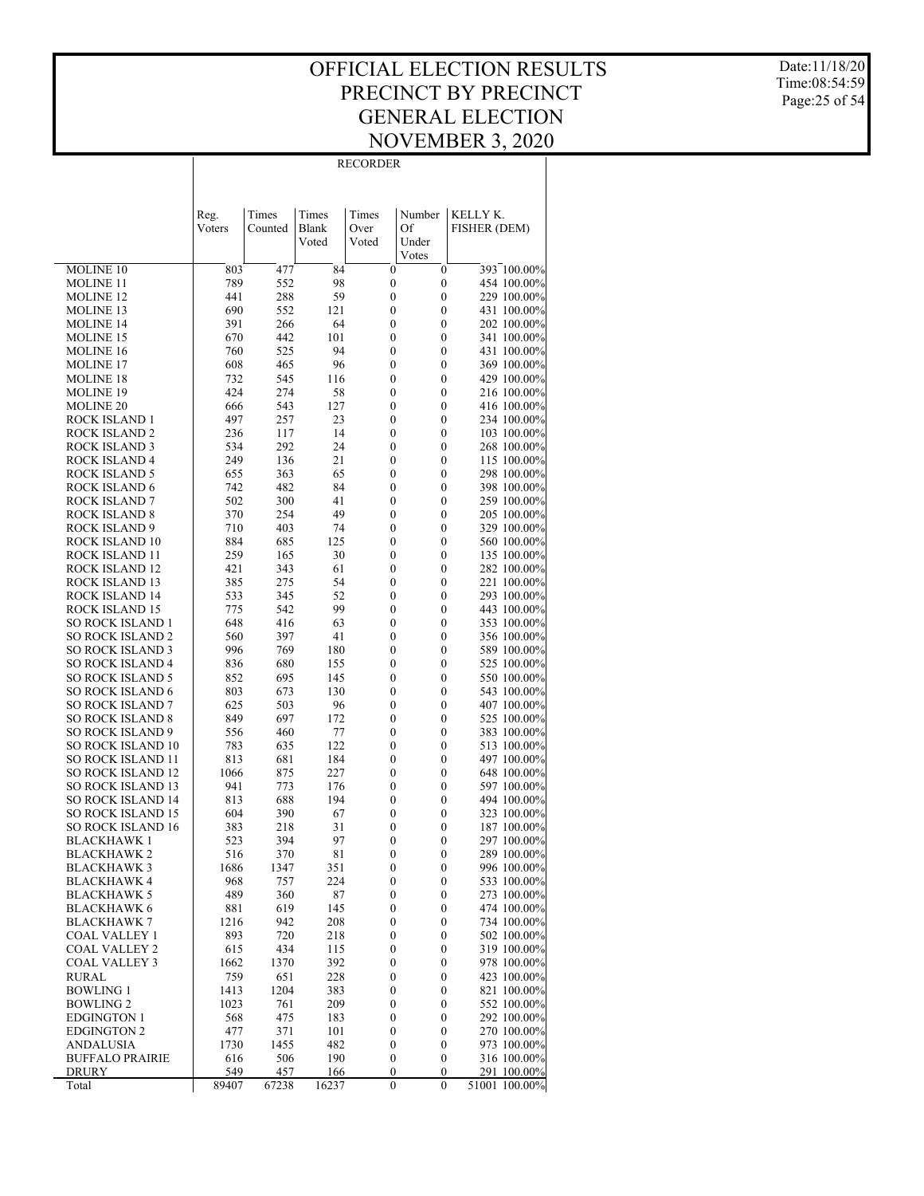# OFFICIAL ELECTION RESULTS
# PRECINCT BY PRECINCT
# GENERAL ELECTION
# NOVEMBER 3, 2020

## RECORDER

| | Reg. Voters | Times Counted | Times Blank Voted | Times Over Voted | Number Of Under Votes | KELLY K. FISHER (DEM) | |
|---|---|---|---|---|---|---|---|
| MOLINE 10 | 803 | 477 | 84 | 0 | 0 | 393 | 100.00% |
| MOLINE 11 | 789 | 552 | 98 | 0 | 0 | 454 | 100.00% |
| MOLINE 12 | 441 | 288 | 59 | 0 | 0 | 229 | 100.00% |
| MOLINE 13 | 690 | 552 | 121 | 0 | 0 | 431 | 100.00% |
| MOLINE 14 | 391 | 266 | 64 | 0 | 0 | 202 | 100.00% |
| MOLINE 15 | 670 | 442 | 101 | 0 | 0 | 341 | 100.00% |
| MOLINE 16 | 760 | 525 | 94 | 0 | 0 | 431 | 100.00% |
| MOLINE 17 | 608 | 465 | 96 | 0 | 0 | 369 | 100.00% |
| MOLINE 18 | 732 | 545 | 116 | 0 | 0 | 429 | 100.00% |
| MOLINE 19 | 424 | 274 | 58 | 0 | 0 | 216 | 100.00% |
| MOLINE 20 | 666 | 543 | 127 | 0 | 0 | 416 | 100.00% |
| ROCK ISLAND 1 | 497 | 257 | 23 | 0 | 0 | 234 | 100.00% |
| ROCK ISLAND 2 | 236 | 117 | 14 | 0 | 0 | 103 | 100.00% |
| ROCK ISLAND 3 | 534 | 292 | 24 | 0 | 0 | 268 | 100.00% |
| ROCK ISLAND 4 | 249 | 136 | 21 | 0 | 0 | 115 | 100.00% |
| ROCK ISLAND 5 | 655 | 363 | 65 | 0 | 0 | 298 | 100.00% |
| ROCK ISLAND 6 | 742 | 482 | 84 | 0 | 0 | 398 | 100.00% |
| ROCK ISLAND 7 | 502 | 300 | 41 | 0 | 0 | 259 | 100.00% |
| ROCK ISLAND 8 | 370 | 254 | 49 | 0 | 0 | 205 | 100.00% |
| ROCK ISLAND 9 | 710 | 403 | 74 | 0 | 0 | 329 | 100.00% |
| ROCK ISLAND 10 | 884 | 685 | 125 | 0 | 0 | 560 | 100.00% |
| ROCK ISLAND 11 | 259 | 165 | 30 | 0 | 0 | 135 | 100.00% |
| ROCK ISLAND 12 | 421 | 343 | 61 | 0 | 0 | 282 | 100.00% |
| ROCK ISLAND 13 | 385 | 275 | 54 | 0 | 0 | 221 | 100.00% |
| ROCK ISLAND 14 | 533 | 345 | 52 | 0 | 0 | 293 | 100.00% |
| ROCK ISLAND 15 | 775 | 542 | 99 | 0 | 0 | 443 | 100.00% |
| SO ROCK ISLAND 1 | 648 | 416 | 63 | 0 | 0 | 353 | 100.00% |
| SO ROCK ISLAND 2 | 560 | 397 | 41 | 0 | 0 | 356 | 100.00% |
| SO ROCK ISLAND 3 | 996 | 769 | 180 | 0 | 0 | 589 | 100.00% |
| SO ROCK ISLAND 4 | 836 | 680 | 155 | 0 | 0 | 525 | 100.00% |
| SO ROCK ISLAND 5 | 852 | 695 | 145 | 0 | 0 | 550 | 100.00% |
| SO ROCK ISLAND 6 | 803 | 673 | 130 | 0 | 0 | 543 | 100.00% |
| SO ROCK ISLAND 7 | 625 | 503 | 96 | 0 | 0 | 407 | 100.00% |
| SO ROCK ISLAND 8 | 849 | 697 | 172 | 0 | 0 | 525 | 100.00% |
| SO ROCK ISLAND 9 | 556 | 460 | 77 | 0 | 0 | 383 | 100.00% |
| SO ROCK ISLAND 10 | 783 | 635 | 122 | 0 | 0 | 513 | 100.00% |
| SO ROCK ISLAND 11 | 813 | 681 | 184 | 0 | 0 | 497 | 100.00% |
| SO ROCK ISLAND 12 | 1066 | 875 | 227 | 0 | 0 | 648 | 100.00% |
| SO ROCK ISLAND 13 | 941 | 773 | 176 | 0 | 0 | 597 | 100.00% |
| SO ROCK ISLAND 14 | 813 | 688 | 194 | 0 | 0 | 494 | 100.00% |
| SO ROCK ISLAND 15 | 604 | 390 | 67 | 0 | 0 | 323 | 100.00% |
| SO ROCK ISLAND 16 | 383 | 218 | 31 | 0 | 0 | 187 | 100.00% |
| BLACKHAWK 1 | 523 | 394 | 97 | 0 | 0 | 297 | 100.00% |
| BLACKHAWK 2 | 516 | 370 | 81 | 0 | 0 | 289 | 100.00% |
| BLACKHAWK 3 | 1686 | 1347 | 351 | 0 | 0 | 996 | 100.00% |
| BLACKHAWK 4 | 968 | 757 | 224 | 0 | 0 | 533 | 100.00% |
| BLACKHAWK 5 | 489 | 360 | 87 | 0 | 0 | 273 | 100.00% |
| BLACKHAWK 6 | 881 | 619 | 145 | 0 | 0 | 474 | 100.00% |
| BLACKHAWK 7 | 1216 | 942 | 208 | 0 | 0 | 734 | 100.00% |
| COAL VALLEY 1 | 893 | 720 | 218 | 0 | 0 | 502 | 100.00% |
| COAL VALLEY 2 | 615 | 434 | 115 | 0 | 0 | 319 | 100.00% |
| COAL VALLEY 3 | 1662 | 1370 | 392 | 0 | 0 | 978 | 100.00% |
| RURAL | 759 | 651 | 228 | 0 | 0 | 423 | 100.00% |
| BOWLING 1 | 1413 | 1204 | 383 | 0 | 0 | 821 | 100.00% |
| BOWLING 2 | 1023 | 761 | 209 | 0 | 0 | 552 | 100.00% |
| EDGINGTON 1 | 568 | 475 | 183 | 0 | 0 | 292 | 100.00% |
| EDGINGTON 2 | 477 | 371 | 101 | 0 | 0 | 270 | 100.00% |
| ANDALUSIA | 1730 | 1455 | 482 | 0 | 0 | 973 | 100.00% |
| BUFFALO PRAIRIE | 616 | 506 | 190 | 0 | 0 | 316 | 100.00% |
| DRURY | 549 | 457 | 166 | 0 | 0 | 291 | 100.00% |
| Total | 89407 | 67238 | 16237 | 0 | 0 | 51001 | 100.00% |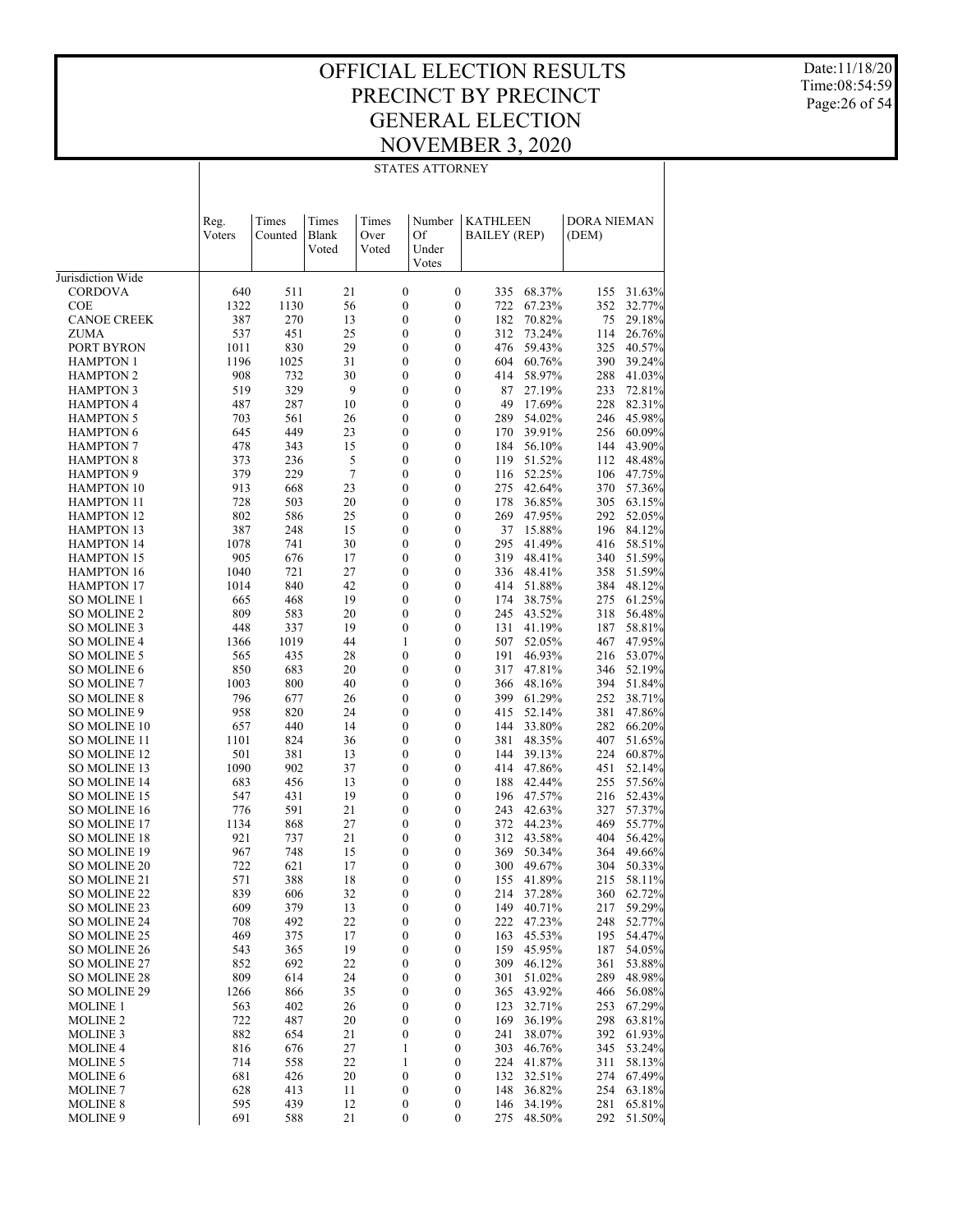# OFFICIAL ELECTION RESULTS
# PRECINCT BY PRECINCT
# GENERAL ELECTION
# NOVEMBER 3, 2020

## STATES ATTORNEY

| | Reg. Voters | Times Counted | Times Blank Voted | Times Over Voted | Number Of Under Votes | KATHLEEN BAILEY (REP) | | DORA NIEMAN (DEM) | |
|---|---|---|---|---|---|---|---|---|---|
| Jurisdiction Wide | | | | | | | | | |
| CORDOVA | 640 | 511 | 21 | 0 | 0 | 335 | 68.37% | 155 | 31.63% |
| COE | 1322 | 1130 | 56 | 0 | 0 | 722 | 67.23% | 352 | 32.77% |
| CANOE CREEK | 387 | 270 | 13 | 0 | 0 | 182 | 70.82% | 75 | 29.18% |
| ZUMA | 537 | 451 | 25 | 0 | 0 | 312 | 73.24% | 114 | 26.76% |
| PORT BYRON | 1011 | 830 | 29 | 0 | 0 | 476 | 59.43% | 325 | 40.57% |
| HAMPTON 1 | 1196 | 1025 | 31 | 0 | 0 | 604 | 60.76% | 390 | 39.24% |
| HAMPTON 2 | 908 | 732 | 30 | 0 | 0 | 414 | 58.97% | 288 | 41.03% |
| HAMPTON 3 | 519 | 329 | 9 | 0 | 0 | 87 | 27.19% | 233 | 72.81% |
| HAMPTON 4 | 487 | 287 | 10 | 0 | 0 | 49 | 17.69% | 228 | 82.31% |
| HAMPTON 5 | 703 | 561 | 26 | 0 | 0 | 289 | 54.02% | 246 | 45.98% |
| HAMPTON 6 | 645 | 449 | 23 | 0 | 0 | 170 | 39.91% | 256 | 60.09% |
| HAMPTON 7 | 478 | 343 | 15 | 0 | 0 | 184 | 56.10% | 144 | 43.90% |
| HAMPTON 8 | 373 | 236 | 5 | 0 | 0 | 119 | 51.52% | 112 | 48.48% |
| HAMPTON 9 | 379 | 229 | 7 | 0 | 0 | 116 | 52.25% | 106 | 47.75% |
| HAMPTON 10 | 913 | 668 | 23 | 0 | 0 | 275 | 42.64% | 370 | 57.36% |
| HAMPTON 11 | 728 | 503 | 20 | 0 | 0 | 178 | 36.85% | 305 | 63.15% |
| HAMPTON 12 | 802 | 586 | 25 | 0 | 0 | 269 | 47.95% | 292 | 52.05% |
| HAMPTON 13 | 387 | 248 | 15 | 0 | 0 | 37 | 15.88% | 196 | 84.12% |
| HAMPTON 14 | 1078 | 741 | 30 | 0 | 0 | 295 | 41.49% | 416 | 58.51% |
| HAMPTON 15 | 905 | 676 | 17 | 0 | 0 | 319 | 48.41% | 340 | 51.59% |
| HAMPTON 16 | 1040 | 721 | 27 | 0 | 0 | 336 | 48.41% | 358 | 51.59% |
| HAMPTON 17 | 1014 | 840 | 42 | 0 | 0 | 414 | 51.88% | 384 | 48.12% |
| SO MOLINE 1 | 665 | 468 | 19 | 0 | 0 | 174 | 38.75% | 275 | 61.25% |
| SO MOLINE 2 | 809 | 583 | 20 | 0 | 0 | 245 | 43.52% | 318 | 56.48% |
| SO MOLINE 3 | 448 | 337 | 19 | 0 | 0 | 131 | 41.19% | 187 | 58.81% |
| SO MOLINE 4 | 1366 | 1019 | 44 | 1 | 0 | 507 | 52.05% | 467 | 47.95% |
| SO MOLINE 5 | 565 | 435 | 28 | 0 | 0 | 191 | 46.93% | 216 | 53.07% |
| SO MOLINE 6 | 850 | 683 | 20 | 0 | 0 | 317 | 47.81% | 346 | 52.19% |
| SO MOLINE 7 | 1003 | 800 | 40 | 0 | 0 | 366 | 48.16% | 394 | 51.84% |
| SO MOLINE 8 | 796 | 677 | 26 | 0 | 0 | 399 | 61.29% | 252 | 38.71% |
| SO MOLINE 9 | 958 | 820 | 24 | 0 | 0 | 415 | 52.14% | 381 | 47.86% |
| SO MOLINE 10 | 657 | 440 | 14 | 0 | 0 | 144 | 33.80% | 282 | 66.20% |
| SO MOLINE 11 | 1101 | 824 | 36 | 0 | 0 | 381 | 48.35% | 407 | 51.65% |
| SO MOLINE 12 | 501 | 381 | 13 | 0 | 0 | 144 | 39.13% | 224 | 60.87% |
| SO MOLINE 13 | 1090 | 902 | 37 | 0 | 0 | 414 | 47.86% | 451 | 52.14% |
| SO MOLINE 14 | 683 | 456 | 13 | 0 | 0 | 188 | 42.44% | 255 | 57.56% |
| SO MOLINE 15 | 547 | 431 | 19 | 0 | 0 | 196 | 47.57% | 216 | 52.43% |
| SO MOLINE 16 | 776 | 591 | 21 | 0 | 0 | 243 | 42.63% | 327 | 57.37% |
| SO MOLINE 17 | 1134 | 868 | 27 | 0 | 0 | 372 | 44.23% | 469 | 55.77% |
| SO MOLINE 18 | 921 | 737 | 21 | 0 | 0 | 312 | 43.58% | 404 | 56.42% |
| SO MOLINE 19 | 967 | 748 | 15 | 0 | 0 | 369 | 50.34% | 364 | 49.66% |
| SO MOLINE 20 | 722 | 621 | 17 | 0 | 0 | 300 | 49.67% | 304 | 50.33% |
| SO MOLINE 21 | 571 | 388 | 18 | 0 | 0 | 155 | 41.89% | 215 | 58.11% |
| SO MOLINE 22 | 839 | 606 | 32 | 0 | 0 | 214 | 37.28% | 360 | 62.72% |
| SO MOLINE 23 | 609 | 379 | 13 | 0 | 0 | 149 | 40.71% | 217 | 59.29% |
| SO MOLINE 24 | 708 | 492 | 22 | 0 | 0 | 222 | 47.23% | 248 | 52.77% |
| SO MOLINE 25 | 469 | 375 | 17 | 0 | 0 | 163 | 45.53% | 195 | 54.47% |
| SO MOLINE 26 | 543 | 365 | 19 | 0 | 0 | 159 | 45.95% | 187 | 54.05% |
| SO MOLINE 27 | 852 | 692 | 22 | 0 | 0 | 309 | 46.12% | 361 | 53.88% |
| SO MOLINE 28 | 809 | 614 | 24 | 0 | 0 | 301 | 51.02% | 289 | 48.98% |
| SO MOLINE 29 | 1266 | 866 | 35 | 0 | 0 | 365 | 43.92% | 466 | 56.08% |
| MOLINE 1 | 563 | 402 | 26 | 0 | 0 | 123 | 32.71% | 253 | 67.29% |
| MOLINE 2 | 722 | 487 | 20 | 0 | 0 | 169 | 36.19% | 298 | 63.81% |
| MOLINE 3 | 882 | 654 | 21 | 0 | 0 | 241 | 38.07% | 392 | 61.93% |
| MOLINE 4 | 816 | 676 | 27 | 1 | 0 | 303 | 46.76% | 345 | 53.24% |
| MOLINE 5 | 714 | 558 | 22 | 1 | 0 | 224 | 41.87% | 311 | 58.13% |
| MOLINE 6 | 681 | 426 | 20 | 0 | 0 | 132 | 32.51% | 274 | 67.49% |
| MOLINE 7 | 628 | 413 | 11 | 0 | 0 | 148 | 36.82% | 254 | 63.18% |
| MOLINE 8 | 595 | 439 | 12 | 0 | 0 | 146 | 34.19% | 281 | 65.81% |
| MOLINE 9 | 691 | 588 | 21 | 0 | 0 | 275 | 48.50% | 292 | 51.50% |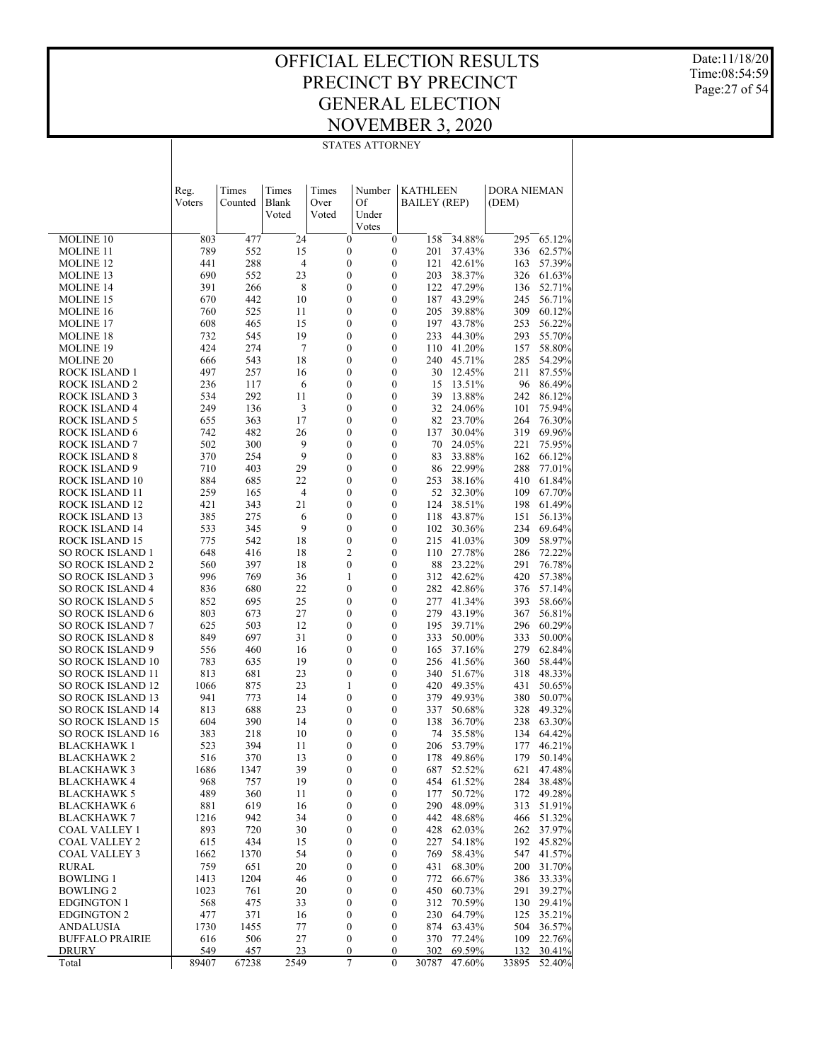# OFFICIAL ELECTION RESULTS
# PRECINCT BY PRECINCT
# GENERAL ELECTION
# NOVEMBER 3, 2020

Date:11/18/20
Time:08:54:59

## STATES ATTORNEY

| | Reg. Voters | Times Counted | Times Blank Voted | Times Over Voted | Number Of Under Votes | KATHLEEN BAILEY (REP) | | DORA NIEMAN (DEM) | |
|---|---|---|---|---|---|---|---|---|---|
| MOLINE 10 | 803 | 477 | 24 | 0 | 0 | 158 | 34.88% | 295 | 65.12% |
| MOLINE 11 | 789 | 552 | 15 | 0 | 0 | 201 | 37.43% | 336 | 62.57% |
| MOLINE 12 | 441 | 288 | 4 | 0 | 0 | 121 | 42.61% | 163 | 57.39% |
| MOLINE 13 | 690 | 552 | 23 | 0 | 0 | 203 | 38.37% | 326 | 61.63% |
| MOLINE 14 | 391 | 266 | 8 | 0 | 0 | 122 | 47.29% | 136 | 52.71% |
| MOLINE 15 | 670 | 442 | 10 | 0 | 0 | 187 | 43.29% | 245 | 56.71% |
| MOLINE 16 | 760 | 525 | 11 | 0 | 0 | 205 | 39.88% | 309 | 60.12% |
| MOLINE 17 | 608 | 465 | 15 | 0 | 0 | 197 | 43.78% | 253 | 56.22% |
| MOLINE 18 | 732 | 545 | 19 | 0 | 0 | 233 | 44.30% | 293 | 55.70% |
| MOLINE 19 | 424 | 274 | 7 | 0 | 0 | 110 | 41.20% | 157 | 58.80% |
| MOLINE 20 | 666 | 543 | 18 | 0 | 0 | 240 | 45.71% | 285 | 54.29% |
| ROCK ISLAND 1 | 497 | 257 | 16 | 0 | 0 | 30 | 12.45% | 211 | 87.55% |
| ROCK ISLAND 2 | 236 | 117 | 6 | 0 | 0 | 15 | 13.51% | 96 | 86.49% |
| ROCK ISLAND 3 | 534 | 292 | 11 | 0 | 0 | 39 | 13.88% | 242 | 86.12% |
| ROCK ISLAND 4 | 249 | 136 | 3 | 0 | 0 | 32 | 24.06% | 101 | 75.94% |
| ROCK ISLAND 5 | 655 | 363 | 17 | 0 | 0 | 82 | 23.70% | 264 | 76.30% |
| ROCK ISLAND 6 | 742 | 482 | 26 | 0 | 0 | 137 | 30.04% | 319 | 69.96% |
| ROCK ISLAND 7 | 502 | 300 | 9 | 0 | 0 | 70 | 24.05% | 221 | 75.95% |
| ROCK ISLAND 8 | 370 | 254 | 9 | 0 | 0 | 83 | 33.88% | 162 | 66.12% |
| ROCK ISLAND 9 | 710 | 403 | 29 | 0 | 0 | 86 | 22.99% | 288 | 77.01% |
| ROCK ISLAND 10 | 884 | 685 | 22 | 0 | 0 | 253 | 38.16% | 410 | 61.84% |
| ROCK ISLAND 11 | 259 | 165 | 4 | 0 | 0 | 52 | 32.30% | 109 | 67.70% |
| ROCK ISLAND 12 | 421 | 343 | 21 | 0 | 0 | 124 | 38.51% | 198 | 61.49% |
| ROCK ISLAND 13 | 385 | 275 | 6 | 0 | 0 | 118 | 43.87% | 151 | 56.13% |
| ROCK ISLAND 14 | 533 | 345 | 9 | 0 | 0 | 102 | 30.36% | 234 | 69.64% |
| ROCK ISLAND 15 | 775 | 542 | 18 | 0 | 0 | 215 | 41.03% | 309 | 58.97% |
| SO ROCK ISLAND 1 | 648 | 416 | 18 | 2 | 0 | 110 | 27.78% | 286 | 72.22% |
| SO ROCK ISLAND 2 | 560 | 397 | 18 | 0 | 0 | 88 | 23.22% | 291 | 76.78% |
| SO ROCK ISLAND 3 | 996 | 769 | 36 | 1 | 0 | 312 | 42.62% | 420 | 57.38% |
| SO ROCK ISLAND 4 | 836 | 680 | 22 | 0 | 0 | 282 | 42.86% | 376 | 57.14% |
| SO ROCK ISLAND 5 | 852 | 695 | 25 | 0 | 0 | 277 | 41.34% | 393 | 58.66% |
| SO ROCK ISLAND 6 | 803 | 673 | 27 | 0 | 0 | 279 | 43.19% | 367 | 56.81% |
| SO ROCK ISLAND 7 | 625 | 503 | 12 | 0 | 0 | 195 | 39.71% | 296 | 60.29% |
| SO ROCK ISLAND 8 | 849 | 697 | 31 | 0 | 0 | 333 | 50.00% | 333 | 50.00% |
| SO ROCK ISLAND 9 | 556 | 460 | 16 | 0 | 0 | 165 | 37.16% | 279 | 62.84% |
| SO ROCK ISLAND 10 | 783 | 635 | 19 | 0 | 0 | 256 | 41.56% | 360 | 58.44% |
| SO ROCK ISLAND 11 | 813 | 681 | 23 | 0 | 0 | 340 | 51.67% | 318 | 48.33% |
| SO ROCK ISLAND 12 | 1066 | 875 | 23 | 1 | 0 | 420 | 49.35% | 431 | 50.65% |
| SO ROCK ISLAND 13 | 941 | 773 | 14 | 0 | 0 | 379 | 49.93% | 380 | 50.07% |
| SO ROCK ISLAND 14 | 813 | 688 | 23 | 0 | 0 | 337 | 50.68% | 328 | 49.32% |
| SO ROCK ISLAND 15 | 604 | 390 | 14 | 0 | 0 | 138 | 36.70% | 238 | 63.30% |
| SO ROCK ISLAND 16 | 383 | 218 | 10 | 0 | 0 | 74 | 35.58% | 134 | 64.42% |
| BLACKHAWK 1 | 523 | 394 | 11 | 0 | 0 | 206 | 53.79% | 177 | 46.21% |
| BLACKHAWK 2 | 516 | 370 | 13 | 0 | 0 | 178 | 49.86% | 179 | 50.14% |
| BLACKHAWK 3 | 1686 | 1347 | 39 | 0 | 0 | 687 | 52.52% | 621 | 47.48% |
| BLACKHAWK 4 | 968 | 757 | 19 | 0 | 0 | 454 | 61.52% | 284 | 38.48% |
| BLACKHAWK 5 | 489 | 360 | 11 | 0 | 0 | 177 | 50.72% | 172 | 49.28% |
| BLACKHAWK 6 | 881 | 619 | 16 | 0 | 0 | 290 | 48.09% | 313 | 51.91% |
| BLACKHAWK 7 | 1216 | 942 | 34 | 0 | 0 | 442 | 48.68% | 466 | 51.32% |
| COAL VALLEY 1 | 893 | 720 | 30 | 0 | 0 | 428 | 62.03% | 262 | 37.97% |
| COAL VALLEY 2 | 615 | 434 | 15 | 0 | 0 | 227 | 54.18% | 192 | 45.82% |
| COAL VALLEY 3 | 1662 | 1370 | 54 | 0 | 0 | 769 | 58.43% | 547 | 41.57% |
| RURAL | 759 | 651 | 20 | 0 | 0 | 431 | 68.30% | 200 | 31.70% |
| BOWLING 1 | 1413 | 1204 | 46 | 0 | 0 | 772 | 66.67% | 386 | 33.33% |
| BOWLING 2 | 1023 | 761 | 20 | 0 | 0 | 450 | 60.73% | 291 | 39.27% |
| EDGINGTON 1 | 568 | 475 | 33 | 0 | 0 | 312 | 70.59% | 130 | 29.41% |
| EDGINGTON 2 | 477 | 371 | 16 | 0 | 0 | 230 | 64.79% | 125 | 35.21% |
| ANDALUSIA | 1730 | 1455 | 77 | 0 | 0 | 874 | 63.43% | 504 | 36.57% |
| BUFFALO PRAIRIE | 616 | 506 | 27 | 0 | 0 | 370 | 77.24% | 109 | 22.76% |
| DRURY | 549 | 457 | 23 | 0 | 0 | 302 | 69.59% | 132 | 30.41% |
| Total | 89407 | 67238 | 2549 | 7 | 0 | 30787 | 47.60% | 33895 | 52.40% |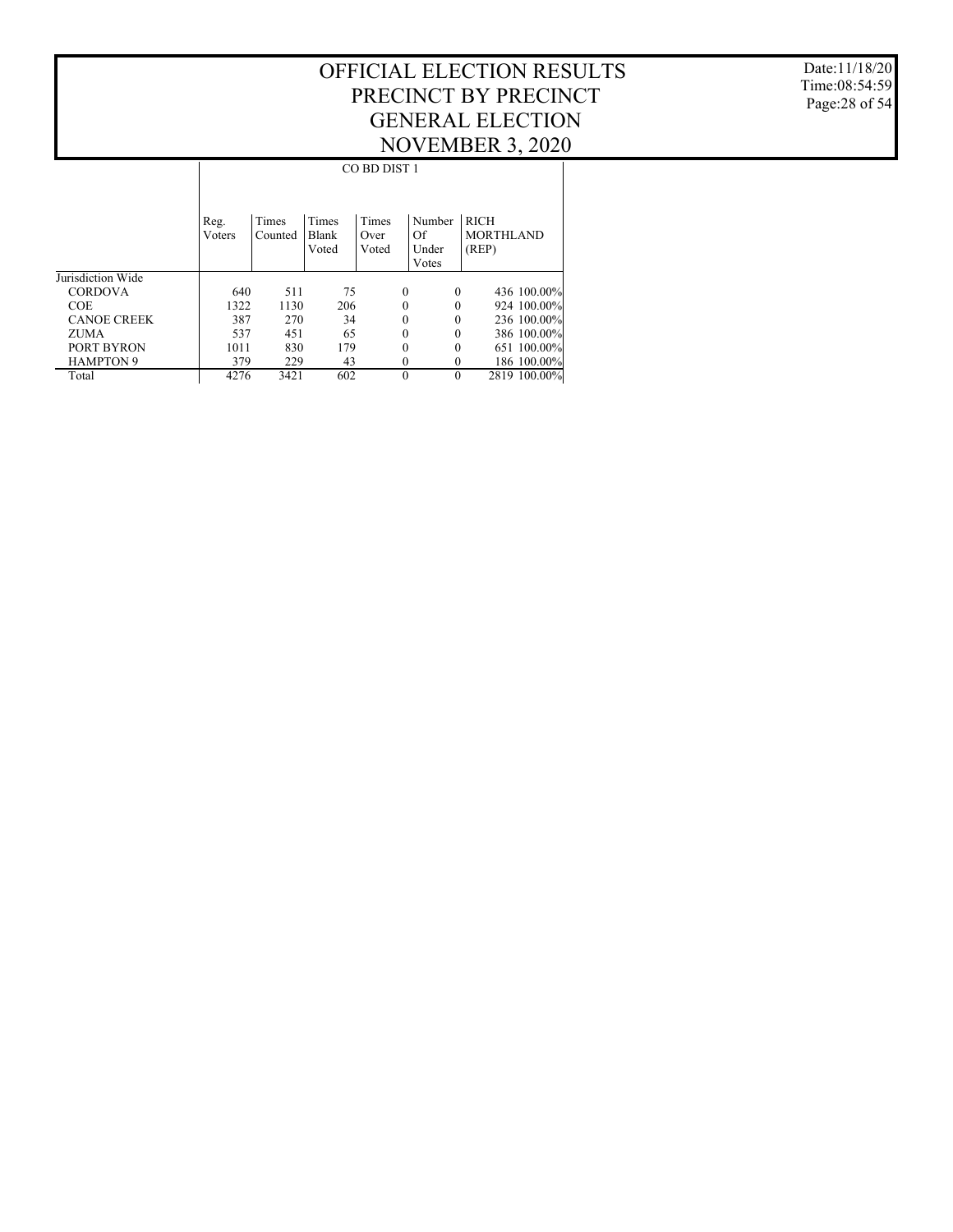# OFFICIAL ELECTION RESULTS
# PRECINCT BY PRECINCT
# GENERAL ELECTION
# NOVEMBER 3, 2020

Date:11/18/20
Time:08:54:59

| | CO BD DIST 1 | | | | | | |
|---|---|---|---|---|---|---|---|
| | Reg. Voters | Times Counted | Times Blank Voted | Times Over Voted | Number Of Under Votes | RICH MORTHLAND (REP) | |
| Jurisdiction Wide | | | | | | | |
| CORDOVA | 640 | 511 | 75 | 0 | 0 | 436 | 100.00% |
| COE | 1322 | 1130 | 206 | 0 | 0 | 924 | 100.00% |
| CANOE CREEK | 387 | 270 | 34 | 0 | 0 | 236 | 100.00% |
| ZUMA | 537 | 451 | 65 | 0 | 0 | 386 | 100.00% |
| PORT BYRON | 1011 | 830 | 179 | 0 | 0 | 651 | 100.00% |
| HAMPTON 9 | 379 | 229 | 43 | 0 | 0 | 186 | 100.00% |
| Total | 4276 | 3421 | 602 | 0 | 0 | 2819 | 100.00% |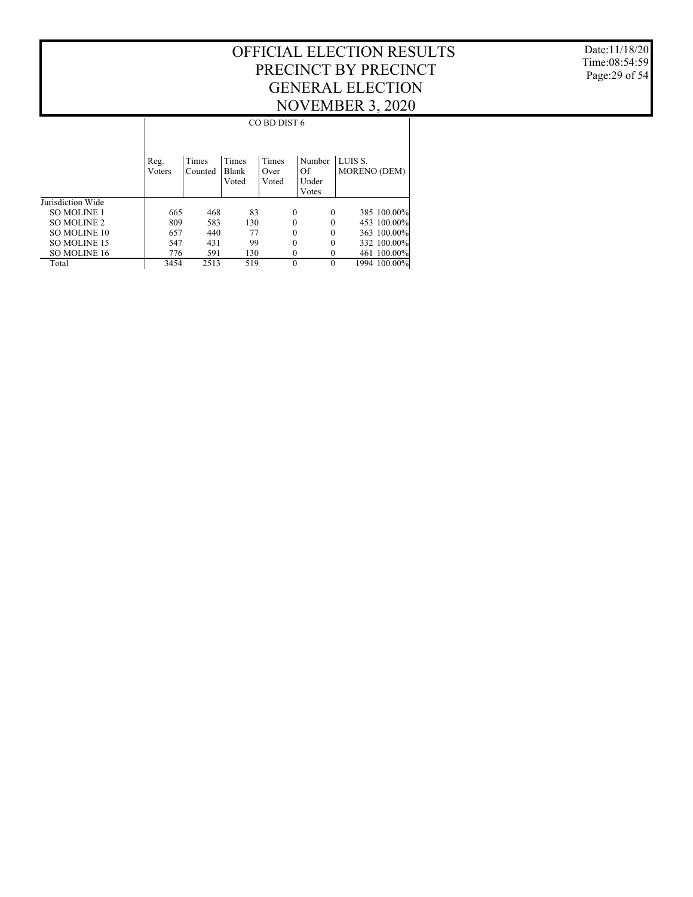# OFFICIAL ELECTION RESULTS
# PRECINCT BY PRECINCT
# GENERAL ELECTION
# NOVEMBER 3, 2020

Date:11/18/20
Time:08:54:59

| | CO BD DIST 6 | | | | | | |
|---|---|---|---|---|---|---|---|
| | Reg. Voters | Times Counted | Times Blank Voted | Times Over Voted | Number Of Under Votes | LUIS S. MORENO (DEM) | |
| Jurisdiction Wide | | | | | | | |
| SO MOLINE 1 | 665 | 468 | 83 | 0 | 0 | 385 | 100.00% |
| SO MOLINE 2 | 809 | 583 | 130 | 0 | 0 | 453 | 100.00% |
| SO MOLINE 10 | 657 | 440 | 77 | 0 | 0 | 363 | 100.00% |
| SO MOLINE 15 | 547 | 431 | 99 | 0 | 0 | 332 | 100.00% |
| SO MOLINE 16 | 776 | 591 | 130 | 0 | 0 | 461 | 100.00% |
| Total | 3454 | 2513 | 519 | 0 | 0 | 1994 | 100.00% |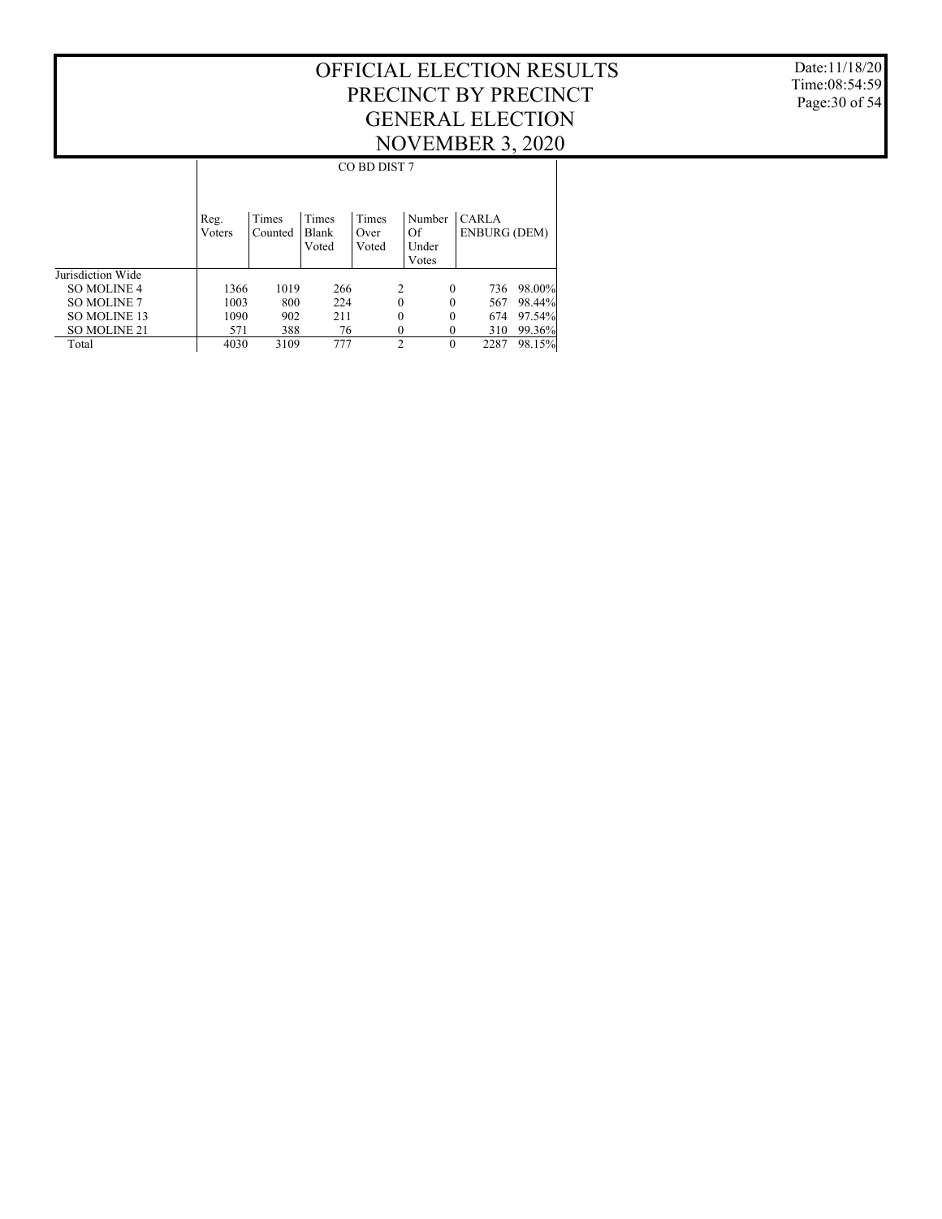# OFFICIAL ELECTION RESULTS
# PRECINCT BY PRECINCT
# GENERAL ELECTION
# NOVEMBER 3, 2020

Date:11/18/20
Time:08:54:59

CO BD DIST 7

| | Reg. Voters | Times Counted | Times Blank Voted | Times Over Voted | Number Of Under Votes | CARLA ENBURG (DEM) | |
|---|---|---|---|---|---|---|---|
| Jurisdiction Wide | | | | | | | |
| SO MOLINE 4 | 1366 | 1019 | 266 | 2 | 0 | 736 | 98.00% |
| SO MOLINE 7 | 1003 | 800 | 224 | 0 | 0 | 567 | 98.44% |
| SO MOLINE 13 | 1090 | 902 | 211 | 0 | 0 | 674 | 97.54% |
| SO MOLINE 21 | 571 | 388 | 76 | 0 | 0 | 310 | 99.36% |
| Total | 4030 | 3109 | 777 | 2 | 0 | 2287 | 98.15% |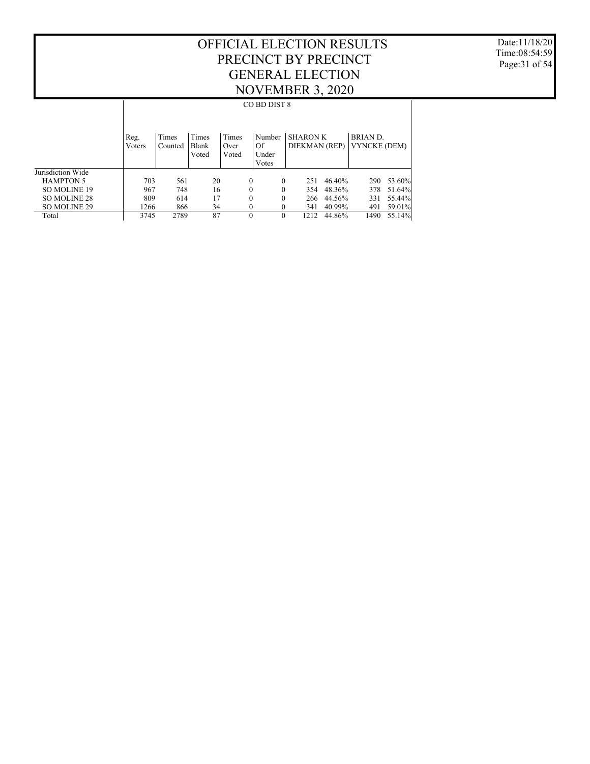# OFFICIAL ELECTION RESULTS
# PRECINCT BY PRECINCT
# GENERAL ELECTION
# NOVEMBER 3, 2020

CO BD DIST 8

| | Reg. Voters | Times Counted | Times Blank Voted | Times Over Voted | Number Of Under Votes | SHARON K DIEKMAN (REP) | | BRIAN D. VYNCKE (DEM) | |
|---|---|---|---|---|---|---|---|---|---|
| Jurisdiction Wide | | | | | | | | | |
| HAMPTON 5 | 703 | 561 | 20 | 0 | 0 | 251 | 46.40% | 290 | 53.60% |
| SO MOLINE 19 | 967 | 748 | 16 | 0 | 0 | 354 | 48.36% | 378 | 51.64% |
| SO MOLINE 28 | 809 | 614 | 17 | 0 | 0 | 266 | 44.56% | 331 | 55.44% |
| SO MOLINE 29 | 1266 | 866 | 34 | 0 | 0 | 341 | 40.99% | 491 | 59.01% |
| Total | 3745 | 2789 | 87 | 0 | 0 | 1212 | 44.86% | 1490 | 55.14% |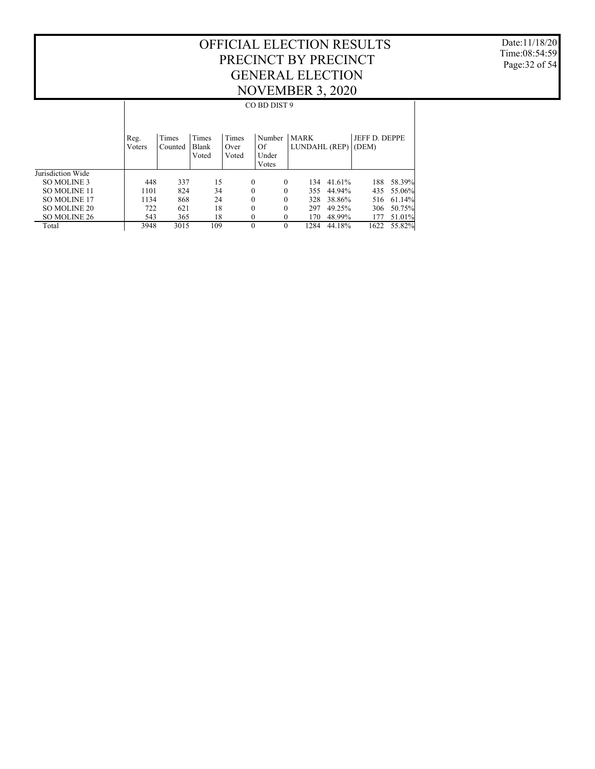# OFFICIAL ELECTION RESULTS
# PRECINCT BY PRECINCT
# GENERAL ELECTION
# NOVEMBER 3, 2020

Date:11/18/20
Time:08:54:59

CO BD DIST 9

| | Reg. Voters | Times Counted | Times Blank Voted | Times Over Voted | Number Of Under Votes | MARK LUNDAHL (REP) | | JEFF D. DEPPE (DEM) | |
|---|---|---|---|---|---|---|---|---|---|
| Jurisdiction Wide | | | | | | | | | |
| SO MOLINE 3 | 448 | 337 | 15 | 0 | 0 | 134 | 41.61% | 188 | 58.39% |
| SO MOLINE 11 | 1101 | 824 | 34 | 0 | 0 | 355 | 44.94% | 435 | 55.06% |
| SO MOLINE 17 | 1134 | 868 | 24 | 0 | 0 | 328 | 38.86% | 516 | 61.14% |
| SO MOLINE 20 | 722 | 621 | 18 | 0 | 0 | 297 | 49.25% | 306 | 50.75% |
| SO MOLINE 26 | 543 | 365 | 18 | 0 | 0 | 170 | 48.99% | 177 | 51.01% |
| Total | 3948 | 3015 | 109 | 0 | 0 | 1284 | 44.18% | 1622 | 55.82% |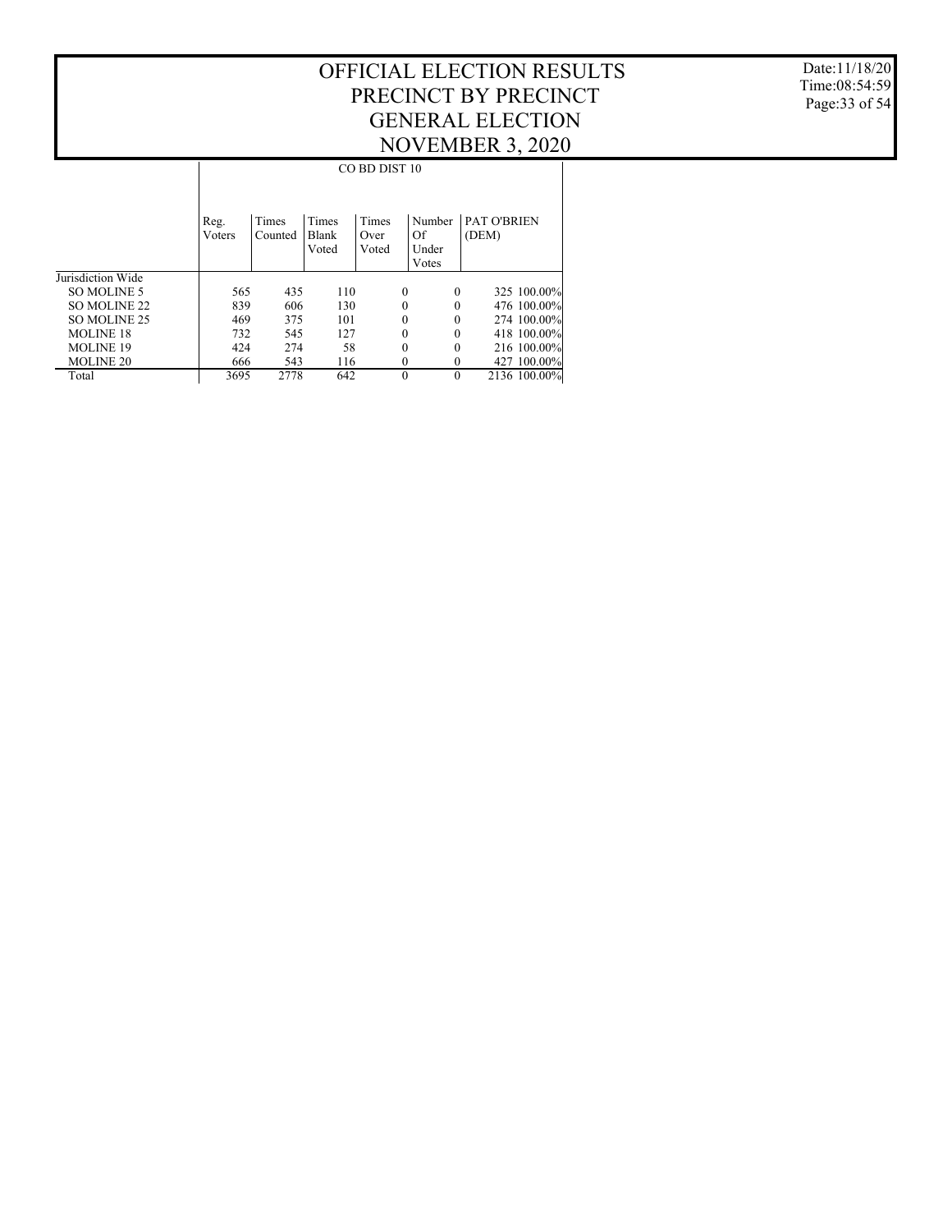# OFFICIAL ELECTION RESULTS
# PRECINCT BY PRECINCT
# GENERAL ELECTION
# NOVEMBER 3, 2020

Date:11/18/20
Time:08:54:59

## CO BD DIST 10

| | Reg. Voters | Times Counted | Times Blank Voted | Times Over Voted | Number Of Under Votes | PAT O'BRIEN (DEM) | |
|---|---|---|---|---|---|---|---|
| Jurisdiction Wide | | | | | | | |
| SO MOLINE 5 | 565 | 435 | 110 | 0 | 0 | 325 | 100.00% |
| SO MOLINE 22 | 839 | 606 | 130 | 0 | 0 | 476 | 100.00% |
| SO MOLINE 25 | 469 | 375 | 101 | 0 | 0 | 274 | 100.00% |
| MOLINE 18 | 732 | 545 | 127 | 0 | 0 | 418 | 100.00% |
| MOLINE 19 | 424 | 274 | 58 | 0 | 0 | 216 | 100.00% |
| MOLINE 20 | 666 | 543 | 116 | 0 | 0 | 427 | 100.00% |
| Total | 3695 | 2778 | 642 | 0 | 0 | 2136 | 100.00% |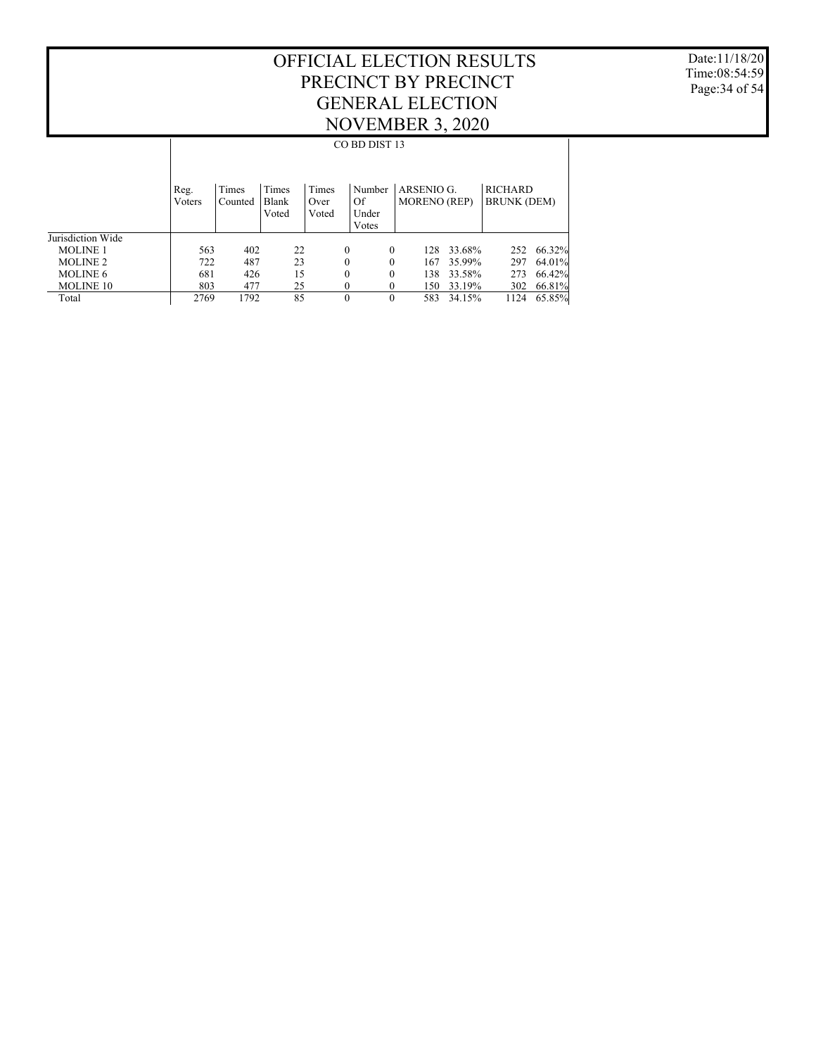# OFFICIAL ELECTION RESULTS
# PRECINCT BY PRECINCT
# GENERAL ELECTION
# NOVEMBER 3, 2020

Date:11/18/20
Time:08:54:59

CO BD DIST 13

| | Reg. Voters | Times Counted | Times Blank Voted | Times Over Voted | Number Of Under Votes | ARSENIO G. MORENO (REP) | | RICHARD BRUNK (DEM) | |
|---|---|---|---|---|---|---|---|---|---|
| Jurisdiction Wide | | | | | | | | | |
| MOLINE 1 | 563 | 402 | 22 | 0 | 0 | 128 | 33.68% | 252 | 66.32% |
| MOLINE 2 | 722 | 487 | 23 | 0 | 0 | 167 | 35.99% | 297 | 64.01% |
| MOLINE 6 | 681 | 426 | 15 | 0 | 0 | 138 | 33.58% | 273 | 66.42% |
| MOLINE 10 | 803 | 477 | 25 | 0 | 0 | 150 | 33.19% | 302 | 66.81% |
| Total | 2769 | 1792 | 85 | 0 | 0 | 583 | 34.15% | 1124 | 65.85% |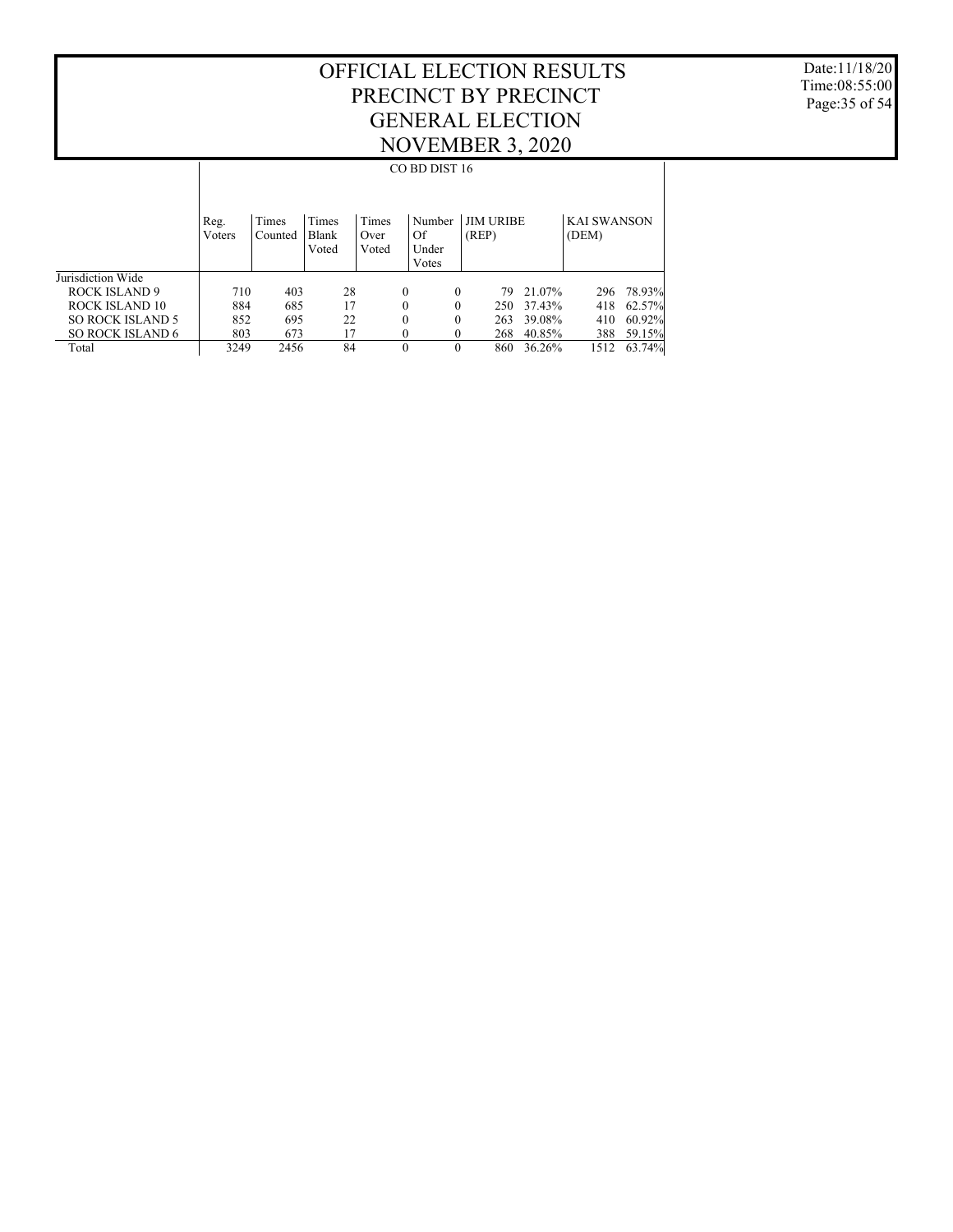# OFFICIAL ELECTION RESULTS
## PRECINCT BY PRECINCT
## GENERAL ELECTION
## NOVEMBER 3, 2020

Date:11/18/20
Time:08:55:00

### CO BD DIST 16

| | Reg. Voters | Times Counted | Times Blank Voted | Times Over Voted | Number Of Under Votes | JIM URIBE (REP) | | KAI SWANSON (DEM) | |
|---|---|---|---|---|---|---|---|---|---|
| Jurisdiction Wide | | | | | | | | | |
| ROCK ISLAND 9 | 710 | 403 | 28 | 0 | 0 | 79 | 21.07% | 296 | 78.93% |
| ROCK ISLAND 10 | 884 | 685 | 17 | 0 | 0 | 250 | 37.43% | 418 | 62.57% |
| SO ROCK ISLAND 5 | 852 | 695 | 22 | 0 | 0 | 263 | 39.08% | 410 | 60.92% |
| SO ROCK ISLAND 6 | 803 | 673 | 17 | 0 | 0 | 268 | 40.85% | 388 | 59.15% |
| Total | 3249 | 2456 | 84 | 0 | 0 | 860 | 36.26% | 1512 | 63.74% |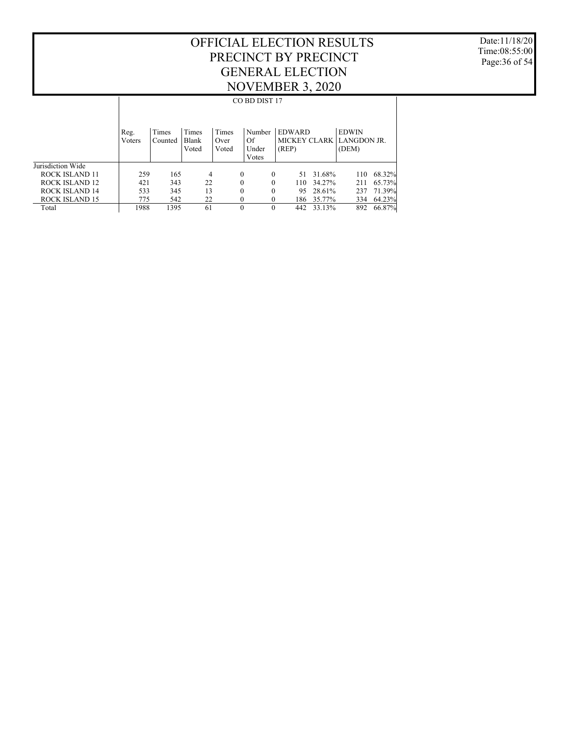# OFFICIAL ELECTION RESULTS
# PRECINCT BY PRECINCT
# GENERAL ELECTION
# NOVEMBER 3, 2020

Date:11/18/20
Time:08:55:00

CO BD DIST 17

| | Reg. Voters | Times Counted | Times Blank Voted | Times Over Voted | Number Of Under Votes | EDWARD MICKEY CLARK (REP) | | EDWIN LANGDON JR. (DEM) | |
|---|---|---|---|---|---|---|---|---|---|
| Jurisdiction Wide | | | | | | | | | |
| ROCK ISLAND 11 | 259 | 165 | 4 | 0 | 0 | 51 | 31.68% | 110 | 68.32% |
| ROCK ISLAND 12 | 421 | 343 | 22 | 0 | 0 | 110 | 34.27% | 211 | 65.73% |
| ROCK ISLAND 14 | 533 | 345 | 13 | 0 | 0 | 95 | 28.61% | 237 | 71.39% |
| ROCK ISLAND 15 | 775 | 542 | 22 | 0 | 0 | 186 | 35.77% | 334 | 64.23% |
| Total | 1988 | 1395 | 61 | 0 | 0 | 442 | 33.13% | 892 | 66.87% |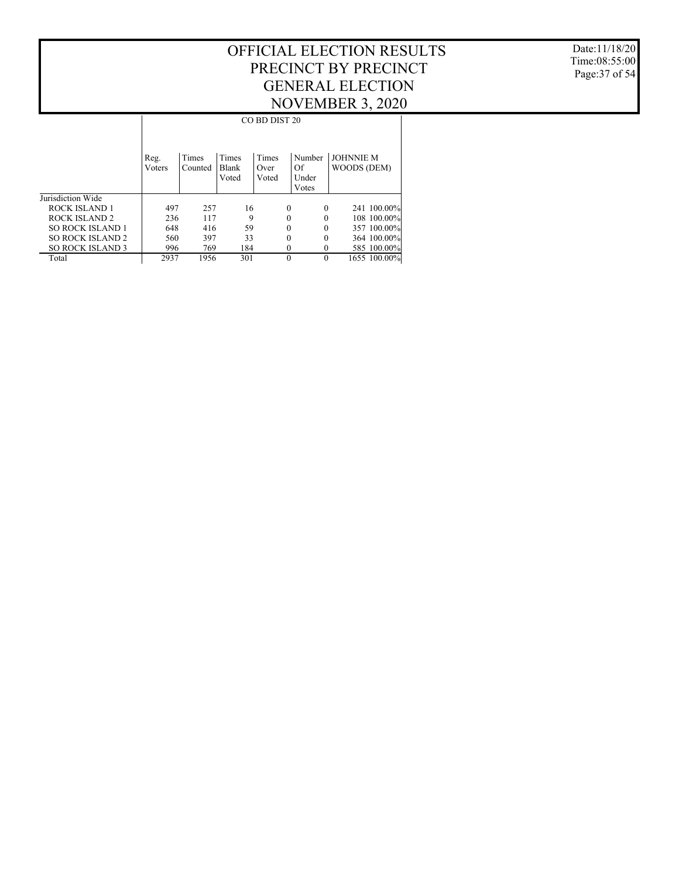# OFFICIAL ELECTION RESULTS
## PRECINCT BY PRECINCT
## GENERAL ELECTION
## NOVEMBER 3, 2020

Date:11/18/20
Time:08:55:00

| | CO BD DIST 20 | | | | | | |
|---|---|---|---|---|---|---|---|
| | Reg. Voters | Times Counted | Times Blank Voted | Times Over Voted | Number Of Under Votes | JOHNNIE M WOODS (DEM) | |
| Jurisdiction Wide | | | | | | | |
| ROCK ISLAND 1 | 497 | 257 | 16 | 0 | 0 | 241 | 100.00% |
| ROCK ISLAND 2 | 236 | 117 | 9 | 0 | 0 | 108 | 100.00% |
| SO ROCK ISLAND 1 | 648 | 416 | 59 | 0 | 0 | 357 | 100.00% |
| SO ROCK ISLAND 2 | 560 | 397 | 33 | 0 | 0 | 364 | 100.00% |
| SO ROCK ISLAND 3 | 996 | 769 | 184 | 0 | 0 | 585 | 100.00% |
| Total | 2937 | 1956 | 301 | 0 | 0 | 1655 | 100.00% |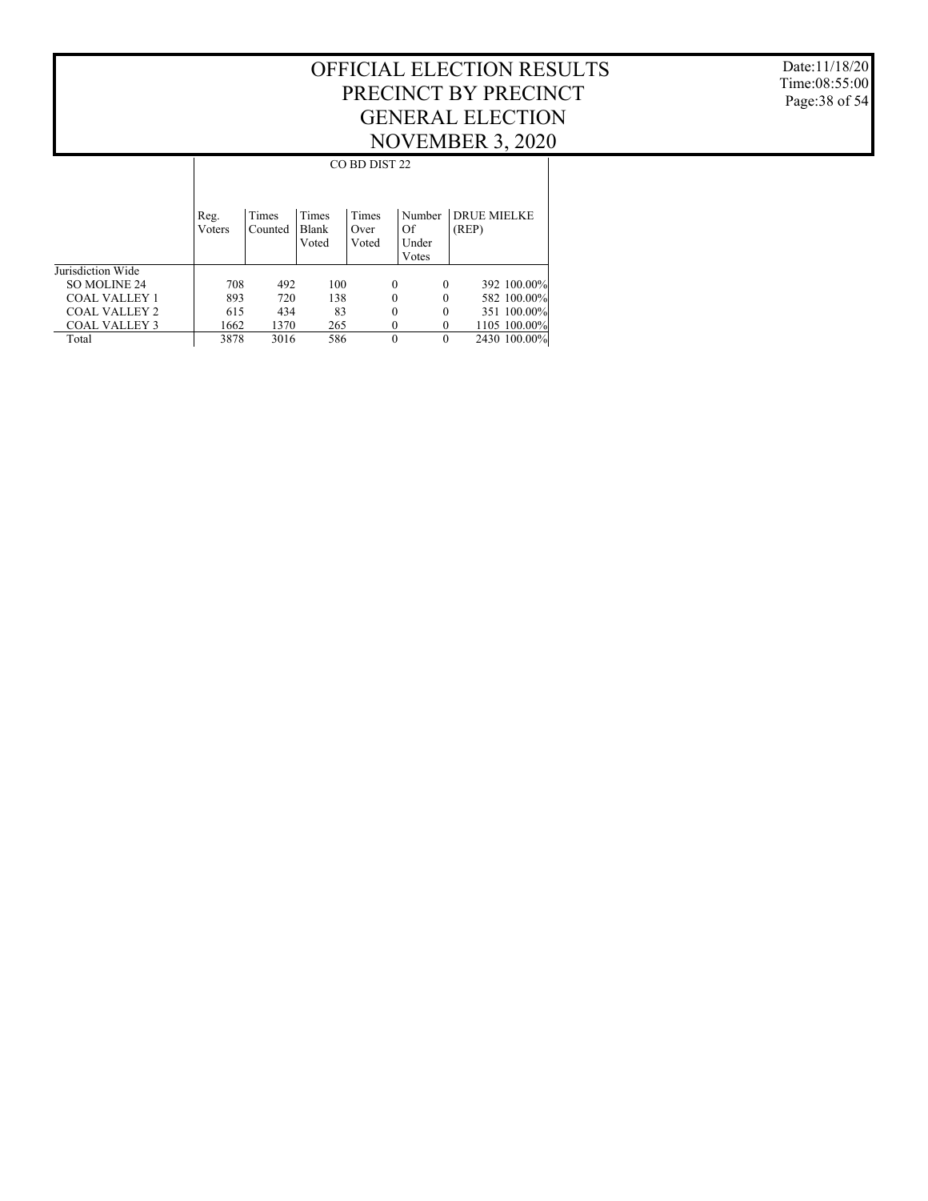# OFFICIAL ELECTION RESULTS
# PRECINCT BY PRECINCT
# GENERAL ELECTION
# NOVEMBER 3, 2020

Date:11/18/20
Time:08:55:00

| | CO BD DIST 22 | | | | | | |
|---|---|---|---|---|---|---|---|
| | Reg. Voters | Times Counted | Times Blank Voted | Times Over Voted | Number Of Under Votes | DRUE MIELKE (REP) | |
| Jurisdiction Wide | | | | | | | |
| SO MOLINE 24 | 708 | 492 | 100 | 0 | 0 | 392 | 100.00% |
| COAL VALLEY 1 | 893 | 720 | 138 | 0 | 0 | 582 | 100.00% |
| COAL VALLEY 2 | 615 | 434 | 83 | 0 | 0 | 351 | 100.00% |
| COAL VALLEY 3 | 1662 | 1370 | 265 | 0 | 0 | 1105 | 100.00% |
| Total | 3878 | 3016 | 586 | 0 | 0 | 2430 | 100.00% |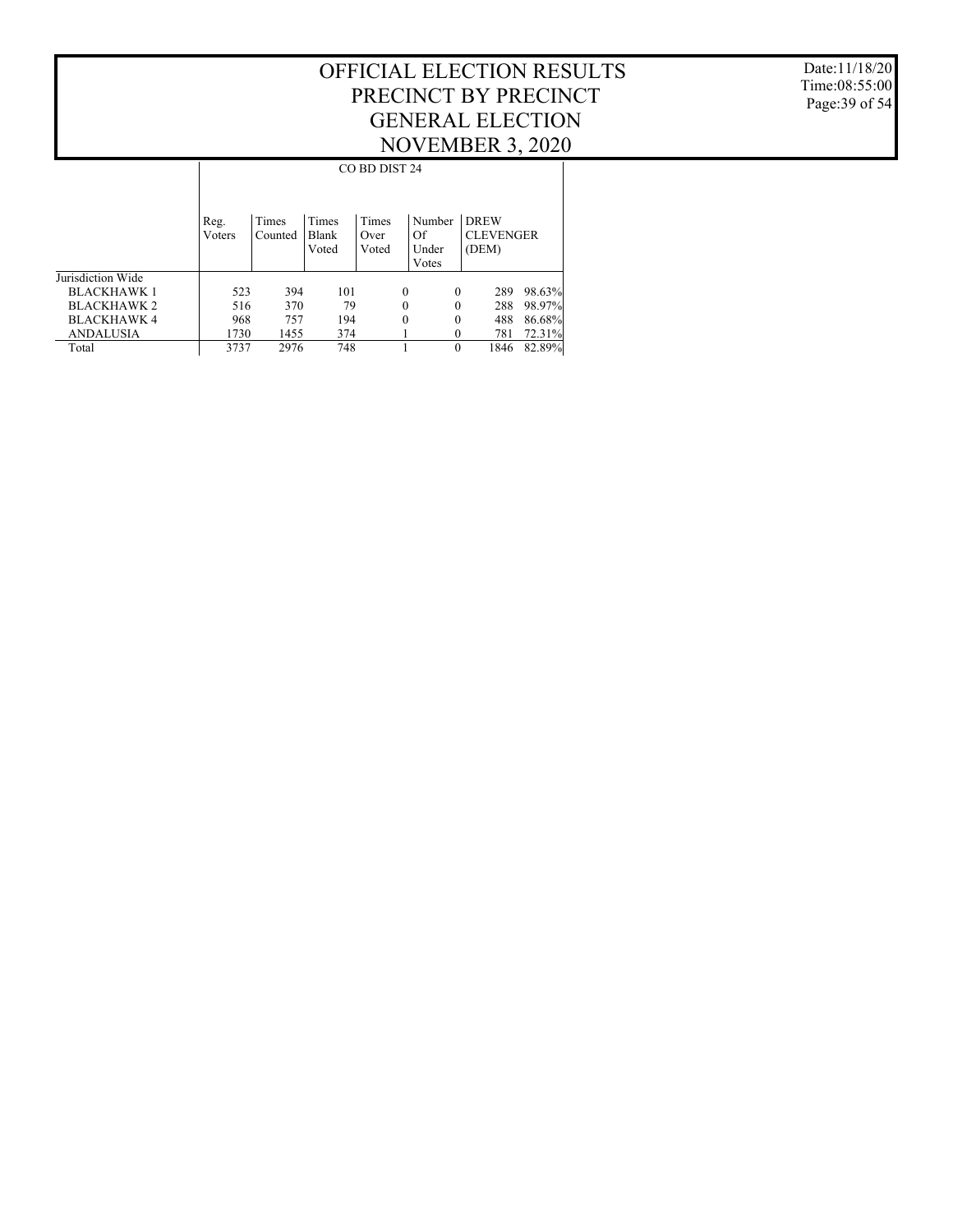# OFFICIAL ELECTION RESULTS
# PRECINCT BY PRECINCT
# GENERAL ELECTION
# NOVEMBER 3, 2020

Date:11/18/20
Time:08:55:00

| | CO BD DIST 24 | | | | | | |
|---|---|---|---|---|---|---|---|
| | Reg. Voters | Times Counted | Times Blank Voted | Times Over Voted | Number Of Under Votes | DREW CLEVENGER (DEM) | |
| Jurisdiction Wide | | | | | | | |
| BLACKHAWK 1 | 523 | 394 | 101 | 0 | 0 | 289 | 98.63% |
| BLACKHAWK 2 | 516 | 370 | 79 | 0 | 0 | 288 | 98.97% |
| BLACKHAWK 4 | 968 | 757 | 194 | 0 | 0 | 488 | 86.68% |
| ANDALUSIA | 1730 | 1455 | 374 | 1 | 0 | 781 | 72.31% |
| Total | 3737 | 2976 | 748 | 1 | 0 | 1846 | 82.89% |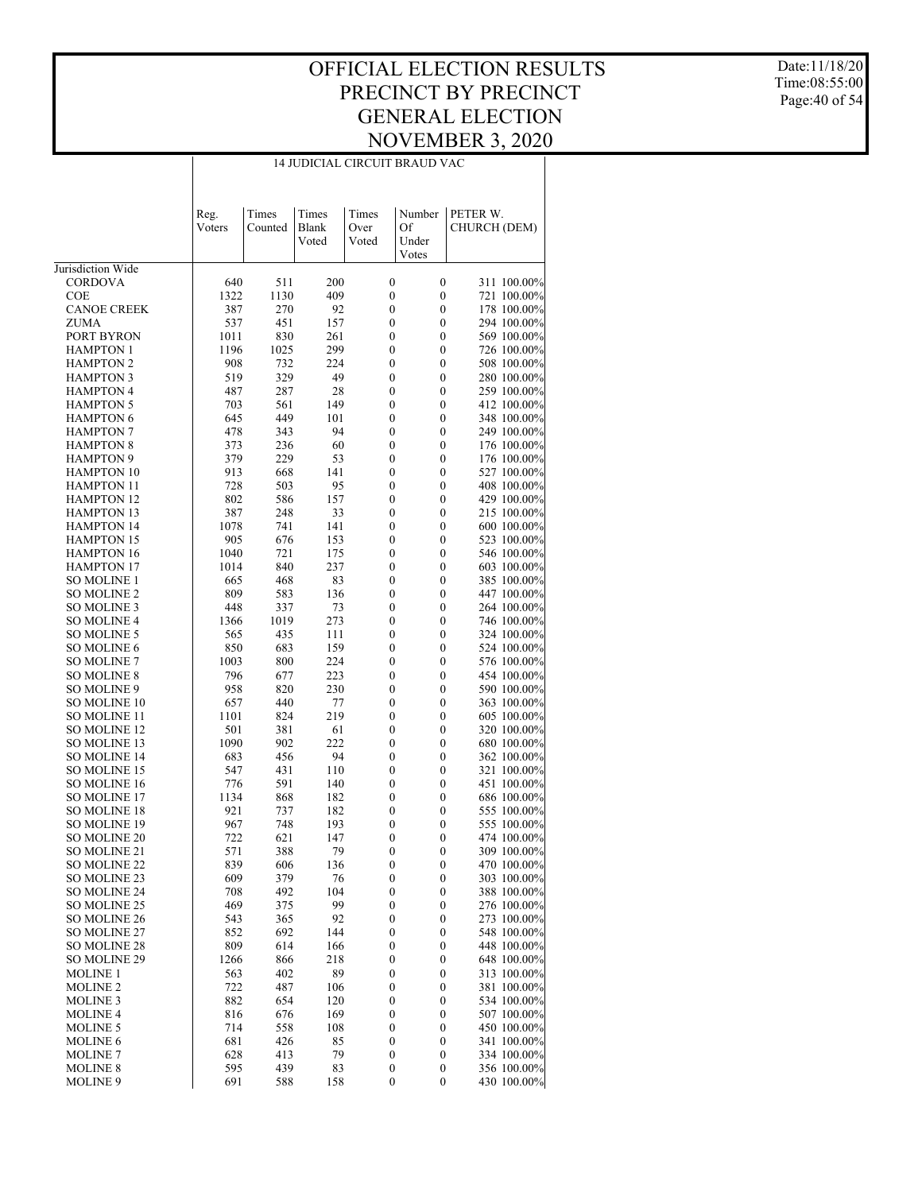# OFFICIAL ELECTION RESULTS
# PRECINCT BY PRECINCT
# GENERAL ELECTION
# NOVEMBER 3, 2020

Date:11/18/20
Time:08:55:00

## 14 JUDICIAL CIRCUIT BRAUD VAC

| | Reg. Voters | Times Counted | Times Blank Voted | Times Over Voted | Number Of Under Votes | PETER W. CHURCH (DEM) | |
|---|---|---|---|---|---|---|---|
| Jurisdiction Wide | | | | | | | |
| CORDOVA | 640 | 511 | 200 | 0 | 0 | 311 | 100.00% |
| COE | 1322 | 1130 | 409 | 0 | 0 | 721 | 100.00% |
| CANOE CREEK | 387 | 270 | 92 | 0 | 0 | 178 | 100.00% |
| ZUMA | 537 | 451 | 157 | 0 | 0 | 294 | 100.00% |
| PORT BYRON | 1011 | 830 | 261 | 0 | 0 | 569 | 100.00% |
| HAMPTON 1 | 1196 | 1025 | 299 | 0 | 0 | 726 | 100.00% |
| HAMPTON 2 | 908 | 732 | 224 | 0 | 0 | 508 | 100.00% |
| HAMPTON 3 | 519 | 329 | 49 | 0 | 0 | 280 | 100.00% |
| HAMPTON 4 | 487 | 287 | 28 | 0 | 0 | 259 | 100.00% |
| HAMPTON 5 | 703 | 561 | 149 | 0 | 0 | 412 | 100.00% |
| HAMPTON 6 | 645 | 449 | 101 | 0 | 0 | 348 | 100.00% |
| HAMPTON 7 | 478 | 343 | 94 | 0 | 0 | 249 | 100.00% |
| HAMPTON 8 | 373 | 236 | 60 | 0 | 0 | 176 | 100.00% |
| HAMPTON 9 | 379 | 229 | 53 | 0 | 0 | 176 | 100.00% |
| HAMPTON 10 | 913 | 668 | 141 | 0 | 0 | 527 | 100.00% |
| HAMPTON 11 | 728 | 503 | 95 | 0 | 0 | 408 | 100.00% |
| HAMPTON 12 | 802 | 586 | 157 | 0 | 0 | 429 | 100.00% |
| HAMPTON 13 | 387 | 248 | 33 | 0 | 0 | 215 | 100.00% |
| HAMPTON 14 | 1078 | 741 | 141 | 0 | 0 | 600 | 100.00% |
| HAMPTON 15 | 905 | 676 | 153 | 0 | 0 | 523 | 100.00% |
| HAMPTON 16 | 1040 | 721 | 175 | 0 | 0 | 546 | 100.00% |
| HAMPTON 17 | 1014 | 840 | 237 | 0 | 0 | 603 | 100.00% |
| SO MOLINE 1 | 665 | 468 | 83 | 0 | 0 | 385 | 100.00% |
| SO MOLINE 2 | 809 | 583 | 136 | 0 | 0 | 447 | 100.00% |
| SO MOLINE 3 | 448 | 337 | 73 | 0 | 0 | 264 | 100.00% |
| SO MOLINE 4 | 1366 | 1019 | 273 | 0 | 0 | 746 | 100.00% |
| SO MOLINE 5 | 565 | 435 | 111 | 0 | 0 | 324 | 100.00% |
| SO MOLINE 6 | 850 | 683 | 159 | 0 | 0 | 524 | 100.00% |
| SO MOLINE 7 | 1003 | 800 | 224 | 0 | 0 | 576 | 100.00% |
| SO MOLINE 8 | 796 | 677 | 223 | 0 | 0 | 454 | 100.00% |
| SO MOLINE 9 | 958 | 820 | 230 | 0 | 0 | 590 | 100.00% |
| SO MOLINE 10 | 657 | 440 | 77 | 0 | 0 | 363 | 100.00% |
| SO MOLINE 11 | 1101 | 824 | 219 | 0 | 0 | 605 | 100.00% |
| SO MOLINE 12 | 501 | 381 | 61 | 0 | 0 | 320 | 100.00% |
| SO MOLINE 13 | 1090 | 902 | 222 | 0 | 0 | 680 | 100.00% |
| SO MOLINE 14 | 683 | 456 | 94 | 0 | 0 | 362 | 100.00% |
| SO MOLINE 15 | 547 | 431 | 110 | 0 | 0 | 321 | 100.00% |
| SO MOLINE 16 | 776 | 591 | 140 | 0 | 0 | 451 | 100.00% |
| SO MOLINE 17 | 1134 | 868 | 182 | 0 | 0 | 686 | 100.00% |
| SO MOLINE 18 | 921 | 737 | 182 | 0 | 0 | 555 | 100.00% |
| SO MOLINE 19 | 967 | 748 | 193 | 0 | 0 | 555 | 100.00% |
| SO MOLINE 20 | 722 | 621 | 147 | 0 | 0 | 474 | 100.00% |
| SO MOLINE 21 | 571 | 388 | 79 | 0 | 0 | 309 | 100.00% |
| SO MOLINE 22 | 839 | 606 | 136 | 0 | 0 | 470 | 100.00% |
| SO MOLINE 23 | 609 | 379 | 76 | 0 | 0 | 303 | 100.00% |
| SO MOLINE 24 | 708 | 492 | 104 | 0 | 0 | 388 | 100.00% |
| SO MOLINE 25 | 469 | 375 | 99 | 0 | 0 | 276 | 100.00% |
| SO MOLINE 26 | 543 | 365 | 92 | 0 | 0 | 273 | 100.00% |
| SO MOLINE 27 | 852 | 692 | 144 | 0 | 0 | 548 | 100.00% |
| SO MOLINE 28 | 809 | 614 | 166 | 0 | 0 | 448 | 100.00% |
| SO MOLINE 29 | 1266 | 866 | 218 | 0 | 0 | 648 | 100.00% |
| MOLINE 1 | 563 | 402 | 89 | 0 | 0 | 313 | 100.00% |
| MOLINE 2 | 722 | 487 | 106 | 0 | 0 | 381 | 100.00% |
| MOLINE 3 | 882 | 654 | 120 | 0 | 0 | 534 | 100.00% |
| MOLINE 4 | 816 | 676 | 169 | 0 | 0 | 507 | 100.00% |
| MOLINE 5 | 714 | 558 | 108 | 0 | 0 | 450 | 100.00% |
| MOLINE 6 | 681 | 426 | 85 | 0 | 0 | 341 | 100.00% |
| MOLINE 7 | 628 | 413 | 79 | 0 | 0 | 334 | 100.00% |
| MOLINE 8 | 595 | 439 | 83 | 0 | 0 | 356 | 100.00% |
| MOLINE 9 | 691 | 588 | 158 | 0 | 0 | 430 | 100.00% |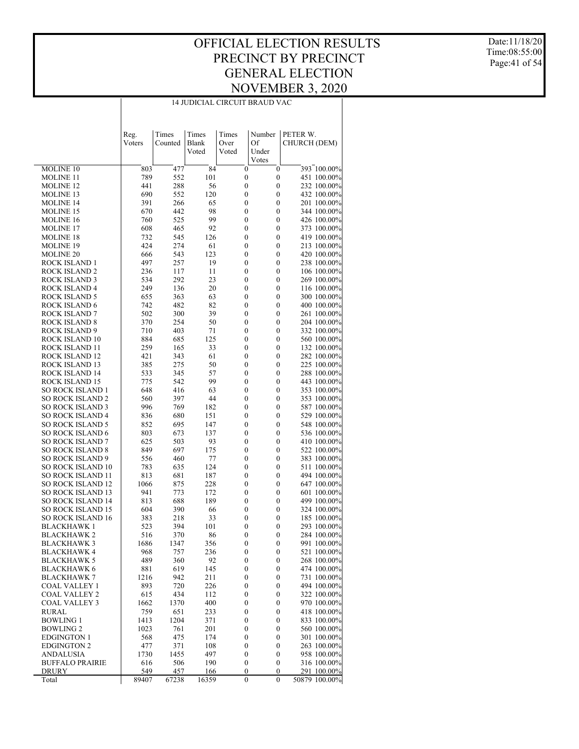# OFFICIAL ELECTION RESULTS
# PRECINCT BY PRECINCT
# GENERAL ELECTION
# NOVEMBER 3, 2020

Date:11/18/20
Time:08:55:00

14 JUDICIAL CIRCUIT BRAUD VAC

| | Reg. Voters | Times Counted | Times Blank Voted | Times Over Voted | Number Of Under Votes | PETER W. CHURCH (DEM) | |
|---|---|---|---|---|---|---|---|
| MOLINE 10 | 803 | 477 | 84 | 0 | 0 | 393 | 100.00% |
| MOLINE 11 | 789 | 552 | 101 | 0 | 0 | 451 | 100.00% |
| MOLINE 12 | 441 | 288 | 56 | 0 | 0 | 232 | 100.00% |
| MOLINE 13 | 690 | 552 | 120 | 0 | 0 | 432 | 100.00% |
| MOLINE 14 | 391 | 266 | 65 | 0 | 0 | 201 | 100.00% |
| MOLINE 15 | 670 | 442 | 98 | 0 | 0 | 344 | 100.00% |
| MOLINE 16 | 760 | 525 | 99 | 0 | 0 | 426 | 100.00% |
| MOLINE 17 | 608 | 465 | 92 | 0 | 0 | 373 | 100.00% |
| MOLINE 18 | 732 | 545 | 126 | 0 | 0 | 419 | 100.00% |
| MOLINE 19 | 424 | 274 | 61 | 0 | 0 | 213 | 100.00% |
| MOLINE 20 | 666 | 543 | 123 | 0 | 0 | 420 | 100.00% |
| ROCK ISLAND 1 | 497 | 257 | 19 | 0 | 0 | 238 | 100.00% |
| ROCK ISLAND 2 | 236 | 117 | 11 | 0 | 0 | 106 | 100.00% |
| ROCK ISLAND 3 | 534 | 292 | 23 | 0 | 0 | 269 | 100.00% |
| ROCK ISLAND 4 | 249 | 136 | 20 | 0 | 0 | 116 | 100.00% |
| ROCK ISLAND 5 | 655 | 363 | 63 | 0 | 0 | 300 | 100.00% |
| ROCK ISLAND 6 | 742 | 482 | 82 | 0 | 0 | 400 | 100.00% |
| ROCK ISLAND 7 | 502 | 300 | 39 | 0 | 0 | 261 | 100.00% |
| ROCK ISLAND 8 | 370 | 254 | 50 | 0 | 0 | 204 | 100.00% |
| ROCK ISLAND 9 | 710 | 403 | 71 | 0 | 0 | 332 | 100.00% |
| ROCK ISLAND 10 | 884 | 685 | 125 | 0 | 0 | 560 | 100.00% |
| ROCK ISLAND 11 | 259 | 165 | 33 | 0 | 0 | 132 | 100.00% |
| ROCK ISLAND 12 | 421 | 343 | 61 | 0 | 0 | 282 | 100.00% |
| ROCK ISLAND 13 | 385 | 275 | 50 | 0 | 0 | 225 | 100.00% |
| ROCK ISLAND 14 | 533 | 345 | 57 | 0 | 0 | 288 | 100.00% |
| ROCK ISLAND 15 | 775 | 542 | 99 | 0 | 0 | 443 | 100.00% |
| SO ROCK ISLAND 1 | 648 | 416 | 63 | 0 | 0 | 353 | 100.00% |
| SO ROCK ISLAND 2 | 560 | 397 | 44 | 0 | 0 | 353 | 100.00% |
| SO ROCK ISLAND 3 | 996 | 769 | 182 | 0 | 0 | 587 | 100.00% |
| SO ROCK ISLAND 4 | 836 | 680 | 151 | 0 | 0 | 529 | 100.00% |
| SO ROCK ISLAND 5 | 852 | 695 | 147 | 0 | 0 | 548 | 100.00% |
| SO ROCK ISLAND 6 | 803 | 673 | 137 | 0 | 0 | 536 | 100.00% |
| SO ROCK ISLAND 7 | 625 | 503 | 93 | 0 | 0 | 410 | 100.00% |
| SO ROCK ISLAND 8 | 849 | 697 | 175 | 0 | 0 | 522 | 100.00% |
| SO ROCK ISLAND 9 | 556 | 460 | 77 | 0 | 0 | 383 | 100.00% |
| SO ROCK ISLAND 10 | 783 | 635 | 124 | 0 | 0 | 511 | 100.00% |
| SO ROCK ISLAND 11 | 813 | 681 | 187 | 0 | 0 | 494 | 100.00% |
| SO ROCK ISLAND 12 | 1066 | 875 | 228 | 0 | 0 | 647 | 100.00% |
| SO ROCK ISLAND 13 | 941 | 773 | 172 | 0 | 0 | 601 | 100.00% |
| SO ROCK ISLAND 14 | 813 | 688 | 189 | 0 | 0 | 499 | 100.00% |
| SO ROCK ISLAND 15 | 604 | 390 | 66 | 0 | 0 | 324 | 100.00% |
| SO ROCK ISLAND 16 | 383 | 218 | 33 | 0 | 0 | 185 | 100.00% |
| BLACKHAWK 1 | 523 | 394 | 101 | 0 | 0 | 293 | 100.00% |
| BLACKHAWK 2 | 516 | 370 | 86 | 0 | 0 | 284 | 100.00% |
| BLACKHAWK 3 | 1686 | 1347 | 356 | 0 | 0 | 991 | 100.00% |
| BLACKHAWK 4 | 968 | 757 | 236 | 0 | 0 | 521 | 100.00% |
| BLACKHAWK 5 | 489 | 360 | 92 | 0 | 0 | 268 | 100.00% |
| BLACKHAWK 6 | 881 | 619 | 145 | 0 | 0 | 474 | 100.00% |
| BLACKHAWK 7 | 1216 | 942 | 211 | 0 | 0 | 731 | 100.00% |
| COAL VALLEY 1 | 893 | 720 | 226 | 0 | 0 | 494 | 100.00% |
| COAL VALLEY 2 | 615 | 434 | 112 | 0 | 0 | 322 | 100.00% |
| COAL VALLEY 3 | 1662 | 1370 | 400 | 0 | 0 | 970 | 100.00% |
| RURAL | 759 | 651 | 233 | 0 | 0 | 418 | 100.00% |
| BOWLING 1 | 1413 | 1204 | 371 | 0 | 0 | 833 | 100.00% |
| BOWLING 2 | 1023 | 761 | 201 | 0 | 0 | 560 | 100.00% |
| EDGINGTON 1 | 568 | 475 | 174 | 0 | 0 | 301 | 100.00% |
| EDGINGTON 2 | 477 | 371 | 108 | 0 | 0 | 263 | 100.00% |
| ANDALUSIA | 1730 | 1455 | 497 | 0 | 0 | 958 | 100.00% |
| BUFFALO PRAIRIE | 616 | 506 | 190 | 0 | 0 | 316 | 100.00% |
| DRURY | 549 | 457 | 166 | 0 | 0 | 291 | 100.00% |
| Total | 89407 | 67238 | 16359 | 0 | 0 | 50879 | 100.00% |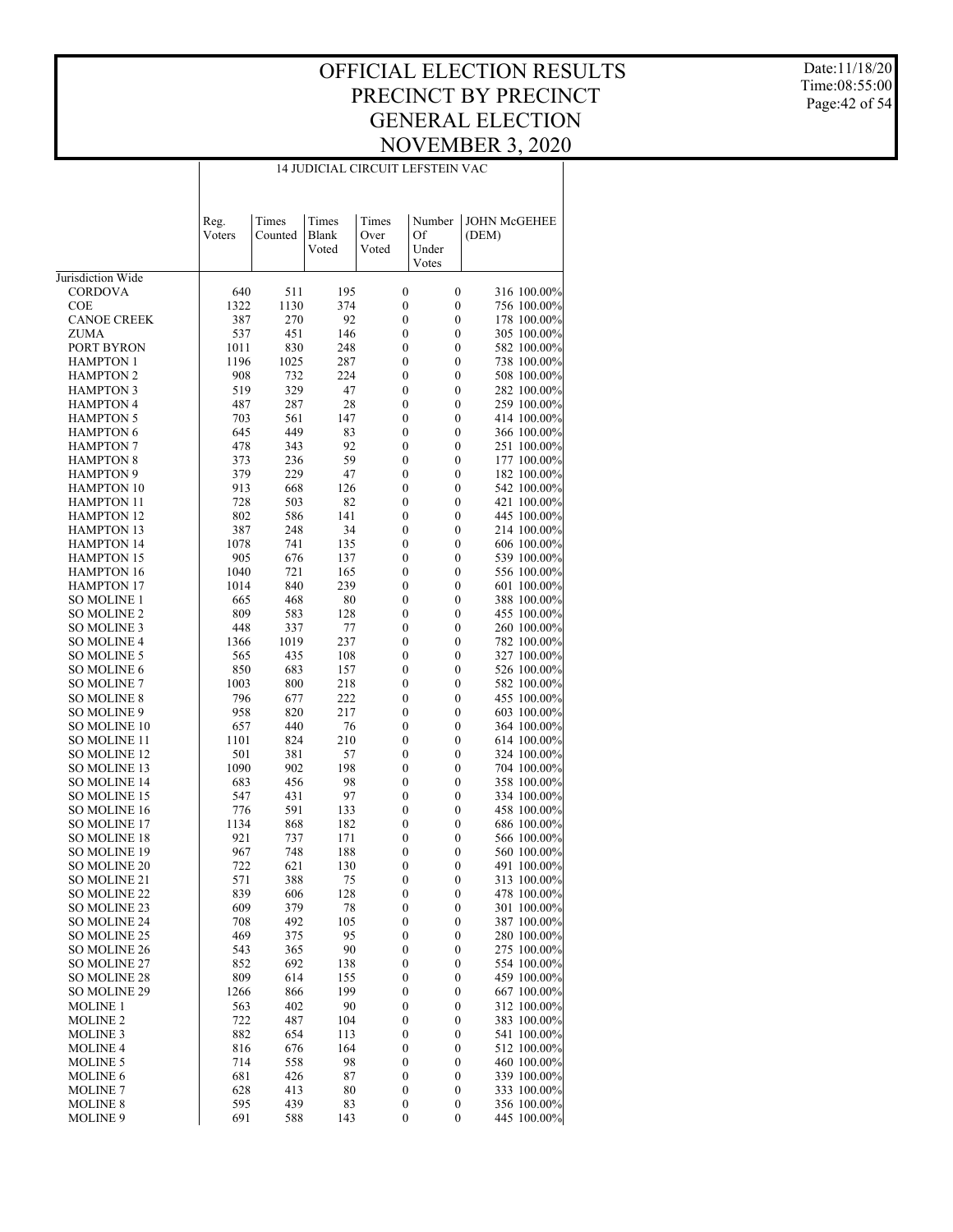# OFFICIAL ELECTION RESULTS
# PRECINCT BY PRECINCT
# GENERAL ELECTION
# NOVEMBER 3, 2020

Date:11/18/20
Time:08:55:00

14 JUDICIAL CIRCUIT LEFSTEIN VAC

| | Reg. Voters | Times Counted | Times Blank Voted | Times Over Voted | Number Of Under Votes | JOHN McGEHEE (DEM) | |
|---|---|---|---|---|---|---|---|
| Jurisdiction Wide | | | | | | | |
| CORDOVA | 640 | 511 | 195 | 0 | 0 | 316 | 100.00% |
| COE | 1322 | 1130 | 374 | 0 | 0 | 756 | 100.00% |
| CANOE CREEK | 387 | 270 | 92 | 0 | 0 | 178 | 100.00% |
| ZUMA | 537 | 451 | 146 | 0 | 0 | 305 | 100.00% |
| PORT BYRON | 1011 | 830 | 248 | 0 | 0 | 582 | 100.00% |
| HAMPTON 1 | 1196 | 1025 | 287 | 0 | 0 | 738 | 100.00% |
| HAMPTON 2 | 908 | 732 | 224 | 0 | 0 | 508 | 100.00% |
| HAMPTON 3 | 519 | 329 | 47 | 0 | 0 | 282 | 100.00% |
| HAMPTON 4 | 487 | 287 | 28 | 0 | 0 | 259 | 100.00% |
| HAMPTON 5 | 703 | 561 | 147 | 0 | 0 | 414 | 100.00% |
| HAMPTON 6 | 645 | 449 | 83 | 0 | 0 | 366 | 100.00% |
| HAMPTON 7 | 478 | 343 | 92 | 0 | 0 | 251 | 100.00% |
| HAMPTON 8 | 373 | 236 | 59 | 0 | 0 | 177 | 100.00% |
| HAMPTON 9 | 379 | 229 | 47 | 0 | 0 | 182 | 100.00% |
| HAMPTON 10 | 913 | 668 | 126 | 0 | 0 | 542 | 100.00% |
| HAMPTON 11 | 728 | 503 | 82 | 0 | 0 | 421 | 100.00% |
| HAMPTON 12 | 802 | 586 | 141 | 0 | 0 | 445 | 100.00% |
| HAMPTON 13 | 387 | 248 | 34 | 0 | 0 | 214 | 100.00% |
| HAMPTON 14 | 1078 | 741 | 135 | 0 | 0 | 606 | 100.00% |
| HAMPTON 15 | 905 | 676 | 137 | 0 | 0 | 539 | 100.00% |
| HAMPTON 16 | 1040 | 721 | 165 | 0 | 0 | 556 | 100.00% |
| HAMPTON 17 | 1014 | 840 | 239 | 0 | 0 | 601 | 100.00% |
| SO MOLINE 1 | 665 | 468 | 80 | 0 | 0 | 388 | 100.00% |
| SO MOLINE 2 | 809 | 583 | 128 | 0 | 0 | 455 | 100.00% |
| SO MOLINE 3 | 448 | 337 | 77 | 0 | 0 | 260 | 100.00% |
| SO MOLINE 4 | 1366 | 1019 | 237 | 0 | 0 | 782 | 100.00% |
| SO MOLINE 5 | 565 | 435 | 108 | 0 | 0 | 327 | 100.00% |
| SO MOLINE 6 | 850 | 683 | 157 | 0 | 0 | 526 | 100.00% |
| SO MOLINE 7 | 1003 | 800 | 218 | 0 | 0 | 582 | 100.00% |
| SO MOLINE 8 | 796 | 677 | 222 | 0 | 0 | 455 | 100.00% |
| SO MOLINE 9 | 958 | 820 | 217 | 0 | 0 | 603 | 100.00% |
| SO MOLINE 10 | 657 | 440 | 76 | 0 | 0 | 364 | 100.00% |
| SO MOLINE 11 | 1101 | 824 | 210 | 0 | 0 | 614 | 100.00% |
| SO MOLINE 12 | 501 | 381 | 57 | 0 | 0 | 324 | 100.00% |
| SO MOLINE 13 | 1090 | 902 | 198 | 0 | 0 | 704 | 100.00% |
| SO MOLINE 14 | 683 | 456 | 98 | 0 | 0 | 358 | 100.00% |
| SO MOLINE 15 | 547 | 431 | 97 | 0 | 0 | 334 | 100.00% |
| SO MOLINE 16 | 776 | 591 | 133 | 0 | 0 | 458 | 100.00% |
| SO MOLINE 17 | 1134 | 868 | 182 | 0 | 0 | 686 | 100.00% |
| SO MOLINE 18 | 921 | 737 | 171 | 0 | 0 | 566 | 100.00% |
| SO MOLINE 19 | 967 | 748 | 188 | 0 | 0 | 560 | 100.00% |
| SO MOLINE 20 | 722 | 621 | 130 | 0 | 0 | 491 | 100.00% |
| SO MOLINE 21 | 571 | 388 | 75 | 0 | 0 | 313 | 100.00% |
| SO MOLINE 22 | 839 | 606 | 128 | 0 | 0 | 478 | 100.00% |
| SO MOLINE 23 | 609 | 379 | 78 | 0 | 0 | 301 | 100.00% |
| SO MOLINE 24 | 708 | 492 | 105 | 0 | 0 | 387 | 100.00% |
| SO MOLINE 25 | 469 | 375 | 95 | 0 | 0 | 280 | 100.00% |
| SO MOLINE 26 | 543 | 365 | 90 | 0 | 0 | 275 | 100.00% |
| SO MOLINE 27 | 852 | 692 | 138 | 0 | 0 | 554 | 100.00% |
| SO MOLINE 28 | 809 | 614 | 155 | 0 | 0 | 459 | 100.00% |
| SO MOLINE 29 | 1266 | 866 | 199 | 0 | 0 | 667 | 100.00% |
| MOLINE 1 | 563 | 402 | 90 | 0 | 0 | 312 | 100.00% |
| MOLINE 2 | 722 | 487 | 104 | 0 | 0 | 383 | 100.00% |
| MOLINE 3 | 882 | 654 | 113 | 0 | 0 | 541 | 100.00% |
| MOLINE 4 | 816 | 676 | 164 | 0 | 0 | 512 | 100.00% |
| MOLINE 5 | 714 | 558 | 98 | 0 | 0 | 460 | 100.00% |
| MOLINE 6 | 681 | 426 | 87 | 0 | 0 | 339 | 100.00% |
| MOLINE 7 | 628 | 413 | 80 | 0 | 0 | 333 | 100.00% |
| MOLINE 8 | 595 | 439 | 83 | 0 | 0 | 356 | 100.00% |
| MOLINE 9 | 691 | 588 | 143 | 0 | 0 | 445 | 100.00% |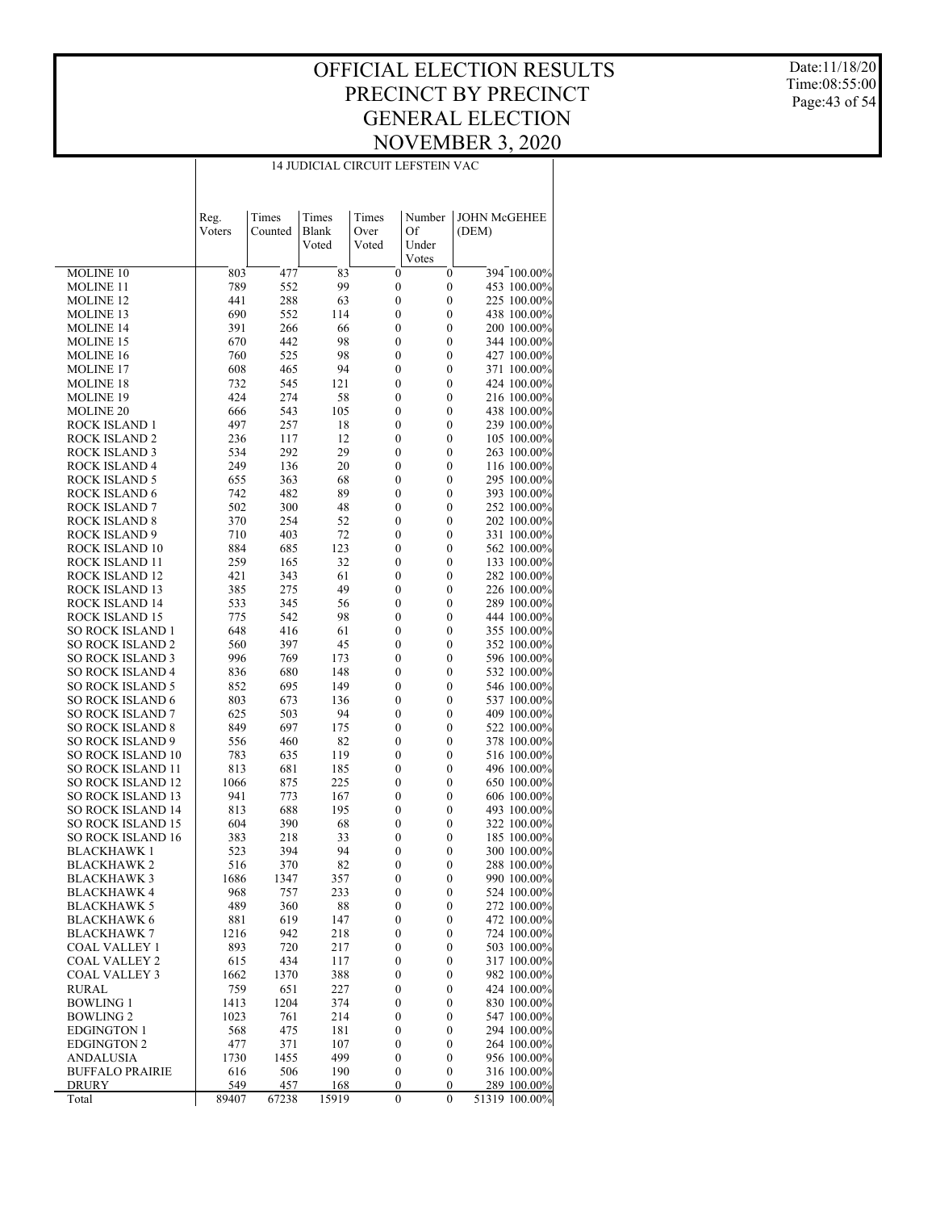# OFFICIAL ELECTION RESULTS
# PRECINCT BY PRECINCT
# GENERAL ELECTION
# NOVEMBER 3, 2020

Date:11/18/20
Time:08:55:00

14 JUDICIAL CIRCUIT LEFSTEIN VAC

| | Reg. Voters | Times Counted | Times Blank Voted | Times Over Voted | Number Of Under Votes | JOHN McGEHEE (DEM) | |
|---|---|---|---|---|---|---|---|
| MOLINE 10 | 803 | 477 | 83 | 0 | 0 | 394 | 100.00% |
| MOLINE 11 | 789 | 552 | 99 | 0 | 0 | 453 | 100.00% |
| MOLINE 12 | 441 | 288 | 63 | 0 | 0 | 225 | 100.00% |
| MOLINE 13 | 690 | 552 | 114 | 0 | 0 | 438 | 100.00% |
| MOLINE 14 | 391 | 266 | 66 | 0 | 0 | 200 | 100.00% |
| MOLINE 15 | 670 | 442 | 98 | 0 | 0 | 344 | 100.00% |
| MOLINE 16 | 760 | 525 | 98 | 0 | 0 | 427 | 100.00% |
| MOLINE 17 | 608 | 465 | 94 | 0 | 0 | 371 | 100.00% |
| MOLINE 18 | 732 | 545 | 121 | 0 | 0 | 424 | 100.00% |
| MOLINE 19 | 424 | 274 | 58 | 0 | 0 | 216 | 100.00% |
| MOLINE 20 | 666 | 543 | 105 | 0 | 0 | 438 | 100.00% |
| ROCK ISLAND 1 | 497 | 257 | 18 | 0 | 0 | 239 | 100.00% |
| ROCK ISLAND 2 | 236 | 117 | 12 | 0 | 0 | 105 | 100.00% |
| ROCK ISLAND 3 | 534 | 292 | 29 | 0 | 0 | 263 | 100.00% |
| ROCK ISLAND 4 | 249 | 136 | 20 | 0 | 0 | 116 | 100.00% |
| ROCK ISLAND 5 | 655 | 363 | 68 | 0 | 0 | 295 | 100.00% |
| ROCK ISLAND 6 | 742 | 482 | 89 | 0 | 0 | 393 | 100.00% |
| ROCK ISLAND 7 | 502 | 300 | 48 | 0 | 0 | 252 | 100.00% |
| ROCK ISLAND 8 | 370 | 254 | 52 | 0 | 0 | 202 | 100.00% |
| ROCK ISLAND 9 | 710 | 403 | 72 | 0 | 0 | 331 | 100.00% |
| ROCK ISLAND 10 | 884 | 685 | 123 | 0 | 0 | 562 | 100.00% |
| ROCK ISLAND 11 | 259 | 165 | 32 | 0 | 0 | 133 | 100.00% |
| ROCK ISLAND 12 | 421 | 343 | 61 | 0 | 0 | 282 | 100.00% |
| ROCK ISLAND 13 | 385 | 275 | 49 | 0 | 0 | 226 | 100.00% |
| ROCK ISLAND 14 | 533 | 345 | 56 | 0 | 0 | 289 | 100.00% |
| ROCK ISLAND 15 | 775 | 542 | 98 | 0 | 0 | 444 | 100.00% |
| SO ROCK ISLAND 1 | 648 | 416 | 61 | 0 | 0 | 355 | 100.00% |
| SO ROCK ISLAND 2 | 560 | 397 | 45 | 0 | 0 | 352 | 100.00% |
| SO ROCK ISLAND 3 | 996 | 769 | 173 | 0 | 0 | 596 | 100.00% |
| SO ROCK ISLAND 4 | 836 | 680 | 148 | 0 | 0 | 532 | 100.00% |
| SO ROCK ISLAND 5 | 852 | 695 | 149 | 0 | 0 | 546 | 100.00% |
| SO ROCK ISLAND 6 | 803 | 673 | 136 | 0 | 0 | 537 | 100.00% |
| SO ROCK ISLAND 7 | 625 | 503 | 94 | 0 | 0 | 409 | 100.00% |
| SO ROCK ISLAND 8 | 849 | 697 | 175 | 0 | 0 | 522 | 100.00% |
| SO ROCK ISLAND 9 | 556 | 460 | 82 | 0 | 0 | 378 | 100.00% |
| SO ROCK ISLAND 10 | 783 | 635 | 119 | 0 | 0 | 516 | 100.00% |
| SO ROCK ISLAND 11 | 813 | 681 | 185 | 0 | 0 | 496 | 100.00% |
| SO ROCK ISLAND 12 | 1066 | 875 | 225 | 0 | 0 | 650 | 100.00% |
| SO ROCK ISLAND 13 | 941 | 773 | 167 | 0 | 0 | 606 | 100.00% |
| SO ROCK ISLAND 14 | 813 | 688 | 195 | 0 | 0 | 493 | 100.00% |
| SO ROCK ISLAND 15 | 604 | 390 | 68 | 0 | 0 | 322 | 100.00% |
| SO ROCK ISLAND 16 | 383 | 218 | 33 | 0 | 0 | 185 | 100.00% |
| BLACKHAWK 1 | 523 | 394 | 94 | 0 | 0 | 300 | 100.00% |
| BLACKHAWK 2 | 516 | 370 | 82 | 0 | 0 | 288 | 100.00% |
| BLACKHAWK 3 | 1686 | 1347 | 357 | 0 | 0 | 990 | 100.00% |
| BLACKHAWK 4 | 968 | 757 | 233 | 0 | 0 | 524 | 100.00% |
| BLACKHAWK 5 | 489 | 360 | 88 | 0 | 0 | 272 | 100.00% |
| BLACKHAWK 6 | 881 | 619 | 147 | 0 | 0 | 472 | 100.00% |
| BLACKHAWK 7 | 1216 | 942 | 218 | 0 | 0 | 724 | 100.00% |
| COAL VALLEY 1 | 893 | 720 | 217 | 0 | 0 | 503 | 100.00% |
| COAL VALLEY 2 | 615 | 434 | 117 | 0 | 0 | 317 | 100.00% |
| COAL VALLEY 3 | 1662 | 1370 | 388 | 0 | 0 | 982 | 100.00% |
| RURAL | 759 | 651 | 227 | 0 | 0 | 424 | 100.00% |
| BOWLING 1 | 1413 | 1204 | 374 | 0 | 0 | 830 | 100.00% |
| BOWLING 2 | 1023 | 761 | 214 | 0 | 0 | 547 | 100.00% |
| EDGINGTON 1 | 568 | 475 | 181 | 0 | 0 | 294 | 100.00% |
| EDGINGTON 2 | 477 | 371 | 107 | 0 | 0 | 264 | 100.00% |
| ANDALUSIA | 1730 | 1455 | 499 | 0 | 0 | 956 | 100.00% |
| BUFFALO PRAIRIE | 616 | 506 | 190 | 0 | 0 | 316 | 100.00% |
| DRURY | 549 | 457 | 168 | 0 | 0 | 289 | 100.00% |
| Total | 89407 | 67238 | 15919 | 0 | 0 | 51319 | 100.00% |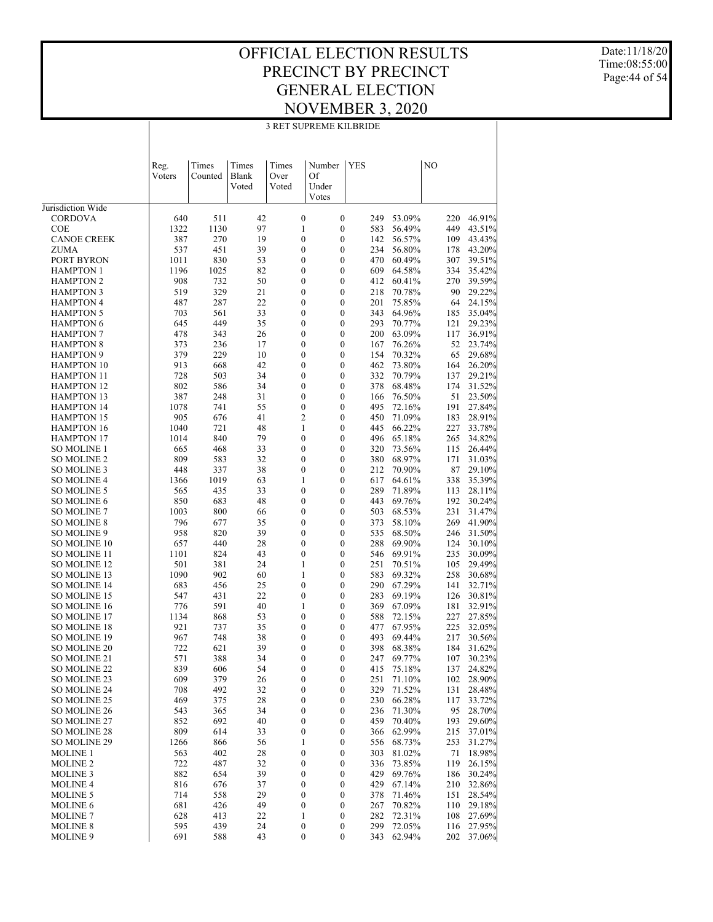# OFFICIAL ELECTION RESULTS
# PRECINCT BY PRECINCT
# GENERAL ELECTION
# NOVEMBER 3, 2020

Date:11/18/20
Time:08:55:00

## 3 RET SUPREME KILBRIDE

| | Reg. Voters | Times Counted | Times Blank Voted | Times Over Voted | Number Of Under Votes | YES | | NO | |
|---|---|---|---|---|---|---|---|---|---|
| Jurisdiction Wide | | | | | | | | | |
| CORDOVA | 640 | 511 | 42 | 0 | 0 | 249 | 53.09% | 220 | 46.91% |
| COE | 1322 | 1130 | 97 | 1 | 0 | 583 | 56.49% | 449 | 43.51% |
| CANOE CREEK | 387 | 270 | 19 | 0 | 0 | 142 | 56.57% | 109 | 43.43% |
| ZUMA | 537 | 451 | 39 | 0 | 0 | 234 | 56.80% | 178 | 43.20% |
| PORT BYRON | 1011 | 830 | 53 | 0 | 0 | 470 | 60.49% | 307 | 39.51% |
| HAMPTON 1 | 1196 | 1025 | 82 | 0 | 0 | 609 | 64.58% | 334 | 35.42% |
| HAMPTON 2 | 908 | 732 | 50 | 0 | 0 | 412 | 60.41% | 270 | 39.59% |
| HAMPTON 3 | 519 | 329 | 21 | 0 | 0 | 218 | 70.78% | 90 | 29.22% |
| HAMPTON 4 | 487 | 287 | 22 | 0 | 0 | 201 | 75.85% | 64 | 24.15% |
| HAMPTON 5 | 703 | 561 | 33 | 0 | 0 | 343 | 64.96% | 185 | 35.04% |
| HAMPTON 6 | 645 | 449 | 35 | 0 | 0 | 293 | 70.77% | 121 | 29.23% |
| HAMPTON 7 | 478 | 343 | 26 | 0 | 0 | 200 | 63.09% | 117 | 36.91% |
| HAMPTON 8 | 373 | 236 | 17 | 0 | 0 | 167 | 76.26% | 52 | 23.74% |
| HAMPTON 9 | 379 | 229 | 10 | 0 | 0 | 154 | 70.32% | 65 | 29.68% |
| HAMPTON 10 | 913 | 668 | 42 | 0 | 0 | 462 | 73.80% | 164 | 26.20% |
| HAMPTON 11 | 728 | 503 | 34 | 0 | 0 | 332 | 70.79% | 137 | 29.21% |
| HAMPTON 12 | 802 | 586 | 34 | 0 | 0 | 378 | 68.48% | 174 | 31.52% |
| HAMPTON 13 | 387 | 248 | 31 | 0 | 0 | 166 | 76.50% | 51 | 23.50% |
| HAMPTON 14 | 1078 | 741 | 55 | 0 | 0 | 495 | 72.16% | 191 | 27.84% |
| HAMPTON 15 | 905 | 676 | 41 | 2 | 0 | 450 | 71.09% | 183 | 28.91% |
| HAMPTON 16 | 1040 | 721 | 48 | 1 | 0 | 445 | 66.22% | 227 | 33.78% |
| HAMPTON 17 | 1014 | 840 | 79 | 0 | 0 | 496 | 65.18% | 265 | 34.82% |
| SO MOLINE 1 | 665 | 468 | 33 | 0 | 0 | 320 | 73.56% | 115 | 26.44% |
| SO MOLINE 2 | 809 | 583 | 32 | 0 | 0 | 380 | 68.97% | 171 | 31.03% |
| SO MOLINE 3 | 448 | 337 | 38 | 0 | 0 | 212 | 70.90% | 87 | 29.10% |
| SO MOLINE 4 | 1366 | 1019 | 63 | 1 | 0 | 617 | 64.61% | 338 | 35.39% |
| SO MOLINE 5 | 565 | 435 | 33 | 0 | 0 | 289 | 71.89% | 113 | 28.11% |
| SO MOLINE 6 | 850 | 683 | 48 | 0 | 0 | 443 | 69.76% | 192 | 30.24% |
| SO MOLINE 7 | 1003 | 800 | 66 | 0 | 0 | 503 | 68.53% | 231 | 31.47% |
| SO MOLINE 8 | 796 | 677 | 35 | 0 | 0 | 373 | 58.10% | 269 | 41.90% |
| SO MOLINE 9 | 958 | 820 | 39 | 0 | 0 | 535 | 68.50% | 246 | 31.50% |
| SO MOLINE 10 | 657 | 440 | 28 | 0 | 0 | 288 | 69.90% | 124 | 30.10% |
| SO MOLINE 11 | 1101 | 824 | 43 | 0 | 0 | 546 | 69.91% | 235 | 30.09% |
| SO MOLINE 12 | 501 | 381 | 24 | 1 | 0 | 251 | 70.51% | 105 | 29.49% |
| SO MOLINE 13 | 1090 | 902 | 60 | 1 | 0 | 583 | 69.32% | 258 | 30.68% |
| SO MOLINE 14 | 683 | 456 | 25 | 0 | 0 | 290 | 67.29% | 141 | 32.71% |
| SO MOLINE 15 | 547 | 431 | 22 | 0 | 0 | 283 | 69.19% | 126 | 30.81% |
| SO MOLINE 16 | 776 | 591 | 40 | 1 | 0 | 369 | 67.09% | 181 | 32.91% |
| SO MOLINE 17 | 1134 | 868 | 53 | 0 | 0 | 588 | 72.15% | 227 | 27.85% |
| SO MOLINE 18 | 921 | 737 | 35 | 0 | 0 | 477 | 67.95% | 225 | 32.05% |
| SO MOLINE 19 | 967 | 748 | 38 | 0 | 0 | 493 | 69.44% | 217 | 30.56% |
| SO MOLINE 20 | 722 | 621 | 39 | 0 | 0 | 398 | 68.38% | 184 | 31.62% |
| SO MOLINE 21 | 571 | 388 | 34 | 0 | 0 | 247 | 69.77% | 107 | 30.23% |
| SO MOLINE 22 | 839 | 606 | 54 | 0 | 0 | 415 | 75.18% | 137 | 24.82% |
| SO MOLINE 23 | 609 | 379 | 26 | 0 | 0 | 251 | 71.10% | 102 | 28.90% |
| SO MOLINE 24 | 708 | 492 | 32 | 0 | 0 | 329 | 71.52% | 131 | 28.48% |
| SO MOLINE 25 | 469 | 375 | 28 | 0 | 0 | 230 | 66.28% | 117 | 33.72% |
| SO MOLINE 26 | 543 | 365 | 34 | 0 | 0 | 236 | 71.30% | 95 | 28.70% |
| SO MOLINE 27 | 852 | 692 | 40 | 0 | 0 | 459 | 70.40% | 193 | 29.60% |
| SO MOLINE 28 | 809 | 614 | 33 | 0 | 0 | 366 | 62.99% | 215 | 37.01% |
| SO MOLINE 29 | 1266 | 866 | 56 | 1 | 0 | 556 | 68.73% | 253 | 31.27% |
| MOLINE 1 | 563 | 402 | 28 | 0 | 0 | 303 | 81.02% | 71 | 18.98% |
| MOLINE 2 | 722 | 487 | 32 | 0 | 0 | 336 | 73.85% | 119 | 26.15% |
| MOLINE 3 | 882 | 654 | 39 | 0 | 0 | 429 | 69.76% | 186 | 30.24% |
| MOLINE 4 | 816 | 676 | 37 | 0 | 0 | 429 | 67.14% | 210 | 32.86% |
| MOLINE 5 | 714 | 558 | 29 | 0 | 0 | 378 | 71.46% | 151 | 28.54% |
| MOLINE 6 | 681 | 426 | 49 | 0 | 0 | 267 | 70.82% | 110 | 29.18% |
| MOLINE 7 | 628 | 413 | 22 | 1 | 0 | 282 | 72.31% | 108 | 27.69% |
| MOLINE 8 | 595 | 439 | 24 | 0 | 0 | 299 | 72.05% | 116 | 27.95% |
| MOLINE 9 | 691 | 588 | 43 | 0 | 0 | 343 | 62.94% | 202 | 37.06% |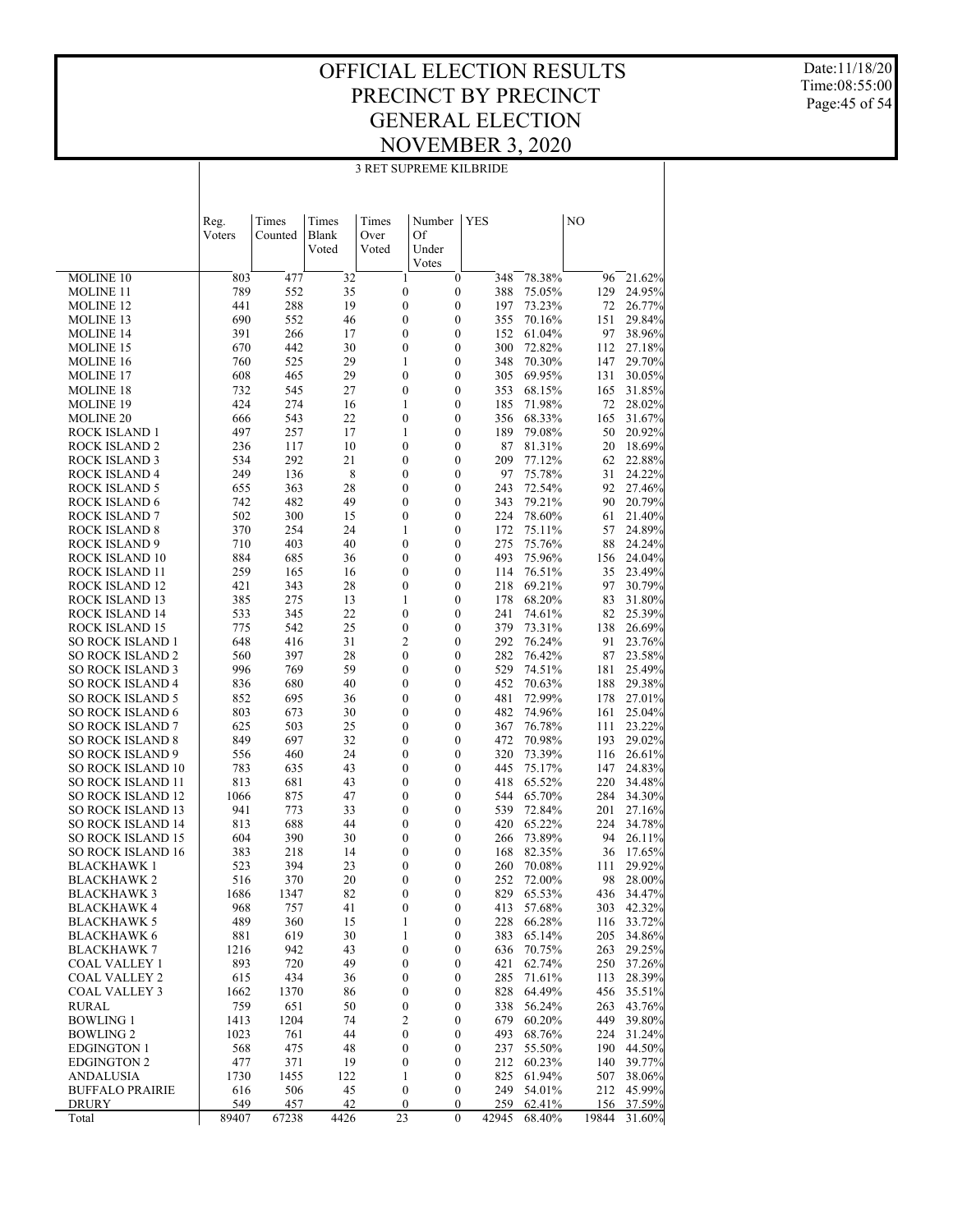# OFFICIAL ELECTION RESULTS PRECINCT BY PRECINCT GENERAL ELECTION NOVEMBER 3, 2020

## 3 RET SUPREME KILBRIDE

| | Reg. Voters | Times Counted | Times Blank Voted | Times Over Voted | Number Of Under Votes | YES | | NO | |
|---|---|---|---|---|---|---|---|---|---|
| MOLINE 10 | 803 | 477 | 32 | 1 | 0 | 348 | 78.38% | 96 | 21.62% |
| MOLINE 11 | 789 | 552 | 35 | 0 | 0 | 388 | 75.05% | 129 | 24.95% |
| MOLINE 12 | 441 | 288 | 19 | 0 | 0 | 197 | 73.23% | 72 | 26.77% |
| MOLINE 13 | 690 | 552 | 46 | 0 | 0 | 355 | 70.16% | 151 | 29.84% |
| MOLINE 14 | 391 | 266 | 17 | 0 | 0 | 152 | 61.04% | 97 | 38.96% |
| MOLINE 15 | 670 | 442 | 30 | 0 | 0 | 300 | 72.82% | 112 | 27.18% |
| MOLINE 16 | 760 | 525 | 29 | 1 | 0 | 348 | 70.30% | 147 | 29.70% |
| MOLINE 17 | 608 | 465 | 29 | 0 | 0 | 305 | 69.95% | 131 | 30.05% |
| MOLINE 18 | 732 | 545 | 27 | 0 | 0 | 353 | 68.15% | 165 | 31.85% |
| MOLINE 19 | 424 | 274 | 16 | 1 | 0 | 185 | 71.98% | 72 | 28.02% |
| MOLINE 20 | 666 | 543 | 22 | 0 | 0 | 356 | 68.33% | 165 | 31.67% |
| ROCK ISLAND 1 | 497 | 257 | 17 | 1 | 0 | 189 | 79.08% | 50 | 20.92% |
| ROCK ISLAND 2 | 236 | 117 | 10 | 0 | 0 | 87 | 81.31% | 20 | 18.69% |
| ROCK ISLAND 3 | 534 | 292 | 21 | 0 | 0 | 209 | 77.12% | 62 | 22.88% |
| ROCK ISLAND 4 | 249 | 136 | 8 | 0 | 0 | 97 | 75.78% | 31 | 24.22% |
| ROCK ISLAND 5 | 655 | 363 | 28 | 0 | 0 | 243 | 72.54% | 92 | 27.46% |
| ROCK ISLAND 6 | 742 | 482 | 49 | 0 | 0 | 343 | 79.21% | 90 | 20.79% |
| ROCK ISLAND 7 | 502 | 300 | 15 | 0 | 0 | 224 | 78.60% | 61 | 21.40% |
| ROCK ISLAND 8 | 370 | 254 | 24 | 1 | 0 | 172 | 75.11% | 57 | 24.89% |
| ROCK ISLAND 9 | 710 | 403 | 40 | 0 | 0 | 275 | 75.76% | 88 | 24.24% |
| ROCK ISLAND 10 | 884 | 685 | 36 | 0 | 0 | 493 | 75.96% | 156 | 24.04% |
| ROCK ISLAND 11 | 259 | 165 | 16 | 0 | 0 | 114 | 76.51% | 35 | 23.49% |
| ROCK ISLAND 12 | 421 | 343 | 28 | 0 | 0 | 218 | 69.21% | 97 | 30.79% |
| ROCK ISLAND 13 | 385 | 275 | 13 | 1 | 0 | 178 | 68.20% | 83 | 31.80% |
| ROCK ISLAND 14 | 533 | 345 | 22 | 0 | 0 | 241 | 74.61% | 82 | 25.39% |
| ROCK ISLAND 15 | 775 | 542 | 25 | 0 | 0 | 379 | 73.31% | 138 | 26.69% |
| SO ROCK ISLAND 1 | 648 | 416 | 31 | 2 | 0 | 292 | 76.24% | 91 | 23.76% |
| SO ROCK ISLAND 2 | 560 | 397 | 28 | 0 | 0 | 282 | 76.42% | 87 | 23.58% |
| SO ROCK ISLAND 3 | 996 | 769 | 59 | 0 | 0 | 529 | 74.51% | 181 | 25.49% |
| SO ROCK ISLAND 4 | 836 | 680 | 40 | 0 | 0 | 452 | 70.63% | 188 | 29.38% |
| SO ROCK ISLAND 5 | 852 | 695 | 36 | 0 | 0 | 481 | 72.99% | 178 | 27.01% |
| SO ROCK ISLAND 6 | 803 | 673 | 30 | 0 | 0 | 482 | 74.96% | 161 | 25.04% |
| SO ROCK ISLAND 7 | 625 | 503 | 25 | 0 | 0 | 367 | 76.78% | 111 | 23.22% |
| SO ROCK ISLAND 8 | 849 | 697 | 32 | 0 | 0 | 472 | 70.98% | 193 | 29.02% |
| SO ROCK ISLAND 9 | 556 | 460 | 24 | 0 | 0 | 320 | 73.39% | 116 | 26.61% |
| SO ROCK ISLAND 10 | 783 | 635 | 43 | 0 | 0 | 445 | 75.17% | 147 | 24.83% |
| SO ROCK ISLAND 11 | 813 | 681 | 43 | 0 | 0 | 418 | 65.52% | 220 | 34.48% |
| SO ROCK ISLAND 12 | 1066 | 875 | 47 | 0 | 0 | 544 | 65.70% | 284 | 34.30% |
| SO ROCK ISLAND 13 | 941 | 773 | 33 | 0 | 0 | 539 | 72.84% | 201 | 27.16% |
| SO ROCK ISLAND 14 | 813 | 688 | 44 | 0 | 0 | 420 | 65.22% | 224 | 34.78% |
| SO ROCK ISLAND 15 | 604 | 390 | 30 | 0 | 0 | 266 | 73.89% | 94 | 26.11% |
| SO ROCK ISLAND 16 | 383 | 218 | 14 | 0 | 0 | 168 | 82.35% | 36 | 17.65% |
| BLACKHAWK 1 | 523 | 394 | 23 | 0 | 0 | 260 | 70.08% | 111 | 29.92% |
| BLACKHAWK 2 | 516 | 370 | 20 | 0 | 0 | 252 | 72.00% | 98 | 28.00% |
| BLACKHAWK 3 | 1686 | 1347 | 82 | 0 | 0 | 829 | 65.53% | 436 | 34.47% |
| BLACKHAWK 4 | 968 | 757 | 41 | 0 | 0 | 413 | 57.68% | 303 | 42.32% |
| BLACKHAWK 5 | 489 | 360 | 15 | 1 | 0 | 228 | 66.28% | 116 | 33.72% |
| BLACKHAWK 6 | 881 | 619 | 30 | 1 | 0 | 383 | 65.14% | 205 | 34.86% |
| BLACKHAWK 7 | 1216 | 942 | 43 | 0 | 0 | 636 | 70.75% | 263 | 29.25% |
| COAL VALLEY 1 | 893 | 720 | 49 | 0 | 0 | 421 | 62.74% | 250 | 37.26% |
| COAL VALLEY 2 | 615 | 434 | 36 | 0 | 0 | 285 | 71.61% | 113 | 28.39% |
| COAL VALLEY 3 | 1662 | 1370 | 86 | 0 | 0 | 828 | 64.49% | 456 | 35.51% |
| RURAL | 759 | 651 | 50 | 0 | 0 | 338 | 56.24% | 263 | 43.76% |
| BOWLING 1 | 1413 | 1204 | 74 | 2 | 0 | 679 | 60.20% | 449 | 39.80% |
| BOWLING 2 | 1023 | 761 | 44 | 0 | 0 | 493 | 68.76% | 224 | 31.24% |
| EDGINGTON 1 | 568 | 475 | 48 | 0 | 0 | 237 | 55.50% | 190 | 44.50% |
| EDGINGTON 2 | 477 | 371 | 19 | 0 | 0 | 212 | 60.23% | 140 | 39.77% |
| ANDALUSIA | 1730 | 1455 | 122 | 1 | 0 | 825 | 61.94% | 507 | 38.06% |
| BUFFALO PRAIRIE | 616 | 506 | 45 | 0 | 0 | 249 | 54.01% | 212 | 45.99% |
| DRURY | 549 | 457 | 42 | 0 | 0 | 259 | 62.41% | 156 | 37.59% |
| Total | 89407 | 67238 | 4426 | 23 | 0 | 42945 | 68.40% | 19844 | 31.60% |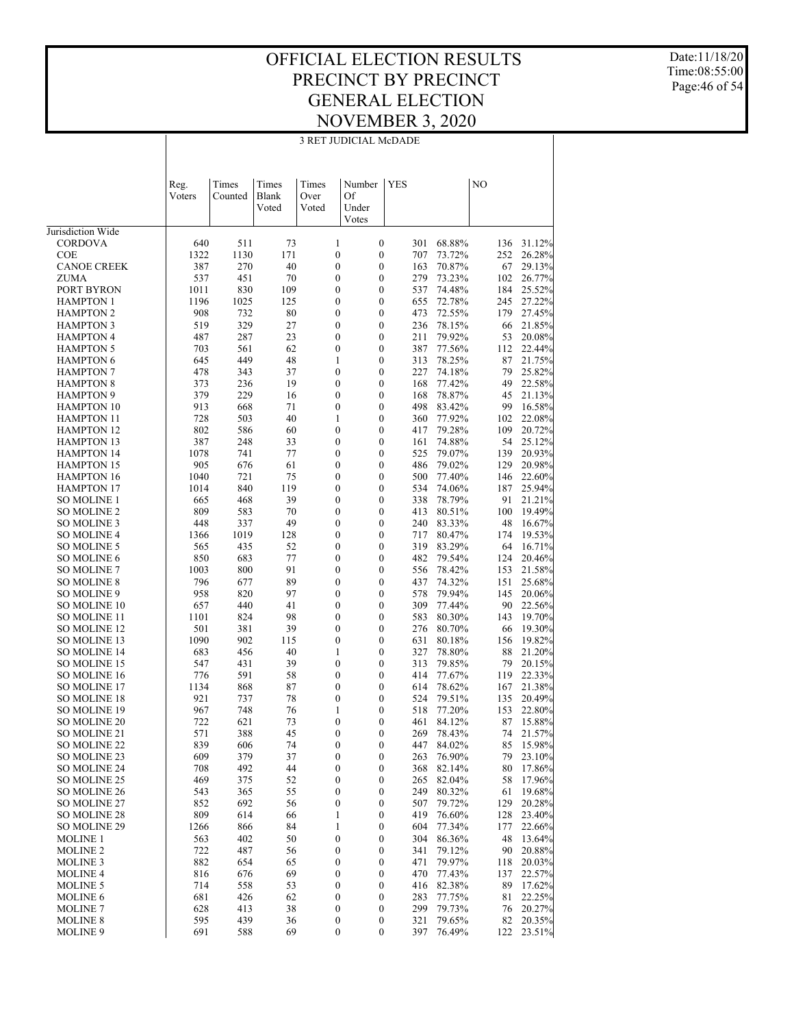# OFFICIAL ELECTION RESULTS
# PRECINCT BY PRECINCT
# GENERAL ELECTION
# NOVEMBER 3, 2020

Date:11/18/20
Time:08:55:00

## 3 RET JUDICIAL McDADE

| | Reg. Voters | Times Counted | Times Blank Voted | Times Over Voted | Number Of Under Votes | YES | | NO | |
|---|---|---|---|---|---|---|---|---|---|
| Jurisdiction Wide | | | | | | | | | |
| CORDOVA | 640 | 511 | 73 | 1 | 0 | 301 | 68.88% | 136 | 31.12% |
| COE | 1322 | 1130 | 171 | 0 | 0 | 707 | 73.72% | 252 | 26.28% |
| CANOE CREEK | 387 | 270 | 40 | 0 | 0 | 163 | 70.87% | 67 | 29.13% |
| ZUMA | 537 | 451 | 70 | 0 | 0 | 279 | 73.23% | 102 | 26.77% |
| PORT BYRON | 1011 | 830 | 109 | 0 | 0 | 537 | 74.48% | 184 | 25.52% |
| HAMPTON 1 | 1196 | 1025 | 125 | 0 | 0 | 655 | 72.78% | 245 | 27.22% |
| HAMPTON 2 | 908 | 732 | 80 | 0 | 0 | 473 | 72.55% | 179 | 27.45% |
| HAMPTON 3 | 519 | 329 | 27 | 0 | 0 | 236 | 78.15% | 66 | 21.85% |
| HAMPTON 4 | 487 | 287 | 23 | 0 | 0 | 211 | 79.92% | 53 | 20.08% |
| HAMPTON 5 | 703 | 561 | 62 | 0 | 0 | 387 | 77.56% | 112 | 22.44% |
| HAMPTON 6 | 645 | 449 | 48 | 1 | 0 | 313 | 78.25% | 87 | 21.75% |
| HAMPTON 7 | 478 | 343 | 37 | 0 | 0 | 227 | 74.18% | 79 | 25.82% |
| HAMPTON 8 | 373 | 236 | 19 | 0 | 0 | 168 | 77.42% | 49 | 22.58% |
| HAMPTON 9 | 379 | 229 | 16 | 0 | 0 | 168 | 78.87% | 45 | 21.13% |
| HAMPTON 10 | 913 | 668 | 71 | 0 | 0 | 498 | 83.42% | 99 | 16.58% |
| HAMPTON 11 | 728 | 503 | 40 | 1 | 0 | 360 | 77.92% | 102 | 22.08% |
| HAMPTON 12 | 802 | 586 | 60 | 0 | 0 | 417 | 79.28% | 109 | 20.72% |
| HAMPTON 13 | 387 | 248 | 33 | 0 | 0 | 161 | 74.88% | 54 | 25.12% |
| HAMPTON 14 | 1078 | 741 | 77 | 0 | 0 | 525 | 79.07% | 139 | 20.93% |
| HAMPTON 15 | 905 | 676 | 61 | 0 | 0 | 486 | 79.02% | 129 | 20.98% |
| HAMPTON 16 | 1040 | 721 | 75 | 0 | 0 | 500 | 77.40% | 146 | 22.60% |
| HAMPTON 17 | 1014 | 840 | 119 | 0 | 0 | 534 | 74.06% | 187 | 25.94% |
| SO MOLINE 1 | 665 | 468 | 39 | 0 | 0 | 338 | 78.79% | 91 | 21.21% |
| SO MOLINE 2 | 809 | 583 | 70 | 0 | 0 | 413 | 80.51% | 100 | 19.49% |
| SO MOLINE 3 | 448 | 337 | 49 | 0 | 0 | 240 | 83.33% | 48 | 16.67% |
| SO MOLINE 4 | 1366 | 1019 | 128 | 0 | 0 | 717 | 80.47% | 174 | 19.53% |
| SO MOLINE 5 | 565 | 435 | 52 | 0 | 0 | 319 | 83.29% | 64 | 16.71% |
| SO MOLINE 6 | 850 | 683 | 77 | 0 | 0 | 482 | 79.54% | 124 | 20.46% |
| SO MOLINE 7 | 1003 | 800 | 91 | 0 | 0 | 556 | 78.42% | 153 | 21.58% |
| SO MOLINE 8 | 796 | 677 | 89 | 0 | 0 | 437 | 74.32% | 151 | 25.68% |
| SO MOLINE 9 | 958 | 820 | 97 | 0 | 0 | 578 | 79.94% | 145 | 20.06% |
| SO MOLINE 10 | 657 | 440 | 41 | 0 | 0 | 309 | 77.44% | 90 | 22.56% |
| SO MOLINE 11 | 1101 | 824 | 98 | 0 | 0 | 583 | 80.30% | 143 | 19.70% |
| SO MOLINE 12 | 501 | 381 | 39 | 0 | 0 | 276 | 80.70% | 66 | 19.30% |
| SO MOLINE 13 | 1090 | 902 | 115 | 0 | 0 | 631 | 80.18% | 156 | 19.82% |
| SO MOLINE 14 | 683 | 456 | 40 | 1 | 0 | 327 | 78.80% | 88 | 21.20% |
| SO MOLINE 15 | 547 | 431 | 39 | 0 | 0 | 313 | 79.85% | 79 | 20.15% |
| SO MOLINE 16 | 776 | 591 | 58 | 0 | 0 | 414 | 77.67% | 119 | 22.33% |
| SO MOLINE 17 | 1134 | 868 | 87 | 0 | 0 | 614 | 78.62% | 167 | 21.38% |
| SO MOLINE 18 | 921 | 737 | 78 | 0 | 0 | 524 | 79.51% | 135 | 20.49% |
| SO MOLINE 19 | 967 | 748 | 76 | 1 | 0 | 518 | 77.20% | 153 | 22.80% |
| SO MOLINE 20 | 722 | 621 | 73 | 0 | 0 | 461 | 84.12% | 87 | 15.88% |
| SO MOLINE 21 | 571 | 388 | 45 | 0 | 0 | 269 | 78.43% | 74 | 21.57% |
| SO MOLINE 22 | 839 | 606 | 74 | 0 | 0 | 447 | 84.02% | 85 | 15.98% |
| SO MOLINE 23 | 609 | 379 | 37 | 0 | 0 | 263 | 76.90% | 79 | 23.10% |
| SO MOLINE 24 | 708 | 492 | 44 | 0 | 0 | 368 | 82.14% | 80 | 17.86% |
| SO MOLINE 25 | 469 | 375 | 52 | 0 | 0 | 265 | 82.04% | 58 | 17.96% |
| SO MOLINE 26 | 543 | 365 | 55 | 0 | 0 | 249 | 80.32% | 61 | 19.68% |
| SO MOLINE 27 | 852 | 692 | 56 | 0 | 0 | 507 | 79.72% | 129 | 20.28% |
| SO MOLINE 28 | 809 | 614 | 66 | 1 | 0 | 419 | 76.60% | 128 | 23.40% |
| SO MOLINE 29 | 1266 | 866 | 84 | 1 | 0 | 604 | 77.34% | 177 | 22.66% |
| MOLINE 1 | 563 | 402 | 50 | 0 | 0 | 304 | 86.36% | 48 | 13.64% |
| MOLINE 2 | 722 | 487 | 56 | 0 | 0 | 341 | 79.12% | 90 | 20.88% |
| MOLINE 3 | 882 | 654 | 65 | 0 | 0 | 471 | 79.97% | 118 | 20.03% |
| MOLINE 4 | 816 | 676 | 69 | 0 | 0 | 470 | 77.43% | 137 | 22.57% |
| MOLINE 5 | 714 | 558 | 53 | 0 | 0 | 416 | 82.38% | 89 | 17.62% |
| MOLINE 6 | 681 | 426 | 62 | 0 | 0 | 283 | 77.75% | 81 | 22.25% |
| MOLINE 7 | 628 | 413 | 38 | 0 | 0 | 299 | 79.73% | 76 | 20.27% |
| MOLINE 8 | 595 | 439 | 36 | 0 | 0 | 321 | 79.65% | 82 | 20.35% |
| MOLINE 9 | 691 | 588 | 69 | 0 | 0 | 397 | 76.49% | 122 | 23.51% |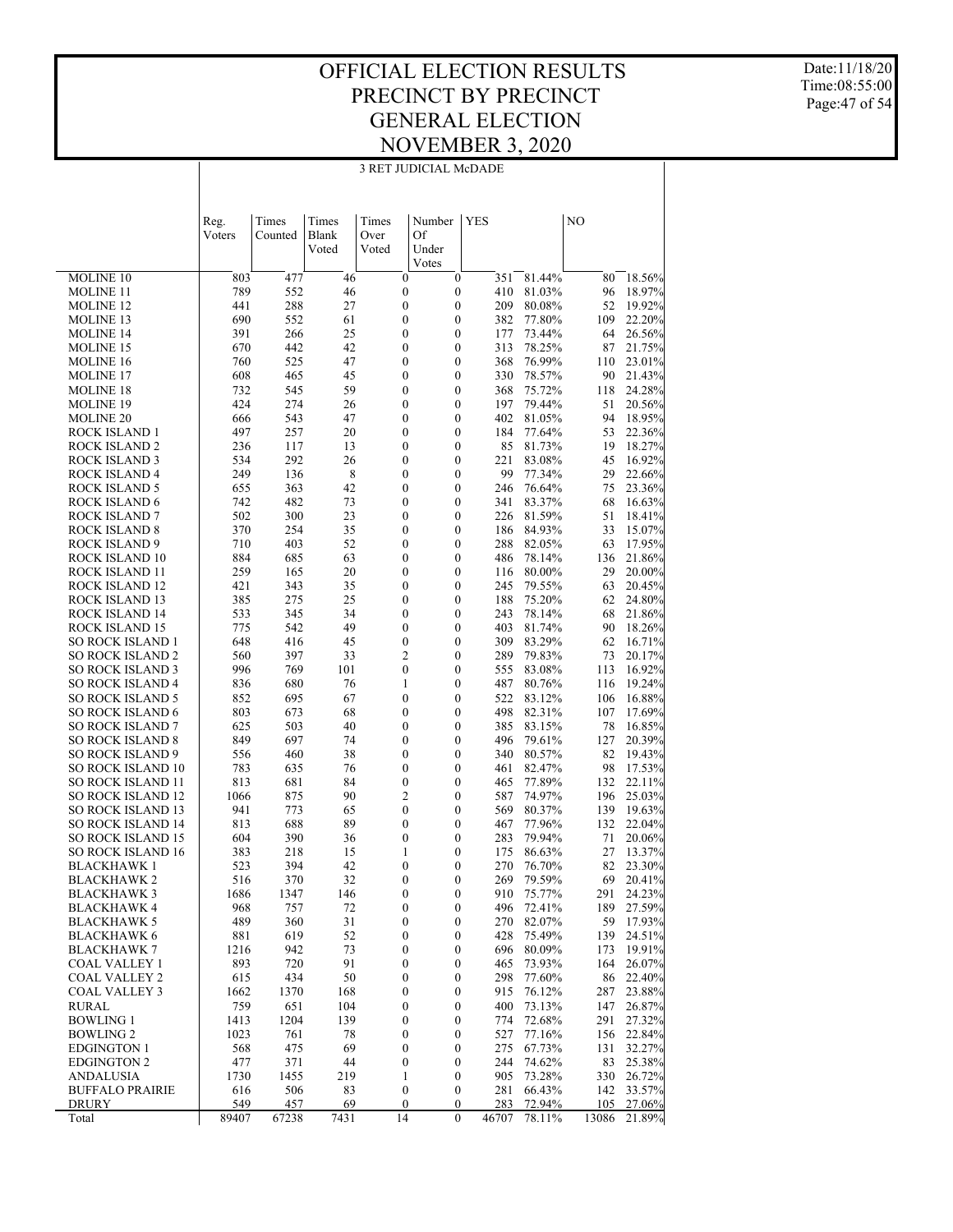# OFFICIAL ELECTION RESULTS
# PRECINCT BY PRECINCT
# GENERAL ELECTION
# NOVEMBER 3, 2020

Date:11/18/20
Time:08:55:00

## 3 RET JUDICIAL McDADE

| | Reg. Voters | Times Counted | Times Blank Voted | Times Over Voted | Number Of Under Votes | YES | | NO | |
|---|---|---|---|---|---|---|---|---|---|
| MOLINE 10 | 803 | 477 | 46 | 0 | 0 | 351 | 81.44% | 80 | 18.56% |
| MOLINE 11 | 789 | 552 | 46 | 0 | 0 | 410 | 81.03% | 96 | 18.97% |
| MOLINE 12 | 441 | 288 | 27 | 0 | 0 | 209 | 80.08% | 52 | 19.92% |
| MOLINE 13 | 690 | 552 | 61 | 0 | 0 | 382 | 77.80% | 109 | 22.20% |
| MOLINE 14 | 391 | 266 | 25 | 0 | 0 | 177 | 73.44% | 64 | 26.56% |
| MOLINE 15 | 670 | 442 | 42 | 0 | 0 | 313 | 78.25% | 87 | 21.75% |
| MOLINE 16 | 760 | 525 | 47 | 0 | 0 | 368 | 76.99% | 110 | 23.01% |
| MOLINE 17 | 608 | 465 | 45 | 0 | 0 | 330 | 78.57% | 90 | 21.43% |
| MOLINE 18 | 732 | 545 | 59 | 0 | 0 | 368 | 75.72% | 118 | 24.28% |
| MOLINE 19 | 424 | 274 | 26 | 0 | 0 | 197 | 79.44% | 51 | 20.56% |
| MOLINE 20 | 666 | 543 | 47 | 0 | 0 | 402 | 81.05% | 94 | 18.95% |
| ROCK ISLAND 1 | 497 | 257 | 20 | 0 | 0 | 184 | 77.64% | 53 | 22.36% |
| ROCK ISLAND 2 | 236 | 117 | 13 | 0 | 0 | 85 | 81.73% | 19 | 18.27% |
| ROCK ISLAND 3 | 534 | 292 | 26 | 0 | 0 | 221 | 83.08% | 45 | 16.92% |
| ROCK ISLAND 4 | 249 | 136 | 8 | 0 | 0 | 99 | 77.34% | 29 | 22.66% |
| ROCK ISLAND 5 | 655 | 363 | 42 | 0 | 0 | 246 | 76.64% | 75 | 23.36% |
| ROCK ISLAND 6 | 742 | 482 | 73 | 0 | 0 | 341 | 83.37% | 68 | 16.63% |
| ROCK ISLAND 7 | 502 | 300 | 23 | 0 | 0 | 226 | 81.59% | 51 | 18.41% |
| ROCK ISLAND 8 | 370 | 254 | 35 | 0 | 0 | 186 | 84.93% | 33 | 15.07% |
| ROCK ISLAND 9 | 710 | 403 | 52 | 0 | 0 | 288 | 82.05% | 63 | 17.95% |
| ROCK ISLAND 10 | 884 | 685 | 63 | 0 | 0 | 486 | 78.14% | 136 | 21.86% |
| ROCK ISLAND 11 | 259 | 165 | 20 | 0 | 0 | 116 | 80.00% | 29 | 20.00% |
| ROCK ISLAND 12 | 421 | 343 | 35 | 0 | 0 | 245 | 79.55% | 63 | 20.45% |
| ROCK ISLAND 13 | 385 | 275 | 25 | 0 | 0 | 188 | 75.20% | 62 | 24.80% |
| ROCK ISLAND 14 | 533 | 345 | 34 | 0 | 0 | 243 | 78.14% | 68 | 21.86% |
| ROCK ISLAND 15 | 775 | 542 | 49 | 0 | 0 | 403 | 81.74% | 90 | 18.26% |
| SO ROCK ISLAND 1 | 648 | 416 | 45 | 0 | 0 | 309 | 83.29% | 62 | 16.71% |
| SO ROCK ISLAND 2 | 560 | 397 | 33 | 2 | 0 | 289 | 79.83% | 73 | 20.17% |
| SO ROCK ISLAND 3 | 996 | 769 | 101 | 0 | 0 | 555 | 83.08% | 113 | 16.92% |
| SO ROCK ISLAND 4 | 836 | 680 | 76 | 1 | 0 | 487 | 80.76% | 116 | 19.24% |
| SO ROCK ISLAND 5 | 852 | 695 | 67 | 0 | 0 | 522 | 83.12% | 106 | 16.88% |
| SO ROCK ISLAND 6 | 803 | 673 | 68 | 0 | 0 | 498 | 82.31% | 107 | 17.69% |
| SO ROCK ISLAND 7 | 625 | 503 | 40 | 0 | 0 | 385 | 83.15% | 78 | 16.85% |
| SO ROCK ISLAND 8 | 849 | 697 | 74 | 0 | 0 | 496 | 79.61% | 127 | 20.39% |
| SO ROCK ISLAND 9 | 556 | 460 | 38 | 0 | 0 | 340 | 80.57% | 82 | 19.43% |
| SO ROCK ISLAND 10 | 783 | 635 | 76 | 0 | 0 | 461 | 82.47% | 98 | 17.53% |
| SO ROCK ISLAND 11 | 813 | 681 | 84 | 0 | 0 | 465 | 77.89% | 132 | 22.11% |
| SO ROCK ISLAND 12 | 1066 | 875 | 90 | 2 | 0 | 587 | 74.97% | 196 | 25.03% |
| SO ROCK ISLAND 13 | 941 | 773 | 65 | 0 | 0 | 569 | 80.37% | 139 | 19.63% |
| SO ROCK ISLAND 14 | 813 | 688 | 89 | 0 | 0 | 467 | 77.96% | 132 | 22.04% |
| SO ROCK ISLAND 15 | 604 | 390 | 36 | 0 | 0 | 283 | 79.94% | 71 | 20.06% |
| SO ROCK ISLAND 16 | 383 | 218 | 15 | 1 | 0 | 175 | 86.63% | 27 | 13.37% |
| BLACKHAWK 1 | 523 | 394 | 42 | 0 | 0 | 270 | 76.70% | 82 | 23.30% |
| BLACKHAWK 2 | 516 | 370 | 32 | 0 | 0 | 269 | 79.59% | 69 | 20.41% |
| BLACKHAWK 3 | 1686 | 1347 | 146 | 0 | 0 | 910 | 75.77% | 291 | 24.23% |
| BLACKHAWK 4 | 968 | 757 | 72 | 0 | 0 | 496 | 72.41% | 189 | 27.59% |
| BLACKHAWK 5 | 489 | 360 | 31 | 0 | 0 | 270 | 82.07% | 59 | 17.93% |
| BLACKHAWK 6 | 881 | 619 | 52 | 0 | 0 | 428 | 75.49% | 139 | 24.51% |
| BLACKHAWK 7 | 1216 | 942 | 73 | 0 | 0 | 696 | 80.09% | 173 | 19.91% |
| COAL VALLEY 1 | 893 | 720 | 91 | 0 | 0 | 465 | 73.93% | 164 | 26.07% |
| COAL VALLEY 2 | 615 | 434 | 50 | 0 | 0 | 298 | 77.60% | 86 | 22.40% |
| COAL VALLEY 3 | 1662 | 1370 | 168 | 0 | 0 | 915 | 76.12% | 287 | 23.88% |
| RURAL | 759 | 651 | 104 | 0 | 0 | 400 | 73.13% | 147 | 26.87% |
| BOWLING 1 | 1413 | 1204 | 139 | 0 | 0 | 774 | 72.68% | 291 | 27.32% |
| BOWLING 2 | 1023 | 761 | 78 | 0 | 0 | 527 | 77.16% | 156 | 22.84% |
| EDGINGTON 1 | 568 | 475 | 69 | 0 | 0 | 275 | 67.73% | 131 | 32.27% |
| EDGINGTON 2 | 477 | 371 | 44 | 0 | 0 | 244 | 74.62% | 83 | 25.38% |
| ANDALUSIA | 1730 | 1455 | 219 | 1 | 0 | 905 | 73.28% | 330 | 26.72% |
| BUFFALO PRAIRIE | 616 | 506 | 83 | 0 | 0 | 281 | 66.43% | 142 | 33.57% |
| DRURY | 549 | 457 | 69 | 0 | 0 | 283 | 72.94% | 105 | 27.06% |
| Total | 89407 | 67238 | 7431 | 14 | 0 | 46707 | 78.11% | 13086 | 21.89% |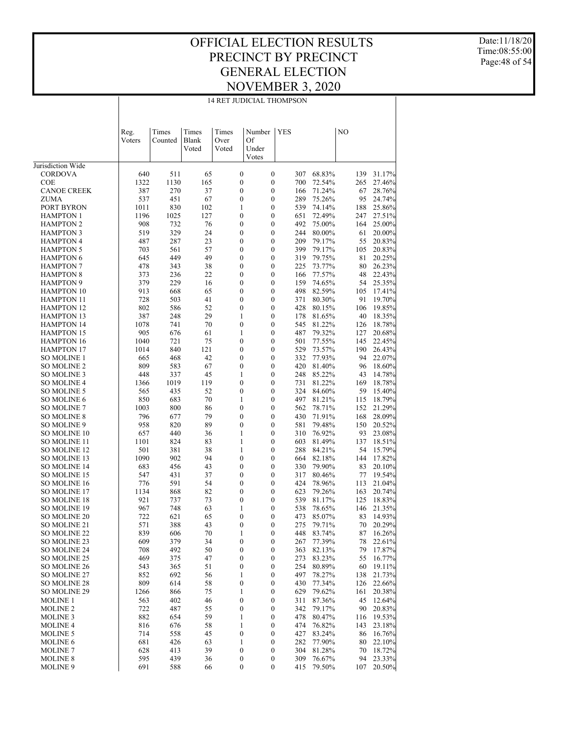# OFFICIAL ELECTION RESULTS
# PRECINCT BY PRECINCT
# GENERAL ELECTION
# NOVEMBER 3, 2020

Date:11/18/20
Time:08:55:00

## 14 RET JUDICIAL THOMPSON

| | Reg. Voters | Times Counted | Times Blank Voted | Times Over Voted | Number Of Under Votes | YES | | NO | |
|---|---|---|---|---|---|---|---|---|---|
| Jurisdiction Wide | | | | | | | | | |
| CORDOVA | 640 | 511 | 65 | 0 | 0 | 307 | 68.83% | 139 | 31.17% |
| COE | 1322 | 1130 | 165 | 0 | 0 | 700 | 72.54% | 265 | 27.46% |
| CANOE CREEK | 387 | 270 | 37 | 0 | 0 | 166 | 71.24% | 67 | 28.76% |
| ZUMA | 537 | 451 | 67 | 0 | 0 | 289 | 75.26% | 95 | 24.74% |
| PORT BYRON | 1011 | 830 | 102 | 1 | 0 | 539 | 74.14% | 188 | 25.86% |
| HAMPTON 1 | 1196 | 1025 | 127 | 0 | 0 | 651 | 72.49% | 247 | 27.51% |
| HAMPTON 2 | 908 | 732 | 76 | 0 | 0 | 492 | 75.00% | 164 | 25.00% |
| HAMPTON 3 | 519 | 329 | 24 | 0 | 0 | 244 | 80.00% | 61 | 20.00% |
| HAMPTON 4 | 487 | 287 | 23 | 0 | 0 | 209 | 79.17% | 55 | 20.83% |
| HAMPTON 5 | 703 | 561 | 57 | 0 | 0 | 399 | 79.17% | 105 | 20.83% |
| HAMPTON 6 | 645 | 449 | 49 | 0 | 0 | 319 | 79.75% | 81 | 20.25% |
| HAMPTON 7 | 478 | 343 | 38 | 0 | 0 | 225 | 73.77% | 80 | 26.23% |
| HAMPTON 8 | 373 | 236 | 22 | 0 | 0 | 166 | 77.57% | 48 | 22.43% |
| HAMPTON 9 | 379 | 229 | 16 | 0 | 0 | 159 | 74.65% | 54 | 25.35% |
| HAMPTON 10 | 913 | 668 | 65 | 0 | 0 | 498 | 82.59% | 105 | 17.41% |
| HAMPTON 11 | 728 | 503 | 41 | 0 | 0 | 371 | 80.30% | 91 | 19.70% |
| HAMPTON 12 | 802 | 586 | 52 | 0 | 0 | 428 | 80.15% | 106 | 19.85% |
| HAMPTON 13 | 387 | 248 | 29 | 1 | 0 | 178 | 81.65% | 40 | 18.35% |
| HAMPTON 14 | 1078 | 741 | 70 | 0 | 0 | 545 | 81.22% | 126 | 18.78% |
| HAMPTON 15 | 905 | 676 | 61 | 1 | 0 | 487 | 79.32% | 127 | 20.68% |
| HAMPTON 16 | 1040 | 721 | 75 | 0 | 0 | 501 | 77.55% | 145 | 22.45% |
| HAMPTON 17 | 1014 | 840 | 121 | 0 | 0 | 529 | 73.57% | 190 | 26.43% |
| SO MOLINE 1 | 665 | 468 | 42 | 0 | 0 | 332 | 77.93% | 94 | 22.07% |
| SO MOLINE 2 | 809 | 583 | 67 | 0 | 0 | 420 | 81.40% | 96 | 18.60% |
| SO MOLINE 3 | 448 | 337 | 45 | 1 | 0 | 248 | 85.22% | 43 | 14.78% |
| SO MOLINE 4 | 1366 | 1019 | 119 | 0 | 0 | 731 | 81.22% | 169 | 18.78% |
| SO MOLINE 5 | 565 | 435 | 52 | 0 | 0 | 324 | 84.60% | 59 | 15.40% |
| SO MOLINE 6 | 850 | 683 | 70 | 1 | 0 | 497 | 81.21% | 115 | 18.79% |
| SO MOLINE 7 | 1003 | 800 | 86 | 0 | 0 | 562 | 78.71% | 152 | 21.29% |
| SO MOLINE 8 | 796 | 677 | 79 | 0 | 0 | 430 | 71.91% | 168 | 28.09% |
| SO MOLINE 9 | 958 | 820 | 89 | 0 | 0 | 581 | 79.48% | 150 | 20.52% |
| SO MOLINE 10 | 657 | 440 | 36 | 1 | 0 | 310 | 76.92% | 93 | 23.08% |
| SO MOLINE 11 | 1101 | 824 | 83 | 1 | 0 | 603 | 81.49% | 137 | 18.51% |
| SO MOLINE 12 | 501 | 381 | 38 | 1 | 0 | 288 | 84.21% | 54 | 15.79% |
| SO MOLINE 13 | 1090 | 902 | 94 | 0 | 0 | 664 | 82.18% | 144 | 17.82% |
| SO MOLINE 14 | 683 | 456 | 43 | 0 | 0 | 330 | 79.90% | 83 | 20.10% |
| SO MOLINE 15 | 547 | 431 | 37 | 0 | 0 | 317 | 80.46% | 77 | 19.54% |
| SO MOLINE 16 | 776 | 591 | 54 | 0 | 0 | 424 | 78.96% | 113 | 21.04% |
| SO MOLINE 17 | 1134 | 868 | 82 | 0 | 0 | 623 | 79.26% | 163 | 20.74% |
| SO MOLINE 18 | 921 | 737 | 73 | 0 | 0 | 539 | 81.17% | 125 | 18.83% |
| SO MOLINE 19 | 967 | 748 | 63 | 1 | 0 | 538 | 78.65% | 146 | 21.35% |
| SO MOLINE 20 | 722 | 621 | 65 | 0 | 0 | 473 | 85.07% | 83 | 14.93% |
| SO MOLINE 21 | 571 | 388 | 43 | 0 | 0 | 275 | 79.71% | 70 | 20.29% |
| SO MOLINE 22 | 839 | 606 | 70 | 1 | 0 | 448 | 83.74% | 87 | 16.26% |
| SO MOLINE 23 | 609 | 379 | 34 | 0 | 0 | 267 | 77.39% | 78 | 22.61% |
| SO MOLINE 24 | 708 | 492 | 50 | 0 | 0 | 363 | 82.13% | 79 | 17.87% |
| SO MOLINE 25 | 469 | 375 | 47 | 0 | 0 | 273 | 83.23% | 55 | 16.77% |
| SO MOLINE 26 | 543 | 365 | 51 | 0 | 0 | 254 | 80.89% | 60 | 19.11% |
| SO MOLINE 27 | 852 | 692 | 56 | 1 | 0 | 497 | 78.27% | 138 | 21.73% |
| SO MOLINE 28 | 809 | 614 | 58 | 0 | 0 | 430 | 77.34% | 126 | 22.66% |
| SO MOLINE 29 | 1266 | 866 | 75 | 1 | 0 | 629 | 79.62% | 161 | 20.38% |
| MOLINE 1 | 563 | 402 | 46 | 0 | 0 | 311 | 87.36% | 45 | 12.64% |
| MOLINE 2 | 722 | 487 | 55 | 0 | 0 | 342 | 79.17% | 90 | 20.83% |
| MOLINE 3 | 882 | 654 | 59 | 1 | 0 | 478 | 80.47% | 116 | 19.53% |
| MOLINE 4 | 816 | 676 | 58 | 1 | 0 | 474 | 76.82% | 143 | 23.18% |
| MOLINE 5 | 714 | 558 | 45 | 0 | 0 | 427 | 83.24% | 86 | 16.76% |
| MOLINE 6 | 681 | 426 | 63 | 1 | 0 | 282 | 77.90% | 80 | 22.10% |
| MOLINE 7 | 628 | 413 | 39 | 0 | 0 | 304 | 81.28% | 70 | 18.72% |
| MOLINE 8 | 595 | 439 | 36 | 0 | 0 | 309 | 76.67% | 94 | 23.33% |
| MOLINE 9 | 691 | 588 | 66 | 0 | 0 | 415 | 79.50% | 107 | 20.50% |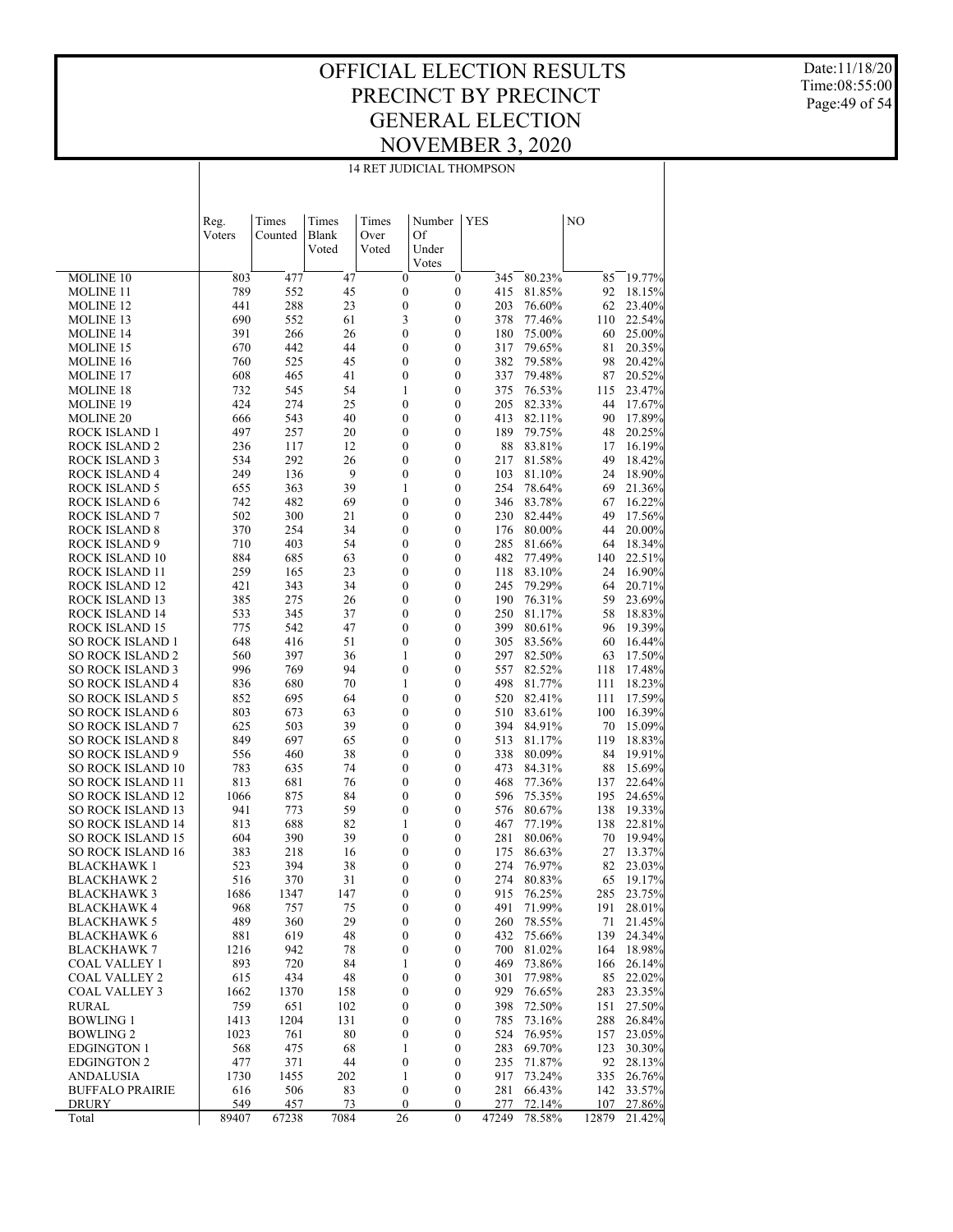# OFFICIAL ELECTION RESULTS
# PRECINCT BY PRECINCT
# GENERAL ELECTION
# NOVEMBER 3, 2020

Date:11/18/20
Time:08:55:00

## 14 RET JUDICIAL THOMPSON

| | Reg. Voters | Times Counted | Times Blank Voted | Times Over Voted | Number Of Under Votes | YES | | NO | |
|---|---|---|---|---|---|---|---|---|---|
| MOLINE 10 | 803 | 477 | 47 | 0 | 0 | 345 | 80.23% | 85 | 19.77% |
| MOLINE 11 | 789 | 552 | 45 | 0 | 0 | 415 | 81.85% | 92 | 18.15% |
| MOLINE 12 | 441 | 288 | 23 | 0 | 0 | 203 | 76.60% | 62 | 23.40% |
| MOLINE 13 | 690 | 552 | 61 | 3 | 0 | 378 | 77.46% | 110 | 22.54% |
| MOLINE 14 | 391 | 266 | 26 | 0 | 0 | 180 | 75.00% | 60 | 25.00% |
| MOLINE 15 | 670 | 442 | 44 | 0 | 0 | 317 | 79.65% | 81 | 20.35% |
| MOLINE 16 | 760 | 525 | 45 | 0 | 0 | 382 | 79.58% | 98 | 20.42% |
| MOLINE 17 | 608 | 465 | 41 | 0 | 0 | 337 | 79.48% | 87 | 20.52% |
| MOLINE 18 | 732 | 545 | 54 | 1 | 0 | 375 | 76.53% | 115 | 23.47% |
| MOLINE 19 | 424 | 274 | 25 | 0 | 0 | 205 | 82.33% | 44 | 17.67% |
| MOLINE 20 | 666 | 543 | 40 | 0 | 0 | 413 | 82.11% | 90 | 17.89% |
| ROCK ISLAND 1 | 497 | 257 | 20 | 0 | 0 | 189 | 79.75% | 48 | 20.25% |
| ROCK ISLAND 2 | 236 | 117 | 12 | 0 | 0 | 88 | 83.81% | 17 | 16.19% |
| ROCK ISLAND 3 | 534 | 292 | 26 | 0 | 0 | 217 | 81.58% | 49 | 18.42% |
| ROCK ISLAND 4 | 249 | 136 | 9 | 0 | 0 | 103 | 81.10% | 24 | 18.90% |
| ROCK ISLAND 5 | 655 | 363 | 39 | 1 | 0 | 254 | 78.64% | 69 | 21.36% |
| ROCK ISLAND 6 | 742 | 482 | 69 | 0 | 0 | 346 | 83.78% | 67 | 16.22% |
| ROCK ISLAND 7 | 502 | 300 | 21 | 0 | 0 | 230 | 82.44% | 49 | 17.56% |
| ROCK ISLAND 8 | 370 | 254 | 34 | 0 | 0 | 176 | 80.00% | 44 | 20.00% |
| ROCK ISLAND 9 | 710 | 403 | 54 | 0 | 0 | 285 | 81.66% | 64 | 18.34% |
| ROCK ISLAND 10 | 884 | 685 | 63 | 0 | 0 | 482 | 77.49% | 140 | 22.51% |
| ROCK ISLAND 11 | 259 | 165 | 23 | 0 | 0 | 118 | 83.10% | 24 | 16.90% |
| ROCK ISLAND 12 | 421 | 343 | 34 | 0 | 0 | 245 | 79.29% | 64 | 20.71% |
| ROCK ISLAND 13 | 385 | 275 | 26 | 0 | 0 | 190 | 76.31% | 59 | 23.69% |
| ROCK ISLAND 14 | 533 | 345 | 37 | 0 | 0 | 250 | 81.17% | 58 | 18.83% |
| ROCK ISLAND 15 | 775 | 542 | 47 | 0 | 0 | 399 | 80.61% | 96 | 19.39% |
| SO ROCK ISLAND 1 | 648 | 416 | 51 | 0 | 0 | 305 | 83.56% | 60 | 16.44% |
| SO ROCK ISLAND 2 | 560 | 397 | 36 | 1 | 0 | 297 | 82.50% | 63 | 17.50% |
| SO ROCK ISLAND 3 | 996 | 769 | 94 | 0 | 0 | 557 | 82.52% | 118 | 17.48% |
| SO ROCK ISLAND 4 | 836 | 680 | 70 | 1 | 0 | 498 | 81.77% | 111 | 18.23% |
| SO ROCK ISLAND 5 | 852 | 695 | 64 | 0 | 0 | 520 | 82.41% | 111 | 17.59% |
| SO ROCK ISLAND 6 | 803 | 673 | 63 | 0 | 0 | 510 | 83.61% | 100 | 16.39% |
| SO ROCK ISLAND 7 | 625 | 503 | 39 | 0 | 0 | 394 | 84.91% | 70 | 15.09% |
| SO ROCK ISLAND 8 | 849 | 697 | 65 | 0 | 0 | 513 | 81.17% | 119 | 18.83% |
| SO ROCK ISLAND 9 | 556 | 460 | 38 | 0 | 0 | 338 | 80.09% | 84 | 19.91% |
| SO ROCK ISLAND 10 | 783 | 635 | 74 | 0 | 0 | 473 | 84.31% | 88 | 15.69% |
| SO ROCK ISLAND 11 | 813 | 681 | 76 | 0 | 0 | 468 | 77.36% | 137 | 22.64% |
| SO ROCK ISLAND 12 | 1066 | 875 | 84 | 0 | 0 | 596 | 75.35% | 195 | 24.65% |
| SO ROCK ISLAND 13 | 941 | 773 | 59 | 0 | 0 | 576 | 80.67% | 138 | 19.33% |
| SO ROCK ISLAND 14 | 813 | 688 | 82 | 1 | 0 | 467 | 77.19% | 138 | 22.81% |
| SO ROCK ISLAND 15 | 604 | 390 | 39 | 0 | 0 | 281 | 80.06% | 70 | 19.94% |
| SO ROCK ISLAND 16 | 383 | 218 | 16 | 0 | 0 | 175 | 86.63% | 27 | 13.37% |
| BLACKHAWK 1 | 523 | 394 | 38 | 0 | 0 | 274 | 76.97% | 82 | 23.03% |
| BLACKHAWK 2 | 516 | 370 | 31 | 0 | 0 | 274 | 80.83% | 65 | 19.17% |
| BLACKHAWK 3 | 1686 | 1347 | 147 | 0 | 0 | 915 | 76.25% | 285 | 23.75% |
| BLACKHAWK 4 | 968 | 757 | 75 | 0 | 0 | 491 | 71.99% | 191 | 28.01% |
| BLACKHAWK 5 | 489 | 360 | 29 | 0 | 0 | 260 | 78.55% | 71 | 21.45% |
| BLACKHAWK 6 | 881 | 619 | 48 | 0 | 0 | 432 | 75.66% | 139 | 24.34% |
| BLACKHAWK 7 | 1216 | 942 | 78 | 0 | 0 | 700 | 81.02% | 164 | 18.98% |
| COAL VALLEY 1 | 893 | 720 | 84 | 1 | 0 | 469 | 73.86% | 166 | 26.14% |
| COAL VALLEY 2 | 615 | 434 | 48 | 0 | 0 | 301 | 77.98% | 85 | 22.02% |
| COAL VALLEY 3 | 1662 | 1370 | 158 | 0 | 0 | 929 | 76.65% | 283 | 23.35% |
| RURAL | 759 | 651 | 102 | 0 | 0 | 398 | 72.50% | 151 | 27.50% |
| BOWLING 1 | 1413 | 1204 | 131 | 0 | 0 | 785 | 73.16% | 288 | 26.84% |
| BOWLING 2 | 1023 | 761 | 80 | 0 | 0 | 524 | 76.95% | 157 | 23.05% |
| EDGINGTON 1 | 568 | 475 | 68 | 1 | 0 | 283 | 69.70% | 123 | 30.30% |
| EDGINGTON 2 | 477 | 371 | 44 | 0 | 0 | 235 | 71.87% | 92 | 28.13% |
| ANDALUSIA | 1730 | 1455 | 202 | 1 | 0 | 917 | 73.24% | 335 | 26.76% |
| BUFFALO PRAIRIE | 616 | 506 | 83 | 0 | 0 | 281 | 66.43% | 142 | 33.57% |
| DRURY | 549 | 457 | 73 | 0 | 0 | 277 | 72.14% | 107 | 27.86% |
| Total | 89407 | 67238 | 7084 | 26 | 0 | 47249 | 78.58% | 12879 | 21.42% |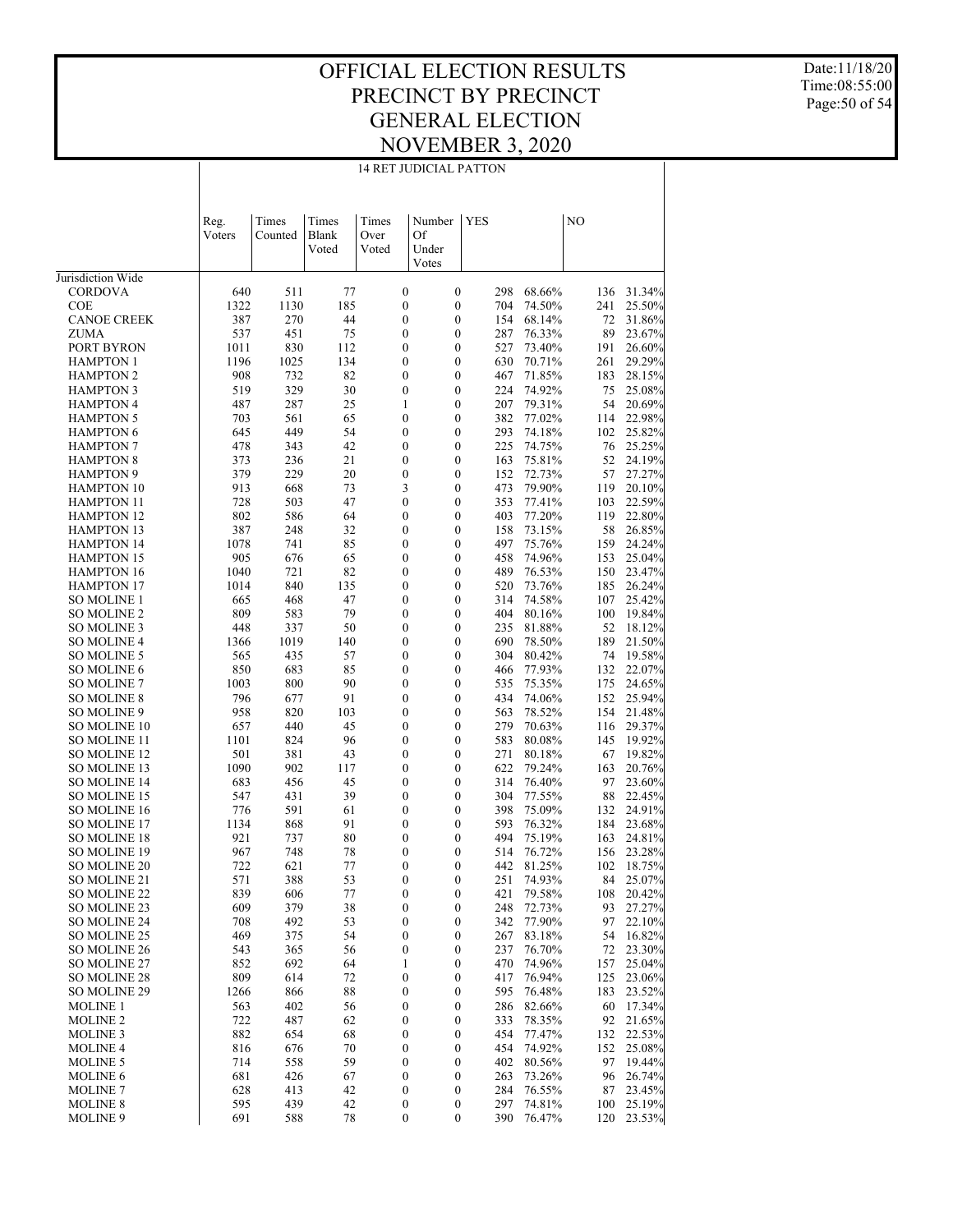# OFFICIAL ELECTION RESULTS
# PRECINCT BY PRECINCT
# GENERAL ELECTION
# NOVEMBER 3, 2020

Date:11/18/20
Time:08:55:00

## 14 RET JUDICIAL PATTON

| | Reg. Voters | Times Counted | Times Blank Voted | Times Over Voted | Number Of Under Votes | YES | | NO | |
|---|---|---|---|---|---|---|---|---|---|
| Jurisdiction Wide | | | | | | | | | |
| CORDOVA | 640 | 511 | 77 | 0 | 0 | 298 | 68.66% | 136 | 31.34% |
| COE | 1322 | 1130 | 185 | 0 | 0 | 704 | 74.50% | 241 | 25.50% |
| CANOE CREEK | 387 | 270 | 44 | 0 | 0 | 154 | 68.14% | 72 | 31.86% |
| ZUMA | 537 | 451 | 75 | 0 | 0 | 287 | 76.33% | 89 | 23.67% |
| PORT BYRON | 1011 | 830 | 112 | 0 | 0 | 527 | 73.40% | 191 | 26.60% |
| HAMPTON 1 | 1196 | 1025 | 134 | 0 | 0 | 630 | 70.71% | 261 | 29.29% |
| HAMPTON 2 | 908 | 732 | 82 | 0 | 0 | 467 | 71.85% | 183 | 28.15% |
| HAMPTON 3 | 519 | 329 | 30 | 0 | 0 | 224 | 74.92% | 75 | 25.08% |
| HAMPTON 4 | 487 | 287 | 25 | 1 | 0 | 207 | 79.31% | 54 | 20.69% |
| HAMPTON 5 | 703 | 561 | 65 | 0 | 0 | 382 | 77.02% | 114 | 22.98% |
| HAMPTON 6 | 645 | 449 | 54 | 0 | 0 | 293 | 74.18% | 102 | 25.82% |
| HAMPTON 7 | 478 | 343 | 42 | 0 | 0 | 225 | 74.75% | 76 | 25.25% |
| HAMPTON 8 | 373 | 236 | 21 | 0 | 0 | 163 | 75.81% | 52 | 24.19% |
| HAMPTON 9 | 379 | 229 | 20 | 0 | 0 | 152 | 72.73% | 57 | 27.27% |
| HAMPTON 10 | 913 | 668 | 73 | 3 | 0 | 473 | 79.90% | 119 | 20.10% |
| HAMPTON 11 | 728 | 503 | 47 | 0 | 0 | 353 | 77.41% | 103 | 22.59% |
| HAMPTON 12 | 802 | 586 | 64 | 0 | 0 | 403 | 77.20% | 119 | 22.80% |
| HAMPTON 13 | 387 | 248 | 32 | 0 | 0 | 158 | 73.15% | 58 | 26.85% |
| HAMPTON 14 | 1078 | 741 | 85 | 0 | 0 | 497 | 75.76% | 159 | 24.24% |
| HAMPTON 15 | 905 | 676 | 65 | 0 | 0 | 458 | 74.96% | 153 | 25.04% |
| HAMPTON 16 | 1040 | 721 | 82 | 0 | 0 | 489 | 76.53% | 150 | 23.47% |
| HAMPTON 17 | 1014 | 840 | 135 | 0 | 0 | 520 | 73.76% | 185 | 26.24% |
| SO MOLINE 1 | 665 | 468 | 47 | 0 | 0 | 314 | 74.58% | 107 | 25.42% |
| SO MOLINE 2 | 809 | 583 | 79 | 0 | 0 | 404 | 80.16% | 100 | 19.84% |
| SO MOLINE 3 | 448 | 337 | 50 | 0 | 0 | 235 | 81.88% | 52 | 18.12% |
| SO MOLINE 4 | 1366 | 1019 | 140 | 0 | 0 | 690 | 78.50% | 189 | 21.50% |
| SO MOLINE 5 | 565 | 435 | 57 | 0 | 0 | 304 | 80.42% | 74 | 19.58% |
| SO MOLINE 6 | 850 | 683 | 85 | 0 | 0 | 466 | 77.93% | 132 | 22.07% |
| SO MOLINE 7 | 1003 | 800 | 90 | 0 | 0 | 535 | 75.35% | 175 | 24.65% |
| SO MOLINE 8 | 796 | 677 | 91 | 0 | 0 | 434 | 74.06% | 152 | 25.94% |
| SO MOLINE 9 | 958 | 820 | 103 | 0 | 0 | 563 | 78.52% | 154 | 21.48% |
| SO MOLINE 10 | 657 | 440 | 45 | 0 | 0 | 279 | 70.63% | 116 | 29.37% |
| SO MOLINE 11 | 1101 | 824 | 96 | 0 | 0 | 583 | 80.08% | 145 | 19.92% |
| SO MOLINE 12 | 501 | 381 | 43 | 0 | 0 | 271 | 80.18% | 67 | 19.82% |
| SO MOLINE 13 | 1090 | 902 | 117 | 0 | 0 | 622 | 79.24% | 163 | 20.76% |
| SO MOLINE 14 | 683 | 456 | 45 | 0 | 0 | 314 | 76.40% | 97 | 23.60% |
| SO MOLINE 15 | 547 | 431 | 39 | 0 | 0 | 304 | 77.55% | 88 | 22.45% |
| SO MOLINE 16 | 776 | 591 | 61 | 0 | 0 | 398 | 75.09% | 132 | 24.91% |
| SO MOLINE 17 | 1134 | 868 | 91 | 0 | 0 | 593 | 76.32% | 184 | 23.68% |
| SO MOLINE 18 | 921 | 737 | 80 | 0 | 0 | 494 | 75.19% | 163 | 24.81% |
| SO MOLINE 19 | 967 | 748 | 78 | 0 | 0 | 514 | 76.72% | 156 | 23.28% |
| SO MOLINE 20 | 722 | 621 | 77 | 0 | 0 | 442 | 81.25% | 102 | 18.75% |
| SO MOLINE 21 | 571 | 388 | 53 | 0 | 0 | 251 | 74.93% | 84 | 25.07% |
| SO MOLINE 22 | 839 | 606 | 77 | 0 | 0 | 421 | 79.58% | 108 | 20.42% |
| SO MOLINE 23 | 609 | 379 | 38 | 0 | 0 | 248 | 72.73% | 93 | 27.27% |
| SO MOLINE 24 | 708 | 492 | 53 | 0 | 0 | 342 | 77.90% | 97 | 22.10% |
| SO MOLINE 25 | 469 | 375 | 54 | 0 | 0 | 267 | 83.18% | 54 | 16.82% |
| SO MOLINE 26 | 543 | 365 | 56 | 0 | 0 | 237 | 76.70% | 72 | 23.30% |
| SO MOLINE 27 | 852 | 692 | 64 | 1 | 0 | 470 | 74.96% | 157 | 25.04% |
| SO MOLINE 28 | 809 | 614 | 72 | 0 | 0 | 417 | 76.94% | 125 | 23.06% |
| SO MOLINE 29 | 1266 | 866 | 88 | 0 | 0 | 595 | 76.48% | 183 | 23.52% |
| MOLINE 1 | 563 | 402 | 56 | 0 | 0 | 286 | 82.66% | 60 | 17.34% |
| MOLINE 2 | 722 | 487 | 62 | 0 | 0 | 333 | 78.35% | 92 | 21.65% |
| MOLINE 3 | 882 | 654 | 68 | 0 | 0 | 454 | 77.47% | 132 | 22.53% |
| MOLINE 4 | 816 | 676 | 70 | 0 | 0 | 454 | 74.92% | 152 | 25.08% |
| MOLINE 5 | 714 | 558 | 59 | 0 | 0 | 402 | 80.56% | 97 | 19.44% |
| MOLINE 6 | 681 | 426 | 67 | 0 | 0 | 263 | 73.26% | 96 | 26.74% |
| MOLINE 7 | 628 | 413 | 42 | 0 | 0 | 284 | 76.55% | 87 | 23.45% |
| MOLINE 8 | 595 | 439 | 42 | 0 | 0 | 297 | 74.81% | 100 | 25.19% |
| MOLINE 9 | 691 | 588 | 78 | 0 | 0 | 390 | 76.47% | 120 | 23.53% |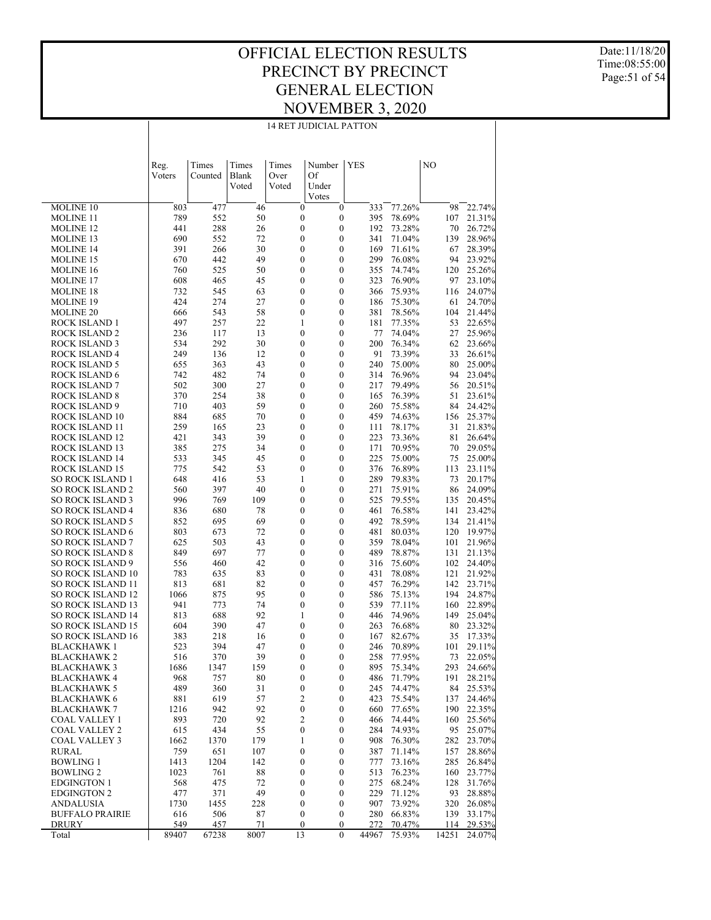# OFFICIAL ELECTION RESULTS
# PRECINCT BY PRECINCT
# GENERAL ELECTION
# NOVEMBER 3, 2020

Date:11/18/20
Time:08:55:00
Page:51 of 54

## 14 RET JUDICIAL PATTON

| | Reg. Voters | Times Counted | Times Blank Voted | Times Over Voted | Number Of Under Votes | YES | | NO | |
|---|---|---|---|---|---|---|---|---|---|
| MOLINE 10 | 803 | 477 | 46 | 0 | 0 | 333 | 77.26% | 98 | 22.74% |
| MOLINE 11 | 789 | 552 | 50 | 0 | 0 | 395 | 78.69% | 107 | 21.31% |
| MOLINE 12 | 441 | 288 | 26 | 0 | 0 | 192 | 73.28% | 70 | 26.72% |
| MOLINE 13 | 690 | 552 | 72 | 0 | 0 | 341 | 71.04% | 139 | 28.96% |
| MOLINE 14 | 391 | 266 | 30 | 0 | 0 | 169 | 71.61% | 67 | 28.39% |
| MOLINE 15 | 670 | 442 | 49 | 0 | 0 | 299 | 76.08% | 94 | 23.92% |
| MOLINE 16 | 760 | 525 | 50 | 0 | 0 | 355 | 74.74% | 120 | 25.26% |
| MOLINE 17 | 608 | 465 | 45 | 0 | 0 | 323 | 76.90% | 97 | 23.10% |
| MOLINE 18 | 732 | 545 | 63 | 0 | 0 | 366 | 75.93% | 116 | 24.07% |
| MOLINE 19 | 424 | 274 | 27 | 0 | 0 | 186 | 75.30% | 61 | 24.70% |
| MOLINE 20 | 666 | 543 | 58 | 0 | 0 | 381 | 78.56% | 104 | 21.44% |
| ROCK ISLAND 1 | 497 | 257 | 22 | 1 | 0 | 181 | 77.35% | 53 | 22.65% |
| ROCK ISLAND 2 | 236 | 117 | 13 | 0 | 0 | 77 | 74.04% | 27 | 25.96% |
| ROCK ISLAND 3 | 534 | 292 | 30 | 0 | 0 | 200 | 76.34% | 62 | 23.66% |
| ROCK ISLAND 4 | 249 | 136 | 12 | 0 | 0 | 91 | 73.39% | 33 | 26.61% |
| ROCK ISLAND 5 | 655 | 363 | 43 | 0 | 0 | 240 | 75.00% | 80 | 25.00% |
| ROCK ISLAND 6 | 742 | 482 | 74 | 0 | 0 | 314 | 76.96% | 94 | 23.04% |
| ROCK ISLAND 7 | 502 | 300 | 27 | 0 | 0 | 217 | 79.49% | 56 | 20.51% |
| ROCK ISLAND 8 | 370 | 254 | 38 | 0 | 0 | 165 | 76.39% | 51 | 23.61% |
| ROCK ISLAND 9 | 710 | 403 | 59 | 0 | 0 | 260 | 75.58% | 84 | 24.42% |
| ROCK ISLAND 10 | 884 | 685 | 70 | 0 | 0 | 459 | 74.63% | 156 | 25.37% |
| ROCK ISLAND 11 | 259 | 165 | 23 | 0 | 0 | 111 | 78.17% | 31 | 21.83% |
| ROCK ISLAND 12 | 421 | 343 | 39 | 0 | 0 | 223 | 73.36% | 81 | 26.64% |
| ROCK ISLAND 13 | 385 | 275 | 34 | 0 | 0 | 171 | 70.95% | 70 | 29.05% |
| ROCK ISLAND 14 | 533 | 345 | 45 | 0 | 0 | 225 | 75.00% | 75 | 25.00% |
| ROCK ISLAND 15 | 775 | 542 | 53 | 0 | 0 | 376 | 76.89% | 113 | 23.11% |
| SO ROCK ISLAND 1 | 648 | 416 | 53 | 1 | 0 | 289 | 79.83% | 73 | 20.17% |
| SO ROCK ISLAND 2 | 560 | 397 | 40 | 0 | 0 | 271 | 75.91% | 86 | 24.09% |
| SO ROCK ISLAND 3 | 996 | 769 | 109 | 0 | 0 | 525 | 79.55% | 135 | 20.45% |
| SO ROCK ISLAND 4 | 836 | 680 | 78 | 0 | 0 | 461 | 76.58% | 141 | 23.42% |
| SO ROCK ISLAND 5 | 852 | 695 | 69 | 0 | 0 | 492 | 78.59% | 134 | 21.41% |
| SO ROCK ISLAND 6 | 803 | 673 | 72 | 0 | 0 | 481 | 80.03% | 120 | 19.97% |
| SO ROCK ISLAND 7 | 625 | 503 | 43 | 0 | 0 | 359 | 78.04% | 101 | 21.96% |
| SO ROCK ISLAND 8 | 849 | 697 | 77 | 0 | 0 | 489 | 78.87% | 131 | 21.13% |
| SO ROCK ISLAND 9 | 556 | 460 | 42 | 0 | 0 | 316 | 75.60% | 102 | 24.40% |
| SO ROCK ISLAND 10 | 783 | 635 | 83 | 0 | 0 | 431 | 78.08% | 121 | 21.92% |
| SO ROCK ISLAND 11 | 813 | 681 | 82 | 0 | 0 | 457 | 76.29% | 142 | 23.71% |
| SO ROCK ISLAND 12 | 1066 | 875 | 95 | 0 | 0 | 586 | 75.13% | 194 | 24.87% |
| SO ROCK ISLAND 13 | 941 | 773 | 74 | 0 | 0 | 539 | 77.11% | 160 | 22.89% |
| SO ROCK ISLAND 14 | 813 | 688 | 92 | 1 | 0 | 446 | 74.96% | 149 | 25.04% |
| SO ROCK ISLAND 15 | 604 | 390 | 47 | 0 | 0 | 263 | 76.68% | 80 | 23.32% |
| SO ROCK ISLAND 16 | 383 | 218 | 16 | 0 | 0 | 167 | 82.67% | 35 | 17.33% |
| BLACKHAWK 1 | 523 | 394 | 47 | 0 | 0 | 246 | 70.89% | 101 | 29.11% |
| BLACKHAWK 2 | 516 | 370 | 39 | 0 | 0 | 258 | 77.95% | 73 | 22.05% |
| BLACKHAWK 3 | 1686 | 1347 | 159 | 0 | 0 | 895 | 75.34% | 293 | 24.66% |
| BLACKHAWK 4 | 968 | 757 | 80 | 0 | 0 | 486 | 71.79% | 191 | 28.21% |
| BLACKHAWK 5 | 489 | 360 | 31 | 0 | 0 | 245 | 74.47% | 84 | 25.53% |
| BLACKHAWK 6 | 881 | 619 | 57 | 2 | 0 | 423 | 75.54% | 137 | 24.46% |
| BLACKHAWK 7 | 1216 | 942 | 92 | 0 | 0 | 660 | 77.65% | 190 | 22.35% |
| COAL VALLEY 1 | 893 | 720 | 92 | 2 | 0 | 466 | 74.44% | 160 | 25.56% |
| COAL VALLEY 2 | 615 | 434 | 55 | 0 | 0 | 284 | 74.93% | 95 | 25.07% |
| COAL VALLEY 3 | 1662 | 1370 | 179 | 1 | 0 | 908 | 76.30% | 282 | 23.70% |
| RURAL | 759 | 651 | 107 | 0 | 0 | 387 | 71.14% | 157 | 28.86% |
| BOWLING 1 | 1413 | 1204 | 142 | 0 | 0 | 777 | 73.16% | 285 | 26.84% |
| BOWLING 2 | 1023 | 761 | 88 | 0 | 0 | 513 | 76.23% | 160 | 23.77% |
| EDGINGTON 1 | 568 | 475 | 72 | 0 | 0 | 275 | 68.24% | 128 | 31.76% |
| EDGINGTON 2 | 477 | 371 | 49 | 0 | 0 | 229 | 71.12% | 93 | 28.88% |
| ANDALUSIA | 1730 | 1455 | 228 | 0 | 0 | 907 | 73.92% | 320 | 26.08% |
| BUFFALO PRAIRIE | 616 | 506 | 87 | 0 | 0 | 280 | 66.83% | 139 | 33.17% |
| DRURY | 549 | 457 | 71 | 0 | 0 | 272 | 70.47% | 114 | 29.53% |
| Total | 89407 | 67238 | 8007 | 13 | 0 | 44967 | 75.93% | 14251 | 24.07% |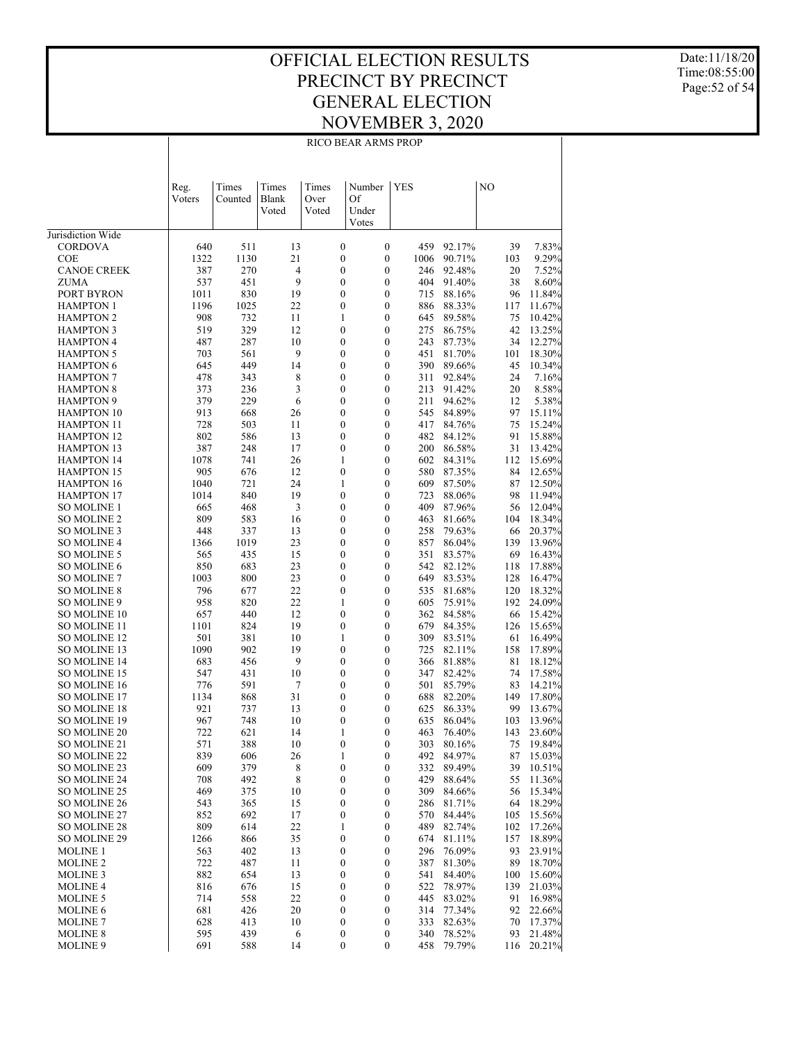# OFFICIAL ELECTION RESULTS
# PRECINCT BY PRECINCT
# GENERAL ELECTION
# NOVEMBER 3, 2020

Date:11/18/20
Time:08:55:00

## RICO BEAR ARMS PROP

| | Reg. Voters | Times Counted | Times Blank Voted | Times Over Voted | Number Of Under Votes | YES | | NO | |
|---|---|---|---|---|---|---|---|---|---|
| Jurisdiction Wide | | | | | | | | | |
| CORDOVA | 640 | 511 | 13 | 0 | 0 | 459 | 92.17% | 39 | 7.83% |
| COE | 1322 | 1130 | 21 | 0 | 0 | 1006 | 90.71% | 103 | 9.29% |
| CANOE CREEK | 387 | 270 | 4 | 0 | 0 | 246 | 92.48% | 20 | 7.52% |
| ZUMA | 537 | 451 | 9 | 0 | 0 | 404 | 91.40% | 38 | 8.60% |
| PORT BYRON | 1011 | 830 | 19 | 0 | 0 | 715 | 88.16% | 96 | 11.84% |
| HAMPTON 1 | 1196 | 1025 | 22 | 0 | 0 | 886 | 88.33% | 117 | 11.67% |
| HAMPTON 2 | 908 | 732 | 11 | 1 | 0 | 645 | 89.58% | 75 | 10.42% |
| HAMPTON 3 | 519 | 329 | 12 | 0 | 0 | 275 | 86.75% | 42 | 13.25% |
| HAMPTON 4 | 487 | 287 | 10 | 0 | 0 | 243 | 87.73% | 34 | 12.27% |
| HAMPTON 5 | 703 | 561 | 9 | 0 | 0 | 451 | 81.70% | 101 | 18.30% |
| HAMPTON 6 | 645 | 449 | 14 | 0 | 0 | 390 | 89.66% | 45 | 10.34% |
| HAMPTON 7 | 478 | 343 | 8 | 0 | 0 | 311 | 92.84% | 24 | 7.16% |
| HAMPTON 8 | 373 | 236 | 3 | 0 | 0 | 213 | 91.42% | 20 | 8.58% |
| HAMPTON 9 | 379 | 229 | 6 | 0 | 0 | 211 | 94.62% | 12 | 5.38% |
| HAMPTON 10 | 913 | 668 | 26 | 0 | 0 | 545 | 84.89% | 97 | 15.11% |
| HAMPTON 11 | 728 | 503 | 11 | 0 | 0 | 417 | 84.76% | 75 | 15.24% |
| HAMPTON 12 | 802 | 586 | 13 | 0 | 0 | 482 | 84.12% | 91 | 15.88% |
| HAMPTON 13 | 387 | 248 | 17 | 0 | 0 | 200 | 86.58% | 31 | 13.42% |
| HAMPTON 14 | 1078 | 741 | 26 | 1 | 0 | 602 | 84.31% | 112 | 15.69% |
| HAMPTON 15 | 905 | 676 | 12 | 0 | 0 | 580 | 87.35% | 84 | 12.65% |
| HAMPTON 16 | 1040 | 721 | 24 | 1 | 0 | 609 | 87.50% | 87 | 12.50% |
| HAMPTON 17 | 1014 | 840 | 19 | 0 | 0 | 723 | 88.06% | 98 | 11.94% |
| SO MOLINE 1 | 665 | 468 | 3 | 0 | 0 | 409 | 87.96% | 56 | 12.04% |
| SO MOLINE 2 | 809 | 583 | 16 | 0 | 0 | 463 | 81.66% | 104 | 18.34% |
| SO MOLINE 3 | 448 | 337 | 13 | 0 | 0 | 258 | 79.63% | 66 | 20.37% |
| SO MOLINE 4 | 1366 | 1019 | 23 | 0 | 0 | 857 | 86.04% | 139 | 13.96% |
| SO MOLINE 5 | 565 | 435 | 15 | 0 | 0 | 351 | 83.57% | 69 | 16.43% |
| SO MOLINE 6 | 850 | 683 | 23 | 0 | 0 | 542 | 82.12% | 118 | 17.88% |
| SO MOLINE 7 | 1003 | 800 | 23 | 0 | 0 | 649 | 83.53% | 128 | 16.47% |
| SO MOLINE 8 | 796 | 677 | 22 | 0 | 0 | 535 | 81.68% | 120 | 18.32% |
| SO MOLINE 9 | 958 | 820 | 22 | 1 | 0 | 605 | 75.91% | 192 | 24.09% |
| SO MOLINE 10 | 657 | 440 | 12 | 0 | 0 | 362 | 84.58% | 66 | 15.42% |
| SO MOLINE 11 | 1101 | 824 | 19 | 0 | 0 | 679 | 84.35% | 126 | 15.65% |
| SO MOLINE 12 | 501 | 381 | 10 | 1 | 0 | 309 | 83.51% | 61 | 16.49% |
| SO MOLINE 13 | 1090 | 902 | 19 | 0 | 0 | 725 | 82.11% | 158 | 17.89% |
| SO MOLINE 14 | 683 | 456 | 9 | 0 | 0 | 366 | 81.88% | 81 | 18.12% |
| SO MOLINE 15 | 547 | 431 | 10 | 0 | 0 | 347 | 82.42% | 74 | 17.58% |
| SO MOLINE 16 | 776 | 591 | 7 | 0 | 0 | 501 | 85.79% | 83 | 14.21% |
| SO MOLINE 17 | 1134 | 868 | 31 | 0 | 0 | 688 | 82.20% | 149 | 17.80% |
| SO MOLINE 18 | 921 | 737 | 13 | 0 | 0 | 625 | 86.33% | 99 | 13.67% |
| SO MOLINE 19 | 967 | 748 | 10 | 0 | 0 | 635 | 86.04% | 103 | 13.96% |
| SO MOLINE 20 | 722 | 621 | 14 | 1 | 0 | 463 | 76.40% | 143 | 23.60% |
| SO MOLINE 21 | 571 | 388 | 10 | 0 | 0 | 303 | 80.16% | 75 | 19.84% |
| SO MOLINE 22 | 839 | 606 | 26 | 1 | 0 | 492 | 84.97% | 87 | 15.03% |
| SO MOLINE 23 | 609 | 379 | 8 | 0 | 0 | 332 | 89.49% | 39 | 10.51% |
| SO MOLINE 24 | 708 | 492 | 8 | 0 | 0 | 429 | 88.64% | 55 | 11.36% |
| SO MOLINE 25 | 469 | 375 | 10 | 0 | 0 | 309 | 84.66% | 56 | 15.34% |
| SO MOLINE 26 | 543 | 365 | 15 | 0 | 0 | 286 | 81.71% | 64 | 18.29% |
| SO MOLINE 27 | 852 | 692 | 17 | 0 | 0 | 570 | 84.44% | 105 | 15.56% |
| SO MOLINE 28 | 809 | 614 | 22 | 1 | 0 | 489 | 82.74% | 102 | 17.26% |
| SO MOLINE 29 | 1266 | 866 | 35 | 0 | 0 | 674 | 81.11% | 157 | 18.89% |
| MOLINE 1 | 563 | 402 | 13 | 0 | 0 | 296 | 76.09% | 93 | 23.91% |
| MOLINE 2 | 722 | 487 | 11 | 0 | 0 | 387 | 81.30% | 89 | 18.70% |
| MOLINE 3 | 882 | 654 | 13 | 0 | 0 | 541 | 84.40% | 100 | 15.60% |
| MOLINE 4 | 816 | 676 | 15 | 0 | 0 | 522 | 78.97% | 139 | 21.03% |
| MOLINE 5 | 714 | 558 | 22 | 0 | 0 | 445 | 83.02% | 91 | 16.98% |
| MOLINE 6 | 681 | 426 | 20 | 0 | 0 | 314 | 77.34% | 92 | 22.66% |
| MOLINE 7 | 628 | 413 | 10 | 0 | 0 | 333 | 82.63% | 70 | 17.37% |
| MOLINE 8 | 595 | 439 | 6 | 0 | 0 | 340 | 78.52% | 93 | 21.48% |
| MOLINE 9 | 691 | 588 | 14 | 0 | 0 | 458 | 79.79% | 116 | 20.21% |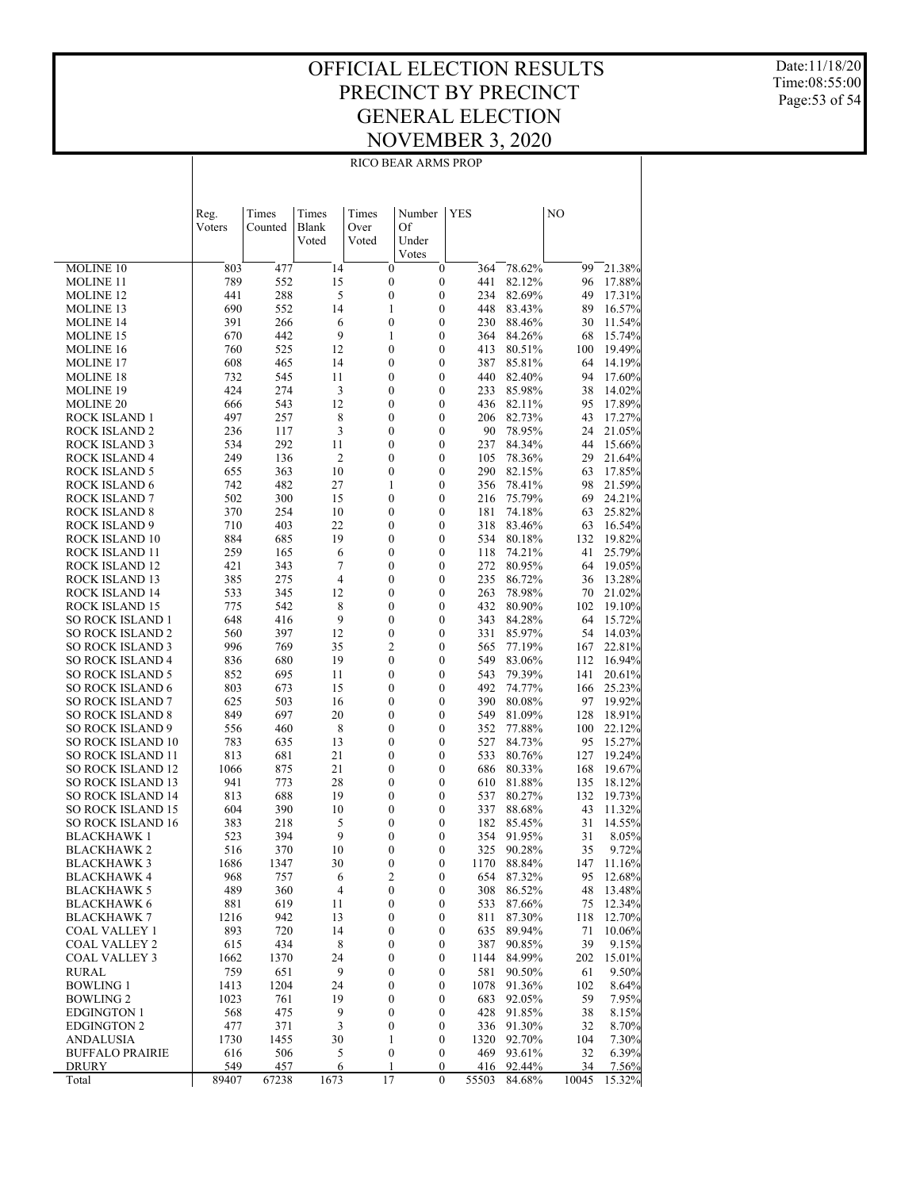# OFFICIAL ELECTION RESULTS
# PRECINCT BY PRECINCT
# GENERAL ELECTION
# NOVEMBER 3, 2020

RICO BEAR ARMS PROP

| | Reg. Voters | Times Counted | Times Blank Voted | Times Over Voted | Number Of Under Votes | YES | | NO | |
|---|---|---|---|---|---|---|---|---|---|
| MOLINE 10 | 803 | 477 | 14 | 0 | 0 | 364 | 78.62% | 99 | 21.38% |
| MOLINE 11 | 789 | 552 | 15 | 0 | 0 | 441 | 82.12% | 96 | 17.88% |
| MOLINE 12 | 441 | 288 | 5 | 0 | 0 | 234 | 82.69% | 49 | 17.31% |
| MOLINE 13 | 690 | 552 | 14 | 1 | 0 | 448 | 83.43% | 89 | 16.57% |
| MOLINE 14 | 391 | 266 | 6 | 0 | 0 | 230 | 88.46% | 30 | 11.54% |
| MOLINE 15 | 670 | 442 | 9 | 1 | 0 | 364 | 84.26% | 68 | 15.74% |
| MOLINE 16 | 760 | 525 | 12 | 0 | 0 | 413 | 80.51% | 100 | 19.49% |
| MOLINE 17 | 608 | 465 | 14 | 0 | 0 | 387 | 85.81% | 64 | 14.19% |
| MOLINE 18 | 732 | 545 | 11 | 0 | 0 | 440 | 82.40% | 94 | 17.60% |
| MOLINE 19 | 424 | 274 | 3 | 0 | 0 | 233 | 85.98% | 38 | 14.02% |
| MOLINE 20 | 666 | 543 | 12 | 0 | 0 | 436 | 82.11% | 95 | 17.89% |
| ROCK ISLAND 1 | 497 | 257 | 8 | 0 | 0 | 206 | 82.73% | 43 | 17.27% |
| ROCK ISLAND 2 | 236 | 117 | 3 | 0 | 0 | 90 | 78.95% | 24 | 21.05% |
| ROCK ISLAND 3 | 534 | 292 | 11 | 0 | 0 | 237 | 84.34% | 44 | 15.66% |
| ROCK ISLAND 4 | 249 | 136 | 2 | 0 | 0 | 105 | 78.36% | 29 | 21.64% |
| ROCK ISLAND 5 | 655 | 363 | 10 | 0 | 0 | 290 | 82.15% | 63 | 17.85% |
| ROCK ISLAND 6 | 742 | 482 | 27 | 1 | 0 | 356 | 78.41% | 98 | 21.59% |
| ROCK ISLAND 7 | 502 | 300 | 15 | 0 | 0 | 216 | 75.79% | 69 | 24.21% |
| ROCK ISLAND 8 | 370 | 254 | 10 | 0 | 0 | 181 | 74.18% | 63 | 25.82% |
| ROCK ISLAND 9 | 710 | 403 | 22 | 0 | 0 | 318 | 83.46% | 63 | 16.54% |
| ROCK ISLAND 10 | 884 | 685 | 19 | 0 | 0 | 534 | 80.18% | 132 | 19.82% |
| ROCK ISLAND 11 | 259 | 165 | 6 | 0 | 0 | 118 | 74.21% | 41 | 25.79% |
| ROCK ISLAND 12 | 421 | 343 | 7 | 0 | 0 | 272 | 80.95% | 64 | 19.05% |
| ROCK ISLAND 13 | 385 | 275 | 4 | 0 | 0 | 235 | 86.72% | 36 | 13.28% |
| ROCK ISLAND 14 | 533 | 345 | 12 | 0 | 0 | 263 | 78.98% | 70 | 21.02% |
| ROCK ISLAND 15 | 775 | 542 | 8 | 0 | 0 | 432 | 80.90% | 102 | 19.10% |
| SO ROCK ISLAND 1 | 648 | 416 | 9 | 0 | 0 | 343 | 84.28% | 64 | 15.72% |
| SO ROCK ISLAND 2 | 560 | 397 | 12 | 0 | 0 | 331 | 85.97% | 54 | 14.03% |
| SO ROCK ISLAND 3 | 996 | 769 | 35 | 2 | 0 | 565 | 77.19% | 167 | 22.81% |
| SO ROCK ISLAND 4 | 836 | 680 | 19 | 0 | 0 | 549 | 83.06% | 112 | 16.94% |
| SO ROCK ISLAND 5 | 852 | 695 | 11 | 0 | 0 | 543 | 79.39% | 141 | 20.61% |
| SO ROCK ISLAND 6 | 803 | 673 | 15 | 0 | 0 | 492 | 74.77% | 166 | 25.23% |
| SO ROCK ISLAND 7 | 625 | 503 | 16 | 0 | 0 | 390 | 80.08% | 97 | 19.92% |
| SO ROCK ISLAND 8 | 849 | 697 | 20 | 0 | 0 | 549 | 81.09% | 128 | 18.91% |
| SO ROCK ISLAND 9 | 556 | 460 | 8 | 0 | 0 | 352 | 77.88% | 100 | 22.12% |
| SO ROCK ISLAND 10 | 783 | 635 | 13 | 0 | 0 | 527 | 84.73% | 95 | 15.27% |
| SO ROCK ISLAND 11 | 813 | 681 | 21 | 0 | 0 | 533 | 80.76% | 127 | 19.24% |
| SO ROCK ISLAND 12 | 1066 | 875 | 21 | 0 | 0 | 686 | 80.33% | 168 | 19.67% |
| SO ROCK ISLAND 13 | 941 | 773 | 28 | 0 | 0 | 610 | 81.88% | 135 | 18.12% |
| SO ROCK ISLAND 14 | 813 | 688 | 19 | 0 | 0 | 537 | 80.27% | 132 | 19.73% |
| SO ROCK ISLAND 15 | 604 | 390 | 10 | 0 | 0 | 337 | 88.68% | 43 | 11.32% |
| SO ROCK ISLAND 16 | 383 | 218 | 5 | 0 | 0 | 182 | 85.45% | 31 | 14.55% |
| BLACKHAWK 1 | 523 | 394 | 9 | 0 | 0 | 354 | 91.95% | 31 | 8.05% |
| BLACKHAWK 2 | 516 | 370 | 10 | 0 | 0 | 325 | 90.28% | 35 | 9.72% |
| BLACKHAWK 3 | 1686 | 1347 | 30 | 0 | 0 | 1170 | 88.84% | 147 | 11.16% |
| BLACKHAWK 4 | 968 | 757 | 6 | 2 | 0 | 654 | 87.32% | 95 | 12.68% |
| BLACKHAWK 5 | 489 | 360 | 4 | 0 | 0 | 308 | 86.52% | 48 | 13.48% |
| BLACKHAWK 6 | 881 | 619 | 11 | 0 | 0 | 533 | 87.66% | 75 | 12.34% |
| BLACKHAWK 7 | 1216 | 942 | 13 | 0 | 0 | 811 | 87.30% | 118 | 12.70% |
| COAL VALLEY 1 | 893 | 720 | 14 | 0 | 0 | 635 | 89.94% | 71 | 10.06% |
| COAL VALLEY 2 | 615 | 434 | 8 | 0 | 0 | 387 | 90.85% | 39 | 9.15% |
| COAL VALLEY 3 | 1662 | 1370 | 24 | 0 | 0 | 1144 | 84.99% | 202 | 15.01% |
| RURAL | 759 | 651 | 9 | 0 | 0 | 581 | 90.50% | 61 | 9.50% |
| BOWLING 1 | 1413 | 1204 | 24 | 0 | 0 | 1078 | 91.36% | 102 | 8.64% |
| BOWLING 2 | 1023 | 761 | 19 | 0 | 0 | 683 | 92.05% | 59 | 7.95% |
| EDGINGTON 1 | 568 | 475 | 9 | 0 | 0 | 428 | 91.85% | 38 | 8.15% |
| EDGINGTON 2 | 477 | 371 | 3 | 0 | 0 | 336 | 91.30% | 32 | 8.70% |
| ANDALUSIA | 1730 | 1455 | 30 | 1 | 0 | 1320 | 92.70% | 104 | 7.30% |
| BUFFALO PRAIRIE | 616 | 506 | 5 | 0 | 0 | 469 | 93.61% | 32 | 6.39% |
| DRURY | 549 | 457 | 6 | 1 | 0 | 416 | 92.44% | 34 | 7.56% |
| Total | 89407 | 67238 | 1673 | 17 | 0 | 55503 | 84.68% | 10045 | 15.32% |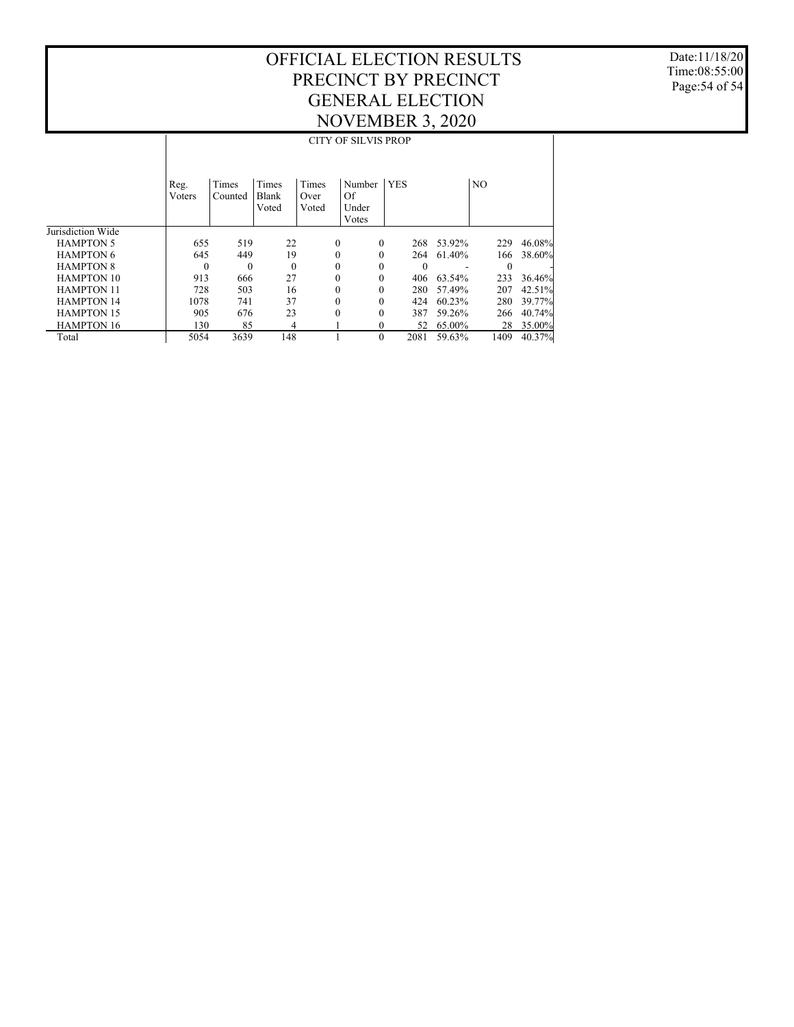# OFFICIAL ELECTION RESULTS
# PRECINCT BY PRECINCT
# GENERAL ELECTION
# NOVEMBER 3, 2020

Date:11/18/20
Time:08:55:00

| | CITY OF SILVIS PROP | | | | | | | | |
|---|---|---|---|---|---|---|---|---|---|
| | Reg. Voters | Times Counted | Times Blank Voted | Times Over Voted | Number Of Under Votes | YES | | NO | |
| Jurisdiction Wide | | | | | | | | | |
| HAMPTON 5 | 655 | 519 | 22 | 0 | 0 | 268 | 53.92% | 229 | 46.08% |
| HAMPTON 6 | 645 | 449 | 19 | 0 | 0 | 264 | 61.40% | 166 | 38.60% |
| HAMPTON 8 | 0 | 0 | 0 | 0 | 0 | 0 | - | 0 | - |
| HAMPTON 10 | 913 | 666 | 27 | 0 | 0 | 406 | 63.54% | 233 | 36.46% |
| HAMPTON 11 | 728 | 503 | 16 | 0 | 0 | 280 | 57.49% | 207 | 42.51% |
| HAMPTON 14 | 1078 | 741 | 37 | 0 | 0 | 424 | 60.23% | 280 | 39.77% |
| HAMPTON 15 | 905 | 676 | 23 | 0 | 0 | 387 | 59.26% | 266 | 40.74% |
| HAMPTON 16 | 130 | 85 | 4 | 1 | 0 | 52 | 65.00% | 28 | 35.00% |
| Total | 5054 | 3639 | 148 | 1 | 0 | 2081 | 59.63% | 1409 | 40.37% |